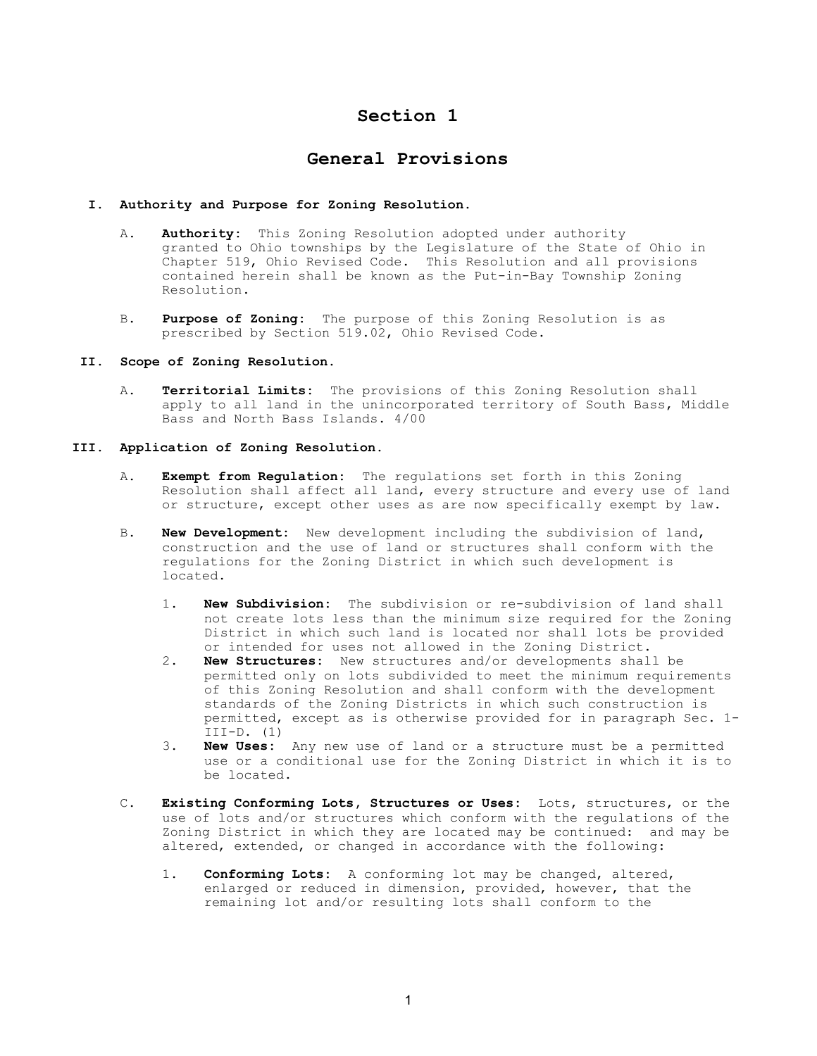# Section 1

# General Provisions

**I. Authority and Purpose for Zoning Resolution.**

A. **Authority:** This Zoning Resolution adopted under authority granted to Ohio townships by the Legislature of the State of Ohio in Chapter 519, Ohio Revised Code. This Resolution and all provisions contained herein shall be known as the Put-in-Bay Township Zoning Resolution.

B. **Purpose of Zoning:** The purpose of this Zoning Resolution is as prescribed by Section 519.02, Ohio Revised Code.

**II. Scope of Zoning Resolution.**

A. **Territorial Limits:** The provisions of this Zoning Resolution shall apply to all land in the unincorporated territory of South Bass, Middle Bass and North Bass Islands. 4/00

**III. Application of Zoning Resolution.**

A. **Exempt from Regulation:** The regulations set forth in this Zoning Resolution shall affect all land, every structure and every use of land or structure, except other uses as are now specifically exempt by law.

B. **New Development:** New development including the subdivision of land, construction and the use of land or structures shall conform with the regulations for the Zoning District in which such development is located.

1. **New Subdivision:** The subdivision or re-subdivision of land shall not create lots less than the minimum size required for the Zoning District in which such land is located nor shall lots be provided or intended for uses not allowed in the Zoning District.
2. **New Structures:** New structures and/or developments shall be permitted only on lots subdivided to meet the minimum requirements of this Zoning Resolution and shall conform with the development standards of the Zoning Districts in which such construction is permitted, except as is otherwise provided for in paragraph Sec. 1-III-D. (1)
3. **New Uses:** Any new use of land or a structure must be a permitted use or a conditional use for the Zoning District in which it is to be located.

C. **Existing Conforming Lots, Structures or Uses:** Lots, structures, or the use of lots and/or structures which conform with the regulations of the Zoning District in which they are located may be continued: and may be altered, extended, or changed in accordance with the following:

1. **Conforming Lots:** A conforming lot may be changed, altered, enlarged or reduced in dimension, provided, however, that the remaining lot and/or resulting lots shall conform to the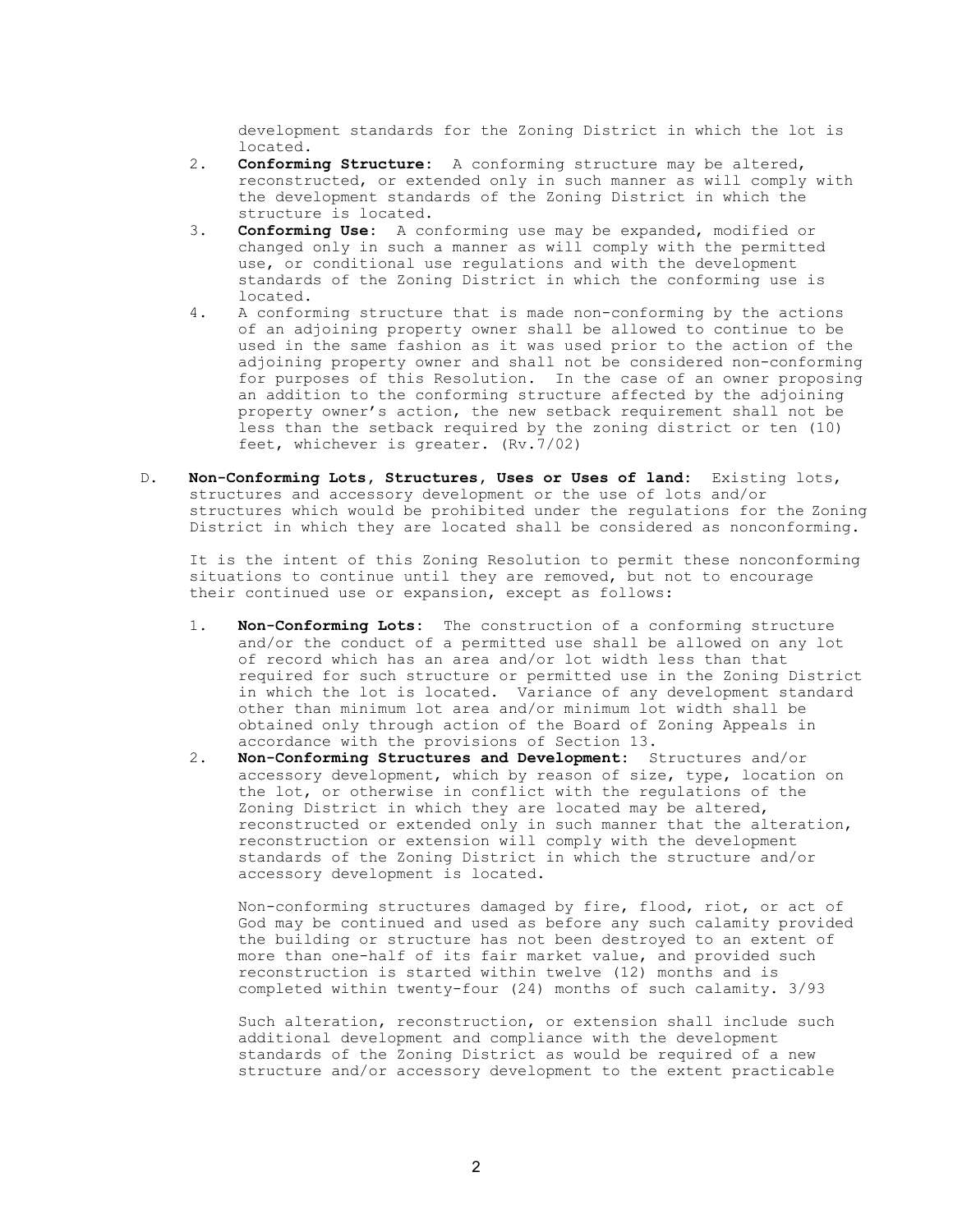development standards for the Zoning District in which the lot is located.

2. **Conforming Structure:** A conforming structure may be altered, reconstructed, or extended only in such manner as will comply with the development standards of the Zoning District in which the structure is located.
3. **Conforming Use:** A conforming use may be expanded, modified or changed only in such a manner as will comply with the permitted use, or conditional use regulations and with the development standards of the Zoning District in which the conforming use is located.
4. A conforming structure that is made non-conforming by the actions of an adjoining property owner shall be allowed to continue to be used in the same fashion as it was used prior to the action of the adjoining property owner and shall not be considered non-conforming for purposes of this Resolution. In the case of an owner proposing an addition to the conforming structure affected by the adjoining property owner's action, the new setback requirement shall not be less than the setback required by the zoning district or ten (10) feet, whichever is greater. (Rv.7/02)

D. **Non-Conforming Lots, Structures, Uses or Uses of land:** Existing lots, structures and accessory development or the use of lots and/or structures which would be prohibited under the regulations for the Zoning District in which they are located shall be considered as nonconforming.

It is the intent of this Zoning Resolution to permit these nonconforming situations to continue until they are removed, but not to encourage their continued use or expansion, except as follows:

1. **Non-Conforming Lots:** The construction of a conforming structure and/or the conduct of a permitted use shall be allowed on any lot of record which has an area and/or lot width less than that required for such structure or permitted use in the Zoning District in which the lot is located. Variance of any development standard other than minimum lot area and/or minimum lot width shall be obtained only through action of the Board of Zoning Appeals in accordance with the provisions of Section 13.
2. **Non-Conforming Structures and Development:** Structures and/or accessory development, which by reason of size, type, location on the lot, or otherwise in conflict with the regulations of the Zoning District in which they are located may be altered, reconstructed or extended only in such manner that the alteration, reconstruction or extension will comply with the development standards of the Zoning District in which the structure and/or accessory development is located.

   Non-conforming structures damaged by fire, flood, riot, or act of God may be continued and used as before any such calamity provided the building or structure has not been destroyed to an extent of more than one-half of its fair market value, and provided such reconstruction is started within twelve (12) months and is completed within twenty-four (24) months of such calamity. 3/93

   Such alteration, reconstruction, or extension shall include such additional development and compliance with the development standards of the Zoning District as would be required of a new structure and/or accessory development to the extent practicable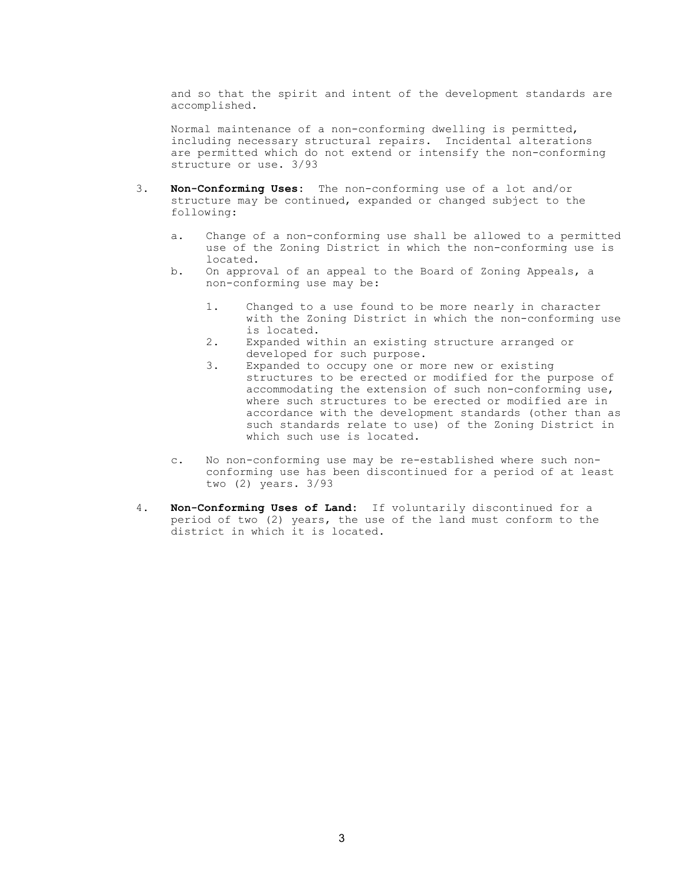and so that the spirit and intent of the development standards are accomplished.

Normal maintenance of a non-conforming dwelling is permitted, including necessary structural repairs. Incidental alterations are permitted which do not extend or intensify the non-conforming structure or use. 3/93

3. **Non-Conforming Uses:** The non-conforming use of a lot and/or structure may be continued, expanded or changed subject to the following:

   a. Change of a non-conforming use shall be allowed to a permitted use of the Zoning District in which the non-conforming use is located.

   b. On approval of an appeal to the Board of Zoning Appeals, a non-conforming use may be:

      1. Changed to a use found to be more nearly in character with the Zoning District in which the non-conforming use is located.
      2. Expanded within an existing structure arranged or developed for such purpose.
      3. Expanded to occupy one or more new or existing structures to be erected or modified for the purpose of accommodating the extension of such non-conforming use, where such structures to be erected or modified are in accordance with the development standards (other than as such standards relate to use) of the Zoning District in which such use is located.

   c. No non-conforming use may be re-established where such non-conforming use has been discontinued for a period of at least two (2) years. 3/93

4. **Non-Conforming Uses of Land:** If voluntarily discontinued for a period of two (2) years, the use of the land must conform to the district in which it is located.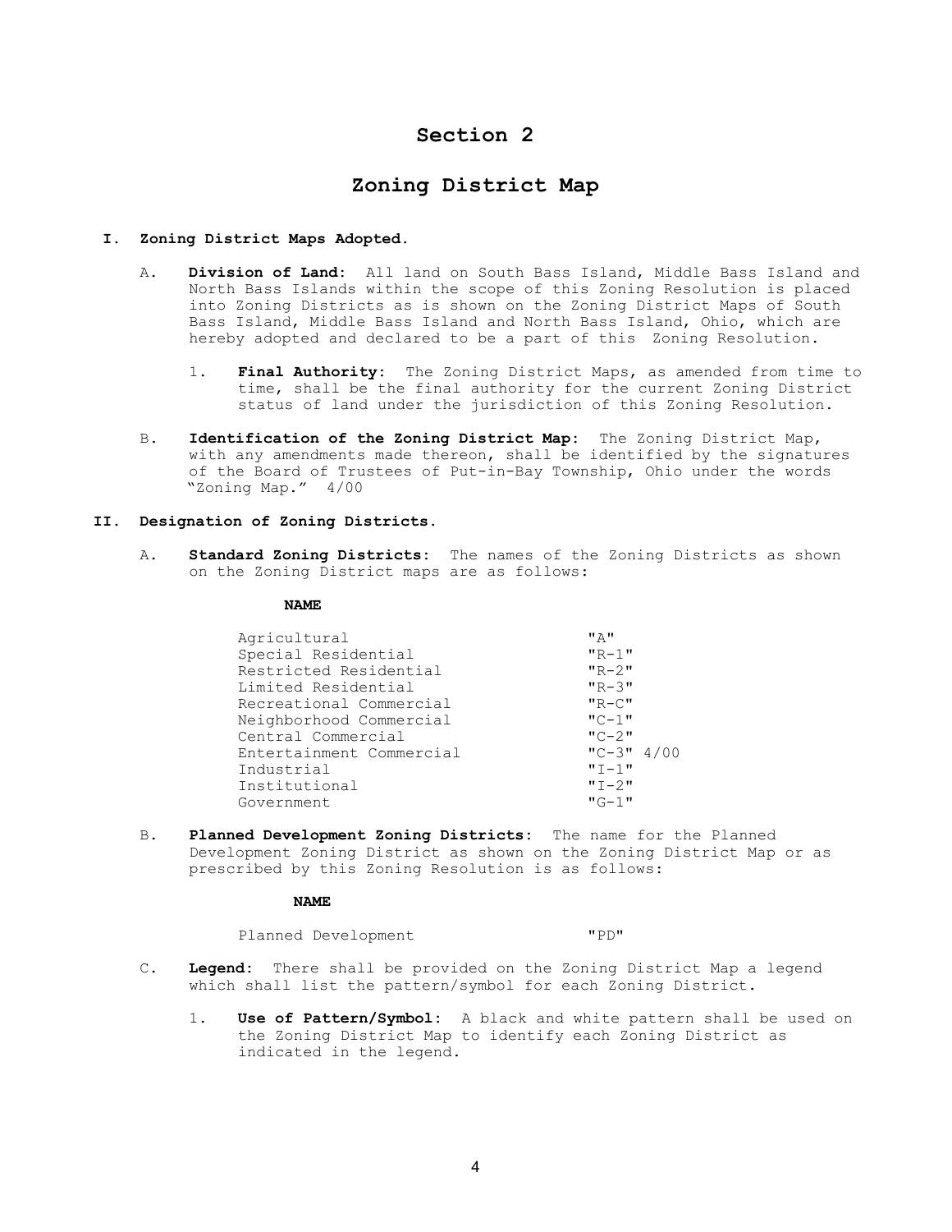# Section 2

## Zoning District Map

### I. Zoning District Maps Adopted.

A. **Division of Land:** All land on South Bass Island, Middle Bass Island and North Bass Islands within the scope of this Zoning Resolution is placed into Zoning Districts as is shown on the Zoning District Maps of South Bass Island, Middle Bass Island and North Bass Island, Ohio, which are hereby adopted and declared to be a part of this Zoning Resolution.

1. **Final Authority:** The Zoning District Maps, as amended from time to time, shall be the final authority for the current Zoning District status of land under the jurisdiction of this Zoning Resolution.

B. **Identification of the Zoning District Map:** The Zoning District Map, with any amendments made thereon, shall be identified by the signatures of the Board of Trustees of Put-in-Bay Township, Ohio under the words "Zoning Map." 4/00

### II. Designation of Zoning Districts.

A. **Standard Zoning Districts:** The names of the Zoning Districts as shown on the Zoning District maps are as follows:

| **NAME** | |
|---|---|
| Agricultural | "A" |
| Special Residential | "R-1" |
| Restricted Residential | "R-2" |
| Limited Residential | "R-3" |
| Recreational Commercial | "R-C" |
| Neighborhood Commercial | "C-1" |
| Central Commercial | "C-2" |
| Entertainment Commercial | "C-3" 4/00 |
| Industrial | "I-1" |
| Institutional | "I-2" |
| Government | "G-1" |

B. **Planned Development Zoning Districts:** The name for the Planned Development Zoning District as shown on the Zoning District Map or as prescribed by this Zoning Resolution is as follows:

| **NAME** | |
|---|---|
| Planned Development | "PD" |

C. **Legend:** There shall be provided on the Zoning District Map a legend which shall list the pattern/symbol for each Zoning District.

1. **Use of Pattern/Symbol:** A black and white pattern shall be used on the Zoning District Map to identify each Zoning District as indicated in the legend.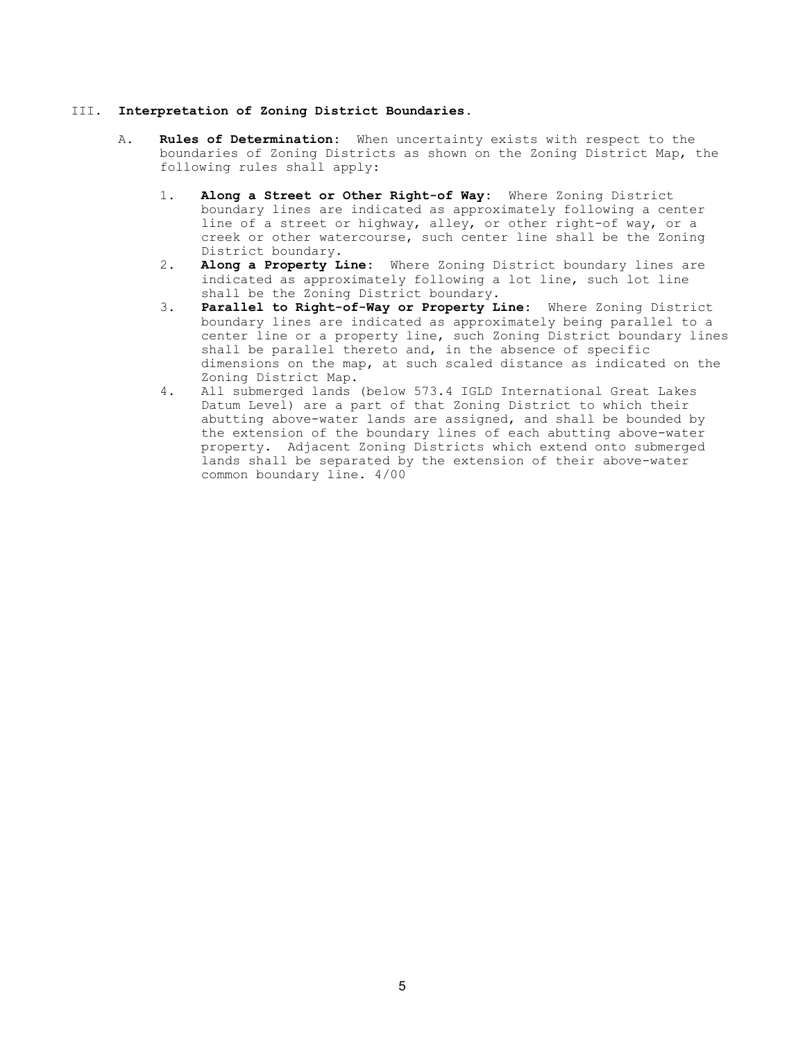## III. **Interpretation of Zoning District Boundaries.**

A. **Rules of Determination:** When uncertainty exists with respect to the boundaries of Zoning Districts as shown on the Zoning District Map, the following rules shall apply:

1. **Along a Street or Other Right-of Way:** Where Zoning District boundary lines are indicated as approximately following a center line of a street or highway, alley, or other right-of way, or a creek or other watercourse, such center line shall be the Zoning District boundary.
2. **Along a Property Line:** Where Zoning District boundary lines are indicated as approximately following a lot line, such lot line shall be the Zoning District boundary.
3. **Parallel to Right-of-Way or Property Line:** Where Zoning District boundary lines are indicated as approximately being parallel to a center line or a property line, such Zoning District boundary lines shall be parallel thereto and, in the absence of specific dimensions on the map, at such scaled distance as indicated on the Zoning District Map.
4. All submerged lands (below 573.4 IGLD International Great Lakes Datum Level) are a part of that Zoning District to which their abutting above-water lands are assigned, and shall be bounded by the extension of the boundary lines of each abutting above-water property. Adjacent Zoning Districts which extend onto submerged lands shall be separated by the extension of their above-water common boundary line. 4/00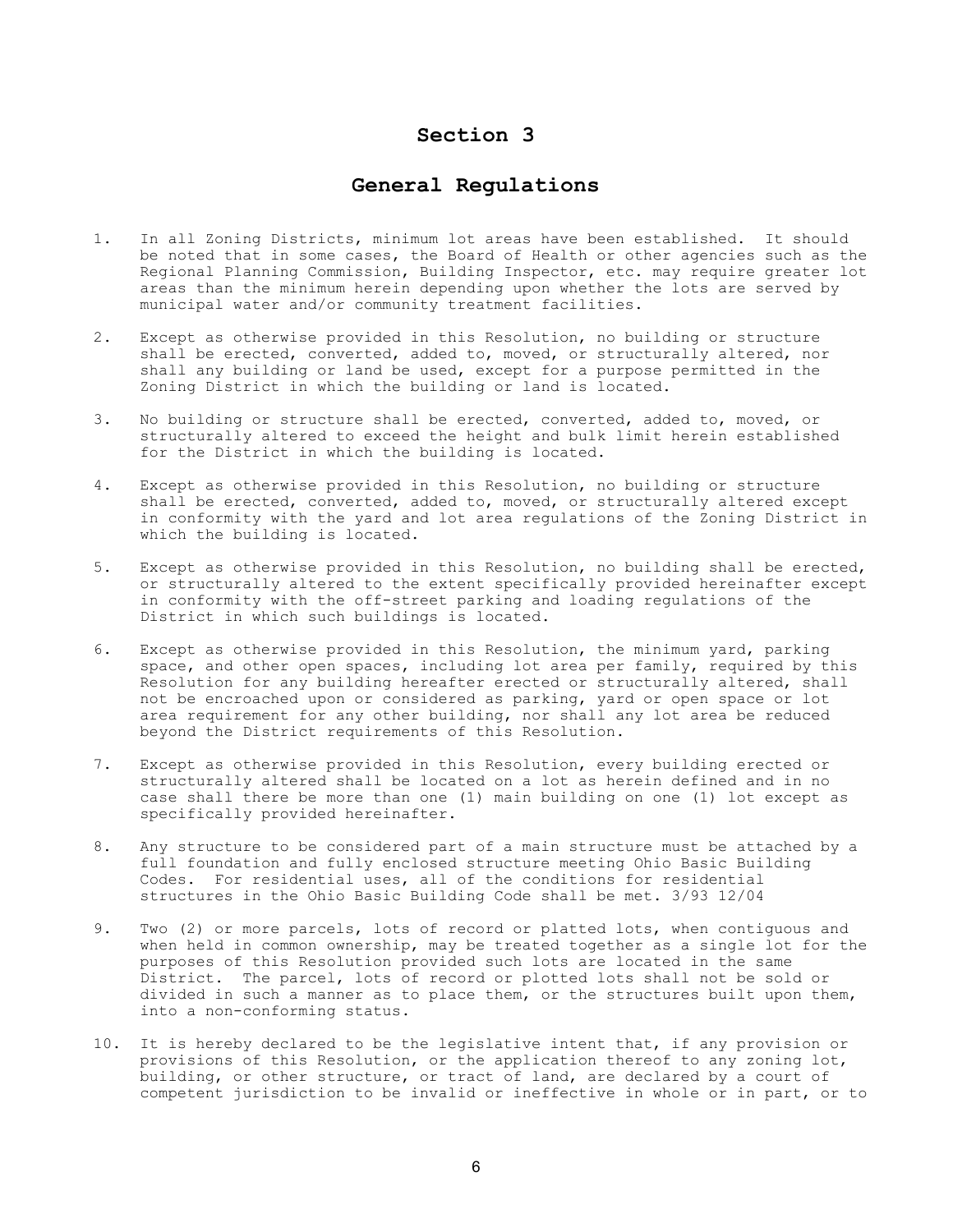# Section 3

## General Regulations

1. In all Zoning Districts, minimum lot areas have been established. It should be noted that in some cases, the Board of Health or other agencies such as the Regional Planning Commission, Building Inspector, etc. may require greater lot areas than the minimum herein depending upon whether the lots are served by municipal water and/or community treatment facilities.

2. Except as otherwise provided in this Resolution, no building or structure shall be erected, converted, added to, moved, or structurally altered, nor shall any building or land be used, except for a purpose permitted in the Zoning District in which the building or land is located.

3. No building or structure shall be erected, converted, added to, moved, or structurally altered to exceed the height and bulk limit herein established for the District in which the building is located.

4. Except as otherwise provided in this Resolution, no building or structure shall be erected, converted, added to, moved, or structurally altered except in conformity with the yard and lot area regulations of the Zoning District in which the building is located.

5. Except as otherwise provided in this Resolution, no building shall be erected, or structurally altered to the extent specifically provided hereinafter except in conformity with the off-street parking and loading regulations of the District in which such buildings is located.

6. Except as otherwise provided in this Resolution, the minimum yard, parking space, and other open spaces, including lot area per family, required by this Resolution for any building hereafter erected or structurally altered, shall not be encroached upon or considered as parking, yard or open space or lot area requirement for any other building, nor shall any lot area be reduced beyond the District requirements of this Resolution.

7. Except as otherwise provided in this Resolution, every building erected or structurally altered shall be located on a lot as herein defined and in no case shall there be more than one (1) main building on one (1) lot except as specifically provided hereinafter.

8. Any structure to be considered part of a main structure must be attached by a full foundation and fully enclosed structure meeting Ohio Basic Building Codes. For residential uses, all of the conditions for residential structures in the Ohio Basic Building Code shall be met. 3/93 12/04

9. Two (2) or more parcels, lots of record or platted lots, when contiguous and when held in common ownership, may be treated together as a single lot for the purposes of this Resolution provided such lots are located in the same District. The parcel, lots of record or plotted lots shall not be sold or divided in such a manner as to place them, or the structures built upon them, into a non-conforming status.

10. It is hereby declared to be the legislative intent that, if any provision or provisions of this Resolution, or the application thereof to any zoning lot, building, or other structure, or tract of land, are declared by a court of competent jurisdiction to be invalid or ineffective in whole or in part, or to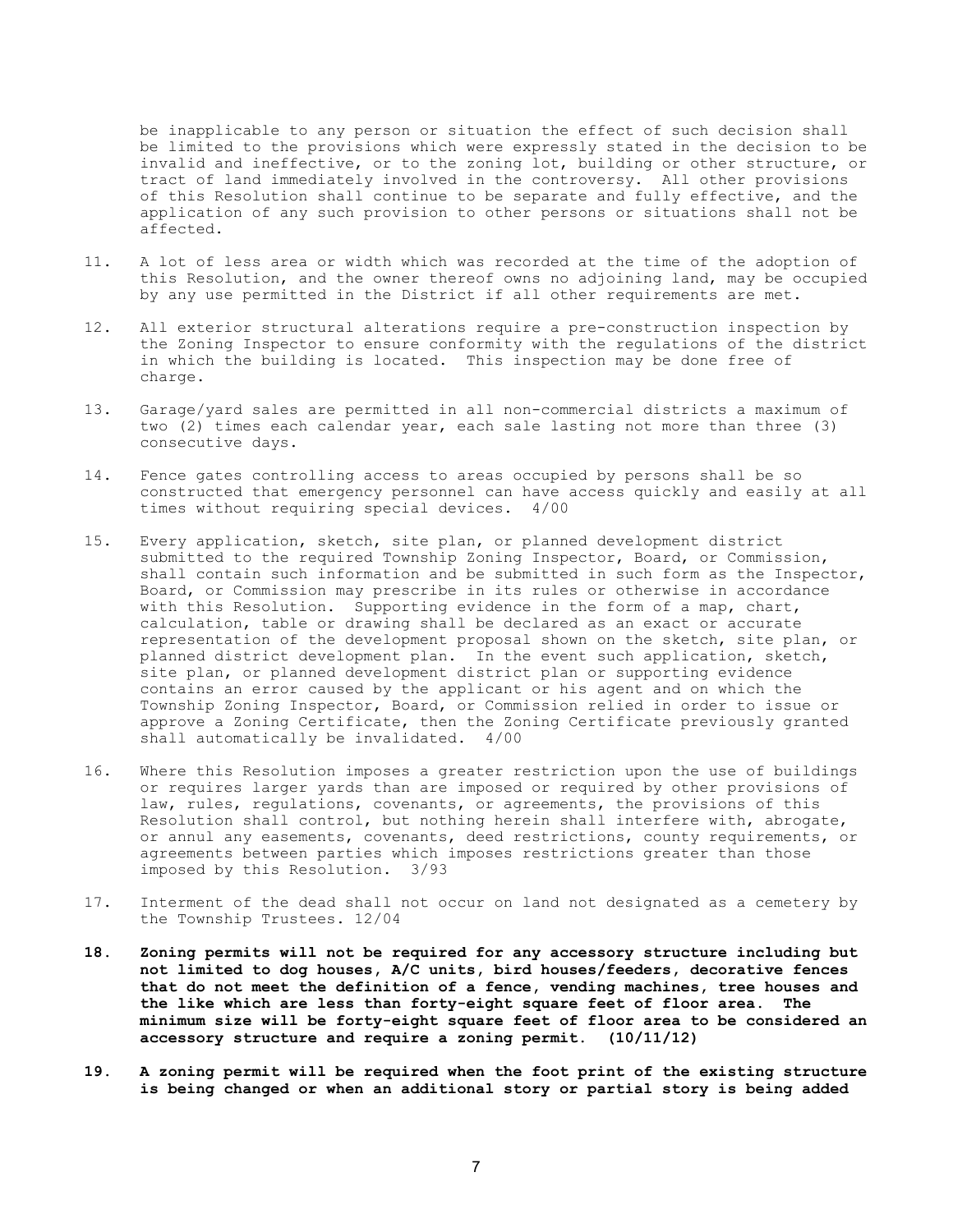be inapplicable to any person or situation the effect of such decision shall be limited to the provisions which were expressly stated in the decision to be invalid and ineffective, or to the zoning lot, building or other structure, or tract of land immediately involved in the controversy. All other provisions of this Resolution shall continue to be separate and fully effective, and the application of any such provision to other persons or situations shall not be affected.

11. A lot of less area or width which was recorded at the time of the adoption of this Resolution, and the owner thereof owns no adjoining land, may be occupied by any use permitted in the District if all other requirements are met.

12. All exterior structural alterations require a pre-construction inspection by the Zoning Inspector to ensure conformity with the regulations of the district in which the building is located. This inspection may be done free of charge.

13. Garage/yard sales are permitted in all non-commercial districts a maximum of two (2) times each calendar year, each sale lasting not more than three (3) consecutive days.

14. Fence gates controlling access to areas occupied by persons shall be so constructed that emergency personnel can have access quickly and easily at all times without requiring special devices. 4/00

15. Every application, sketch, site plan, or planned development district submitted to the required Township Zoning Inspector, Board, or Commission, shall contain such information and be submitted in such form as the Inspector, Board, or Commission may prescribe in its rules or otherwise in accordance with this Resolution. Supporting evidence in the form of a map, chart, calculation, table or drawing shall be declared as an exact or accurate representation of the development proposal shown on the sketch, site plan, or planned district development plan. In the event such application, sketch, site plan, or planned development district plan or supporting evidence contains an error caused by the applicant or his agent and on which the Township Zoning Inspector, Board, or Commission relied in order to issue or approve a Zoning Certificate, then the Zoning Certificate previously granted shall automatically be invalidated. 4/00

16. Where this Resolution imposes a greater restriction upon the use of buildings or requires larger yards than are imposed or required by other provisions of law, rules, regulations, covenants, or agreements, the provisions of this Resolution shall control, but nothing herein shall interfere with, abrogate, or annul any easements, covenants, deed restrictions, county requirements, or agreements between parties which imposes restrictions greater than those imposed by this Resolution. 3/93

17. Interment of the dead shall not occur on land not designated as a cemetery by the Township Trustees. 12/04

18. **Zoning permits will not be required for any accessory structure including but not limited to dog houses, A/C units, bird houses/feeders, decorative fences that do not meet the definition of a fence, vending machines, tree houses and the like which are less than forty-eight square feet of floor area. The minimum size will be forty-eight square feet of floor area to be considered an accessory structure and require a zoning permit. (10/11/12)**

19. **A zoning permit will be required when the foot print of the existing structure is being changed or when an additional story or partial story is being added**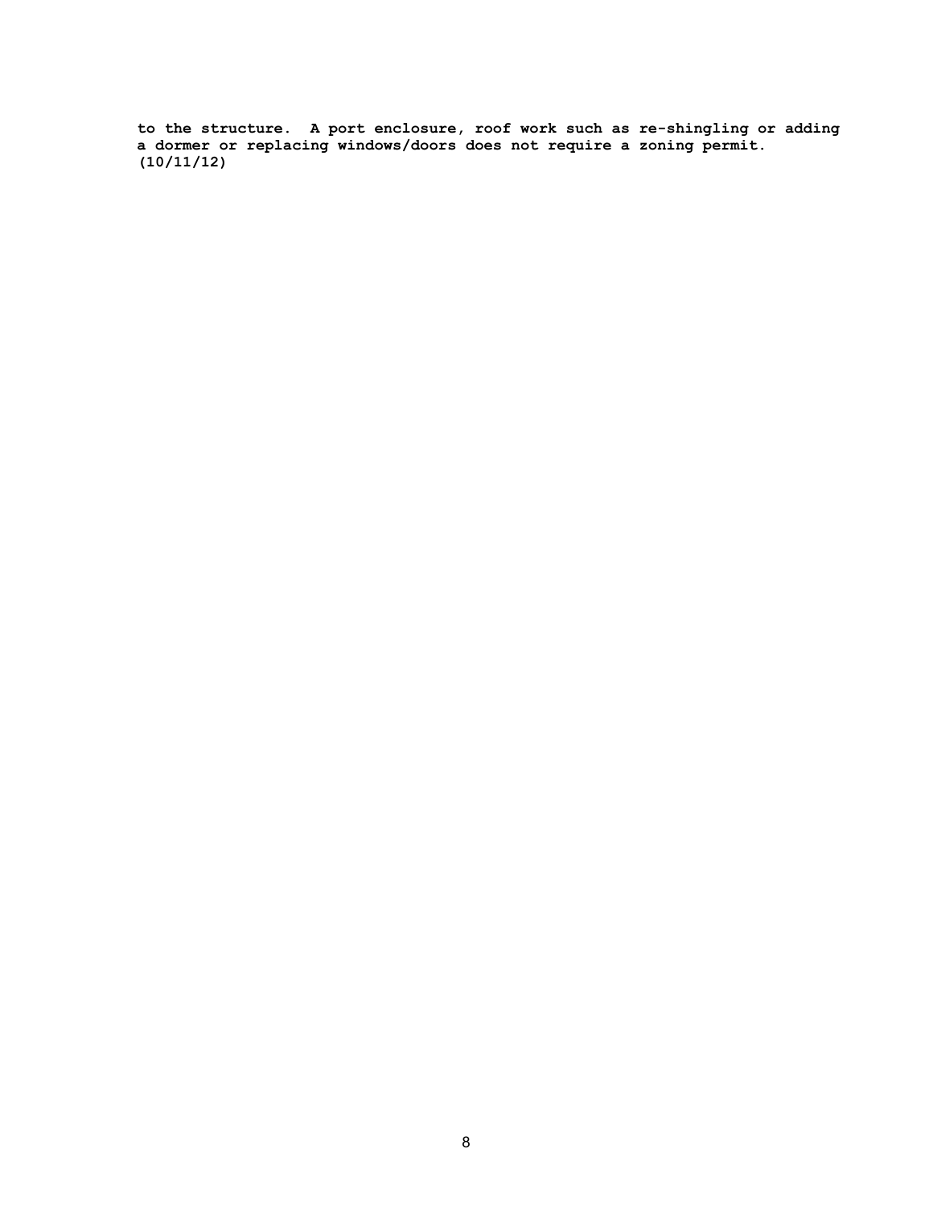**to the structure. A port enclosure, roof work such as re-shingling or adding a dormer or replacing windows/doors does not require a zoning permit. (10/11/12)**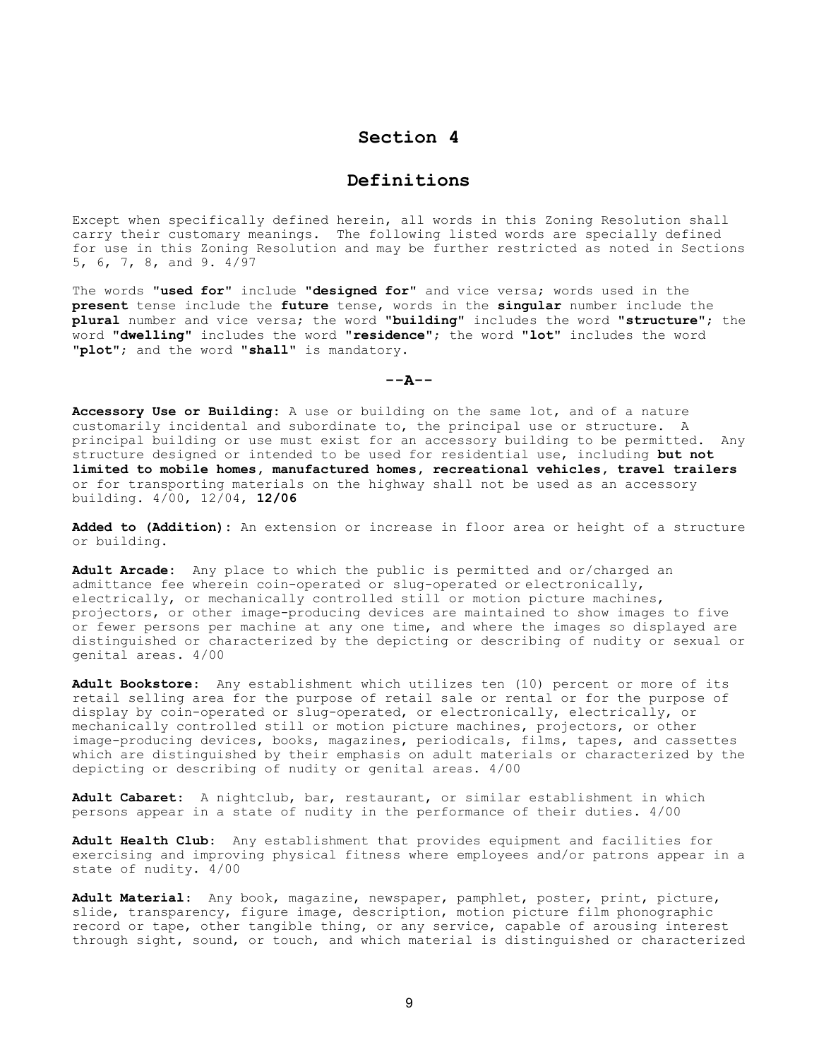# Section 4

# Definitions

Except when specifically defined herein, all words in this Zoning Resolution shall carry their customary meanings. The following listed words are specially defined for use in this Zoning Resolution and may be further restricted as noted in Sections 5, 6, 7, 8, and 9. 4/97

The words "**used for**" include "**designed for**" and vice versa; words used in the **present** tense include the **future** tense, words in the **singular** number include the **plural** number and vice versa; the word "**building**" includes the word "**structure**"; the word "**dwelling**" includes the word "**residence**"; the word "**lot**" includes the word "**plot**"; and the word "**shall**" is mandatory.

**--A--**

**Accessory Use or Building:** A use or building on the same lot, and of a nature customarily incidental and subordinate to, the principal use or structure. A principal building or use must exist for an accessory building to be permitted. Any structure designed or intended to be used for residential use, including **but not limited to mobile homes, manufactured homes, recreational vehicles, travel trailers** or for transporting materials on the highway shall not be used as an accessory building. 4/00, 12/04, **12/06**

**Added to (Addition):** An extension or increase in floor area or height of a structure or building.

**Adult Arcade:** Any place to which the public is permitted and or/charged an admittance fee wherein coin-operated or slug-operated or electronically, electrically, or mechanically controlled still or motion picture machines, projectors, or other image-producing devices are maintained to show images to five or fewer persons per machine at any one time, and where the images so displayed are distinguished or characterized by the depicting or describing of nudity or sexual or genital areas. 4/00

**Adult Bookstore:** Any establishment which utilizes ten (10) percent or more of its retail selling area for the purpose of retail sale or rental or for the purpose of display by coin-operated or slug-operated, or electronically, electrically, or mechanically controlled still or motion picture machines, projectors, or other image-producing devices, books, magazines, periodicals, films, tapes, and cassettes which are distinguished by their emphasis on adult materials or characterized by the depicting or describing of nudity or genital areas. 4/00

**Adult Cabaret:** A nightclub, bar, restaurant, or similar establishment in which persons appear in a state of nudity in the performance of their duties. 4/00

**Adult Health Club:** Any establishment that provides equipment and facilities for exercising and improving physical fitness where employees and/or patrons appear in a state of nudity. 4/00

**Adult Material:** Any book, magazine, newspaper, pamphlet, poster, print, picture, slide, transparency, figure image, description, motion picture film phonographic record or tape, other tangible thing, or any service, capable of arousing interest through sight, sound, or touch, and which material is distinguished or characterized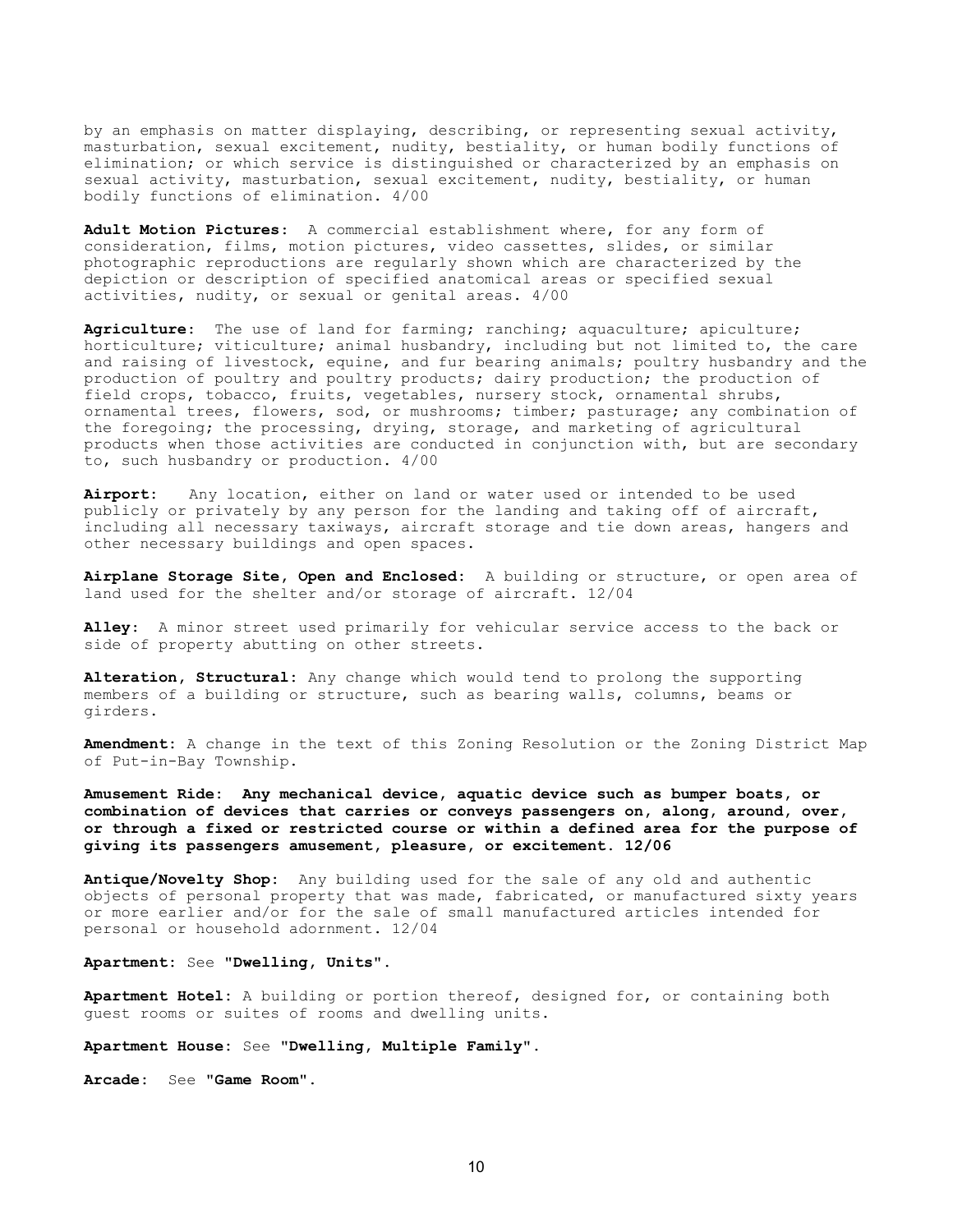by an emphasis on matter displaying, describing, or representing sexual activity, masturbation, sexual excitement, nudity, bestiality, or human bodily functions of elimination; or which service is distinguished or characterized by an emphasis on sexual activity, masturbation, sexual excitement, nudity, bestiality, or human bodily functions of elimination. 4/00

**Adult Motion Pictures:** A commercial establishment where, for any form of consideration, films, motion pictures, video cassettes, slides, or similar photographic reproductions are regularly shown which are characterized by the depiction or description of specified anatomical areas or specified sexual activities, nudity, or sexual or genital areas. 4/00

**Agriculture:** The use of land for farming; ranching; aquaculture; apiculture; horticulture; viticulture; animal husbandry, including but not limited to, the care and raising of livestock, equine, and fur bearing animals; poultry husbandry and the production of poultry and poultry products; dairy production; the production of field crops, tobacco, fruits, vegetables, nursery stock, ornamental shrubs, ornamental trees, flowers, sod, or mushrooms; timber; pasturage; any combination of the foregoing; the processing, drying, storage, and marketing of agricultural products when those activities are conducted in conjunction with, but are secondary to, such husbandry or production. 4/00

**Airport:** Any location, either on land or water used or intended to be used publicly or privately by any person for the landing and taking off of aircraft, including all necessary taxiways, aircraft storage and tie down areas, hangers and other necessary buildings and open spaces.

**Airplane Storage Site, Open and Enclosed:** A building or structure, or open area of land used for the shelter and/or storage of aircraft. 12/04

**Alley:** A minor street used primarily for vehicular service access to the back or side of property abutting on other streets.

**Alteration, Structural:** Any change which would tend to prolong the supporting members of a building or structure, such as bearing walls, columns, beams or girders.

**Amendment:** A change in the text of this Zoning Resolution or the Zoning District Map of Put-in-Bay Township.

**Amusement Ride: Any mechanical device, aquatic device such as bumper boats, or combination of devices that carries or conveys passengers on, along, around, over, or through a fixed or restricted course or within a defined area for the purpose of giving its passengers amusement, pleasure, or excitement. 12/06**

**Antique/Novelty Shop:** Any building used for the sale of any old and authentic objects of personal property that was made, fabricated, or manufactured sixty years or more earlier and/or for the sale of small manufactured articles intended for personal or household adornment. 12/04

**Apartment:** See **"Dwelling, Units".**

**Apartment Hotel:** A building or portion thereof, designed for, or containing both guest rooms or suites of rooms and dwelling units.

**Apartment House:** See **"Dwelling, Multiple Family".**

**Arcade:** See **"Game Room".**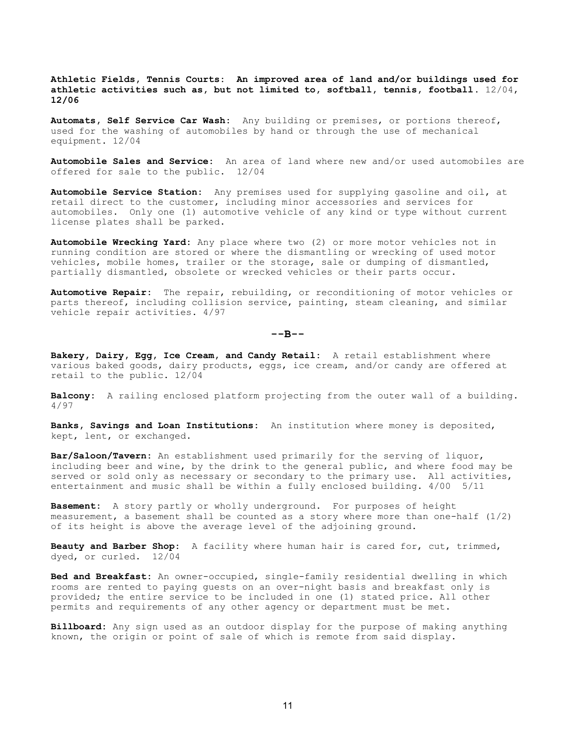**Athletic Fields, Tennis Courts: An improved area of land and/or buildings used for athletic activities such as, but not limited to, softball, tennis, football.** 12/04, **12/06**

**Automats, Self Service Car Wash:** Any building or premises, or portions thereof, used for the washing of automobiles by hand or through the use of mechanical equipment. 12/04

**Automobile Sales and Service:** An area of land where new and/or used automobiles are offered for sale to the public. 12/04

**Automobile Service Station:** Any premises used for supplying gasoline and oil, at retail direct to the customer, including minor accessories and services for automobiles. Only one (1) automotive vehicle of any kind or type without current license plates shall be parked.

**Automobile Wrecking Yard:** Any place where two (2) or more motor vehicles not in running condition are stored or where the dismantling or wrecking of used motor vehicles, mobile homes, trailer or the storage, sale or dumping of dismantled, partially dismantled, obsolete or wrecked vehicles or their parts occur.

**Automotive Repair:** The repair, rebuilding, or reconditioning of motor vehicles or parts thereof, including collision service, painting, steam cleaning, and similar vehicle repair activities. 4/97

## --B--

**Bakery, Dairy, Egg, Ice Cream, and Candy Retail:** A retail establishment where various baked goods, dairy products, eggs, ice cream, and/or candy are offered at retail to the public. 12/04

**Balcony:** A railing enclosed platform projecting from the outer wall of a building. 4/97

**Banks, Savings and Loan Institutions:** An institution where money is deposited, kept, lent, or exchanged.

**Bar/Saloon/Tavern:** An establishment used primarily for the serving of liquor, including beer and wine, by the drink to the general public, and where food may be served or sold only as necessary or secondary to the primary use. All activities, entertainment and music shall be within a fully enclosed building. 4/00 5/11

**Basement:** A story partly or wholly underground. For purposes of height measurement, a basement shall be counted as a story where more than one-half (1/2) of its height is above the average level of the adjoining ground.

**Beauty and Barber Shop:** A facility where human hair is cared for, cut, trimmed, dyed, or curled. 12/04

**Bed and Breakfast:** An owner-occupied, single-family residential dwelling in which rooms are rented to paying guests on an over-night basis and breakfast only is provided; the entire service to be included in one (1) stated price. All other permits and requirements of any other agency or department must be met.

**Billboard:** Any sign used as an outdoor display for the purpose of making anything known, the origin or point of sale of which is remote from said display.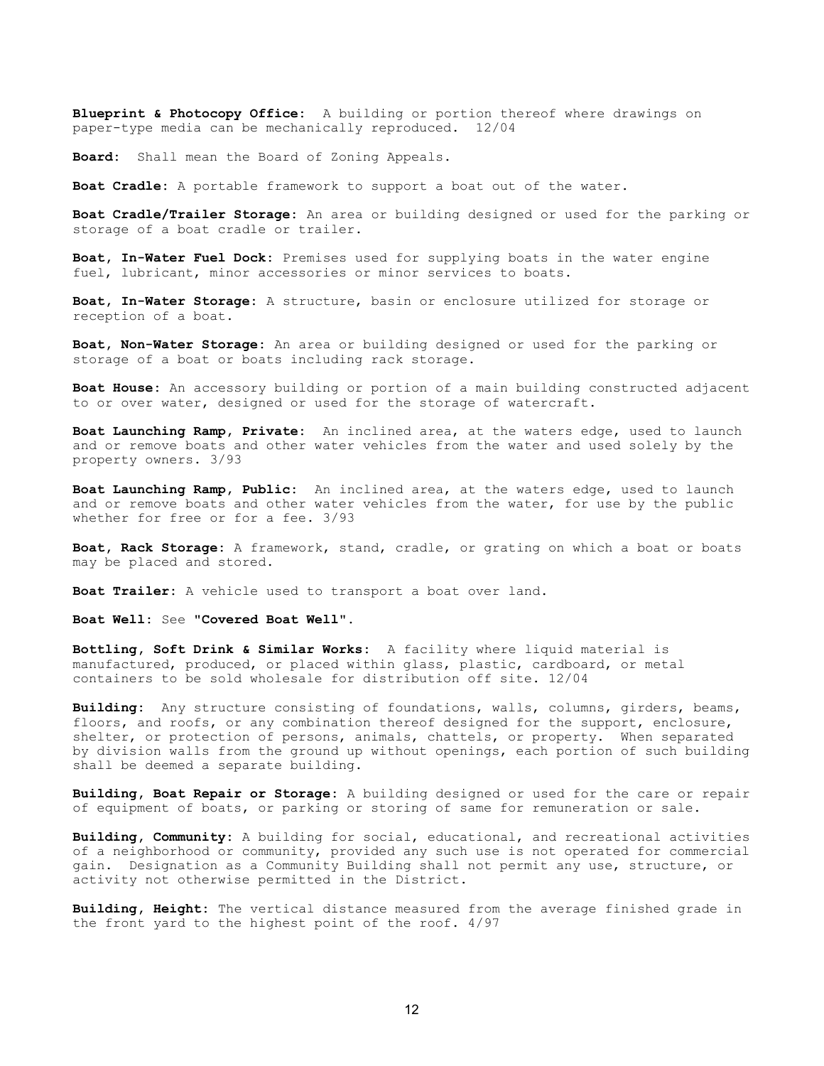**Blueprint & Photocopy Office:** A building or portion thereof where drawings on paper-type media can be mechanically reproduced. 12/04

**Board:** Shall mean the Board of Zoning Appeals.

**Boat Cradle:** A portable framework to support a boat out of the water.

**Boat Cradle/Trailer Storage:** An area or building designed or used for the parking or storage of a boat cradle or trailer.

**Boat, In-Water Fuel Dock:** Premises used for supplying boats in the water engine fuel, lubricant, minor accessories or minor services to boats.

**Boat, In-Water Storage:** A structure, basin or enclosure utilized for storage or reception of a boat.

**Boat, Non-Water Storage:** An area or building designed or used for the parking or storage of a boat or boats including rack storage.

**Boat House:** An accessory building or portion of a main building constructed adjacent to or over water, designed or used for the storage of watercraft.

**Boat Launching Ramp, Private:** An inclined area, at the waters edge, used to launch and or remove boats and other water vehicles from the water and used solely by the property owners. 3/93

**Boat Launching Ramp, Public:** An inclined area, at the waters edge, used to launch and or remove boats and other water vehicles from the water, for use by the public whether for free or for a fee. 3/93

**Boat, Rack Storage:** A framework, stand, cradle, or grating on which a boat or boats may be placed and stored.

**Boat Trailer:** A vehicle used to transport a boat over land.

**Boat Well:** See **"Covered Boat Well"**.

**Bottling, Soft Drink & Similar Works:** A facility where liquid material is manufactured, produced, or placed within glass, plastic, cardboard, or metal containers to be sold wholesale for distribution off site. 12/04

**Building:** Any structure consisting of foundations, walls, columns, girders, beams, floors, and roofs, or any combination thereof designed for the support, enclosure, shelter, or protection of persons, animals, chattels, or property. When separated by division walls from the ground up without openings, each portion of such building shall be deemed a separate building.

**Building, Boat Repair or Storage:** A building designed or used for the care or repair of equipment of boats, or parking or storing of same for remuneration or sale.

**Building, Community:** A building for social, educational, and recreational activities of a neighborhood or community, provided any such use is not operated for commercial gain. Designation as a Community Building shall not permit any use, structure, or activity not otherwise permitted in the District.

**Building, Height:** The vertical distance measured from the average finished grade in the front yard to the highest point of the roof. 4/97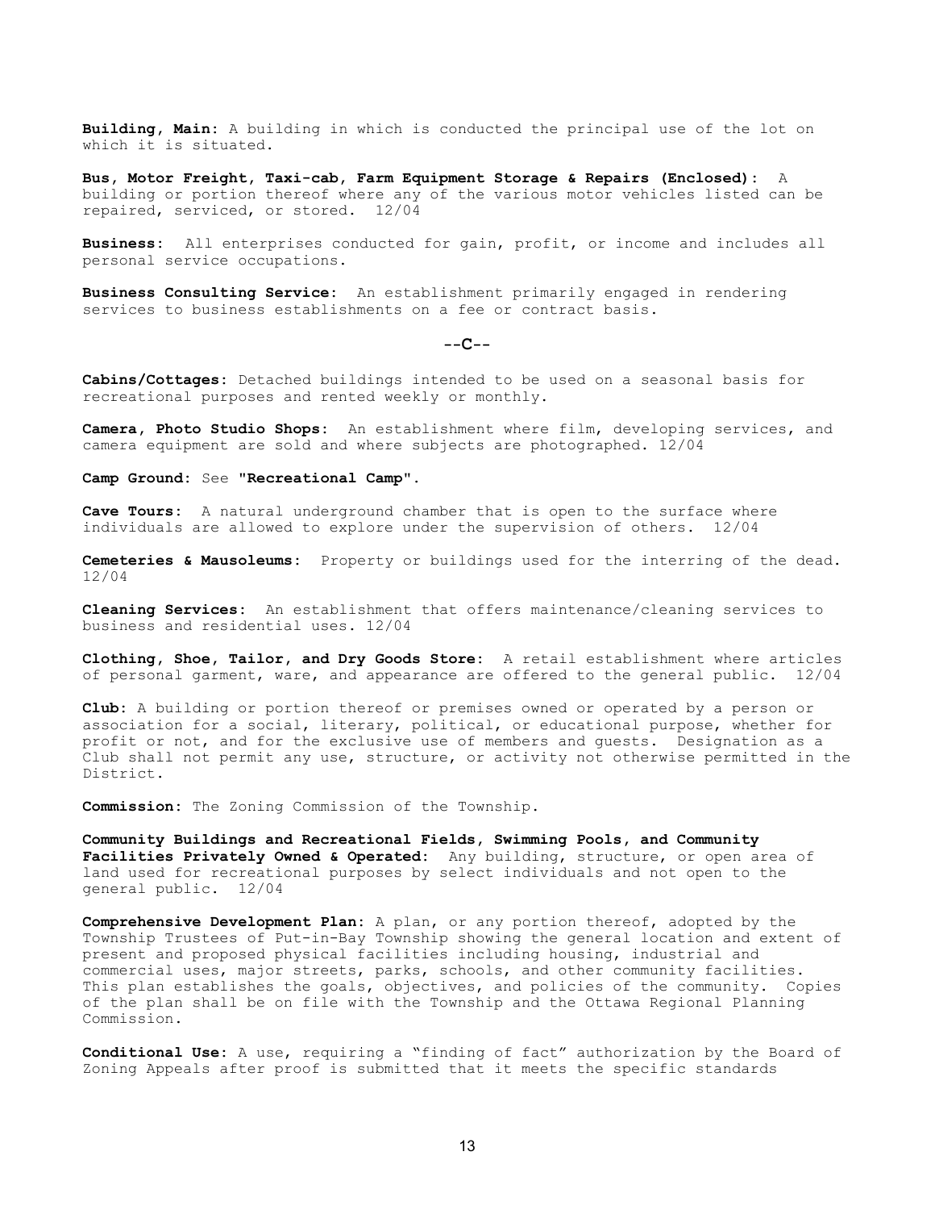**Building, Main:** A building in which is conducted the principal use of the lot on which it is situated.

**Bus, Motor Freight, Taxi-cab, Farm Equipment Storage & Repairs (Enclosed):** A building or portion thereof where any of the various motor vehicles listed can be repaired, serviced, or stored. 12/04

**Business:** All enterprises conducted for gain, profit, or income and includes all personal service occupations.

**Business Consulting Service:** An establishment primarily engaged in rendering services to business establishments on a fee or contract basis.

## --C--

**Cabins/Cottages:** Detached buildings intended to be used on a seasonal basis for recreational purposes and rented weekly or monthly.

**Camera, Photo Studio Shops:** An establishment where film, developing services, and camera equipment are sold and where subjects are photographed. 12/04

**Camp Ground:** See **"Recreational Camp"**.

**Cave Tours:** A natural underground chamber that is open to the surface where individuals are allowed to explore under the supervision of others. 12/04

**Cemeteries & Mausoleums:** Property or buildings used for the interring of the dead. 12/04

**Cleaning Services:** An establishment that offers maintenance/cleaning services to business and residential uses. 12/04

**Clothing, Shoe, Tailor, and Dry Goods Store:** A retail establishment where articles of personal garment, ware, and appearance are offered to the general public. 12/04

**Club:** A building or portion thereof or premises owned or operated by a person or association for a social, literary, political, or educational purpose, whether for profit or not, and for the exclusive use of members and guests. Designation as a Club shall not permit any use, structure, or activity not otherwise permitted in the District.

**Commission:** The Zoning Commission of the Township.

**Community Buildings and Recreational Fields, Swimming Pools, and Community Facilities Privately Owned & Operated:** Any building, structure, or open area of land used for recreational purposes by select individuals and not open to the general public. 12/04

**Comprehensive Development Plan:** A plan, or any portion thereof, adopted by the Township Trustees of Put-in-Bay Township showing the general location and extent of present and proposed physical facilities including housing, industrial and commercial uses, major streets, parks, schools, and other community facilities. This plan establishes the goals, objectives, and policies of the community. Copies of the plan shall be on file with the Township and the Ottawa Regional Planning Commission.

**Conditional Use:** A use, requiring a "finding of fact" authorization by the Board of Zoning Appeals after proof is submitted that it meets the specific standards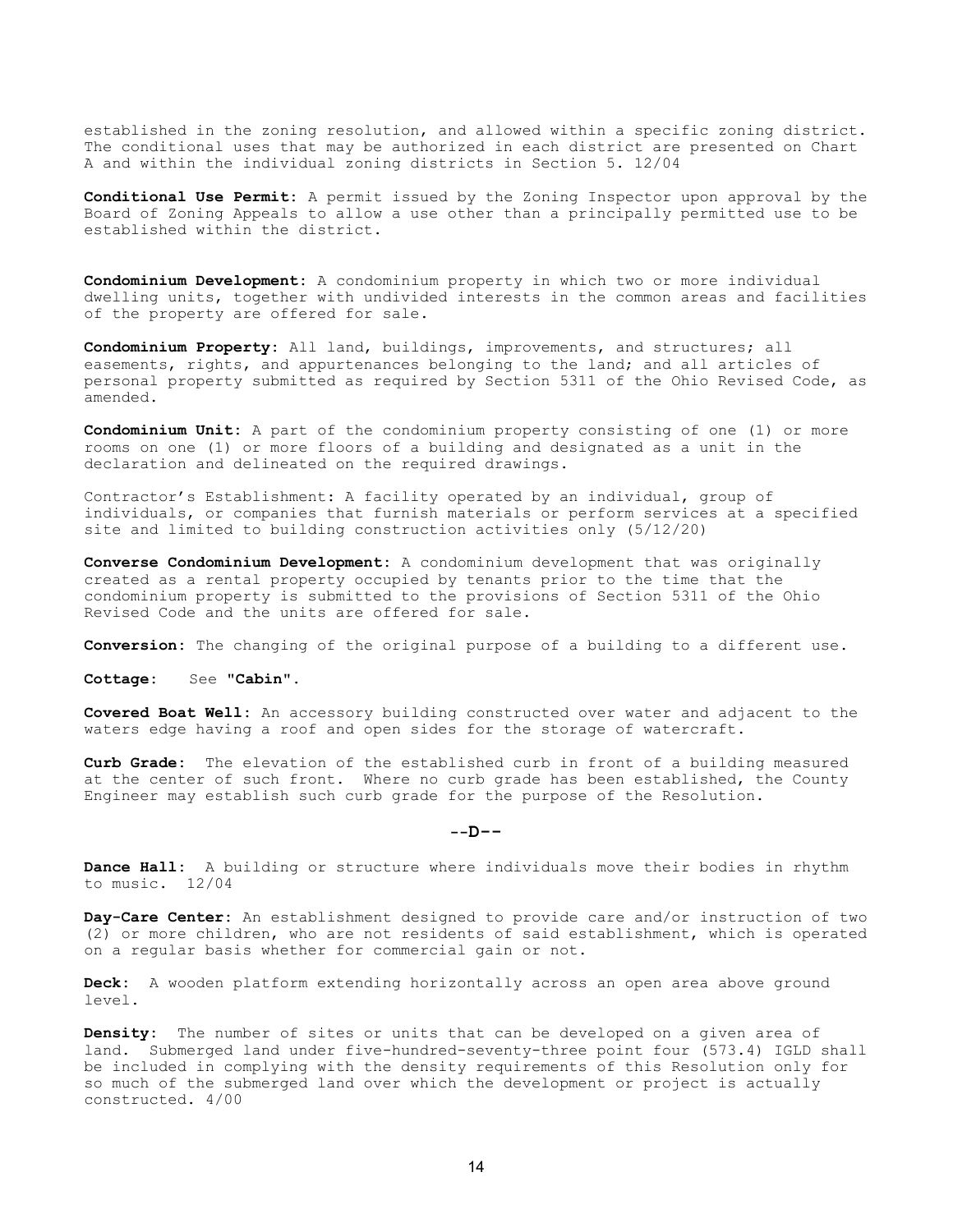established in the zoning resolution, and allowed within a specific zoning district. The conditional uses that may be authorized in each district are presented on Chart A and within the individual zoning districts in Section 5. 12/04

**Conditional Use Permit:** A permit issued by the Zoning Inspector upon approval by the Board of Zoning Appeals to allow a use other than a principally permitted use to be established within the district.

**Condominium Development:** A condominium property in which two or more individual dwelling units, together with undivided interests in the common areas and facilities of the property are offered for sale.

**Condominium Property:** All land, buildings, improvements, and structures; all easements, rights, and appurtenances belonging to the land; and all articles of personal property submitted as required by Section 5311 of the Ohio Revised Code, as amended.

**Condominium Unit:** A part of the condominium property consisting of one (1) or more rooms on one (1) or more floors of a building and designated as a unit in the declaration and delineated on the required drawings.

Contractor's Establishment: A facility operated by an individual, group of individuals, or companies that furnish materials or perform services at a specified site and limited to building construction activities only (5/12/20)

**Converse Condominium Development:** A condominium development that was originally created as a rental property occupied by tenants prior to the time that the condominium property is submitted to the provisions of Section 5311 of the Ohio Revised Code and the units are offered for sale.

**Conversion:** The changing of the original purpose of a building to a different use.

**Cottage:** See **"Cabin"**.

**Covered Boat Well:** An accessory building constructed over water and adjacent to the waters edge having a roof and open sides for the storage of watercraft.

**Curb Grade:** The elevation of the established curb in front of a building measured at the center of such front. Where no curb grade has been established, the County Engineer may establish such curb grade for the purpose of the Resolution.

## --D--

**Dance Hall:** A building or structure where individuals move their bodies in rhythm to music. 12/04

**Day-Care Center:** An establishment designed to provide care and/or instruction of two (2) or more children, who are not residents of said establishment, which is operated on a regular basis whether for commercial gain or not.

**Deck:** A wooden platform extending horizontally across an open area above ground level.

**Density:** The number of sites or units that can be developed on a given area of land. Submerged land under five-hundred-seventy-three point four (573.4) IGLD shall be included in complying with the density requirements of this Resolution only for so much of the submerged land over which the development or project is actually constructed. 4/00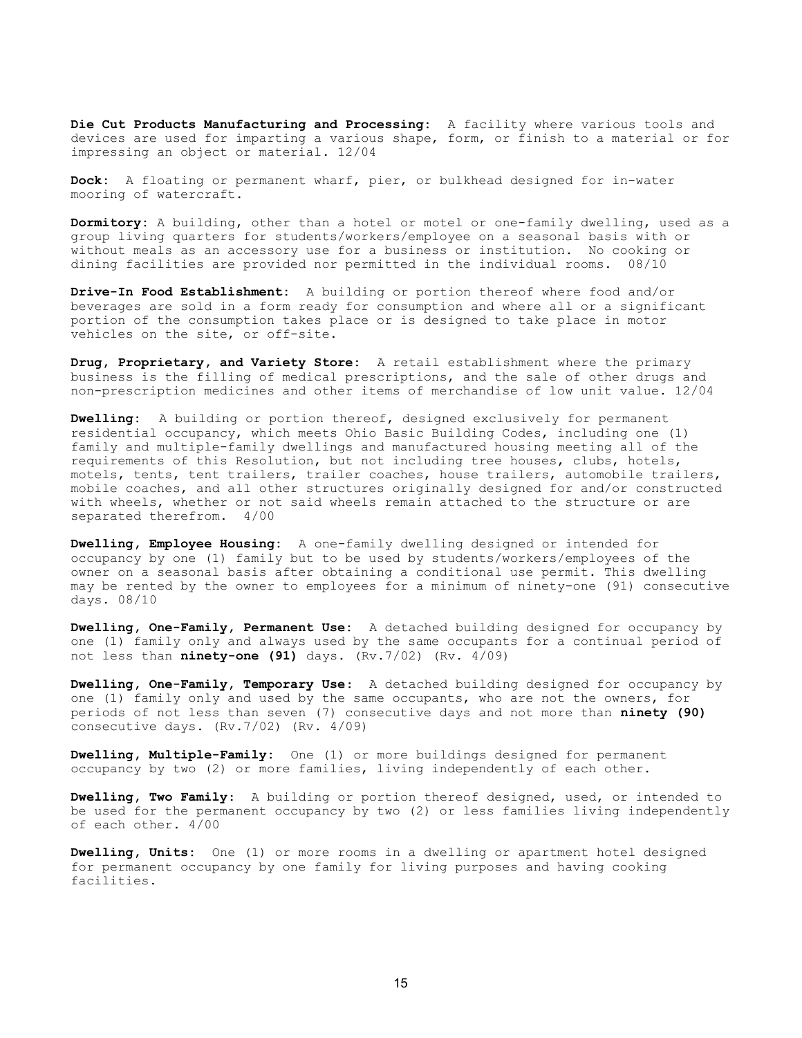**Die Cut Products Manufacturing and Processing:** A facility where various tools and devices are used for imparting a various shape, form, or finish to a material or for impressing an object or material. 12/04

**Dock:** A floating or permanent wharf, pier, or bulkhead designed for in-water mooring of watercraft.

**Dormitory:** A building, other than a hotel or motel or one-family dwelling, used as a group living quarters for students/workers/employee on a seasonal basis with or without meals as an accessory use for a business or institution. No cooking or dining facilities are provided nor permitted in the individual rooms. 08/10

**Drive-In Food Establishment:** A building or portion thereof where food and/or beverages are sold in a form ready for consumption and where all or a significant portion of the consumption takes place or is designed to take place in motor vehicles on the site, or off-site.

**Drug, Proprietary, and Variety Store:** A retail establishment where the primary business is the filling of medical prescriptions, and the sale of other drugs and non-prescription medicines and other items of merchandise of low unit value. 12/04

**Dwelling:** A building or portion thereof, designed exclusively for permanent residential occupancy, which meets Ohio Basic Building Codes, including one (1) family and multiple-family dwellings and manufactured housing meeting all of the requirements of this Resolution, but not including tree houses, clubs, hotels, motels, tents, tent trailers, trailer coaches, house trailers, automobile trailers, mobile coaches, and all other structures originally designed for and/or constructed with wheels, whether or not said wheels remain attached to the structure or are separated therefrom. 4/00

**Dwelling, Employee Housing:** A one-family dwelling designed or intended for occupancy by one (1) family but to be used by students/workers/employees of the owner on a seasonal basis after obtaining a conditional use permit. This dwelling may be rented by the owner to employees for a minimum of ninety-one (91) consecutive days. 08/10

**Dwelling, One-Family, Permanent Use:** A detached building designed for occupancy by one (1) family only and always used by the same occupants for a continual period of not less than **ninety-one (91)** days. (Rv.7/02) (Rv. 4/09)

**Dwelling, One-Family, Temporary Use:** A detached building designed for occupancy by one (1) family only and used by the same occupants, who are not the owners, for periods of not less than seven (7) consecutive days and not more than **ninety (90)** consecutive days. (Rv.7/02) (Rv. 4/09)

**Dwelling, Multiple-Family:** One (1) or more buildings designed for permanent occupancy by two (2) or more families, living independently of each other.

**Dwelling, Two Family:** A building or portion thereof designed, used, or intended to be used for the permanent occupancy by two (2) or less families living independently of each other. 4/00

**Dwelling, Units:** One (1) or more rooms in a dwelling or apartment hotel designed for permanent occupancy by one family for living purposes and having cooking facilities.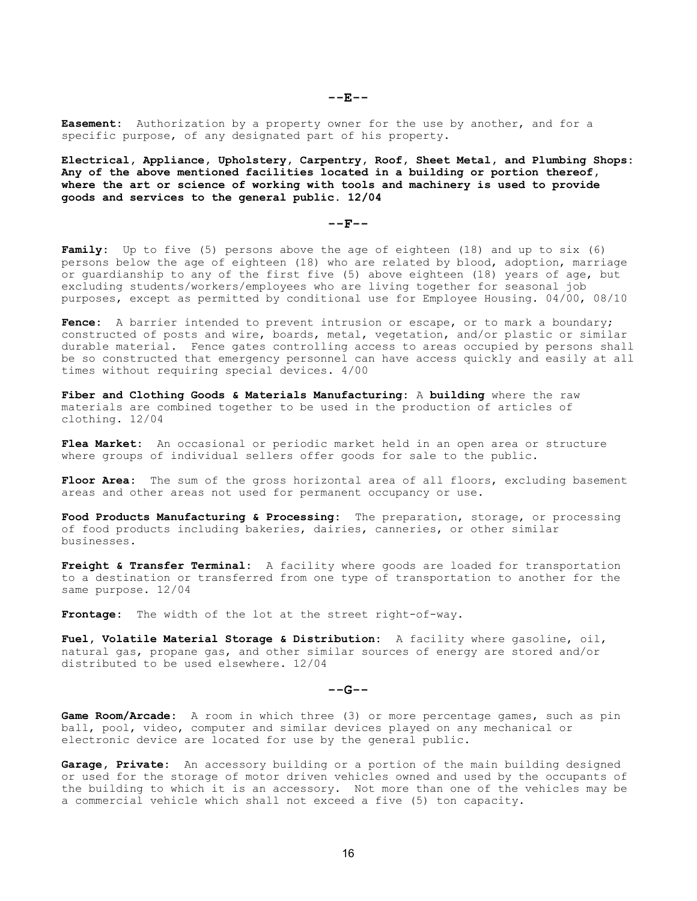## --E--

**Easement:** Authorization by a property owner for the use by another, and for a specific purpose, of any designated part of his property.

**Electrical, Appliance, Upholstery, Carpentry, Roof, Sheet Metal, and Plumbing Shops: Any of the above mentioned facilities located in a building or portion thereof, where the art or science of working with tools and machinery is used to provide goods and services to the general public. 12/04**

## --F--

**Family:** Up to five (5) persons above the age of eighteen (18) and up to six (6) persons below the age of eighteen (18) who are related by blood, adoption, marriage or guardianship to any of the first five (5) above eighteen (18) years of age, but excluding students/workers/employees who are living together for seasonal job purposes, except as permitted by conditional use for Employee Housing. 04/00, 08/10

**Fence:** A barrier intended to prevent intrusion or escape, or to mark a boundary; constructed of posts and wire, boards, metal, vegetation, and/or plastic or similar durable material. Fence gates controlling access to areas occupied by persons shall be so constructed that emergency personnel can have access quickly and easily at all times without requiring special devices. 4/00

**Fiber and Clothing Goods & Materials Manufacturing:** A **building** where the raw materials are combined together to be used in the production of articles of clothing. 12/04

**Flea Market:** An occasional or periodic market held in an open area or structure where groups of individual sellers offer goods for sale to the public.

**Floor Area:** The sum of the gross horizontal area of all floors, excluding basement areas and other areas not used for permanent occupancy or use.

**Food Products Manufacturing & Processing:** The preparation, storage, or processing of food products including bakeries, dairies, canneries, or other similar businesses.

**Freight & Transfer Terminal:** A facility where goods are loaded for transportation to a destination or transferred from one type of transportation to another for the same purpose. 12/04

**Frontage:** The width of the lot at the street right-of-way.

**Fuel, Volatile Material Storage & Distribution:** A facility where gasoline, oil, natural gas, propane gas, and other similar sources of energy are stored and/or distributed to be used elsewhere. 12/04

## --G--

**Game Room/Arcade:** A room in which three (3) or more percentage games, such as pin ball, pool, video, computer and similar devices played on any mechanical or electronic device are located for use by the general public.

**Garage, Private:** An accessory building or a portion of the main building designed or used for the storage of motor driven vehicles owned and used by the occupants of the building to which it is an accessory. Not more than one of the vehicles may be a commercial vehicle which shall not exceed a five (5) ton capacity.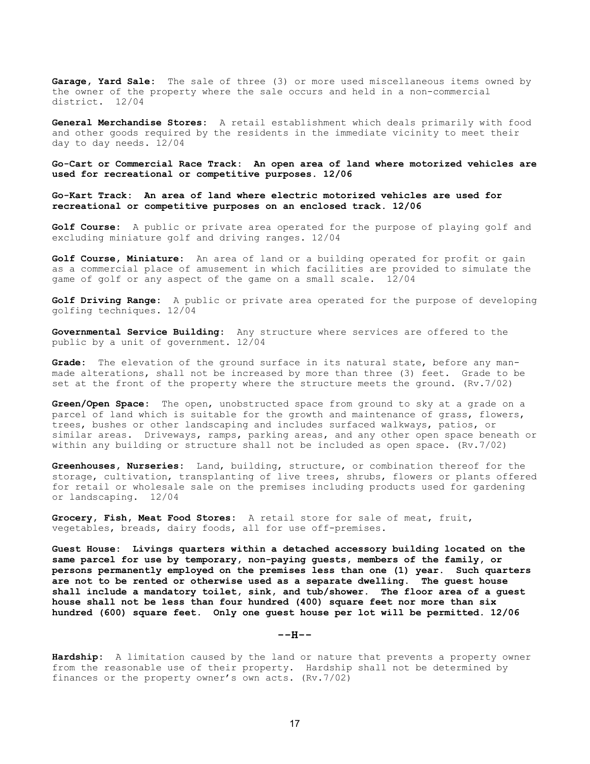**Garage, Yard Sale:** The sale of three (3) or more used miscellaneous items owned by the owner of the property where the sale occurs and held in a non-commercial district. 12/04

**General Merchandise Stores:** A retail establishment which deals primarily with food and other goods required by the residents in the immediate vicinity to meet their day to day needs. 12/04

**Go-Cart or Commercial Race Track: An open area of land where motorized vehicles are used for recreational or competitive purposes. 12/06**

**Go-Kart Track: An area of land where electric motorized vehicles are used for recreational or competitive purposes on an enclosed track. 12/06**

**Golf Course:** A public or private area operated for the purpose of playing golf and excluding miniature golf and driving ranges. 12/04

**Golf Course, Miniature:** An area of land or a building operated for profit or gain as a commercial place of amusement in which facilities are provided to simulate the game of golf or any aspect of the game on a small scale. 12/04

**Golf Driving Range:** A public or private area operated for the purpose of developing golfing techniques. 12/04

**Governmental Service Building:** Any structure where services are offered to the public by a unit of government. 12/04

**Grade:** The elevation of the ground surface in its natural state, before any man-made alterations, shall not be increased by more than three (3) feet. Grade to be set at the front of the property where the structure meets the ground. (Rv.7/02)

**Green/Open Space:** The open, unobstructed space from ground to sky at a grade on a parcel of land which is suitable for the growth and maintenance of grass, flowers, trees, bushes or other landscaping and includes surfaced walkways, patios, or similar areas. Driveways, ramps, parking areas, and any other open space beneath or within any building or structure shall not be included as open space. (Rv.7/02)

**Greenhouses, Nurseries:** Land, building, structure, or combination thereof for the storage, cultivation, transplanting of live trees, shrubs, flowers or plants offered for retail or wholesale sale on the premises including products used for gardening or landscaping. 12/04

**Grocery, Fish, Meat Food Stores:** A retail store for sale of meat, fruit, vegetables, breads, dairy foods, all for use off-premises.

**Guest House: Livings quarters within a detached accessory building located on the same parcel for use by temporary, non-paying guests, members of the family, or persons permanently employed on the premises less than one (1) year. Such quarters are not to be rented or otherwise used as a separate dwelling. The guest house shall include a mandatory toilet, sink, and tub/shower. The floor area of a guest house shall not be less than four hundred (400) square feet nor more than six hundred (600) square feet. Only one guest house per lot will be permitted. 12/06**

## --H--

**Hardship:** A limitation caused by the land or nature that prevents a property owner from the reasonable use of their property. Hardship shall not be determined by finances or the property owner's own acts. (Rv.7/02)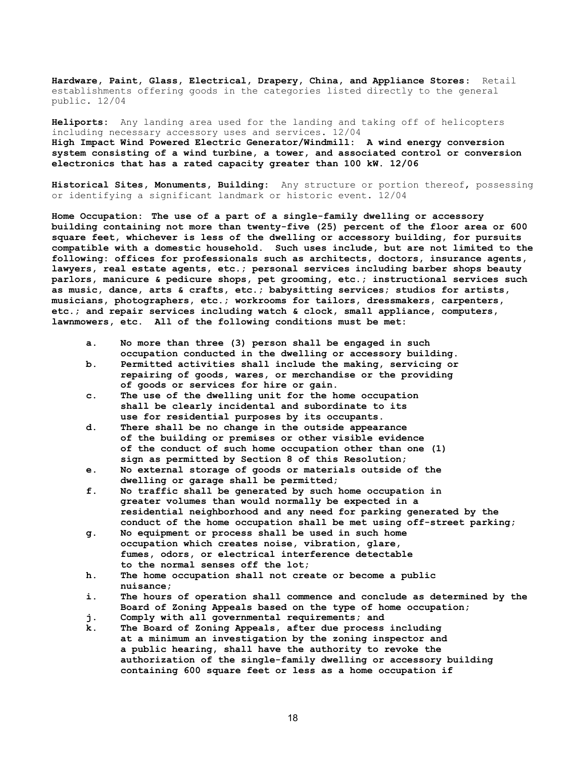**Hardware, Paint, Glass, Electrical, Drapery, China, and Appliance Stores:** Retail establishments offering goods in the categories listed directly to the general public. 12/04

**Heliports:** Any landing area used for the landing and taking off of helicopters including necessary accessory uses and services. 12/04

**High Impact Wind Powered Electric Generator/Windmill: A wind energy conversion system consisting of a wind turbine, a tower, and associated control or conversion electronics that has a rated capacity greater than 100 kW. 12/06**

**Historical Sites, Monuments, Building:** Any structure or portion thereof, possessing or identifying a significant landmark or historic event. 12/04

**Home Occupation: The use of a part of a single-family dwelling or accessory building containing not more than twenty-five (25) percent of the floor area or 600 square feet, whichever is less of the dwelling or accessory building, for pursuits compatible with a domestic household. Such uses include, but are not limited to the following: offices for professionals such as architects, doctors, insurance agents, lawyers, real estate agents, etc.; personal services including barber shops beauty parlors, manicure & pedicure shops, pet grooming, etc.; instructional services such as music, dance, arts & crafts, etc.; babysitting services; studios for artists, musicians, photographers, etc.; workrooms for tailors, dressmakers, carpenters, etc.; and repair services including watch & clock, small appliance, computers, lawnmowers, etc. All of the following conditions must be met:**

- **a. No more than three (3) person shall be engaged in such occupation conducted in the dwelling or accessory building.**
- **b. Permitted activities shall include the making, servicing or repairing of goods, wares, or merchandise or the providing of goods or services for hire or gain.**
- **c. The use of the dwelling unit for the home occupation shall be clearly incidental and subordinate to its use for residential purposes by its occupants.**
- **d. There shall be no change in the outside appearance of the building or premises or other visible evidence of the conduct of such home occupation other than one (1) sign as permitted by Section 8 of this Resolution;**
- **e. No external storage of goods or materials outside of the dwelling or garage shall be permitted;**
- **f. No traffic shall be generated by such home occupation in greater volumes than would normally be expected in a residential neighborhood and any need for parking generated by the conduct of the home occupation shall be met using off-street parking;**
- **g. No equipment or process shall be used in such home occupation which creates noise, vibration, glare, fumes, odors, or electrical interference detectable to the normal senses off the lot;**
- **h. The home occupation shall not create or become a public nuisance;**
- **i. The hours of operation shall commence and conclude as determined by the Board of Zoning Appeals based on the type of home occupation;**
- **j. Comply with all governmental requirements; and**
- **k. The Board of Zoning Appeals, after due process including at a minimum an investigation by the zoning inspector and a public hearing, shall have the authority to revoke the authorization of the single-family dwelling or accessory building containing 600 square feet or less as a home occupation if**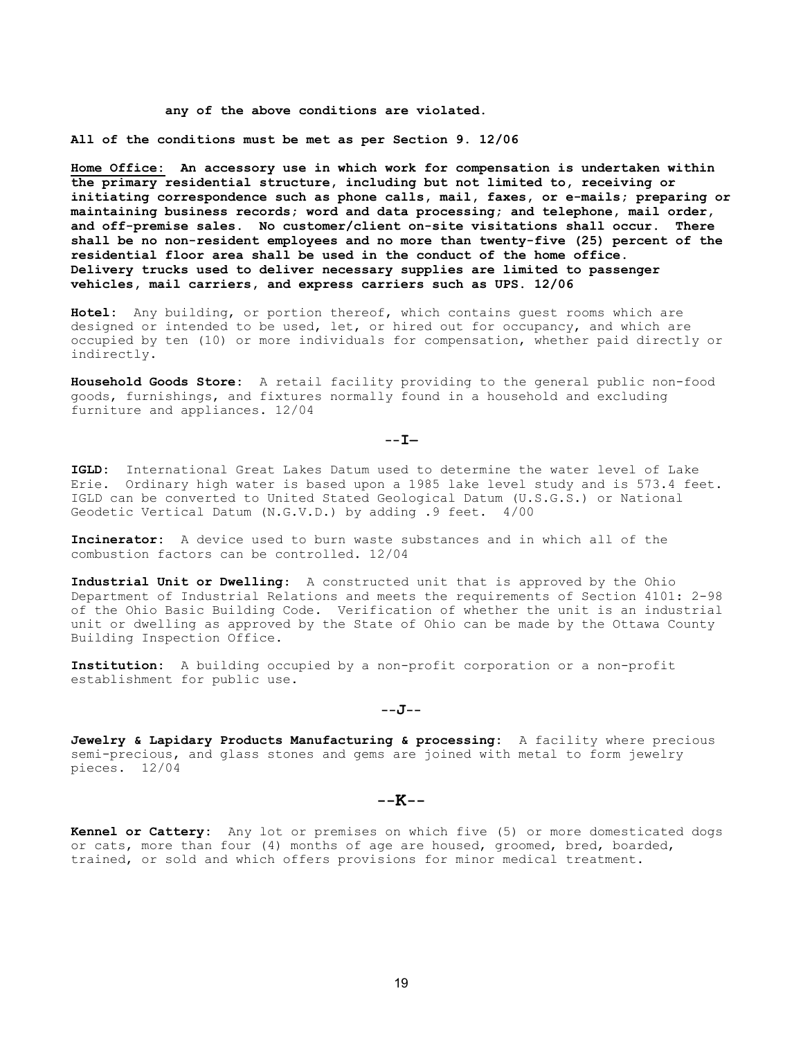**any of the above conditions are violated.**

**All of the conditions must be met as per Section 9. 12/06**

**<u>Home Office:</u> An accessory use in which work for compensation is undertaken within the primary residential structure, including but not limited to, receiving or initiating correspondence such as phone calls, mail, faxes, or e-mails; preparing or maintaining business records; word and data processing; and telephone, mail order, and off-premise sales. No customer/client on-site visitations shall occur. There shall be no non-resident employees and no more than twenty-five (25) percent of the residential floor area shall be used in the conduct of the home office. Delivery trucks used to deliver necessary supplies are limited to passenger vehicles, mail carriers, and express carriers such as UPS. 12/06**

**Hotel:** Any building, or portion thereof, which contains guest rooms which are designed or intended to be used, let, or hired out for occupancy, and which are occupied by ten (10) or more individuals for compensation, whether paid directly or indirectly.

**Household Goods Store:** A retail facility providing to the general public non-food goods, furnishings, and fixtures normally found in a household and excluding furniture and appliances. 12/04

## --I–

**IGLD:** International Great Lakes Datum used to determine the water level of Lake Erie. Ordinary high water is based upon a 1985 lake level study and is 573.4 feet. IGLD can be converted to United Stated Geological Datum (U.S.G.S.) or National Geodetic Vertical Datum (N.G.V.D.) by adding .9 feet. 4/00

**Incinerator:** A device used to burn waste substances and in which all of the combustion factors can be controlled. 12/04

**Industrial Unit or Dwelling:** A constructed unit that is approved by the Ohio Department of Industrial Relations and meets the requirements of Section 4101: 2-98 of the Ohio Basic Building Code. Verification of whether the unit is an industrial unit or dwelling as approved by the State of Ohio can be made by the Ottawa County Building Inspection Office.

**Institution:** A building occupied by a non-profit corporation or a non-profit establishment for public use.

## --J--

**Jewelry & Lapidary Products Manufacturing & processing:** A facility where precious semi-precious, and glass stones and gems are joined with metal to form jewelry pieces. 12/04

## --K--

**Kennel or Cattery:** Any lot or premises on which five (5) or more domesticated dogs or cats, more than four (4) months of age are housed, groomed, bred, boarded, trained, or sold and which offers provisions for minor medical treatment.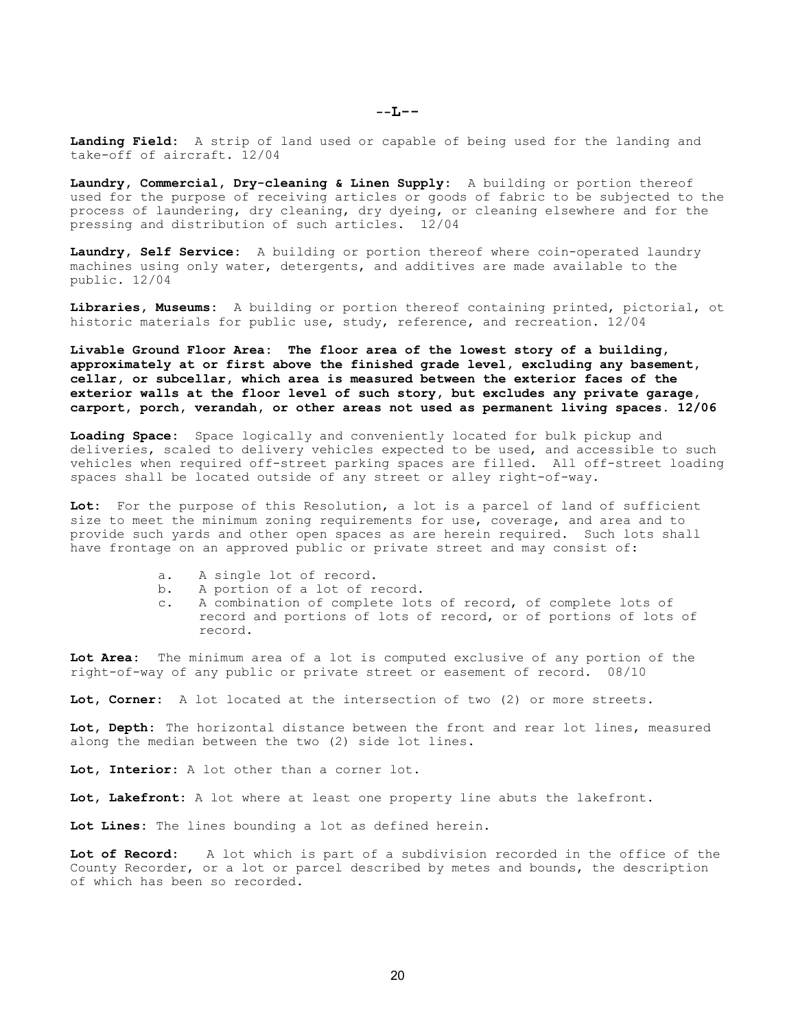## --L--

**Landing Field:** A strip of land used or capable of being used for the landing and take-off of aircraft. 12/04

**Laundry, Commercial, Dry-cleaning & Linen Supply:** A building or portion thereof used for the purpose of receiving articles or goods of fabric to be subjected to the process of laundering, dry cleaning, dry dyeing, or cleaning elsewhere and for the pressing and distribution of such articles. 12/04

**Laundry, Self Service:** A building or portion thereof where coin-operated laundry machines using only water, detergents, and additives are made available to the public. 12/04

**Libraries, Museums:** A building or portion thereof containing printed, pictorial, ot historic materials for public use, study, reference, and recreation. 12/04

**Livable Ground Floor Area: The floor area of the lowest story of a building, approximately at or first above the finished grade level, excluding any basement, cellar, or subcellar, which area is measured between the exterior faces of the exterior walls at the floor level of such story, but excludes any private garage, carport, porch, verandah, or other areas not used as permanent living spaces. 12/06**

**Loading Space:** Space logically and conveniently located for bulk pickup and deliveries, scaled to delivery vehicles expected to be used, and accessible to such vehicles when required off-street parking spaces are filled. All off-street loading spaces shall be located outside of any street or alley right-of-way.

**Lot:** For the purpose of this Resolution, a lot is a parcel of land of sufficient size to meet the minimum zoning requirements for use, coverage, and area and to provide such yards and other open spaces as are herein required. Such lots shall have frontage on an approved public or private street and may consist of:

a. A single lot of record.
b. A portion of a lot of record.
c. A combination of complete lots of record, of complete lots of record and portions of lots of record, or of portions of lots of record.

**Lot Area:** The minimum area of a lot is computed exclusive of any portion of the right-of-way of any public or private street or easement of record. 08/10

**Lot, Corner:** A lot located at the intersection of two (2) or more streets.

**Lot, Depth:** The horizontal distance between the front and rear lot lines, measured along the median between the two (2) side lot lines.

**Lot, Interior:** A lot other than a corner lot.

**Lot, Lakefront:** A lot where at least one property line abuts the lakefront.

**Lot Lines:** The lines bounding a lot as defined herein.

**Lot of Record:** A lot which is part of a subdivision recorded in the office of the County Recorder, or a lot or parcel described by metes and bounds, the description of which has been so recorded.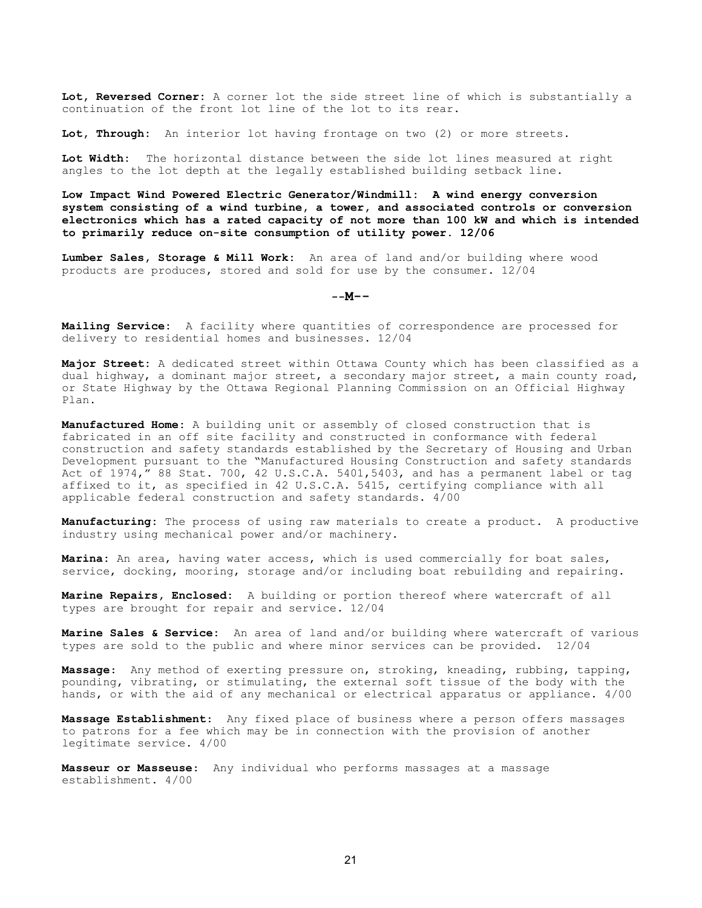**Lot, Reversed Corner:** A corner lot the side street line of which is substantially a continuation of the front lot line of the lot to its rear.

**Lot, Through:** An interior lot having frontage on two (2) or more streets.

**Lot Width:** The horizontal distance between the side lot lines measured at right angles to the lot depth at the legally established building setback line.

**Low Impact Wind Powered Electric Generator/Windmill: A wind energy conversion system consisting of a wind turbine, a tower, and associated controls or conversion electronics which has a rated capacity of not more than 100 kW and which is intended to primarily reduce on-site consumption of utility power. 12/06**

**Lumber Sales, Storage & Mill Work:** An area of land and/or building where wood products are produces, stored and sold for use by the consumer. 12/04

## --M--

**Mailing Service:** A facility where quantities of correspondence are processed for delivery to residential homes and businesses. 12/04

**Major Street:** A dedicated street within Ottawa County which has been classified as a dual highway, a dominant major street, a secondary major street, a main county road, or State Highway by the Ottawa Regional Planning Commission on an Official Highway Plan.

**Manufactured Home:** A building unit or assembly of closed construction that is fabricated in an off site facility and constructed in conformance with federal construction and safety standards established by the Secretary of Housing and Urban Development pursuant to the "Manufactured Housing Construction and safety standards Act of 1974," 88 Stat. 700, 42 U.S.C.A. 5401,5403, and has a permanent label or tag affixed to it, as specified in 42 U.S.C.A. 5415, certifying compliance with all applicable federal construction and safety standards. 4/00

**Manufacturing:** The process of using raw materials to create a product. A productive industry using mechanical power and/or machinery.

**Marina:** An area, having water access, which is used commercially for boat sales, service, docking, mooring, storage and/or including boat rebuilding and repairing.

**Marine Repairs, Enclosed:** A building or portion thereof where watercraft of all types are brought for repair and service. 12/04

**Marine Sales & Service:** An area of land and/or building where watercraft of various types are sold to the public and where minor services can be provided. 12/04

**Massage:** Any method of exerting pressure on, stroking, kneading, rubbing, tapping, pounding, vibrating, or stimulating, the external soft tissue of the body with the hands, or with the aid of any mechanical or electrical apparatus or appliance. 4/00

**Massage Establishment:** Any fixed place of business where a person offers massages to patrons for a fee which may be in connection with the provision of another legitimate service. 4/00

**Masseur or Masseuse:** Any individual who performs massages at a massage establishment. 4/00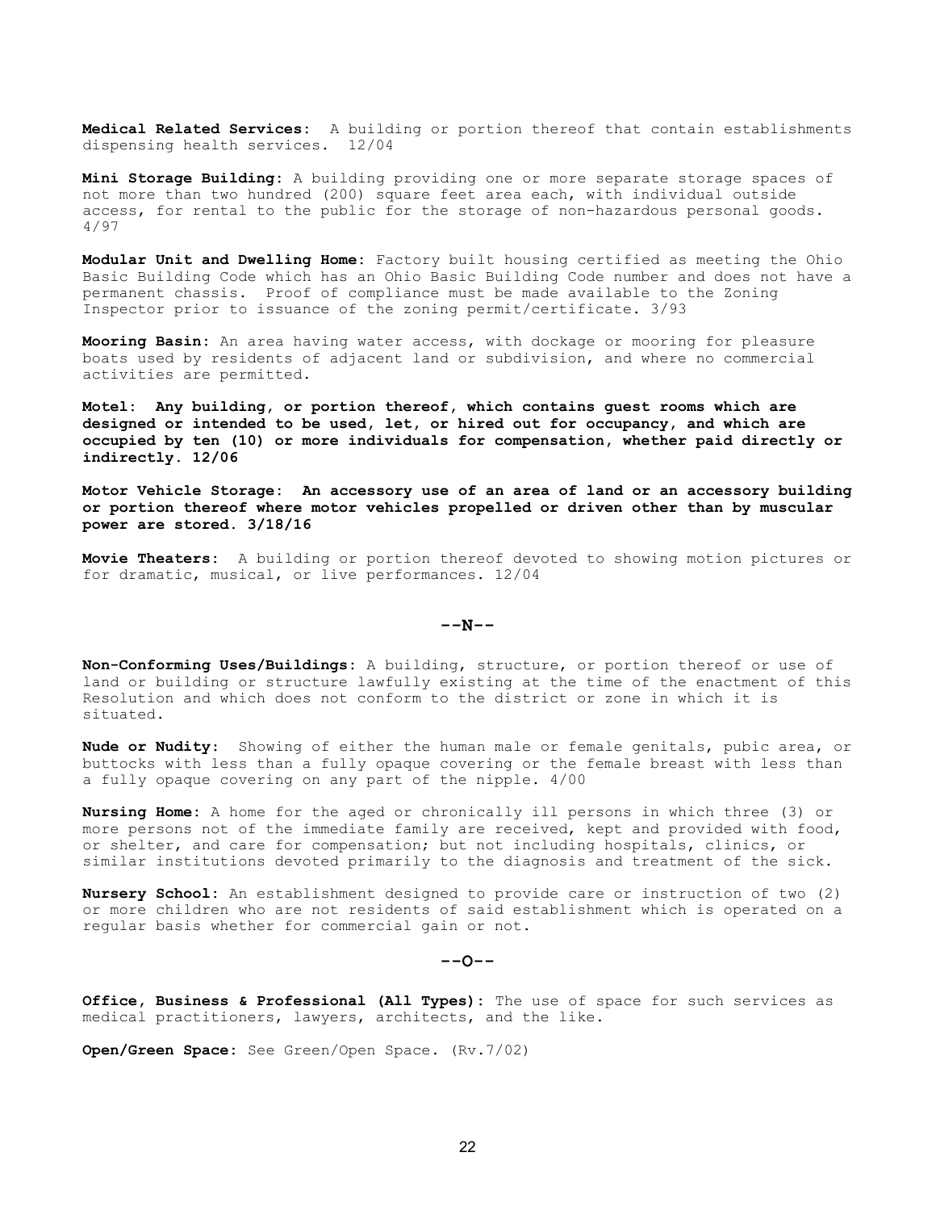**Medical Related Services:** A building or portion thereof that contain establishments dispensing health services. 12/04

**Mini Storage Building:** A building providing one or more separate storage spaces of not more than two hundred (200) square feet area each, with individual outside access, for rental to the public for the storage of non-hazardous personal goods. 4/97

**Modular Unit and Dwelling Home:** Factory built housing certified as meeting the Ohio Basic Building Code which has an Ohio Basic Building Code number and does not have a permanent chassis. Proof of compliance must be made available to the Zoning Inspector prior to issuance of the zoning permit/certificate. 3/93

**Mooring Basin:** An area having water access, with dockage or mooring for pleasure boats used by residents of adjacent land or subdivision, and where no commercial activities are permitted.

**Motel: Any building, or portion thereof, which contains guest rooms which are designed or intended to be used, let, or hired out for occupancy, and which are occupied by ten (10) or more individuals for compensation, whether paid directly or indirectly. 12/06**

**Motor Vehicle Storage: An accessory use of an area of land or an accessory building or portion thereof where motor vehicles propelled or driven other than by muscular power are stored. 3/18/16**

**Movie Theaters:** A building or portion thereof devoted to showing motion pictures or for dramatic, musical, or live performances. 12/04

## --N--

**Non-Conforming Uses/Buildings:** A building, structure, or portion thereof or use of land or building or structure lawfully existing at the time of the enactment of this Resolution and which does not conform to the district or zone in which it is situated.

**Nude or Nudity:** Showing of either the human male or female genitals, pubic area, or buttocks with less than a fully opaque covering or the female breast with less than a fully opaque covering on any part of the nipple. 4/00

**Nursing Home:** A home for the aged or chronically ill persons in which three (3) or more persons not of the immediate family are received, kept and provided with food, or shelter, and care for compensation; but not including hospitals, clinics, or similar institutions devoted primarily to the diagnosis and treatment of the sick.

**Nursery School:** An establishment designed to provide care or instruction of two (2) or more children who are not residents of said establishment which is operated on a regular basis whether for commercial gain or not.

## --O--

**Office, Business & Professional (All Types):** The use of space for such services as medical practitioners, lawyers, architects, and the like.

**Open/Green Space:** See Green/Open Space. (Rv.7/02)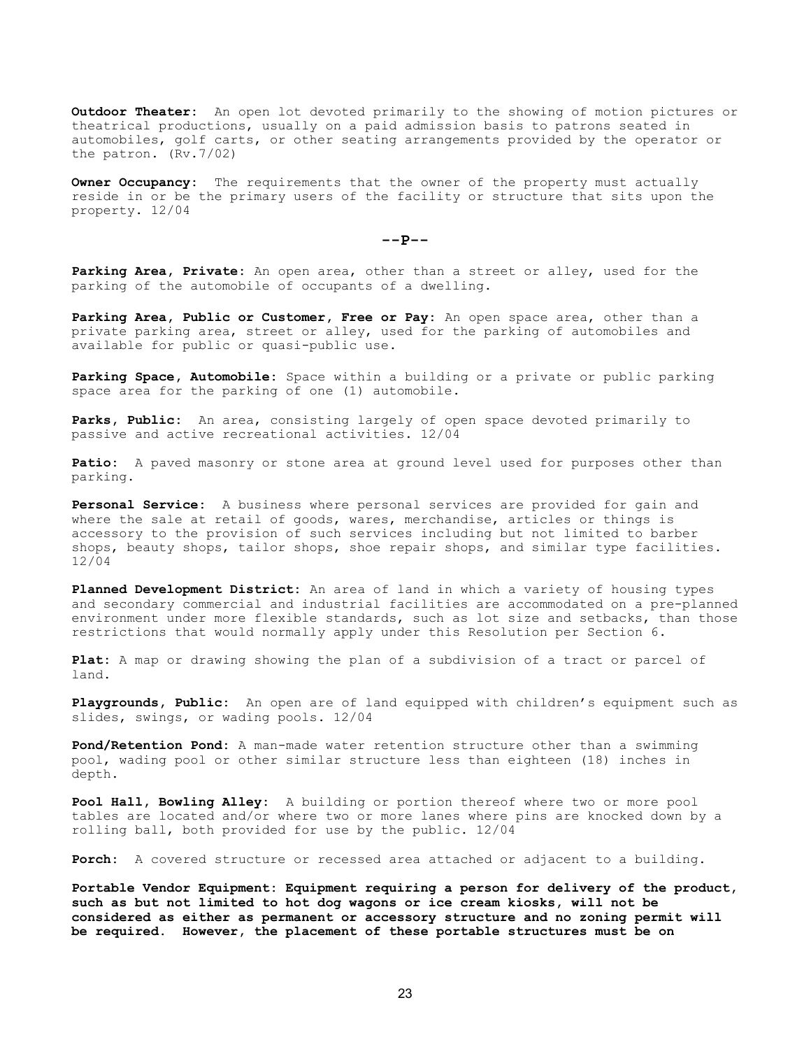**Outdoor Theater:** An open lot devoted primarily to the showing of motion pictures or theatrical productions, usually on a paid admission basis to patrons seated in automobiles, golf carts, or other seating arrangements provided by the operator or the patron. (Rv.7/02)

**Owner Occupancy:** The requirements that the owner of the property must actually reside in or be the primary users of the facility or structure that sits upon the property. 12/04

## --P--

**Parking Area, Private:** An open area, other than a street or alley, used for the parking of the automobile of occupants of a dwelling.

**Parking Area, Public or Customer, Free or Pay:** An open space area, other than a private parking area, street or alley, used for the parking of automobiles and available for public or quasi-public use.

**Parking Space, Automobile:** Space within a building or a private or public parking space area for the parking of one (1) automobile.

**Parks, Public:** An area, consisting largely of open space devoted primarily to passive and active recreational activities. 12/04

**Patio:** A paved masonry or stone area at ground level used for purposes other than parking.

**Personal Service:** A business where personal services are provided for gain and where the sale at retail of goods, wares, merchandise, articles or things is accessory to the provision of such services including but not limited to barber shops, beauty shops, tailor shops, shoe repair shops, and similar type facilities. 12/04

**Planned Development District:** An area of land in which a variety of housing types and secondary commercial and industrial facilities are accommodated on a pre-planned environment under more flexible standards, such as lot size and setbacks, than those restrictions that would normally apply under this Resolution per Section 6.

**Plat:** A map or drawing showing the plan of a subdivision of a tract or parcel of land.

**Playgrounds, Public:** An open are of land equipped with children's equipment such as slides, swings, or wading pools. 12/04

**Pond/Retention Pond:** A man-made water retention structure other than a swimming pool, wading pool or other similar structure less than eighteen (18) inches in depth.

**Pool Hall, Bowling Alley:** A building or portion thereof where two or more pool tables are located and/or where two or more lanes where pins are knocked down by a rolling ball, both provided for use by the public. 12/04

**Porch:** A covered structure or recessed area attached or adjacent to a building.

**Portable Vendor Equipment: Equipment requiring a person for delivery of the product, such as but not limited to hot dog wagons or ice cream kiosks, will not be considered as either as permanent or accessory structure and no zoning permit will be required. However, the placement of these portable structures must be on**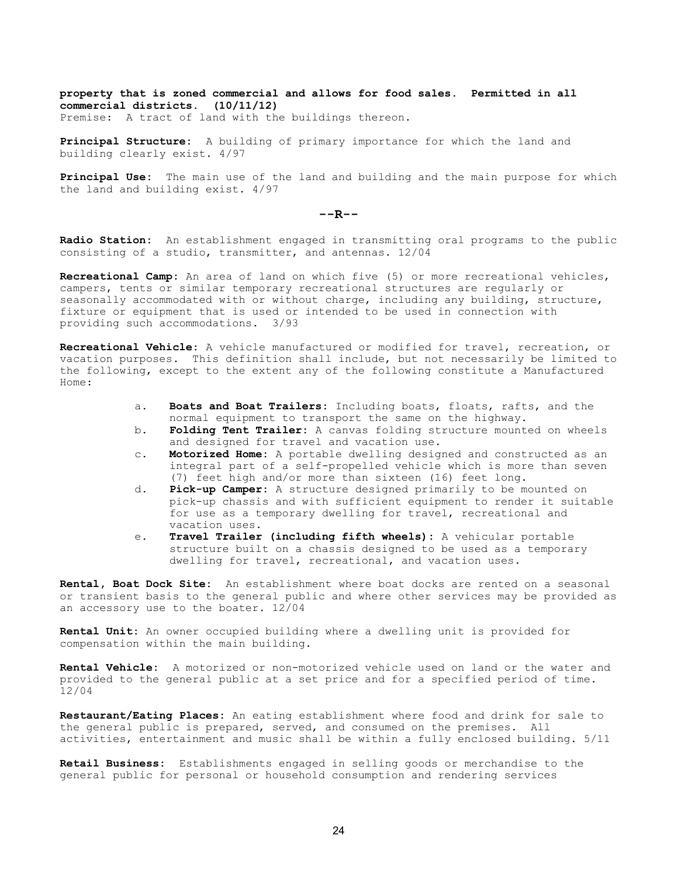**property that is zoned commercial and allows for food sales. Permitted in all commercial districts. (10/11/12)**
Premise: A tract of land with the buildings thereon.

**Principal Structure:** A building of primary importance for which the land and building clearly exist. 4/97

**Principal Use:** The main use of the land and building and the main purpose for which the land and building exist. 4/97

## --R--

**Radio Station:** An establishment engaged in transmitting oral programs to the public consisting of a studio, transmitter, and antennas. 12/04

**Recreational Camp:** An area of land on which five (5) or more recreational vehicles, campers, tents or similar temporary recreational structures are regularly or seasonally accommodated with or without charge, including any building, structure, fixture or equipment that is used or intended to be used in connection with providing such accommodations. 3/93

**Recreational Vehicle:** A vehicle manufactured or modified for travel, recreation, or vacation purposes. This definition shall include, but not necessarily be limited to the following, except to the extent any of the following constitute a Manufactured Home:

a. **Boats and Boat Trailers:** Including boats, floats, rafts, and the normal equipment to transport the same on the highway.
b. **Folding Tent Trailer:** A canvas folding structure mounted on wheels and designed for travel and vacation use.
c. **Motorized Home:** A portable dwelling designed and constructed as an integral part of a self-propelled vehicle which is more than seven (7) feet high and/or more than sixteen (16) feet long.
d. **Pick-up Camper:** A structure designed primarily to be mounted on pick-up chassis and with sufficient equipment to render it suitable for use as a temporary dwelling for travel, recreational and vacation uses.
e. **Travel Trailer (including fifth wheels):** A vehicular portable structure built on a chassis designed to be used as a temporary dwelling for travel, recreational, and vacation uses.

**Rental, Boat Dock Site:** An establishment where boat docks are rented on a seasonal or transient basis to the general public and where other services may be provided as an accessory use to the boater. 12/04

**Rental Unit:** An owner occupied building where a dwelling unit is provided for compensation within the main building.

**Rental Vehicle:** A motorized or non-motorized vehicle used on land or the water and provided to the general public at a set price and for a specified period of time. 12/04

**Restaurant/Eating Places:** An eating establishment where food and drink for sale to the general public is prepared, served, and consumed on the premises. All activities, entertainment and music shall be within a fully enclosed building. 5/11

**Retail Business:** Establishments engaged in selling goods or merchandise to the general public for personal or household consumption and rendering services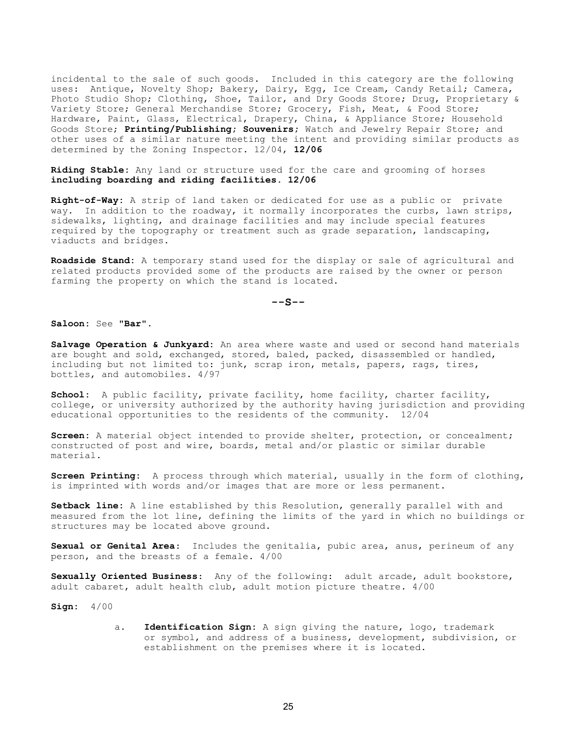incidental to the sale of such goods. Included in this category are the following uses: Antique, Novelty Shop; Bakery, Dairy, Egg, Ice Cream, Candy Retail; Camera, Photo Studio Shop; Clothing, Shoe, Tailor, and Dry Goods Store; Drug, Proprietary & Variety Store; General Merchandise Store; Grocery, Fish, Meat, & Food Store; Hardware, Paint, Glass, Electrical, Drapery, China, & Appliance Store; Household Goods Store; **Printing/Publishing**; **Souvenirs**; Watch and Jewelry Repair Store; and other uses of a similar nature meeting the intent and providing similar products as determined by the Zoning Inspector. 12/04, **12/06**

**Riding Stable:** Any land or structure used for the care and grooming of horses **including boarding and riding facilities. 12/06**

**Right-of-Way:** A strip of land taken or dedicated for use as a public or private way. In addition to the roadway, it normally incorporates the curbs, lawn strips, sidewalks, lighting, and drainage facilities and may include special features required by the topography or treatment such as grade separation, landscaping, viaducts and bridges.

**Roadside Stand:** A temporary stand used for the display or sale of agricultural and related products provided some of the products are raised by the owner or person farming the property on which the stand is located.

## --S--

**Saloon:** See **"Bar"**.

**Salvage Operation & Junkyard:** An area where waste and used or second hand materials are bought and sold, exchanged, stored, baled, packed, disassembled or handled, including but not limited to: junk, scrap iron, metals, papers, rags, tires, bottles, and automobiles. 4/97

**School:** A public facility, private facility, home facility, charter facility, college, or university authorized by the authority having jurisdiction and providing educational opportunities to the residents of the community. 12/04

**Screen:** A material object intended to provide shelter, protection, or concealment; constructed of post and wire, boards, metal and/or plastic or similar durable material.

**Screen Printing:** A process through which material, usually in the form of clothing, is imprinted with words and/or images that are more or less permanent.

**Setback line:** A line established by this Resolution, generally parallel with and measured from the lot line, defining the limits of the yard in which no buildings or structures may be located above ground.

**Sexual or Genital Area:** Includes the genitalia, pubic area, anus, perineum of any person, and the breasts of a female. 4/00

**Sexually Oriented Business:** Any of the following: adult arcade, adult bookstore, adult cabaret, adult health club, adult motion picture theatre. 4/00

**Sign:** 4/00

a. **Identification Sign:** A sign giving the nature, logo, trademark or symbol, and address of a business, development, subdivision, or establishment on the premises where it is located.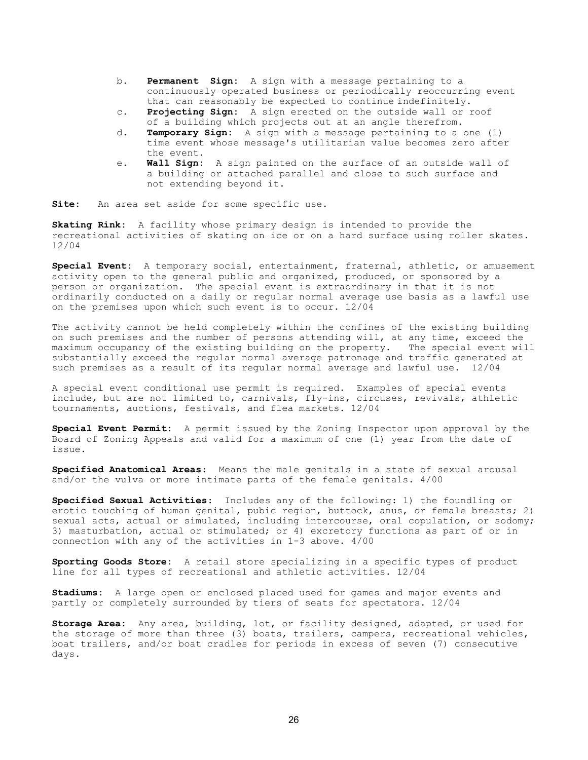b. **Permanent Sign:** A sign with a message pertaining to a continuously operated business or periodically reoccurring event that can reasonably be expected to continue indefinitely.

c. **Projecting Sign:** A sign erected on the outside wall or roof of a building which projects out at an angle therefrom.

d. **Temporary Sign:** A sign with a message pertaining to a one (1) time event whose message's utilitarian value becomes zero after the event.

e. **Wall Sign:** A sign painted on the surface of an outside wall of a building or attached parallel and close to such surface and not extending beyond it.

**Site:** An area set aside for some specific use.

**Skating Rink:** A facility whose primary design is intended to provide the recreational activities of skating on ice or on a hard surface using roller skates. 12/04

**Special Event:** A temporary social, entertainment, fraternal, athletic, or amusement activity open to the general public and organized, produced, or sponsored by a person or organization. The special event is extraordinary in that it is not ordinarily conducted on a daily or regular normal average use basis as a lawful use on the premises upon which such event is to occur. 12/04

The activity cannot be held completely within the confines of the existing building on such premises and the number of persons attending will, at any time, exceed the maximum occupancy of the existing building on the property. The special event will substantially exceed the regular normal average patronage and traffic generated at such premises as a result of its regular normal average and lawful use. 12/04

A special event conditional use permit is required. Examples of special events include, but are not limited to, carnivals, fly-ins, circuses, revivals, athletic tournaments, auctions, festivals, and flea markets. 12/04

**Special Event Permit:** A permit issued by the Zoning Inspector upon approval by the Board of Zoning Appeals and valid for a maximum of one (1) year from the date of issue.

**Specified Anatomical Areas:** Means the male genitals in a state of sexual arousal and/or the vulva or more intimate parts of the female genitals. 4/00

**Specified Sexual Activities:** Includes any of the following: 1) the foundling or erotic touching of human genital, pubic region, buttock, anus, or female breasts; 2) sexual acts, actual or simulated, including intercourse, oral copulation, or sodomy; 3) masturbation, actual or stimulated; or 4) excretory functions as part of or in connection with any of the activities in 1-3 above. 4/00

**Sporting Goods Store:** A retail store specializing in a specific types of product line for all types of recreational and athletic activities. 12/04

**Stadiums:** A large open or enclosed placed used for games and major events and partly or completely surrounded by tiers of seats for spectators. 12/04

**Storage Area:** Any area, building, lot, or facility designed, adapted, or used for the storage of more than three (3) boats, trailers, campers, recreational vehicles, boat trailers, and/or boat cradles for periods in excess of seven (7) consecutive days.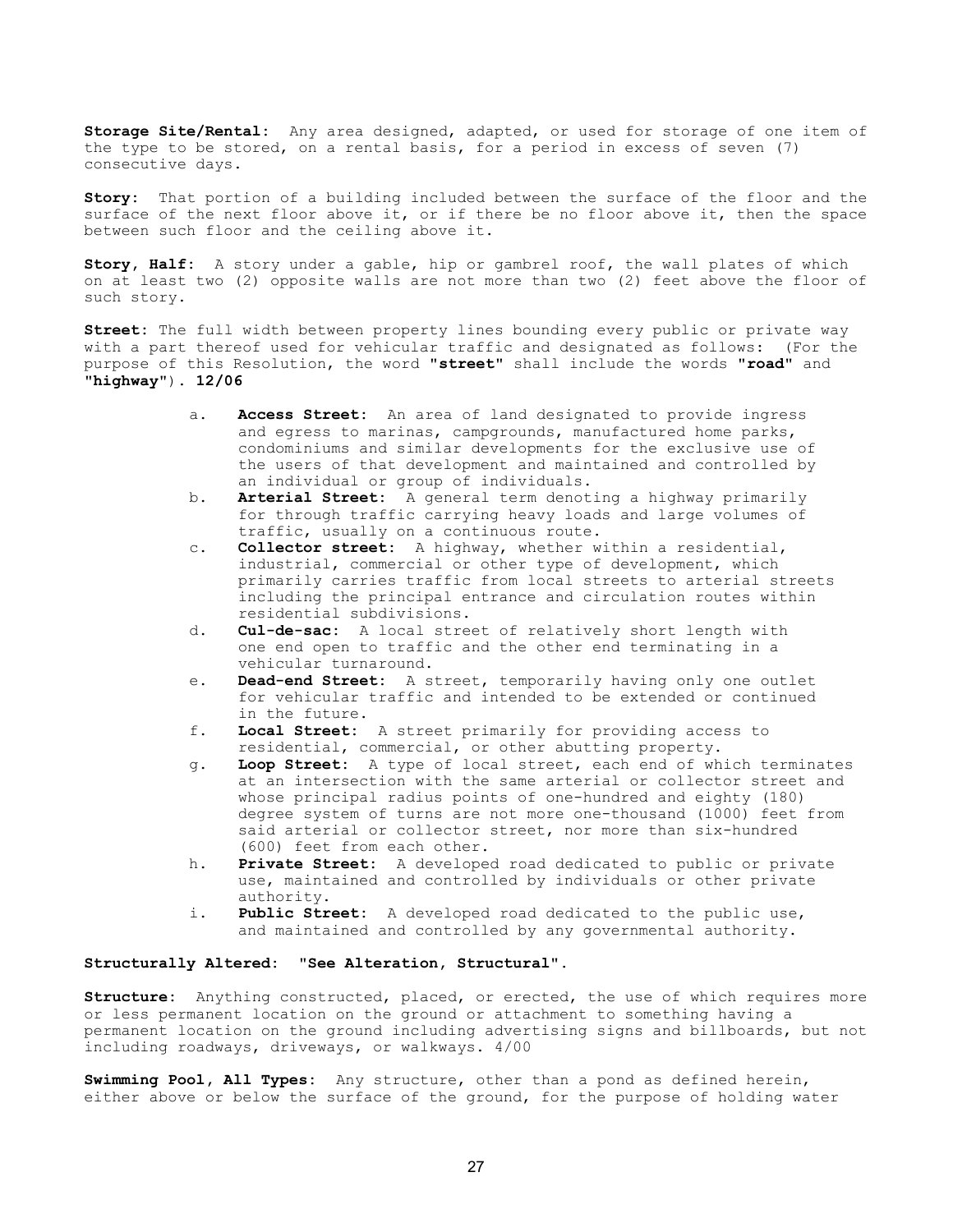**Storage Site/Rental:** Any area designed, adapted, or used for storage of one item of the type to be stored, on a rental basis, for a period in excess of seven (7) consecutive days.

**Story:** That portion of a building included between the surface of the floor and the surface of the next floor above it, or if there be no floor above it, then the space between such floor and the ceiling above it.

**Story, Half:** A story under a gable, hip or gambrel roof, the wall plates of which on at least two (2) opposite walls are not more than two (2) feet above the floor of such story.

**Street:** The full width between property lines bounding every public or private way with a part thereof used for vehicular traffic and designated as follows: (For the purpose of this Resolution, the word **"street"** shall include the words **"road"** and **"highway"**). **12/06**

a. **Access Street:** An area of land designated to provide ingress and egress to marinas, campgrounds, manufactured home parks, condominiums and similar developments for the exclusive use of the users of that development and maintained and controlled by an individual or group of individuals.
b. **Arterial Street:** A general term denoting a highway primarily for through traffic carrying heavy loads and large volumes of traffic, usually on a continuous route.
c. **Collector street:** A highway, whether within a residential, industrial, commercial or other type of development, which primarily carries traffic from local streets to arterial streets including the principal entrance and circulation routes within residential subdivisions.
d. **Cul-de-sac:** A local street of relatively short length with one end open to traffic and the other end terminating in a vehicular turnaround.
e. **Dead-end Street:** A street, temporarily having only one outlet for vehicular traffic and intended to be extended or continued in the future.
f. **Local Street:** A street primarily for providing access to residential, commercial, or other abutting property.
g. **Loop Street:** A type of local street, each end of which terminates at an intersection with the same arterial or collector street and whose principal radius points of one-hundred and eighty (180) degree system of turns are not more one-thousand (1000) feet from said arterial or collector street, nor more than six-hundred (600) feet from each other.
h. **Private Street:** A developed road dedicated to public or private use, maintained and controlled by individuals or other private authority.
i. **Public Street:** A developed road dedicated to the public use, and maintained and controlled by any governmental authority.

**Structurally Altered: "See Alteration, Structural".**

**Structure:** Anything constructed, placed, or erected, the use of which requires more or less permanent location on the ground or attachment to something having a permanent location on the ground including advertising signs and billboards, but not including roadways, driveways, or walkways. 4/00

**Swimming Pool, All Types:** Any structure, other than a pond as defined herein, either above or below the surface of the ground, for the purpose of holding water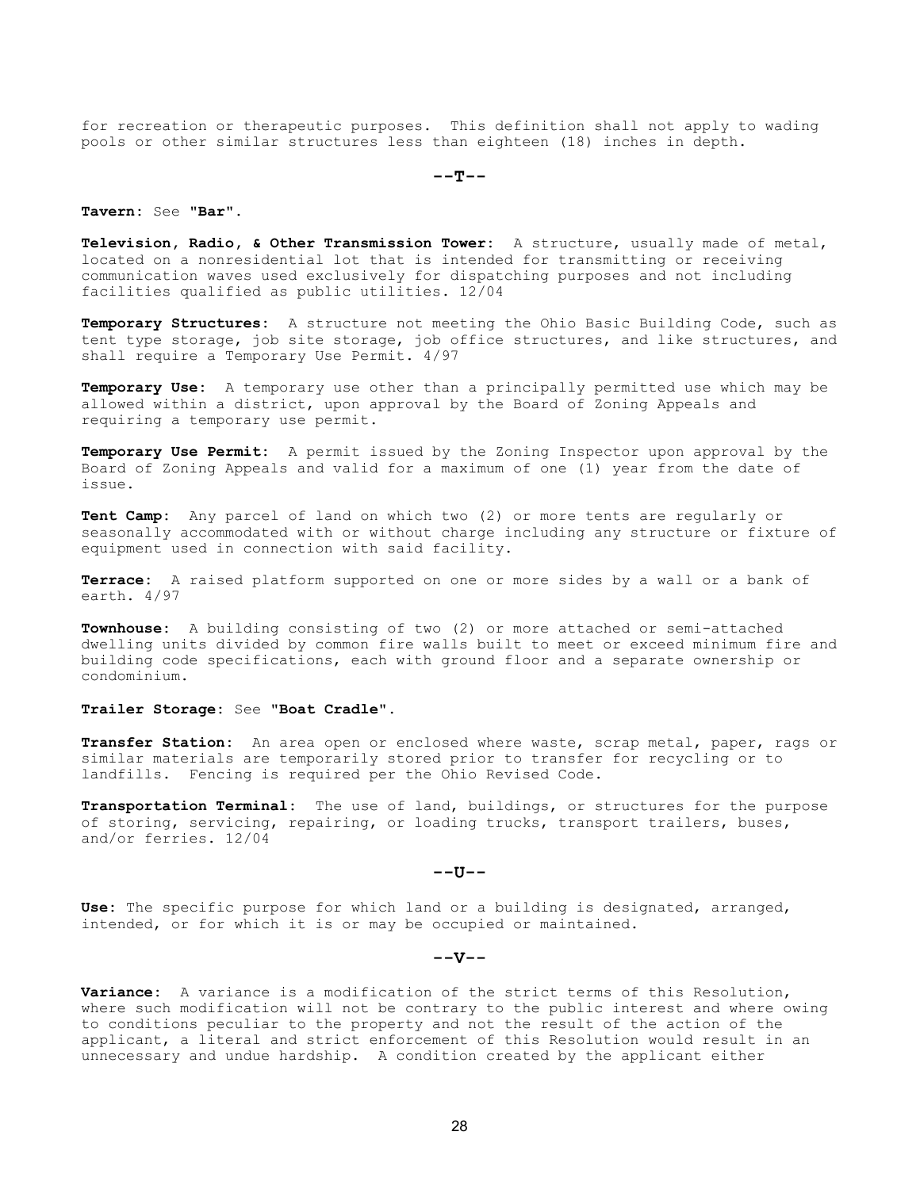for recreation or therapeutic purposes. This definition shall not apply to wading pools or other similar structures less than eighteen (18) inches in depth.

**--T--**

**Tavern**: See **"Bar"**.

**Television, Radio, & Other Transmission Tower:** A structure, usually made of metal, located on a nonresidential lot that is intended for transmitting or receiving communication waves used exclusively for dispatching purposes and not including facilities qualified as public utilities. 12/04

**Temporary Structures:** A structure not meeting the Ohio Basic Building Code, such as tent type storage, job site storage, job office structures, and like structures, and shall require a Temporary Use Permit. 4/97

**Temporary Use:** A temporary use other than a principally permitted use which may be allowed within a district, upon approval by the Board of Zoning Appeals and requiring a temporary use permit.

**Temporary Use Permit:** A permit issued by the Zoning Inspector upon approval by the Board of Zoning Appeals and valid for a maximum of one (1) year from the date of issue.

**Tent Camp:** Any parcel of land on which two (2) or more tents are regularly or seasonally accommodated with or without charge including any structure or fixture of equipment used in connection with said facility.

**Terrace:** A raised platform supported on one or more sides by a wall or a bank of earth. 4/97

**Townhouse:** A building consisting of two (2) or more attached or semi-attached dwelling units divided by common fire walls built to meet or exceed minimum fire and building code specifications, each with ground floor and a separate ownership or condominium.

**Trailer Storage**: See **"Boat Cradle"**.

**Transfer Station:** An area open or enclosed where waste, scrap metal, paper, rags or similar materials are temporarily stored prior to transfer for recycling or to landfills. Fencing is required per the Ohio Revised Code.

**Transportation Terminal:** The use of land, buildings, or structures for the purpose of storing, servicing, repairing, or loading trucks, transport trailers, buses, and/or ferries. 12/04

**--U--**

**Use**: The specific purpose for which land or a building is designated, arranged, intended, or for which it is or may be occupied or maintained.

**--V--**

**Variance:** A variance is a modification of the strict terms of this Resolution, where such modification will not be contrary to the public interest and where owing to conditions peculiar to the property and not the result of the action of the applicant, a literal and strict enforcement of this Resolution would result in an unnecessary and undue hardship. A condition created by the applicant either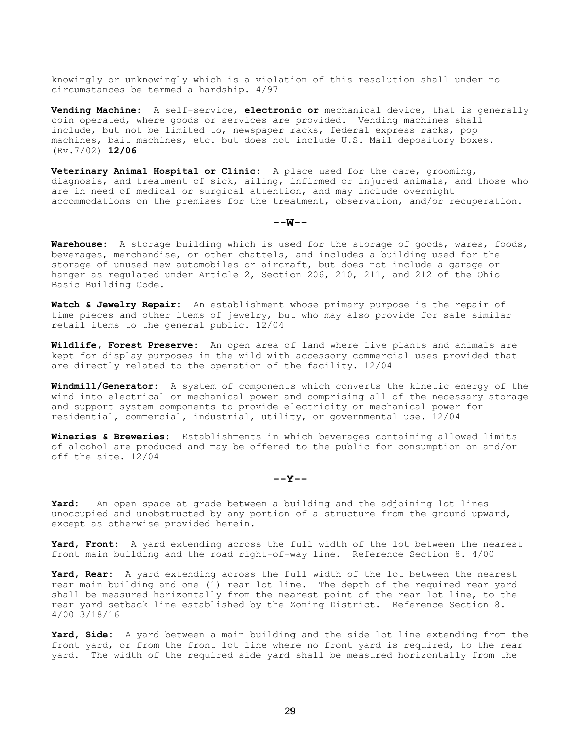knowingly or unknowingly which is a violation of this resolution shall under no circumstances be termed a hardship. 4/97

**Vending Machine:** A self-service, **electronic or** mechanical device, that is generally coin operated, where goods or services are provided. Vending machines shall include, but not be limited to, newspaper racks, federal express racks, pop machines, bait machines, etc. but does not include U.S. Mail depository boxes. (Rv.7/02) **12/06**

**Veterinary Animal Hospital or Clinic:** A place used for the care, grooming, diagnosis, and treatment of sick, ailing, infirmed or injured animals, and those who are in need of medical or surgical attention, and may include overnight accommodations on the premises for the treatment, observation, and/or recuperation.

**--W--**

**Warehouse:** A storage building which is used for the storage of goods, wares, foods, beverages, merchandise, or other chattels, and includes a building used for the storage of unused new automobiles or aircraft, but does not include a garage or hanger as regulated under Article 2, Section 206, 210, 211, and 212 of the Ohio Basic Building Code.

**Watch & Jewelry Repair:** An establishment whose primary purpose is the repair of time pieces and other items of jewelry, but who may also provide for sale similar retail items to the general public. 12/04

**Wildlife, Forest Preserve:** An open area of land where live plants and animals are kept for display purposes in the wild with accessory commercial uses provided that are directly related to the operation of the facility. 12/04

**Windmill/Generator:** A system of components which converts the kinetic energy of the wind into electrical or mechanical power and comprising all of the necessary storage and support system components to provide electricity or mechanical power for residential, commercial, industrial, utility, or governmental use. 12/04

**Wineries & Breweries:** Establishments in which beverages containing allowed limits of alcohol are produced and may be offered to the public for consumption on and/or off the site. 12/04

**--Y--**

**Yard:** An open space at grade between a building and the adjoining lot lines unoccupied and unobstructed by any portion of a structure from the ground upward, except as otherwise provided herein.

**Yard, Front:** A yard extending across the full width of the lot between the nearest front main building and the road right-of-way line. Reference Section 8. 4/00

**Yard, Rear:** A yard extending across the full width of the lot between the nearest rear main building and one (1) rear lot line. The depth of the required rear yard shall be measured horizontally from the nearest point of the rear lot line, to the rear yard setback line established by the Zoning District. Reference Section 8. 4/00 3/18/16

**Yard, Side:** A yard between a main building and the side lot line extending from the front yard, or from the front lot line where no front yard is required, to the rear yard. The width of the required side yard shall be measured horizontally from the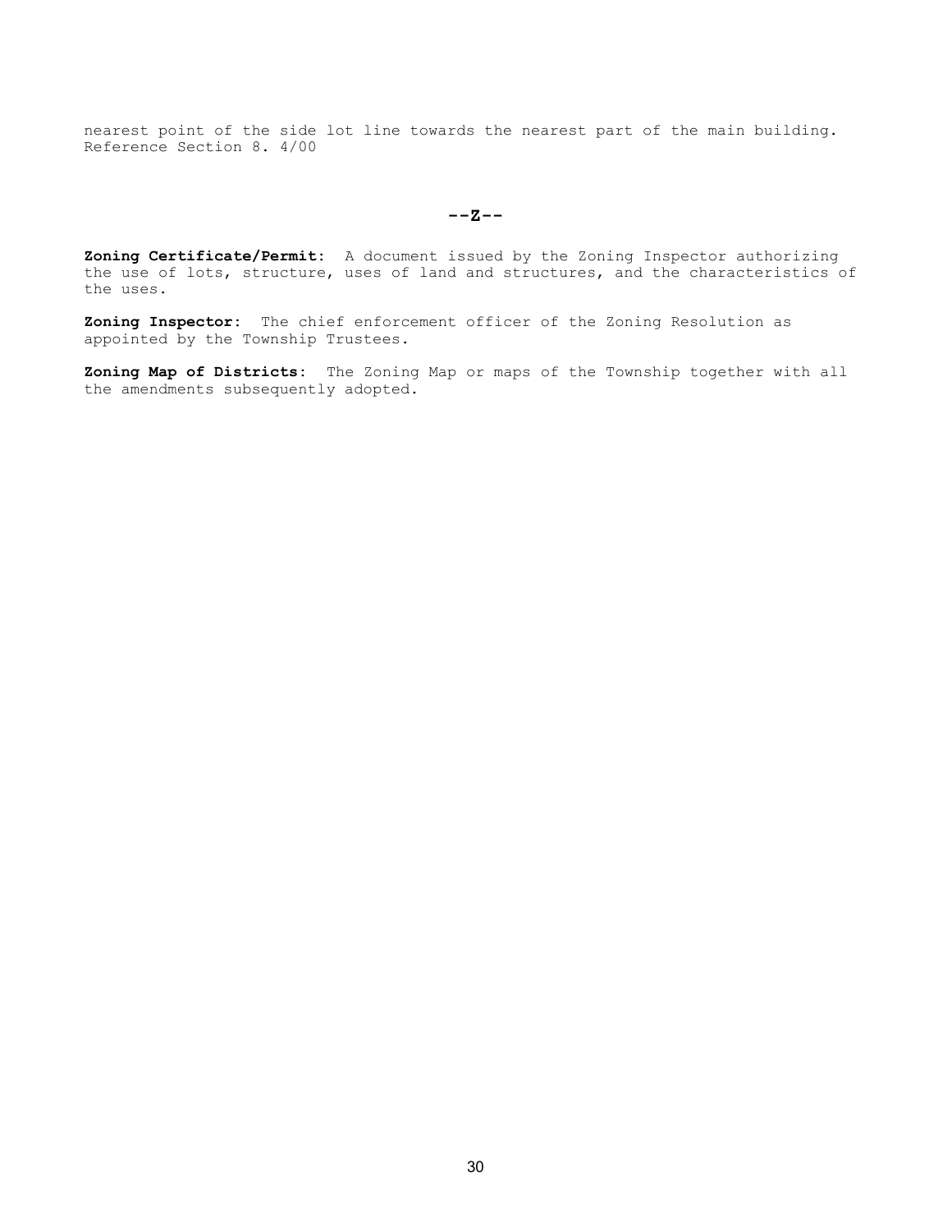nearest point of the side lot line towards the nearest part of the main building. Reference Section 8. 4/00

## --Z--

**Zoning Certificate/Permit:** A document issued by the Zoning Inspector authorizing the use of lots, structure, uses of land and structures, and the characteristics of the uses.

**Zoning Inspector:** The chief enforcement officer of the Zoning Resolution as appointed by the Township Trustees.

**Zoning Map of Districts:** The Zoning Map or maps of the Township together with all the amendments subsequently adopted.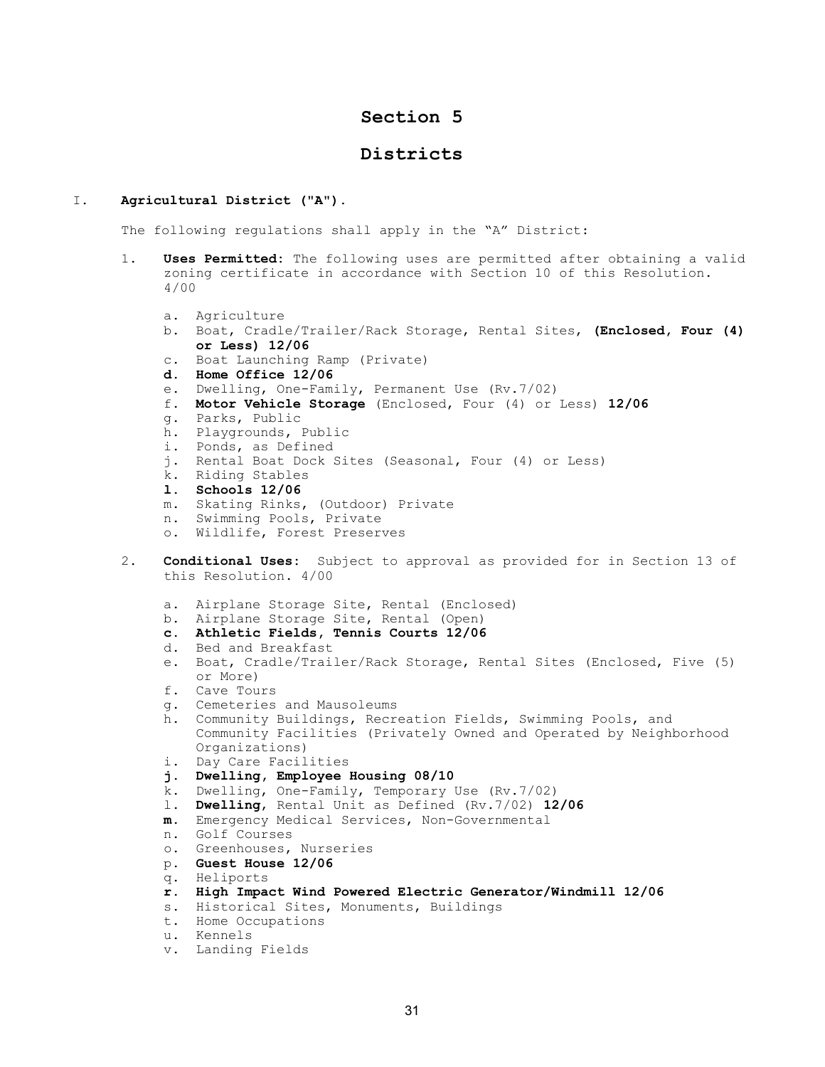# Section 5

# Districts

I. **Agricultural District ("A").**

The following regulations shall apply in the "A" District:

1. **Uses Permitted:** The following uses are permitted after obtaining a valid zoning certificate in accordance with Section 10 of this Resolution. 4/00

   a. Agriculture
   b. Boat, Cradle/Trailer/Rack Storage, Rental Sites, **(Enclosed, Four (4) or Less) 12/06**
   c. Boat Launching Ramp (Private)
   **d. Home Office 12/06**
   e. Dwelling, One-Family, Permanent Use (Rv.7/02)
   f. **Motor Vehicle Storage** (Enclosed, Four (4) or Less) **12/06**
   g. Parks, Public
   h. Playgrounds, Public
   i. Ponds, as Defined
   j. Rental Boat Dock Sites (Seasonal, Four (4) or Less)
   k. Riding Stables
   **l. Schools 12/06**
   m. Skating Rinks, (Outdoor) Private
   n. Swimming Pools, Private
   o. Wildlife, Forest Preserves

2. **Conditional Uses:** Subject to approval as provided for in Section 13 of this Resolution. 4/00

   a. Airplane Storage Site, Rental (Enclosed)
   b. Airplane Storage Site, Rental (Open)
   **c. Athletic Fields, Tennis Courts 12/06**
   d. Bed and Breakfast
   e. Boat, Cradle/Trailer/Rack Storage, Rental Sites (Enclosed, Five (5) or More)
   f. Cave Tours
   g. Cemeteries and Mausoleums
   h. Community Buildings, Recreation Fields, Swimming Pools, and Community Facilities (Privately Owned and Operated by Neighborhood Organizations)
   i. Day Care Facilities
   **j. Dwelling, Employee Housing 08/10**
   k. Dwelling, One-Family, Temporary Use (Rv.7/02)
   l. **Dwelling**, Rental Unit as Defined (Rv.7/02) **12/06**
   **m.** Emergency Medical Services, Non-Governmental
   n. Golf Courses
   o. Greenhouses, Nurseries
   **p. Guest House 12/06**
   q. Heliports
   **r. High Impact Wind Powered Electric Generator/Windmill 12/06**
   s. Historical Sites, Monuments, Buildings
   t. Home Occupations
   u. Kennels
   v. Landing Fields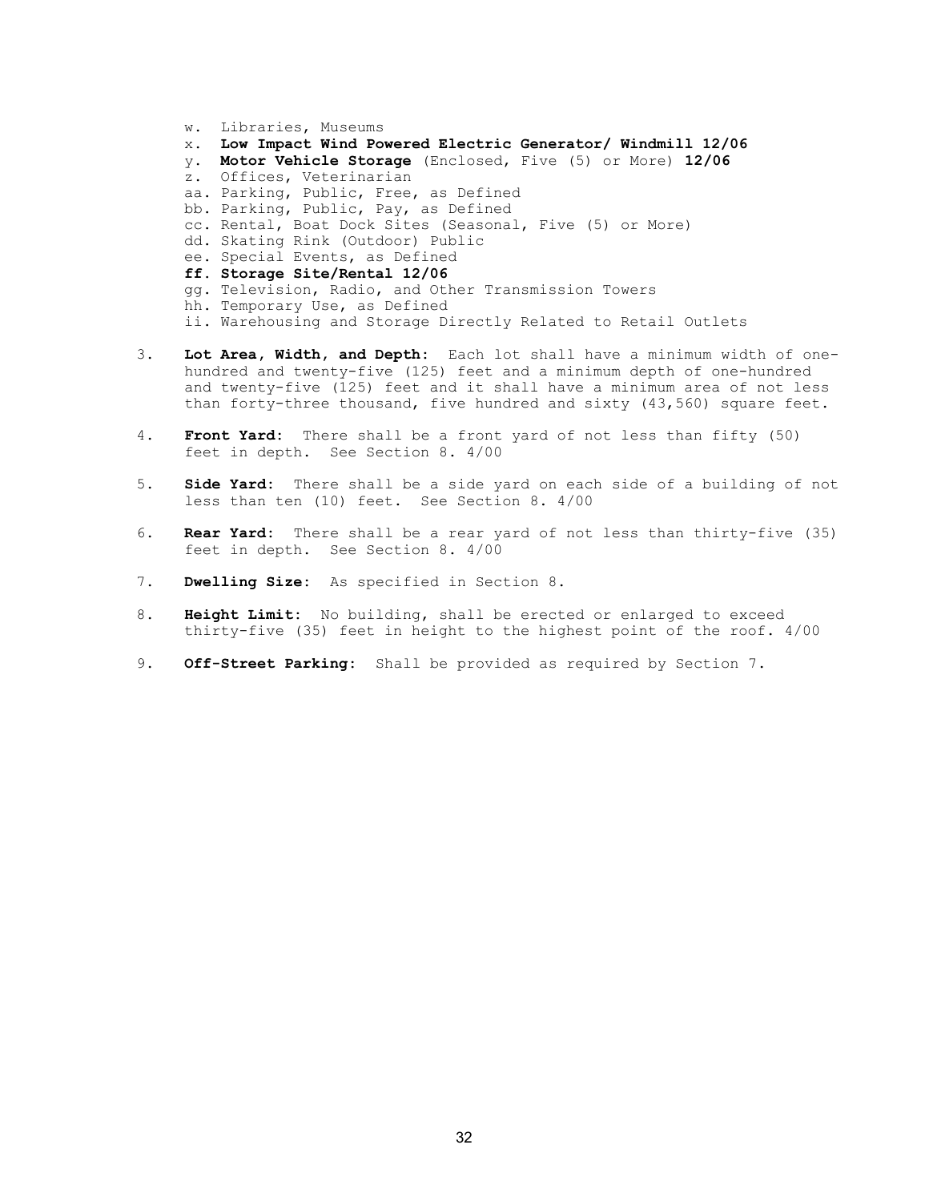w. Libraries, Museums
x. **Low Impact Wind Powered Electric Generator/ Windmill 12/06**
y. **Motor Vehicle Storage** (Enclosed, Five (5) or More) **12/06**
z. Offices, Veterinarian
aa. Parking, Public, Free, as Defined
bb. Parking, Public, Pay, as Defined
cc. Rental, Boat Dock Sites (Seasonal, Five (5) or More)
dd. Skating Rink (Outdoor) Public
ee. Special Events, as Defined
**ff. Storage Site/Rental 12/06**
gg. Television, Radio, and Other Transmission Towers
hh. Temporary Use, as Defined
ii. Warehousing and Storage Directly Related to Retail Outlets

3. **Lot Area, Width, and Depth:** Each lot shall have a minimum width of one-hundred and twenty-five (125) feet and a minimum depth of one-hundred and twenty-five (125) feet and it shall have a minimum area of not less than forty-three thousand, five hundred and sixty (43,560) square feet.

4. **Front Yard:** There shall be a front yard of not less than fifty (50) feet in depth. See Section 8. 4/00

5. **Side Yard:** There shall be a side yard on each side of a building of not less than ten (10) feet. See Section 8. 4/00

6. **Rear Yard:** There shall be a rear yard of not less than thirty-five (35) feet in depth. See Section 8. 4/00

7. **Dwelling Size:** As specified in Section 8.

8. **Height Limit:** No building, shall be erected or enlarged to exceed thirty-five (35) feet in height to the highest point of the roof. 4/00

9. **Off-Street Parking:** Shall be provided as required by Section 7.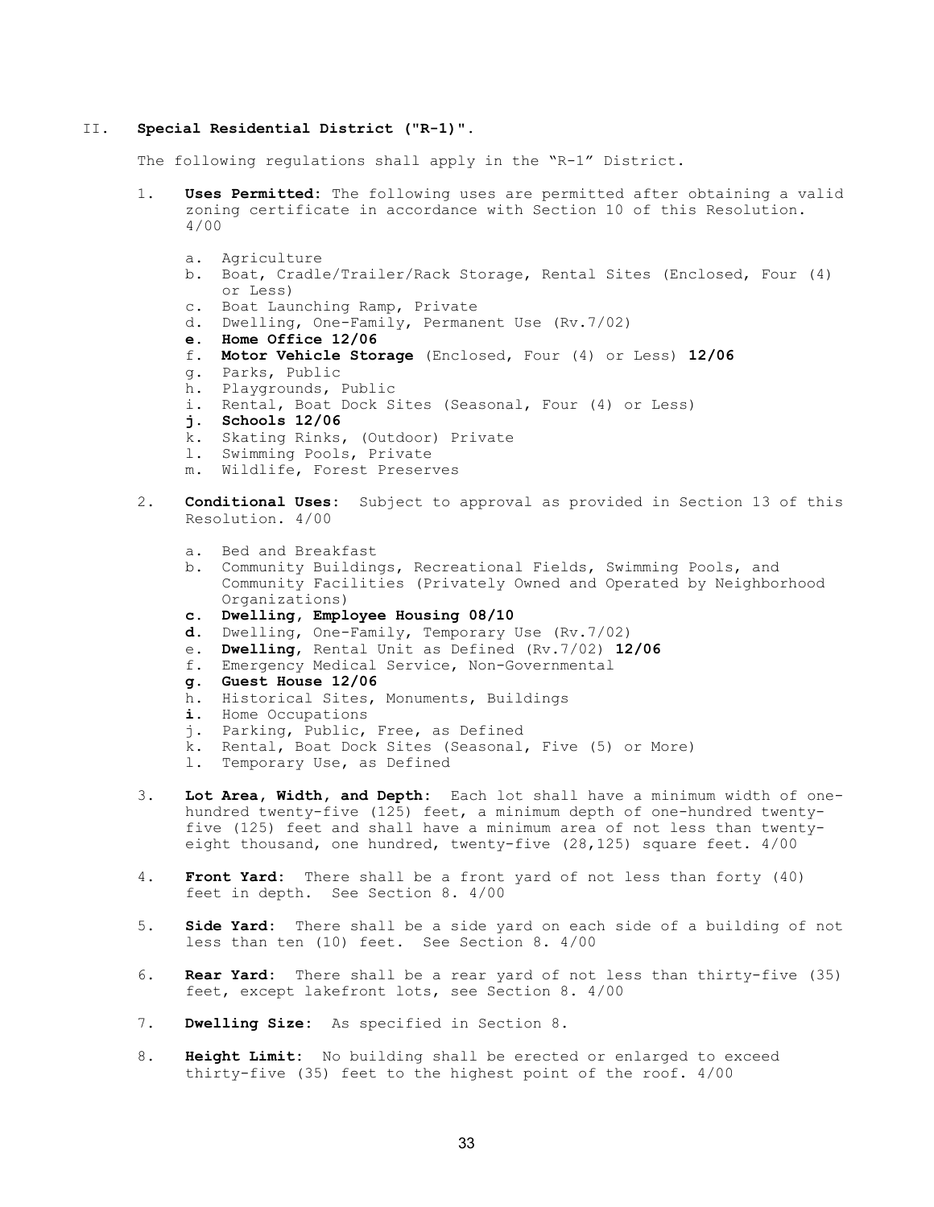## II. **Special Residential District ("R-1")**.

The following regulations shall apply in the "R-1" District.

1. **Uses Permitted:** The following uses are permitted after obtaining a valid zoning certificate in accordance with Section 10 of this Resolution. 4/00

   a. Agriculture
   b. Boat, Cradle/Trailer/Rack Storage, Rental Sites (Enclosed, Four (4) or Less)
   c. Boat Launching Ramp, Private
   d. Dwelling, One-Family, Permanent Use (Rv.7/02)
   **e. Home Office 12/06**
   f. **Motor Vehicle Storage** (Enclosed, Four (4) or Less) **12/06**
   g. Parks, Public
   h. Playgrounds, Public
   i. Rental, Boat Dock Sites (Seasonal, Four (4) or Less)
   **j. Schools 12/06**
   k. Skating Rinks, (Outdoor) Private
   l. Swimming Pools, Private
   m. Wildlife, Forest Preserves

2. **Conditional Uses:** Subject to approval as provided in Section 13 of this Resolution. 4/00

   a. Bed and Breakfast
   b. Community Buildings, Recreational Fields, Swimming Pools, and Community Facilities (Privately Owned and Operated by Neighborhood Organizations)
   **c. Dwelling, Employee Housing 08/10**
   **d.** Dwelling, One-Family, Temporary Use (Rv.7/02)
   e. **Dwelling**, Rental Unit as Defined (Rv.7/02) **12/06**
   f. Emergency Medical Service, Non-Governmental
   **g. Guest House 12/06**
   h. Historical Sites, Monuments, Buildings
   **i.** Home Occupations
   j. Parking, Public, Free, as Defined
   k. Rental, Boat Dock Sites (Seasonal, Five (5) or More)
   l. Temporary Use, as Defined

3. **Lot Area, Width, and Depth:** Each lot shall have a minimum width of one-hundred twenty-five (125) feet, a minimum depth of one-hundred twenty-five (125) feet and shall have a minimum area of not less than twenty-eight thousand, one hundred, twenty-five (28,125) square feet. 4/00

4. **Front Yard:** There shall be a front yard of not less than forty (40) feet in depth. See Section 8. 4/00

5. **Side Yard:** There shall be a side yard on each side of a building of not less than ten (10) feet. See Section 8. 4/00

6. **Rear Yard:** There shall be a rear yard of not less than thirty-five (35) feet, except lakefront lots, see Section 8. 4/00

7. **Dwelling Size:** As specified in Section 8.

8. **Height Limit:** No building shall be erected or enlarged to exceed thirty-five (35) feet to the highest point of the roof. 4/00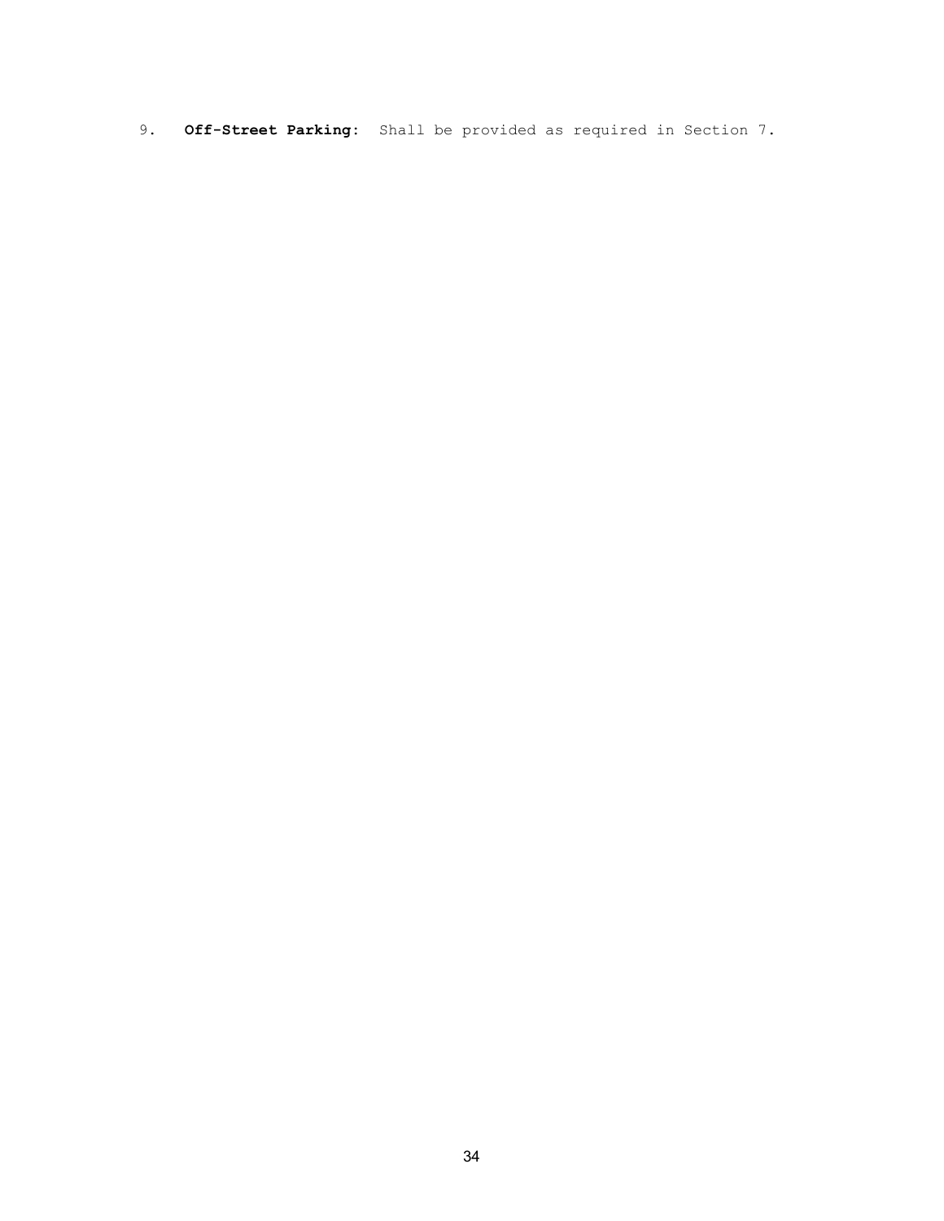9. **Off-Street Parking**: Shall be provided as required in Section 7.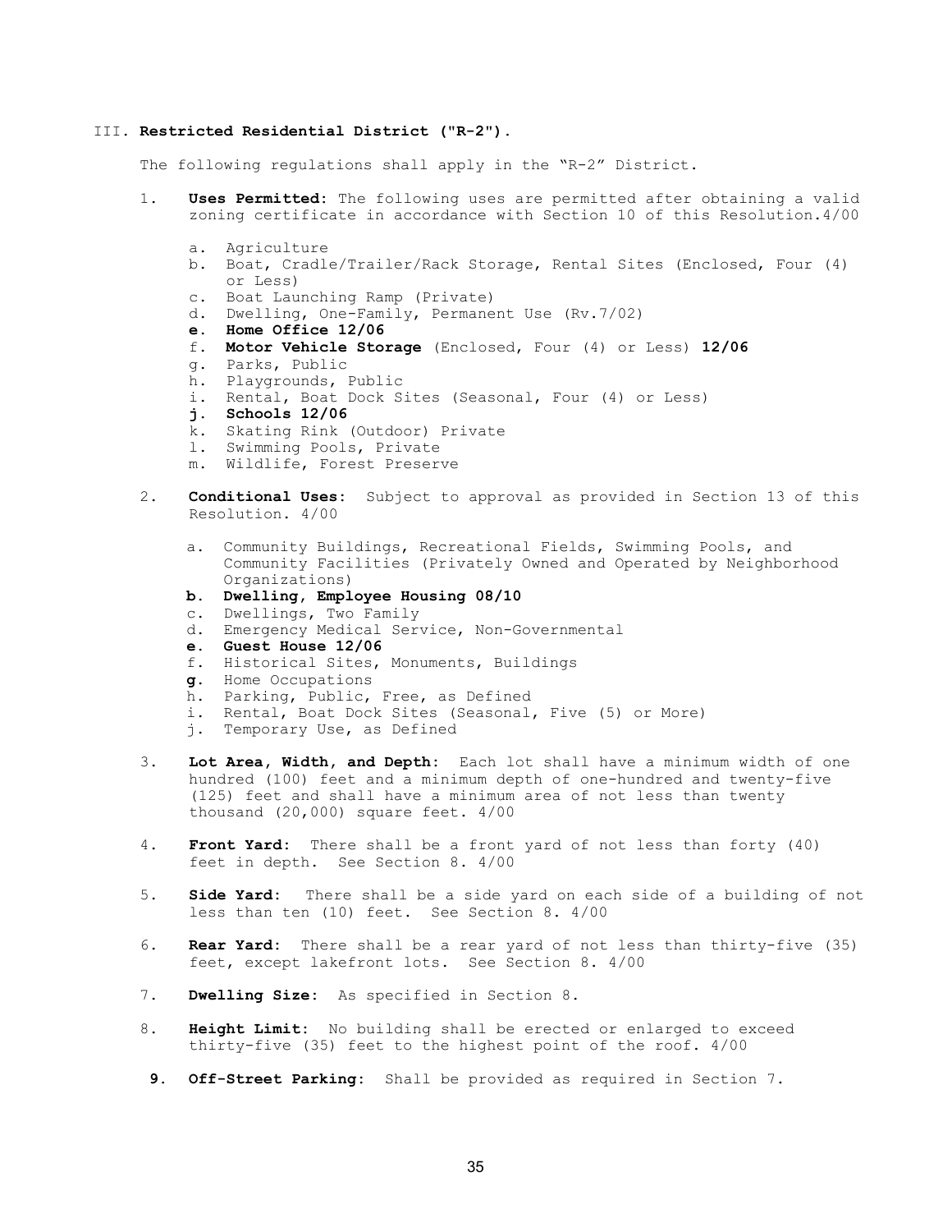III. **Restricted Residential District ("R-2").**

The following regulations shall apply in the "R-2" District.

1. **Uses Permitted:** The following uses are permitted after obtaining a valid zoning certificate in accordance with Section 10 of this Resolution.4/00

   a. Agriculture
   b. Boat, Cradle/Trailer/Rack Storage, Rental Sites (Enclosed, Four (4) or Less)
   c. Boat Launching Ramp (Private)
   d. Dwelling, One-Family, Permanent Use (Rv.7/02)
   **e. Home Office 12/06**
   f. **Motor Vehicle Storage** (Enclosed, Four (4) or Less) **12/06**
   g. Parks, Public
   h. Playgrounds, Public
   i. Rental, Boat Dock Sites (Seasonal, Four (4) or Less)
   **j. Schools 12/06**
   k. Skating Rink (Outdoor) Private
   l. Swimming Pools, Private
   m. Wildlife, Forest Preserve

2. **Conditional Uses:** Subject to approval as provided in Section 13 of this Resolution. 4/00

   a. Community Buildings, Recreational Fields, Swimming Pools, and Community Facilities (Privately Owned and Operated by Neighborhood Organizations)
   **b. Dwelling, Employee Housing 08/10**
   c. Dwellings, Two Family
   d. Emergency Medical Service, Non-Governmental
   **e. Guest House 12/06**
   f. Historical Sites, Monuments, Buildings
   **g.** Home Occupations
   h. Parking, Public, Free, as Defined
   i. Rental, Boat Dock Sites (Seasonal, Five (5) or More)
   j. Temporary Use, as Defined

3. **Lot Area, Width, and Depth:** Each lot shall have a minimum width of one hundred (100) feet and a minimum depth of one-hundred and twenty-five (125) feet and shall have a minimum area of not less than twenty thousand (20,000) square feet. 4/00

4. **Front Yard:** There shall be a front yard of not less than forty (40) feet in depth. See Section 8. 4/00

5. **Side Yard:** There shall be a side yard on each side of a building of not less than ten (10) feet. See Section 8. 4/00

6. **Rear Yard:** There shall be a rear yard of not less than thirty-five (35) feet, except lakefront lots. See Section 8. 4/00

7. **Dwelling Size:** As specified in Section 8.

8. **Height Limit:** No building shall be erected or enlarged to exceed thirty-five (35) feet to the highest point of the roof. 4/00

**9.** **Off-Street Parking:** Shall be provided as required in Section 7.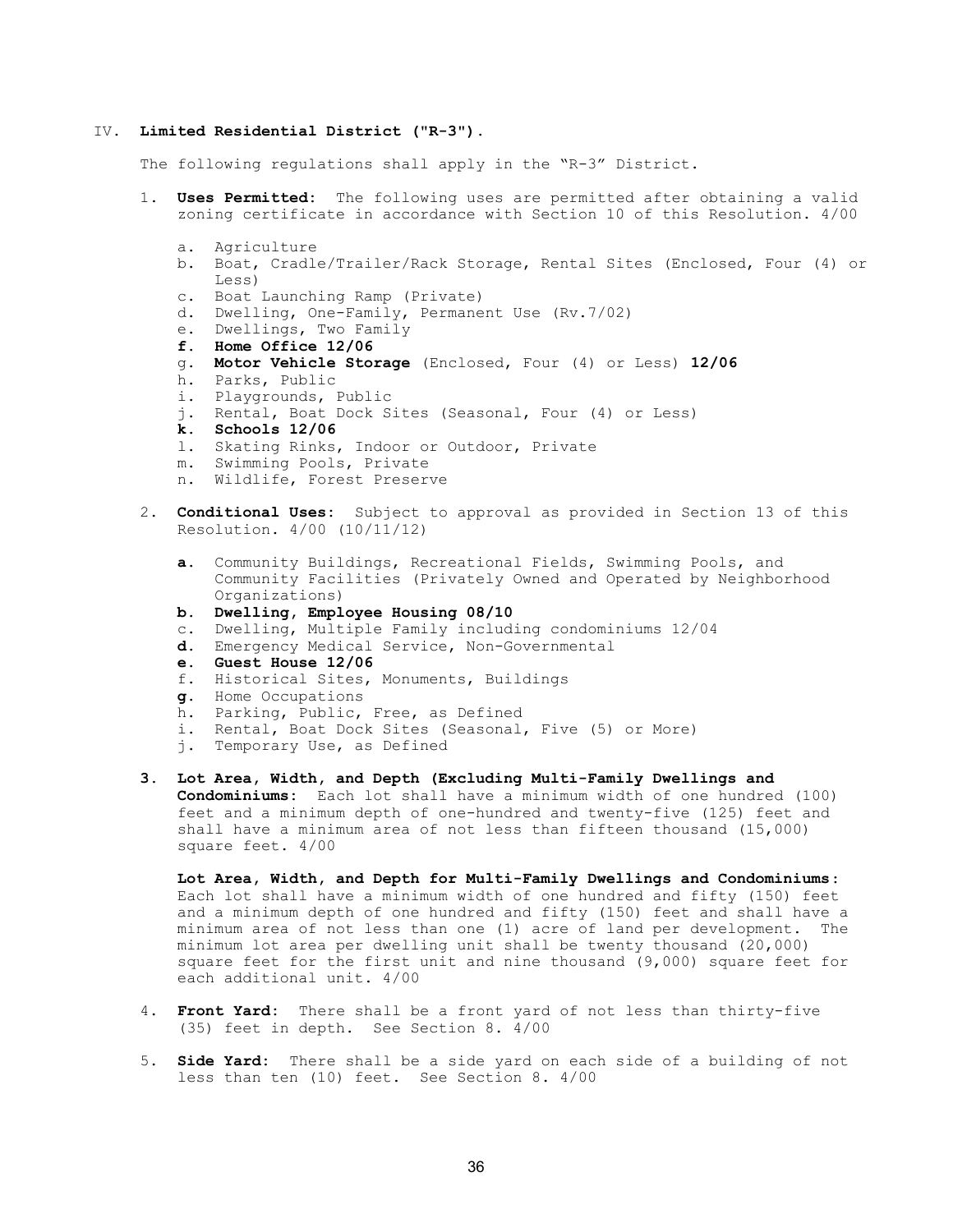## IV. **Limited Residential District ("R-3").**

The following regulations shall apply in the "R-3" District.

1. **Uses Permitted:** The following uses are permitted after obtaining a valid zoning certificate in accordance with Section 10 of this Resolution. 4/00

   a. Agriculture
   b. Boat, Cradle/Trailer/Rack Storage, Rental Sites (Enclosed, Four (4) or Less)
   c. Boat Launching Ramp (Private)
   d. Dwelling, One-Family, Permanent Use (Rv.7/02)
   e. Dwellings, Two Family
   **f. Home Office 12/06**
   g. **Motor Vehicle Storage** (Enclosed, Four (4) or Less) **12/06**
   h. Parks, Public
   i. Playgrounds, Public
   j. Rental, Boat Dock Sites (Seasonal, Four (4) or Less)
   **k. Schools 12/06**
   l. Skating Rinks, Indoor or Outdoor, Private
   m. Swimming Pools, Private
   n. Wildlife, Forest Preserve

2. **Conditional Uses:** Subject to approval as provided in Section 13 of this Resolution. 4/00 (10/11/12)

   **a.** Community Buildings, Recreational Fields, Swimming Pools, and Community Facilities (Privately Owned and Operated by Neighborhood Organizations)
   **b. Dwelling, Employee Housing 08/10**
   c. Dwelling, Multiple Family including condominiums 12/04
   **d.** Emergency Medical Service, Non-Governmental
   **e. Guest House 12/06**
   f. Historical Sites, Monuments, Buildings
   **g.** Home Occupations
   h. Parking, Public, Free, as Defined
   i. Rental, Boat Dock Sites (Seasonal, Five (5) or More)
   j. Temporary Use, as Defined

3. **Lot Area, Width, and Depth (Excluding Multi-Family Dwellings and Condominiums:** Each lot shall have a minimum width of one hundred (100) feet and a minimum depth of one-hundred and twenty-five (125) feet and shall have a minimum area of not less than fifteen thousand (15,000) square feet. 4/00

   **Lot Area, Width, and Depth for Multi-Family Dwellings and Condominiums:** Each lot shall have a minimum width of one hundred and fifty (150) feet and a minimum depth of one hundred and fifty (150) feet and shall have a minimum area of not less than one (1) acre of land per development. The minimum lot area per dwelling unit shall be twenty thousand (20,000) square feet for the first unit and nine thousand (9,000) square feet for each additional unit. 4/00

4. **Front Yard:** There shall be a front yard of not less than thirty-five (35) feet in depth. See Section 8. 4/00

5. **Side Yard:** There shall be a side yard on each side of a building of not less than ten (10) feet. See Section 8. 4/00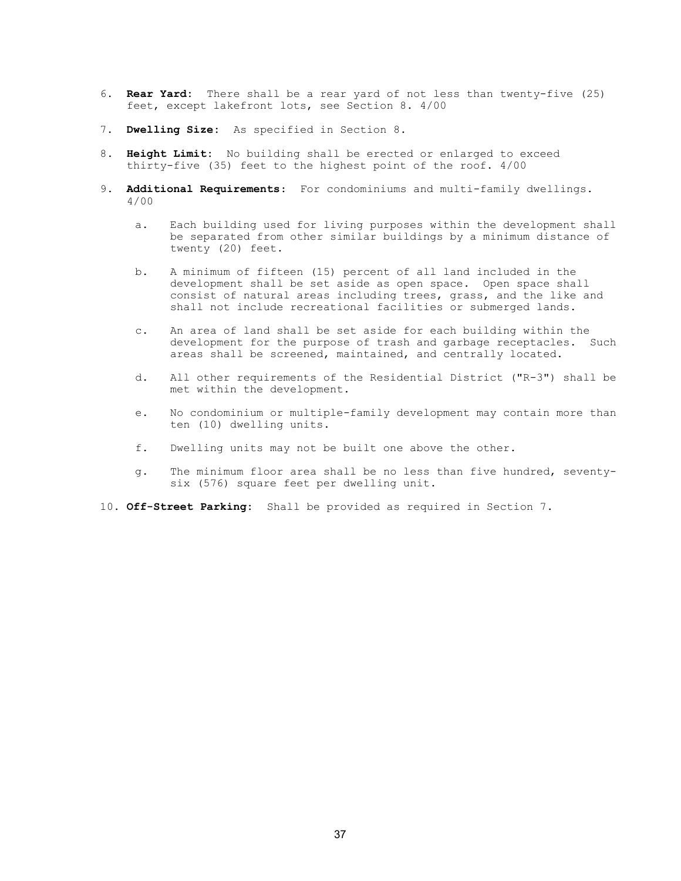6. **Rear Yard:** There shall be a rear yard of not less than twenty-five (25) feet, except lakefront lots, see Section 8. 4/00

7. **Dwelling Size:** As specified in Section 8.

8. **Height Limit:** No building shall be erected or enlarged to exceed thirty-five (35) feet to the highest point of the roof. 4/00

9. **Additional Requirements:** For condominiums and multi-family dwellings. 4/00

   a. Each building used for living purposes within the development shall be separated from other similar buildings by a minimum distance of twenty (20) feet.

   b. A minimum of fifteen (15) percent of all land included in the development shall be set aside as open space. Open space shall consist of natural areas including trees, grass, and the like and shall not include recreational facilities or submerged lands.

   c. An area of land shall be set aside for each building within the development for the purpose of trash and garbage receptacles. Such areas shall be screened, maintained, and centrally located.

   d. All other requirements of the Residential District ("R-3") shall be met within the development.

   e. No condominium or multiple-family development may contain more than ten (10) dwelling units.

   f. Dwelling units may not be built one above the other.

   g. The minimum floor area shall be no less than five hundred, seventy-six (576) square feet per dwelling unit.

10. **Off-Street Parking:** Shall be provided as required in Section 7.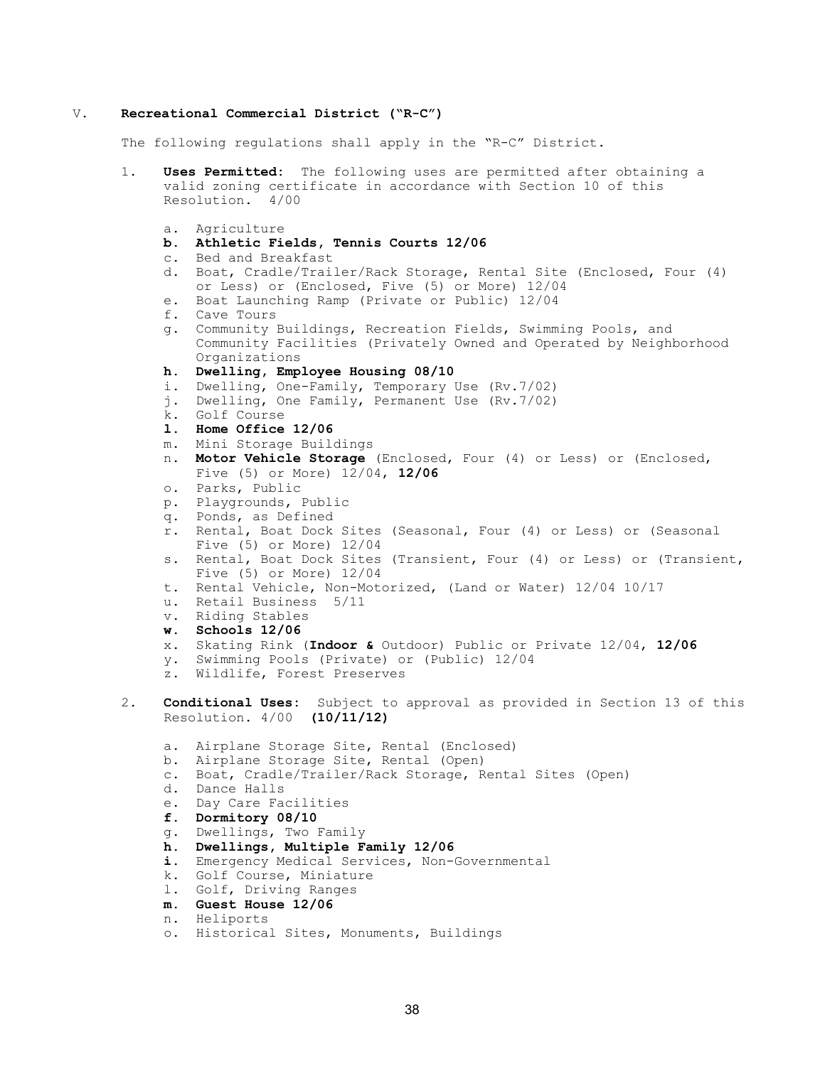## V. **Recreational Commercial District ("R-C")**

The following regulations shall apply in the "R-C" District.

1. **Uses Permitted:** The following uses are permitted after obtaining a valid zoning certificate in accordance with Section 10 of this Resolution. 4/00

    a. Agriculture
    **b. Athletic Fields, Tennis Courts 12/06**
    c. Bed and Breakfast
    d. Boat, Cradle/Trailer/Rack Storage, Rental Site (Enclosed, Four (4) or Less) or (Enclosed, Five (5) or More) 12/04
    e. Boat Launching Ramp (Private or Public) 12/04
    f. Cave Tours
    g. Community Buildings, Recreation Fields, Swimming Pools, and Community Facilities (Privately Owned and Operated by Neighborhood Organizations
    **h. Dwelling, Employee Housing 08/10**
    i. Dwelling, One-Family, Temporary Use (Rv.7/02)
    j. Dwelling, One Family, Permanent Use (Rv.7/02)
    k. Golf Course
    **l. Home Office 12/06**
    m. Mini Storage Buildings
    n. **Motor Vehicle Storage** (Enclosed, Four (4) or Less) or (Enclosed, Five (5) or More) 12/04, **12/06**
    o. Parks, Public
    p. Playgrounds, Public
    q. Ponds, as Defined
    r. Rental, Boat Dock Sites (Seasonal, Four (4) or Less) or (Seasonal Five (5) or More) 12/04
    s. Rental, Boat Dock Sites (Transient, Four (4) or Less) or (Transient, Five (5) or More) 12/04
    t. Rental Vehicle, Non-Motorized, (Land or Water) 12/04 10/17
    u. Retail Business 5/11
    v. Riding Stables
    **w. Schools 12/06**
    x. Skating Rink (**Indoor &** Outdoor) Public or Private 12/04, **12/06**
    y. Swimming Pools (Private) or (Public) 12/04
    z. Wildlife, Forest Preserves

2. **Conditional Uses:** Subject to approval as provided in Section 13 of this Resolution. 4/00 **(10/11/12)**

    a. Airplane Storage Site, Rental (Enclosed)
    b. Airplane Storage Site, Rental (Open)
    c. Boat, Cradle/Trailer/Rack Storage, Rental Sites (Open)
    d. Dance Halls
    e. Day Care Facilities
    **f. Dormitory 08/10**
    g. Dwellings, Two Family
    **h. Dwellings, Multiple Family 12/06**
    **i.** Emergency Medical Services, Non-Governmental
    k. Golf Course, Miniature
    l. Golf, Driving Ranges
    **m. Guest House 12/06**
    n. Heliports
    o. Historical Sites, Monuments, Buildings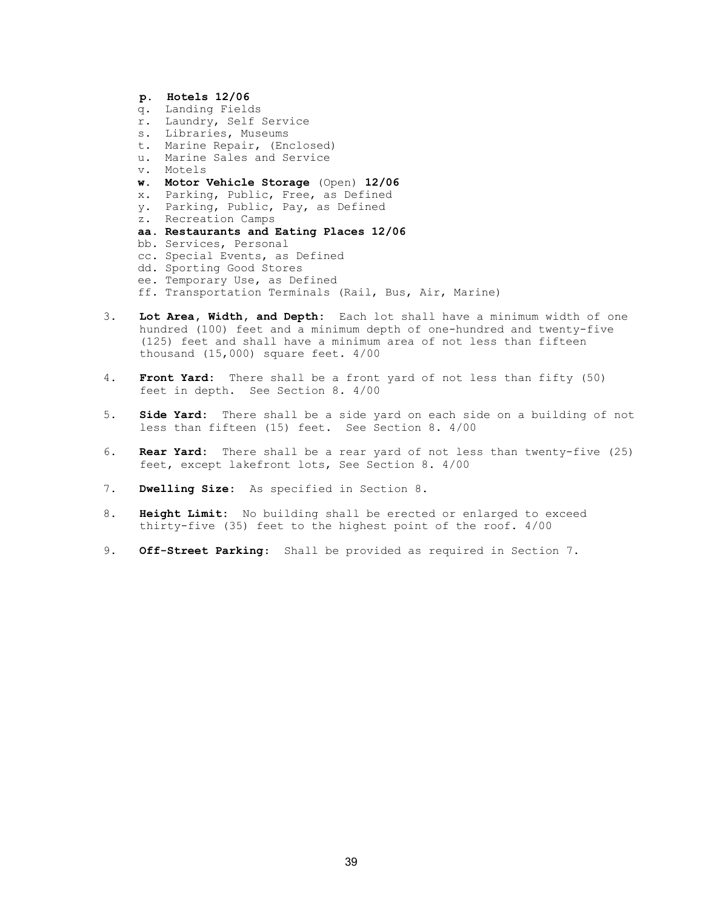**p. Hotels 12/06**
q. Landing Fields
r. Laundry, Self Service
s. Libraries, Museums
t. Marine Repair, (Enclosed)
u. Marine Sales and Service
v. Motels
**w. Motor Vehicle Storage** (Open) **12/06**
x. Parking, Public, Free, as Defined
y. Parking, Public, Pay, as Defined
z. Recreation Camps
**aa. Restaurants and Eating Places 12/06**
bb. Services, Personal
cc. Special Events, as Defined
dd. Sporting Good Stores
ee. Temporary Use, as Defined
ff. Transportation Terminals (Rail, Bus, Air, Marine)

3. **Lot Area, Width, and Depth:** Each lot shall have a minimum width of one hundred (100) feet and a minimum depth of one-hundred and twenty-five (125) feet and shall have a minimum area of not less than fifteen thousand (15,000) square feet. 4/00

4. **Front Yard:** There shall be a front yard of not less than fifty (50) feet in depth. See Section 8. 4/00

5. **Side Yard:** There shall be a side yard on each side on a building of not less than fifteen (15) feet. See Section 8. 4/00

6. **Rear Yard:** There shall be a rear yard of not less than twenty-five (25) feet, except lakefront lots, See Section 8. 4/00

7. **Dwelling Size:** As specified in Section 8.

8. **Height Limit:** No building shall be erected or enlarged to exceed thirty-five (35) feet to the highest point of the roof. 4/00

9. **Off-Street Parking:** Shall be provided as required in Section 7.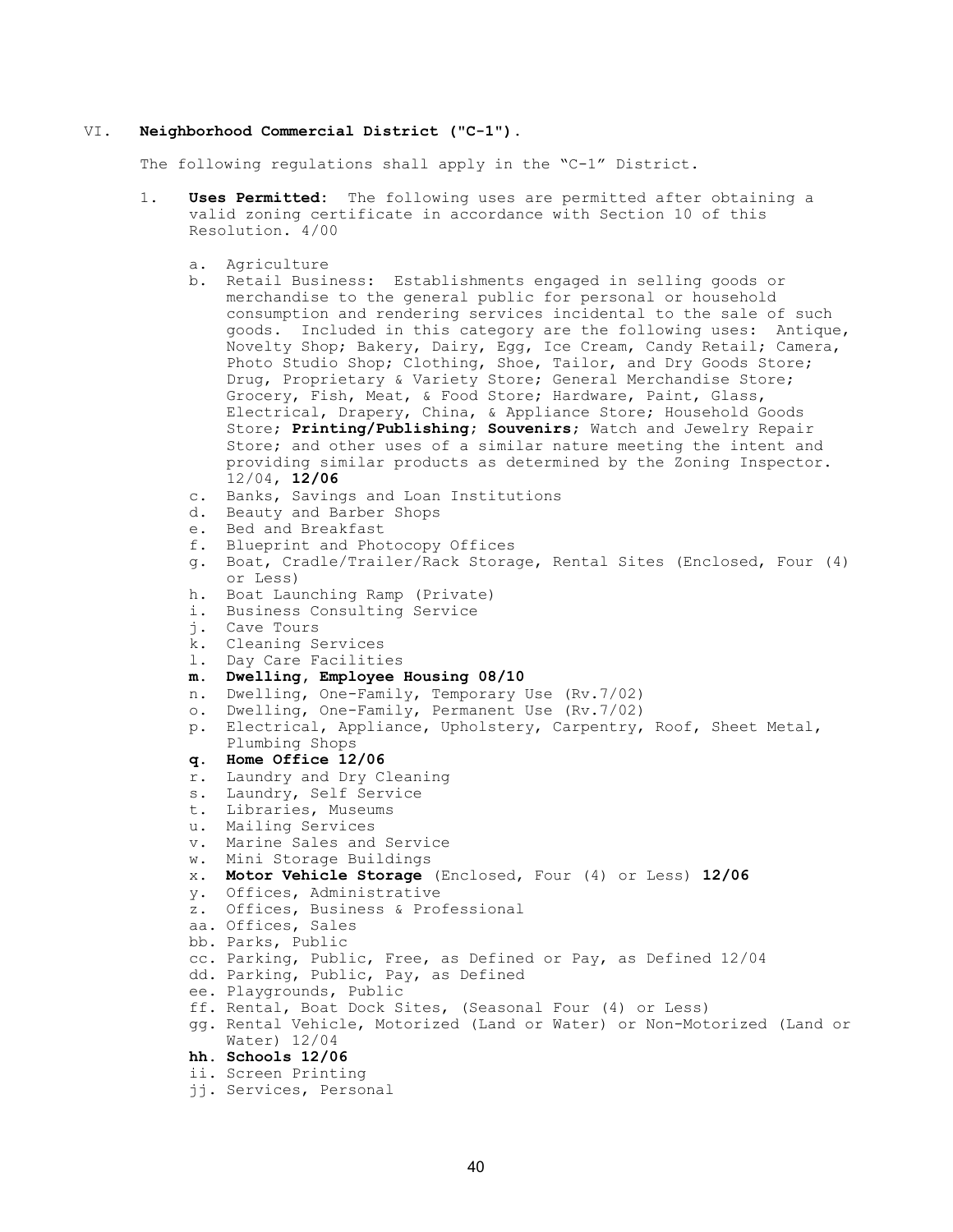## VI. **Neighborhood Commercial District ("C-1").**

The following regulations shall apply in the "C-1" District.

1. **Uses Permitted:** The following uses are permitted after obtaining a valid zoning certificate in accordance with Section 10 of this Resolution. 4/00

    a. Agriculture
    b. Retail Business: Establishments engaged in selling goods or merchandise to the general public for personal or household consumption and rendering services incidental to the sale of such goods. Included in this category are the following uses: Antique, Novelty Shop; Bakery, Dairy, Egg, Ice Cream, Candy Retail; Camera, Photo Studio Shop; Clothing, Shoe, Tailor, and Dry Goods Store; Drug, Proprietary & Variety Store; General Merchandise Store; Grocery, Fish, Meat, & Food Store; Hardware, Paint, Glass, Electrical, Drapery, China, & Appliance Store; Household Goods Store; **Printing/Publishing**; **Souvenirs**; Watch and Jewelry Repair Store; and other uses of a similar nature meeting the intent and providing similar products as determined by the Zoning Inspector. 12/04, **12/06**
    c. Banks, Savings and Loan Institutions
    d. Beauty and Barber Shops
    e. Bed and Breakfast
    f. Blueprint and Photocopy Offices
    g. Boat, Cradle/Trailer/Rack Storage, Rental Sites (Enclosed, Four (4) or Less)
    h. Boat Launching Ramp (Private)
    i. Business Consulting Service
    j. Cave Tours
    k. Cleaning Services
    l. Day Care Facilities
    **m. Dwelling, Employee Housing 08/10**
    n. Dwelling, One-Family, Temporary Use (Rv.7/02)
    o. Dwelling, One-Family, Permanent Use (Rv.7/02)
    p. Electrical, Appliance, Upholstery, Carpentry, Roof, Sheet Metal, Plumbing Shops
    **q. Home Office 12/06**
    r. Laundry and Dry Cleaning
    s. Laundry, Self Service
    t. Libraries, Museums
    u. Mailing Services
    v. Marine Sales and Service
    w. Mini Storage Buildings
    x. **Motor Vehicle Storage** (Enclosed, Four (4) or Less) **12/06**
    y. Offices, Administrative
    z. Offices, Business & Professional
    aa. Offices, Sales
    bb. Parks, Public
    cc. Parking, Public, Free, as Defined or Pay, as Defined 12/04
    dd. Parking, Public, Pay, as Defined
    ee. Playgrounds, Public
    ff. Rental, Boat Dock Sites, (Seasonal Four (4) or Less)
    gg. Rental Vehicle, Motorized (Land or Water) or Non-Motorized (Land or Water) 12/04
    **hh. Schools 12/06**
    ii. Screen Printing
    jj. Services, Personal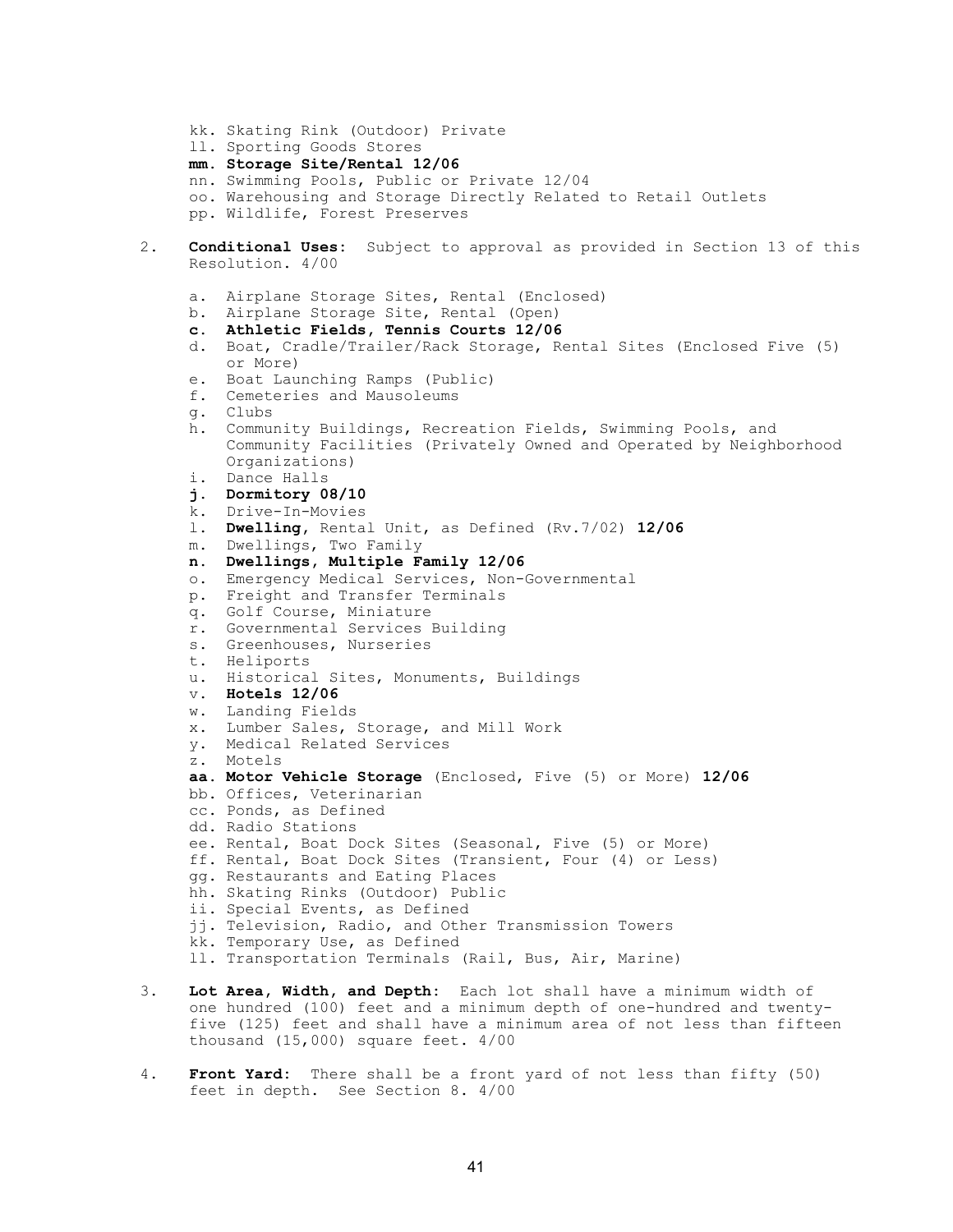kk. Skating Rink (Outdoor) Private
ll. Sporting Goods Stores
**mm. Storage Site/Rental 12/06**
nn. Swimming Pools, Public or Private 12/04
oo. Warehousing and Storage Directly Related to Retail Outlets
pp. Wildlife, Forest Preserves

2. **Conditional Uses:** Subject to approval as provided in Section 13 of this Resolution. 4/00

   a. Airplane Storage Sites, Rental (Enclosed)
   b. Airplane Storage Site, Rental (Open)
   **c. Athletic Fields, Tennis Courts 12/06**
   d. Boat, Cradle/Trailer/Rack Storage, Rental Sites (Enclosed Five (5) or More)
   e. Boat Launching Ramps (Public)
   f. Cemeteries and Mausoleums
   g. Clubs
   h. Community Buildings, Recreation Fields, Swimming Pools, and Community Facilities (Privately Owned and Operated by Neighborhood Organizations)
   i. Dance Halls
   **j. Dormitory 08/10**
   k. Drive-In-Movies
   l. **Dwelling**, Rental Unit, as Defined (Rv.7/02) **12/06**
   m. Dwellings, Two Family
   **n. Dwellings, Multiple Family 12/06**
   o. Emergency Medical Services, Non-Governmental
   p. Freight and Transfer Terminals
   q. Golf Course, Miniature
   r. Governmental Services Building
   s. Greenhouses, Nurseries
   t. Heliports
   u. Historical Sites, Monuments, Buildings
   v. **Hotels 12/06**
   w. Landing Fields
   x. Lumber Sales, Storage, and Mill Work
   y. Medical Related Services
   z. Motels
   **aa. Motor Vehicle Storage** (Enclosed, Five (5) or More) **12/06**
   bb. Offices, Veterinarian
   cc. Ponds, as Defined
   dd. Radio Stations
   ee. Rental, Boat Dock Sites (Seasonal, Five (5) or More)
   ff. Rental, Boat Dock Sites (Transient, Four (4) or Less)
   gg. Restaurants and Eating Places
   hh. Skating Rinks (Outdoor) Public
   ii. Special Events, as Defined
   jj. Television, Radio, and Other Transmission Towers
   kk. Temporary Use, as Defined
   ll. Transportation Terminals (Rail, Bus, Air, Marine)

3. **Lot Area, Width, and Depth:** Each lot shall have a minimum width of one hundred (100) feet and a minimum depth of one-hundred and twenty-five (125) feet and shall have a minimum area of not less than fifteen thousand (15,000) square feet. 4/00

4. **Front Yard:** There shall be a front yard of not less than fifty (50) feet in depth. See Section 8. 4/00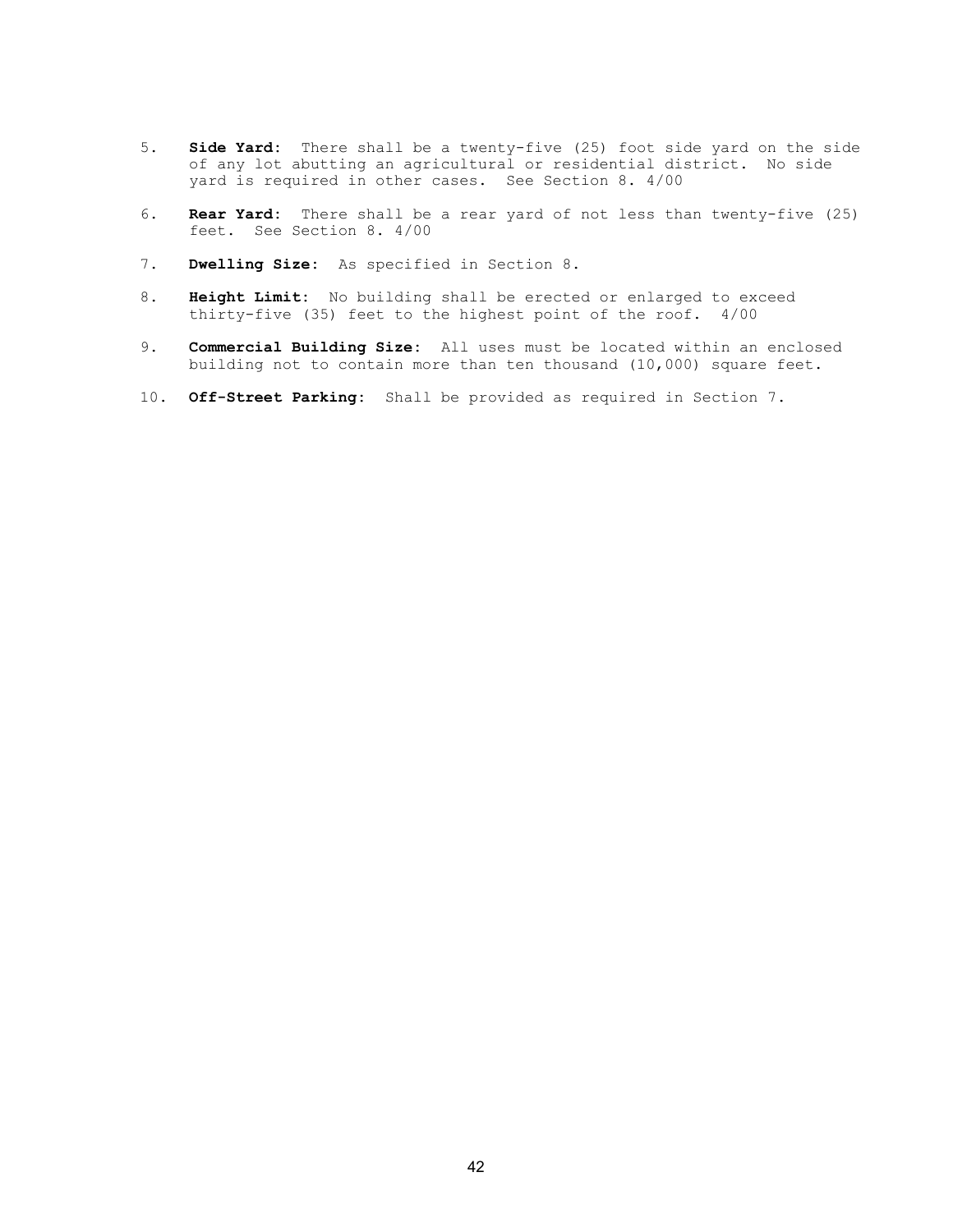5. **Side Yard:** There shall be a twenty-five (25) foot side yard on the side of any lot abutting an agricultural or residential district. No side yard is required in other cases. See Section 8. 4/00

6. **Rear Yard:** There shall be a rear yard of not less than twenty-five (25) feet. See Section 8. 4/00

7. **Dwelling Size:** As specified in Section 8.

8. **Height Limit:** No building shall be erected or enlarged to exceed thirty-five (35) feet to the highest point of the roof. 4/00

9. **Commercial Building Size:** All uses must be located within an enclosed building not to contain more than ten thousand (10,000) square feet.

10. **Off-Street Parking:** Shall be provided as required in Section 7.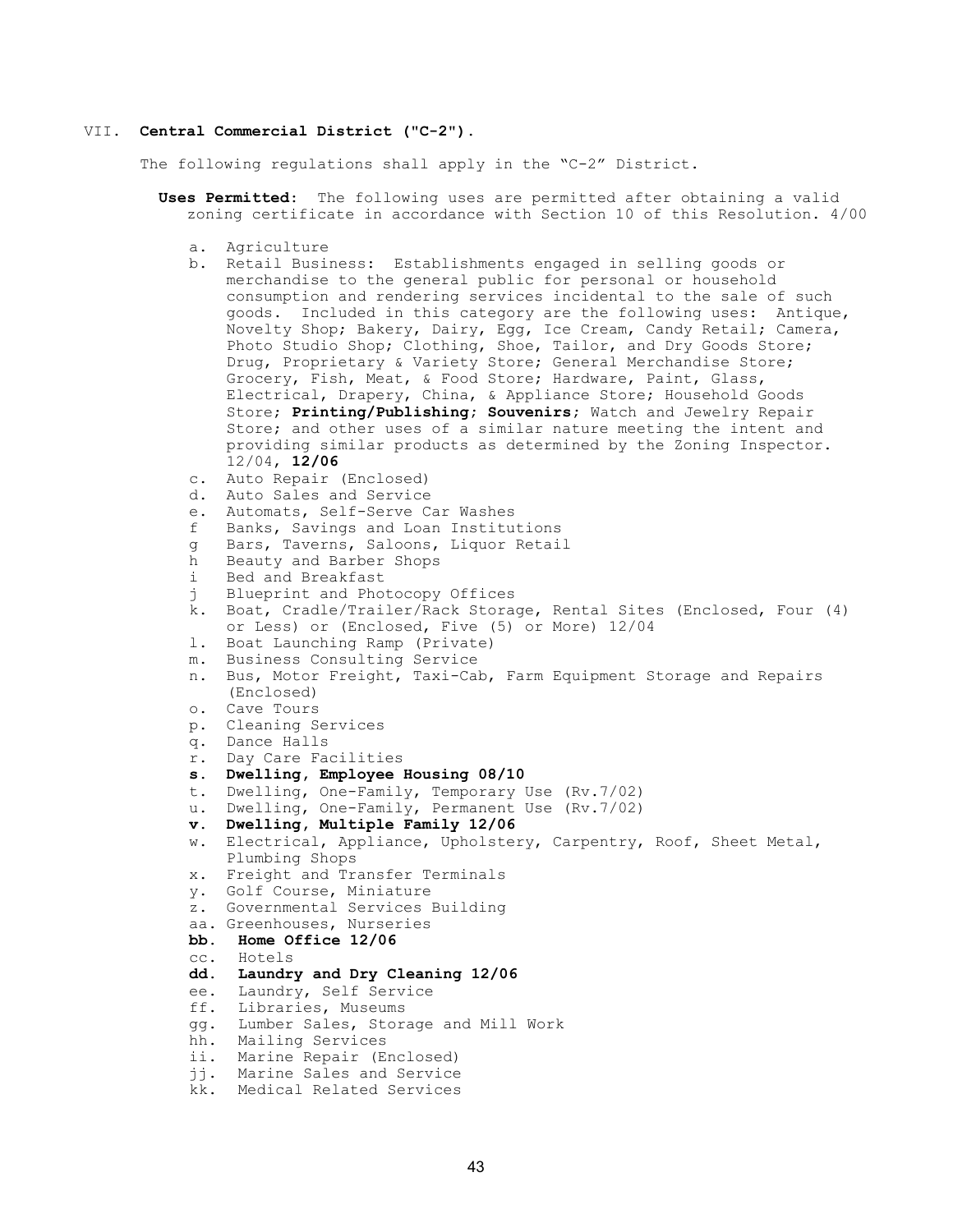## VII. **Central Commercial District ("C-2").**

The following regulations shall apply in the "C-2" District.

**Uses Permitted**: The following uses are permitted after obtaining a valid zoning certificate in accordance with Section 10 of this Resolution. 4/00

- a. Agriculture
- b. Retail Business: Establishments engaged in selling goods or merchandise to the general public for personal or household consumption and rendering services incidental to the sale of such goods. Included in this category are the following uses: Antique, Novelty Shop; Bakery, Dairy, Egg, Ice Cream, Candy Retail; Camera, Photo Studio Shop; Clothing, Shoe, Tailor, and Dry Goods Store; Drug, Proprietary & Variety Store; General Merchandise Store; Grocery, Fish, Meat, & Food Store; Hardware, Paint, Glass, Electrical, Drapery, China, & Appliance Store; Household Goods Store; **Printing/Publishing**; **Souvenirs**; Watch and Jewelry Repair Store; and other uses of a similar nature meeting the intent and providing similar products as determined by the Zoning Inspector. 12/04, **12/06**
- c. Auto Repair (Enclosed)
- d. Auto Sales and Service
- e. Automats, Self-Serve Car Washes
- f Banks, Savings and Loan Institutions
- g Bars, Taverns, Saloons, Liquor Retail
- h Beauty and Barber Shops
- i Bed and Breakfast
- j Blueprint and Photocopy Offices
- k. Boat, Cradle/Trailer/Rack Storage, Rental Sites (Enclosed, Four (4) or Less) or (Enclosed, Five (5) or More) 12/04
- l. Boat Launching Ramp (Private)
- m. Business Consulting Service
- n. Bus, Motor Freight, Taxi-Cab, Farm Equipment Storage and Repairs (Enclosed)
- o. Cave Tours
- p. Cleaning Services
- q. Dance Halls
- r. Day Care Facilities
- **s. Dwelling, Employee Housing 08/10**
- t. Dwelling, One-Family, Temporary Use (Rv.7/02)
- u. Dwelling, One-Family, Permanent Use (Rv.7/02)
- **v. Dwelling, Multiple Family 12/06**
- w. Electrical, Appliance, Upholstery, Carpentry, Roof, Sheet Metal, Plumbing Shops
- x. Freight and Transfer Terminals
- y. Golf Course, Miniature
- z. Governmental Services Building
- aa. Greenhouses, Nurseries
- **bb. Home Office 12/06**
- cc. Hotels
- **dd. Laundry and Dry Cleaning 12/06**
- ee. Laundry, Self Service
- ff. Libraries, Museums
- gg. Lumber Sales, Storage and Mill Work
- hh. Mailing Services
- ii. Marine Repair (Enclosed)
- jj. Marine Sales and Service
- kk. Medical Related Services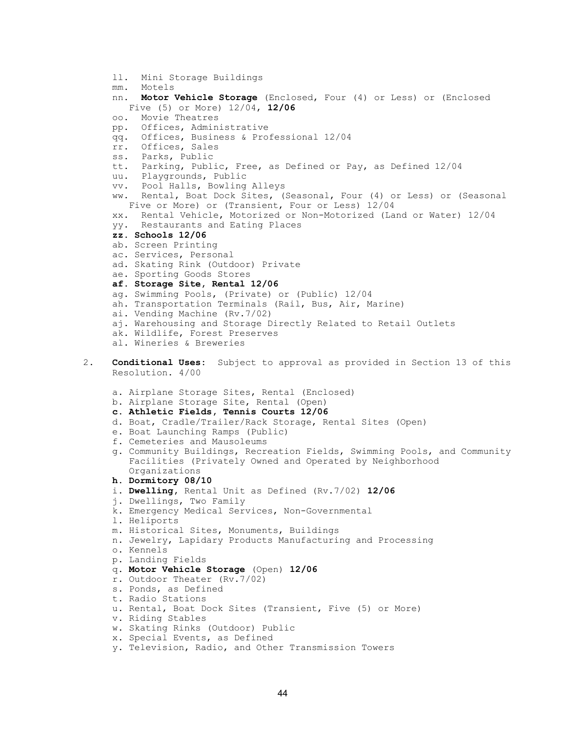ll. Mini Storage Buildings
mm. Motels
nn. **Motor Vehicle Storage** (Enclosed, Four (4) or Less) or (Enclosed Five (5) or More) 12/04, **12/06**
oo. Movie Theatres
pp. Offices, Administrative
qq. Offices, Business & Professional 12/04
rr. Offices, Sales
ss. Parks, Public
tt. Parking, Public, Free, as Defined or Pay, as Defined 12/04
uu. Playgrounds, Public
vv. Pool Halls, Bowling Alleys
ww. Rental, Boat Dock Sites, (Seasonal, Four (4) or Less) or (Seasonal Five or More) or (Transient, Four or Less) 12/04
xx. Rental Vehicle, Motorized or Non-Motorized (Land or Water) 12/04
yy. Restaurants and Eating Places
**zz. Schools 12/06**
ab. Screen Printing
ac. Services, Personal
ad. Skating Rink (Outdoor) Private
ae. Sporting Goods Stores
**af. Storage Site, Rental 12/06**
ag. Swimming Pools, (Private) or (Public) 12/04
ah. Transportation Terminals (Rail, Bus, Air, Marine)
ai. Vending Machine (Rv.7/02)
aj. Warehousing and Storage Directly Related to Retail Outlets
ak. Wildlife, Forest Preserves
al. Wineries & Breweries

2. **Conditional Uses:** Subject to approval as provided in Section 13 of this Resolution. 4/00

a. Airplane Storage Sites, Rental (Enclosed)
b. Airplane Storage Site, Rental (Open)
**c. Athletic Fields, Tennis Courts 12/06**
d. Boat, Cradle/Trailer/Rack Storage, Rental Sites (Open)
e. Boat Launching Ramps (Public)
f. Cemeteries and Mausoleums
g. Community Buildings, Recreation Fields, Swimming Pools, and Community Facilities (Privately Owned and Operated by Neighborhood Organizations
**h. Dormitory 08/10**
i. **Dwelling**, Rental Unit as Defined (Rv.7/02) **12/06**
j. Dwellings, Two Family
k. Emergency Medical Services, Non-Governmental
l. Heliports
m. Historical Sites, Monuments, Buildings
n. Jewelry, Lapidary Products Manufacturing and Processing
o. Kennels
p. Landing Fields
q. **Motor Vehicle Storage** (Open) **12/06**
r. Outdoor Theater (Rv.7/02)
s. Ponds, as Defined
t. Radio Stations
u. Rental, Boat Dock Sites (Transient, Five (5) or More)
v. Riding Stables
w. Skating Rinks (Outdoor) Public
x. Special Events, as Defined
y. Television, Radio, and Other Transmission Towers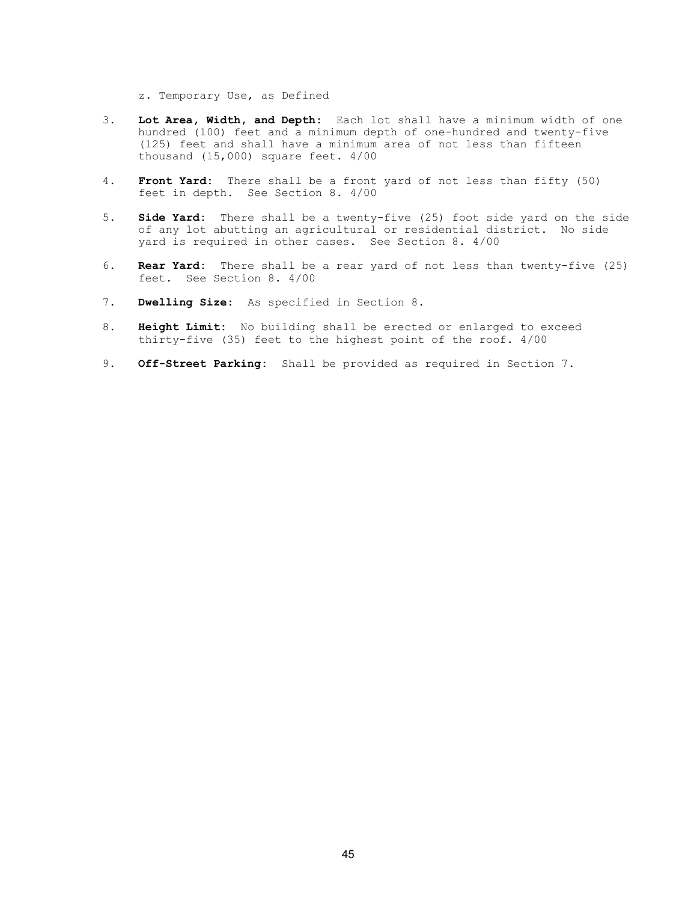z. Temporary Use, as Defined

3. **Lot Area, Width, and Depth:** Each lot shall have a minimum width of one hundred (100) feet and a minimum depth of one-hundred and twenty-five (125) feet and shall have a minimum area of not less than fifteen thousand (15,000) square feet. 4/00

4. **Front Yard:** There shall be a front yard of not less than fifty (50) feet in depth. See Section 8. 4/00

5. **Side Yard:** There shall be a twenty-five (25) foot side yard on the side of any lot abutting an agricultural or residential district. No side yard is required in other cases. See Section 8. 4/00

6. **Rear Yard:** There shall be a rear yard of not less than twenty-five (25) feet. See Section 8. 4/00

7. **Dwelling Size:** As specified in Section 8.

8. **Height Limit:** No building shall be erected or enlarged to exceed thirty-five (35) feet to the highest point of the roof. 4/00

9. **Off-Street Parking:** Shall be provided as required in Section 7.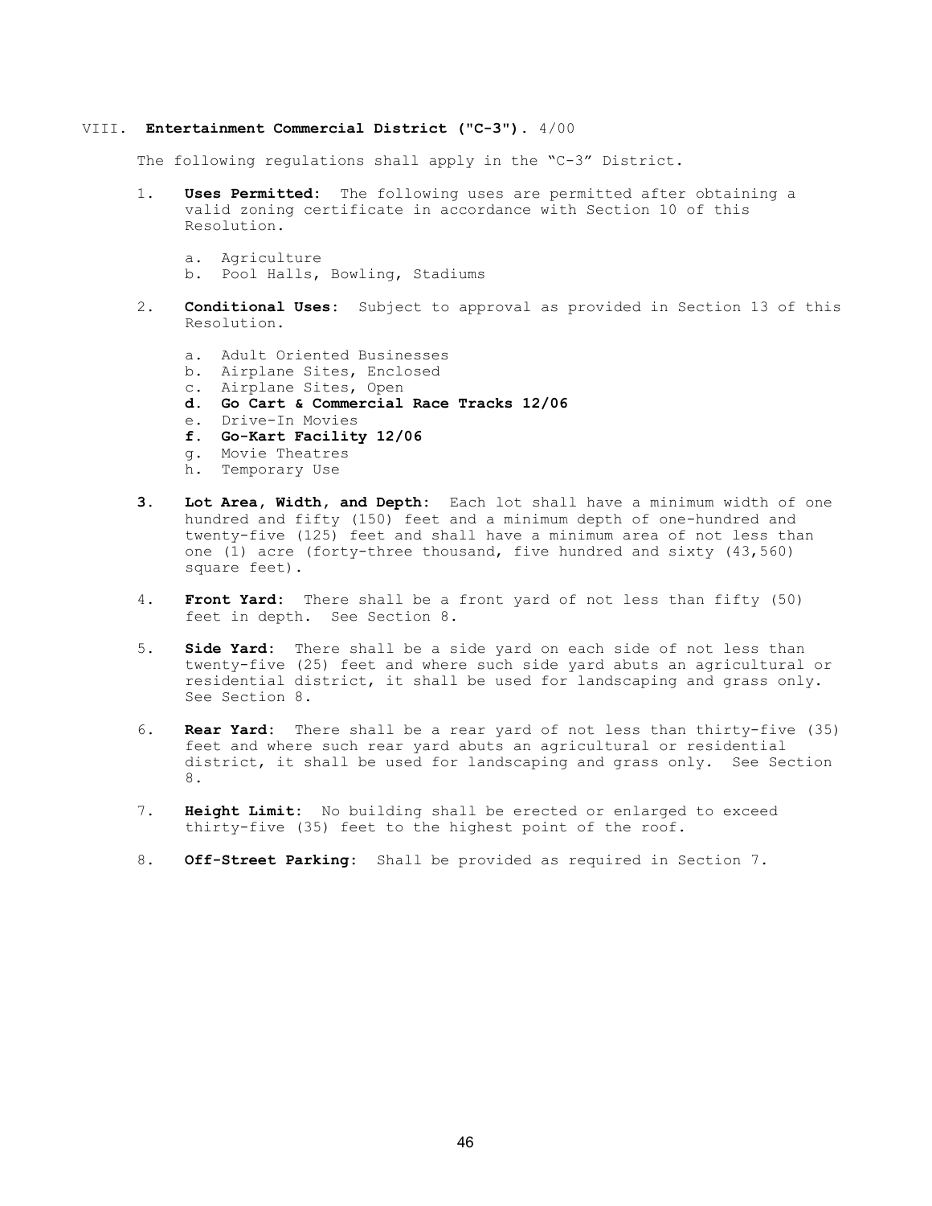## VIII. **Entertainment Commercial District ("C-3").** 4/00

The following regulations shall apply in the "C-3" District.

1. **Uses Permitted:** The following uses are permitted after obtaining a valid zoning certificate in accordance with Section 10 of this Resolution.

   a. Agriculture
   b. Pool Halls, Bowling, Stadiums

2. **Conditional Uses:** Subject to approval as provided in Section 13 of this Resolution.

   a. Adult Oriented Businesses
   b. Airplane Sites, Enclosed
   c. Airplane Sites, Open
   **d. Go Cart & Commercial Race Tracks 12/06**
   e. Drive-In Movies
   **f. Go-Kart Facility 12/06**
   g. Movie Theatres
   h. Temporary Use

3. **Lot Area, Width, and Depth:** Each lot shall have a minimum width of one hundred and fifty (150) feet and a minimum depth of one-hundred and twenty-five (125) feet and shall have a minimum area of not less than one (1) acre (forty-three thousand, five hundred and sixty (43,560) square feet).

4. **Front Yard:** There shall be a front yard of not less than fifty (50) feet in depth. See Section 8.

5. **Side Yard:** There shall be a side yard on each side of not less than twenty-five (25) feet and where such side yard abuts an agricultural or residential district, it shall be used for landscaping and grass only. See Section 8.

6. **Rear Yard:** There shall be a rear yard of not less than thirty-five (35) feet and where such rear yard abuts an agricultural or residential district, it shall be used for landscaping and grass only. See Section 8.

7. **Height Limit:** No building shall be erected or enlarged to exceed thirty-five (35) feet to the highest point of the roof.

8. **Off-Street Parking:** Shall be provided as required in Section 7.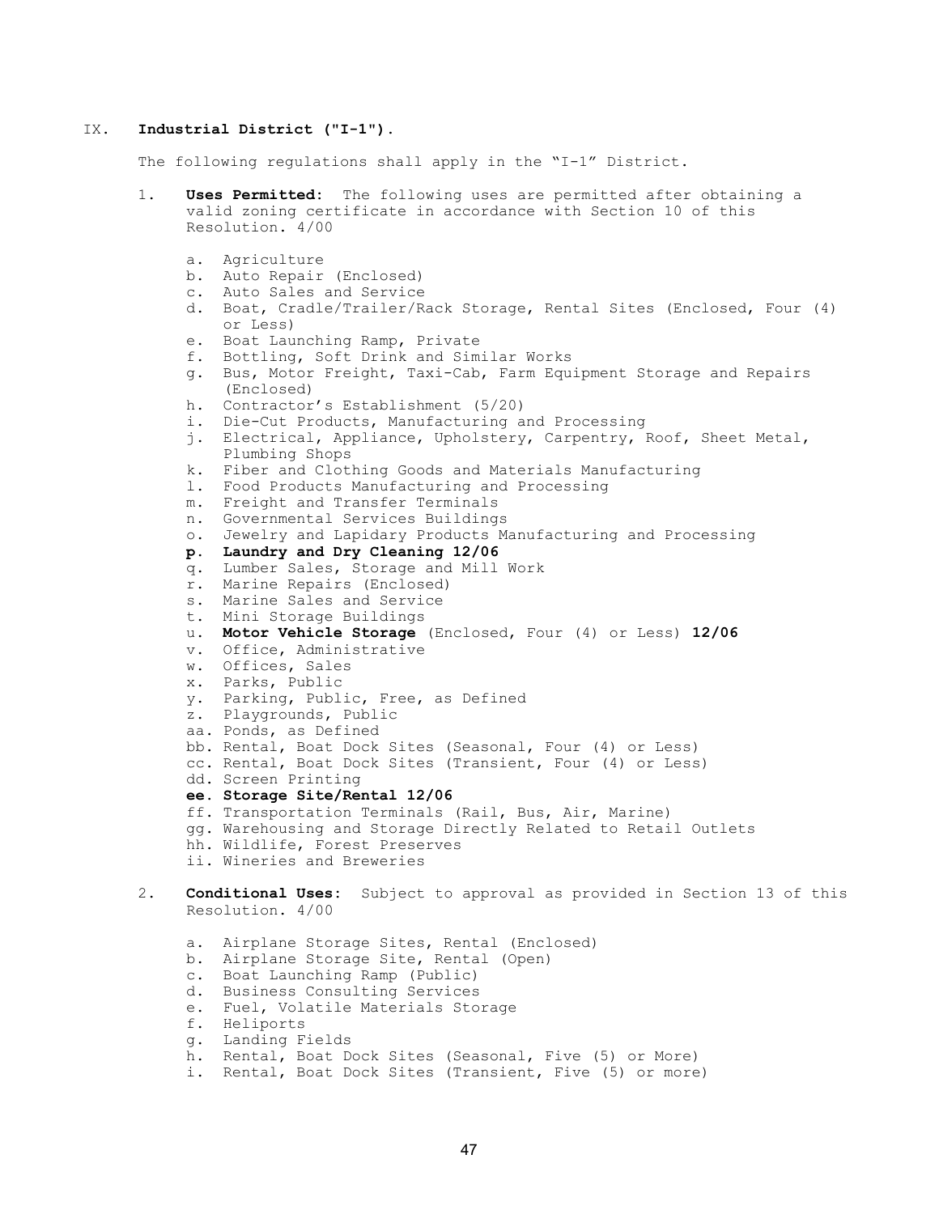## IX. **Industrial District ("I-1").**

The following regulations shall apply in the "I-1" District.

1. **Uses Permitted:** The following uses are permitted after obtaining a valid zoning certificate in accordance with Section 10 of this Resolution. 4/00

   a. Agriculture
   b. Auto Repair (Enclosed)
   c. Auto Sales and Service
   d. Boat, Cradle/Trailer/Rack Storage, Rental Sites (Enclosed, Four (4) or Less)
   e. Boat Launching Ramp, Private
   f. Bottling, Soft Drink and Similar Works
   g. Bus, Motor Freight, Taxi-Cab, Farm Equipment Storage and Repairs (Enclosed)
   h. Contractor's Establishment (5/20)
   i. Die-Cut Products, Manufacturing and Processing
   j. Electrical, Appliance, Upholstery, Carpentry, Roof, Sheet Metal, Plumbing Shops
   k. Fiber and Clothing Goods and Materials Manufacturing
   l. Food Products Manufacturing and Processing
   m. Freight and Transfer Terminals
   n. Governmental Services Buildings
   o. Jewelry and Lapidary Products Manufacturing and Processing
   **p. Laundry and Dry Cleaning 12/06**
   q. Lumber Sales, Storage and Mill Work
   r. Marine Repairs (Enclosed)
   s. Marine Sales and Service
   t. Mini Storage Buildings
   u. **Motor Vehicle Storage** (Enclosed, Four (4) or Less) **12/06**
   v. Office, Administrative
   w. Offices, Sales
   x. Parks, Public
   y. Parking, Public, Free, as Defined
   z. Playgrounds, Public
   aa. Ponds, as Defined
   bb. Rental, Boat Dock Sites (Seasonal, Four (4) or Less)
   cc. Rental, Boat Dock Sites (Transient, Four (4) or Less)
   dd. Screen Printing
   **ee. Storage Site/Rental 12/06**
   ff. Transportation Terminals (Rail, Bus, Air, Marine)
   gg. Warehousing and Storage Directly Related to Retail Outlets
   hh. Wildlife, Forest Preserves
   ii. Wineries and Breweries

2. **Conditional Uses:** Subject to approval as provided in Section 13 of this Resolution. 4/00

   a. Airplane Storage Sites, Rental (Enclosed)
   b. Airplane Storage Site, Rental (Open)
   c. Boat Launching Ramp (Public)
   d. Business Consulting Services
   e. Fuel, Volatile Materials Storage
   f. Heliports
   g. Landing Fields
   h. Rental, Boat Dock Sites (Seasonal, Five (5) or More)
   i. Rental, Boat Dock Sites (Transient, Five (5) or more)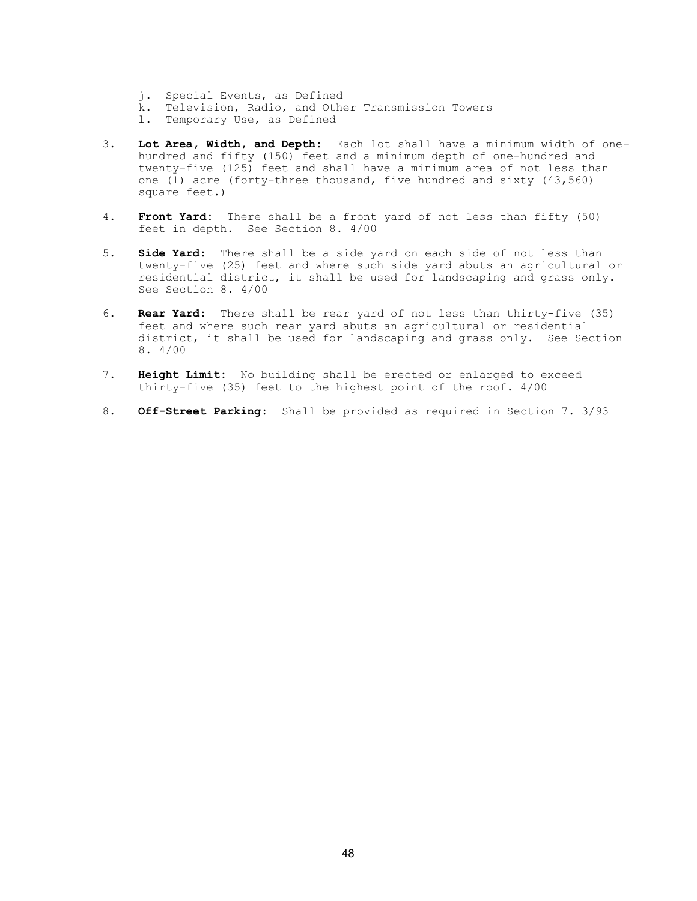j. Special Events, as Defined
k. Television, Radio, and Other Transmission Towers
l. Temporary Use, as Defined

3. **Lot Area, Width, and Depth:** Each lot shall have a minimum width of one-hundred and fifty (150) feet and a minimum depth of one-hundred and twenty-five (125) feet and shall have a minimum area of not less than one (1) acre (forty-three thousand, five hundred and sixty (43,560) square feet.)

4. **Front Yard:** There shall be a front yard of not less than fifty (50) feet in depth. See Section 8. 4/00

5. **Side Yard:** There shall be a side yard on each side of not less than twenty-five (25) feet and where such side yard abuts an agricultural or residential district, it shall be used for landscaping and grass only. See Section 8. 4/00

6. **Rear Yard:** There shall be rear yard of not less than thirty-five (35) feet and where such rear yard abuts an agricultural or residential district, it shall be used for landscaping and grass only. See Section 8. 4/00

7. **Height Limit:** No building shall be erected or enlarged to exceed thirty-five (35) feet to the highest point of the roof. 4/00

8. **Off-Street Parking:** Shall be provided as required in Section 7. 3/93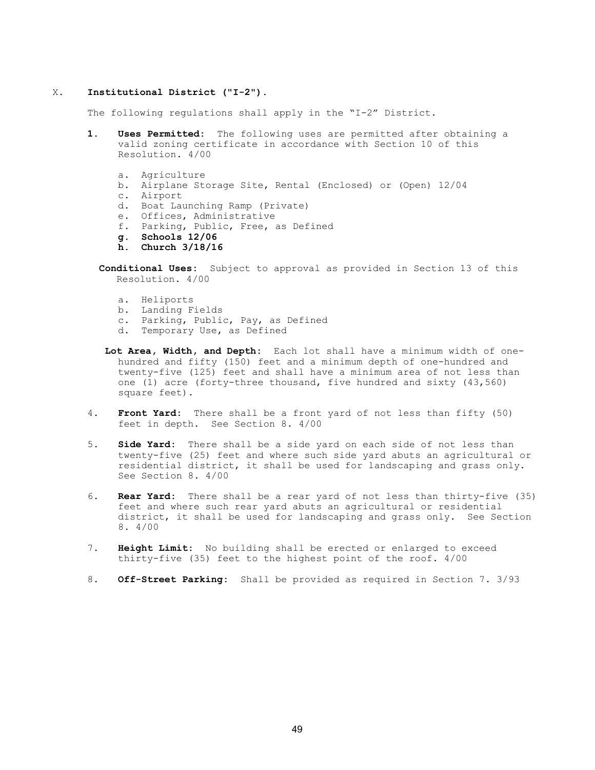X. **Institutional District ("I-2").**

The following regulations shall apply in the "I-2" District.

1. **Uses Permitted:** The following uses are permitted after obtaining a valid zoning certificate in accordance with Section 10 of this Resolution. 4/00

    a. Agriculture
    b. Airplane Storage Site, Rental (Enclosed) or (Open) 12/04
    c. Airport
    d. Boat Launching Ramp (Private)
    e. Offices, Administrative
    f. Parking, Public, Free, as Defined
    **g. Schools 12/06**
    **h. Church 3/18/16**

**Conditional Uses:** Subject to approval as provided in Section 13 of this Resolution. 4/00

    a. Heliports
    b. Landing Fields
    c. Parking, Public, Pay, as Defined
    d. Temporary Use, as Defined

**Lot Area, Width, and Depth:** Each lot shall have a minimum width of one-hundred and fifty (150) feet and a minimum depth of one-hundred and twenty-five (125) feet and shall have a minimum area of not less than one (1) acre (forty-three thousand, five hundred and sixty (43,560) square feet).

4. **Front Yard:** There shall be a front yard of not less than fifty (50) feet in depth. See Section 8. 4/00

5. **Side Yard:** There shall be a side yard on each side of not less than twenty-five (25) feet and where such side yard abuts an agricultural or residential district, it shall be used for landscaping and grass only. See Section 8. 4/00

6. **Rear Yard:** There shall be a rear yard of not less than thirty-five (35) feet and where such rear yard abuts an agricultural or residential district, it shall be used for landscaping and grass only. See Section 8. 4/00

7. **Height Limit:** No building shall be erected or enlarged to exceed thirty-five (35) feet to the highest point of the roof. 4/00

8. **Off-Street Parking:** Shall be provided as required in Section 7. 3/93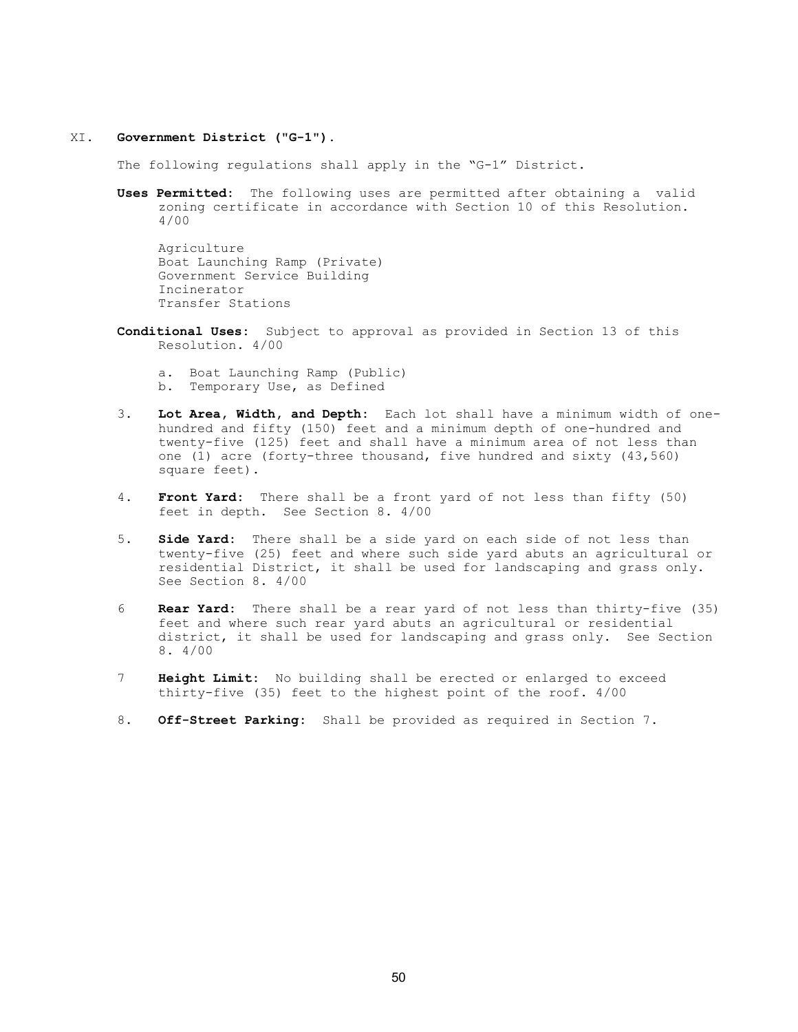## XI. **Government District ("G-1").**

The following regulations shall apply in the "G-1" District.

**Uses Permitted:** The following uses are permitted after obtaining a valid zoning certificate in accordance with Section 10 of this Resolution. 4/00

Agriculture
Boat Launching Ramp (Private)
Government Service Building
Incinerator
Transfer Stations

**Conditional Uses:** Subject to approval as provided in Section 13 of this Resolution. 4/00

a. Boat Launching Ramp (Public)
b. Temporary Use, as Defined

3. **Lot Area, Width, and Depth:** Each lot shall have a minimum width of one-hundred and fifty (150) feet and a minimum depth of one-hundred and twenty-five (125) feet and shall have a minimum area of not less than one (1) acre (forty-three thousand, five hundred and sixty (43,560) square feet).

4. **Front Yard:** There shall be a front yard of not less than fifty (50) feet in depth. See Section 8. 4/00

5. **Side Yard:** There shall be a side yard on each side of not less than twenty-five (25) feet and where such side yard abuts an agricultural or residential District, it shall be used for landscaping and grass only. See Section 8. 4/00

6 **Rear Yard:** There shall be a rear yard of not less than thirty-five (35) feet and where such rear yard abuts an agricultural or residential district, it shall be used for landscaping and grass only. See Section 8. 4/00

7 **Height Limit:** No building shall be erected or enlarged to exceed thirty-five (35) feet to the highest point of the roof. 4/00

8. **Off-Street Parking:** Shall be provided as required in Section 7.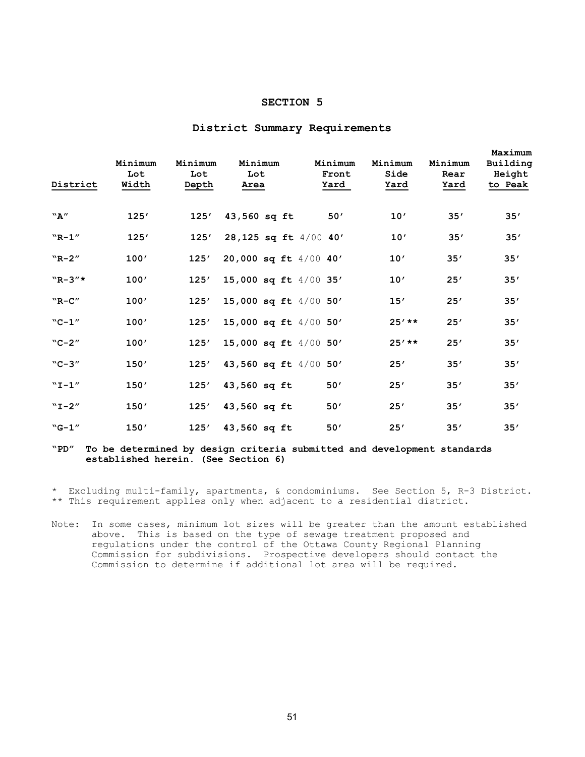# SECTION 5

## District Summary Requirements

| District | Minimum Lot Width | Minimum Lot Depth | Minimum Lot Area | Minimum Front Yard | Minimum Side Yard | Minimum Rear Yard | Maximum Building Height to Peak |
|---|---|---|---|---|---|---|---|
| "A" | 125′ | 125′ | 43,560 sq ft | 50′ | 10′ | 35′ | 35′ |
| "R-1" | 125′ | 125′ | 28,125 sq ft 4/00 | 40′ | 10′ | 35′ | 35′ |
| "R-2" | 100′ | 125′ | 20,000 sq ft 4/00 | 40′ | 10′ | 35′ | 35′ |
| "R-3"* | 100′ | 125′ | 15,000 sq ft 4/00 | 35′ | 10′ | 25′ | 35′ |
| "R-C" | 100′ | 125′ | 15,000 sq ft 4/00 | 50′ | 15′ | 25′ | 35′ |
| "C-1" | 100′ | 125′ | 15,000 sq ft 4/00 | 50′ | 25′** | 25′ | 35′ |
| "C-2" | 100′ | 125′ | 15,000 sq ft 4/00 | 50′ | 25′** | 25′ | 35′ |
| "C-3" | 150′ | 125′ | 43,560 sq ft 4/00 | 50′ | 25′ | 35′ | 35′ |
| "I-1" | 150′ | 125′ | 43,560 sq ft | 50′ | 25′ | 35′ | 35′ |
| "I-2" | 150′ | 125′ | 43,560 sq ft | 50′ | 25′ | 35′ | 35′ |
| "G-1" | 150′ | 125′ | 43,560 sq ft | 50′ | 25′ | 35′ | 35′ |

**"PD" To be determined by design criteria submitted and development standards established herein. (See Section 6)**

\* Excluding multi-family, apartments, & condominiums. See Section 5, R-3 District.
** This requirement applies only when adjacent to a residential district.

Note: In some cases, minimum lot sizes will be greater than the amount established above. This is based on the type of sewage treatment proposed and regulations under the control of the Ottawa County Regional Planning Commission for subdivisions. Prospective developers should contact the Commission to determine if additional lot area will be required.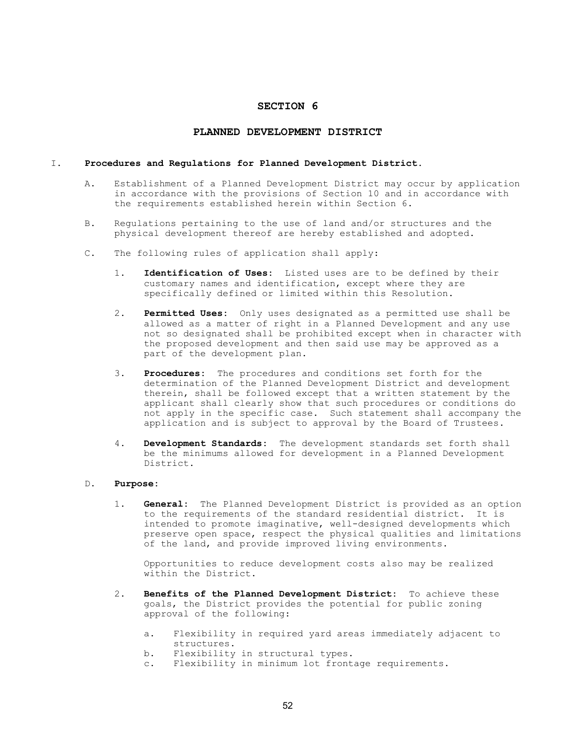# SECTION 6

## PLANNED DEVELOPMENT DISTRICT

I. **Procedures and Regulations for Planned Development District.**

A. Establishment of a Planned Development District may occur by application in accordance with the provisions of Section 10 and in accordance with the requirements established herein within Section 6.

B. Regulations pertaining to the use of land and/or structures and the physical development thereof are hereby established and adopted.

C. The following rules of application shall apply:

1. **Identification of Uses:** Listed uses are to be defined by their customary names and identification, except where they are specifically defined or limited within this Resolution.

2. **Permitted Uses:** Only uses designated as a permitted use shall be allowed as a matter of right in a Planned Development and any use not so designated shall be prohibited except when in character with the proposed development and then said use may be approved as a part of the development plan.

3. **Procedures:** The procedures and conditions set forth for the determination of the Planned Development District and development therein, shall be followed except that a written statement by the applicant shall clearly show that such procedures or conditions do not apply in the specific case. Such statement shall accompany the application and is subject to approval by the Board of Trustees.

4. **Development Standards:** The development standards set forth shall be the minimums allowed for development in a Planned Development District.

D. **Purpose:**

1. **General:** The Planned Development District is provided as an option to the requirements of the standard residential district. It is intended to promote imaginative, well-designed developments which preserve open space, respect the physical qualities and limitations of the land, and provide improved living environments.

   Opportunities to reduce development costs also may be realized within the District.

2. **Benefits of the Planned Development District:** To achieve these goals, the District provides the potential for public zoning approval of the following:

   a. Flexibility in required yard areas immediately adjacent to structures.
   b. Flexibility in structural types.
   c. Flexibility in minimum lot frontage requirements.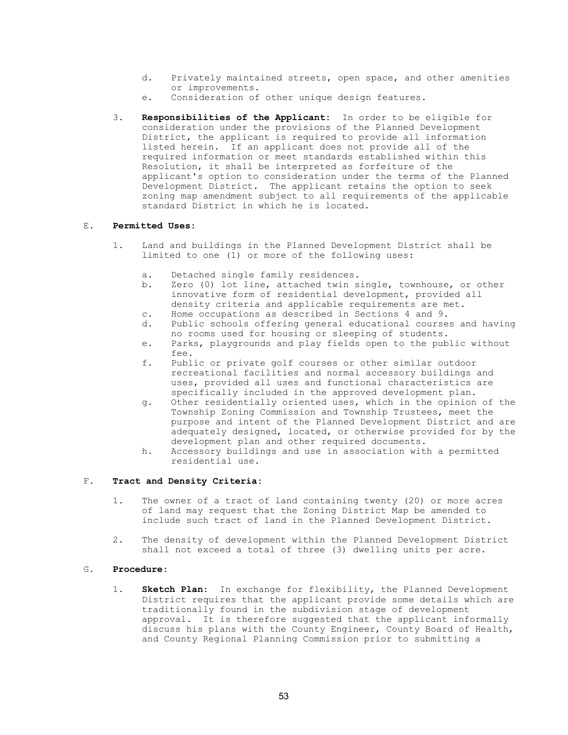d. Privately maintained streets, open space, and other amenities or improvements.
e. Consideration of other unique design features.

3. **Responsibilities of the Applicant:** In order to be eligible for consideration under the provisions of the Planned Development District, the applicant is required to provide all information listed herein. If an applicant does not provide all of the required information or meet standards established within this Resolution, it shall be interpreted as forfeiture of the applicant's option to consideration under the terms of the Planned Development District. The applicant retains the option to seek zoning map amendment subject to all requirements of the applicable standard District in which he is located.

E. **Permitted Uses:**

1. Land and buildings in the Planned Development District shall be limited to one (1) or more of the following uses:

    a. Detached single family residences.
    b. Zero (0) lot line, attached twin single, townhouse, or other innovative form of residential development, provided all density criteria and applicable requirements are met.
    c. Home occupations as described in Sections 4 and 9.
    d. Public schools offering general educational courses and having no rooms used for housing or sleeping of students.
    e. Parks, playgrounds and play fields open to the public without fee.
    f. Public or private golf courses or other similar outdoor recreational facilities and normal accessory buildings and uses, provided all uses and functional characteristics are specifically included in the approved development plan.
    g. Other residentially oriented uses, which in the opinion of the Township Zoning Commission and Township Trustees, meet the purpose and intent of the Planned Development District and are adequately designed, located, or otherwise provided for by the development plan and other required documents.
    h. Accessory buildings and use in association with a permitted residential use.

F. **Tract and Density Criteria:**

1. The owner of a tract of land containing twenty (20) or more acres of land may request that the Zoning District Map be amended to include such tract of land in the Planned Development District.

2. The density of development within the Planned Development District shall not exceed a total of three (3) dwelling units per acre.

G. **Procedure:**

1. **Sketch Plan:** In exchange for flexibility, the Planned Development District requires that the applicant provide some details which are traditionally found in the subdivision stage of development approval. It is therefore suggested that the applicant informally discuss his plans with the County Engineer, County Board of Health, and County Regional Planning Commission prior to submitting a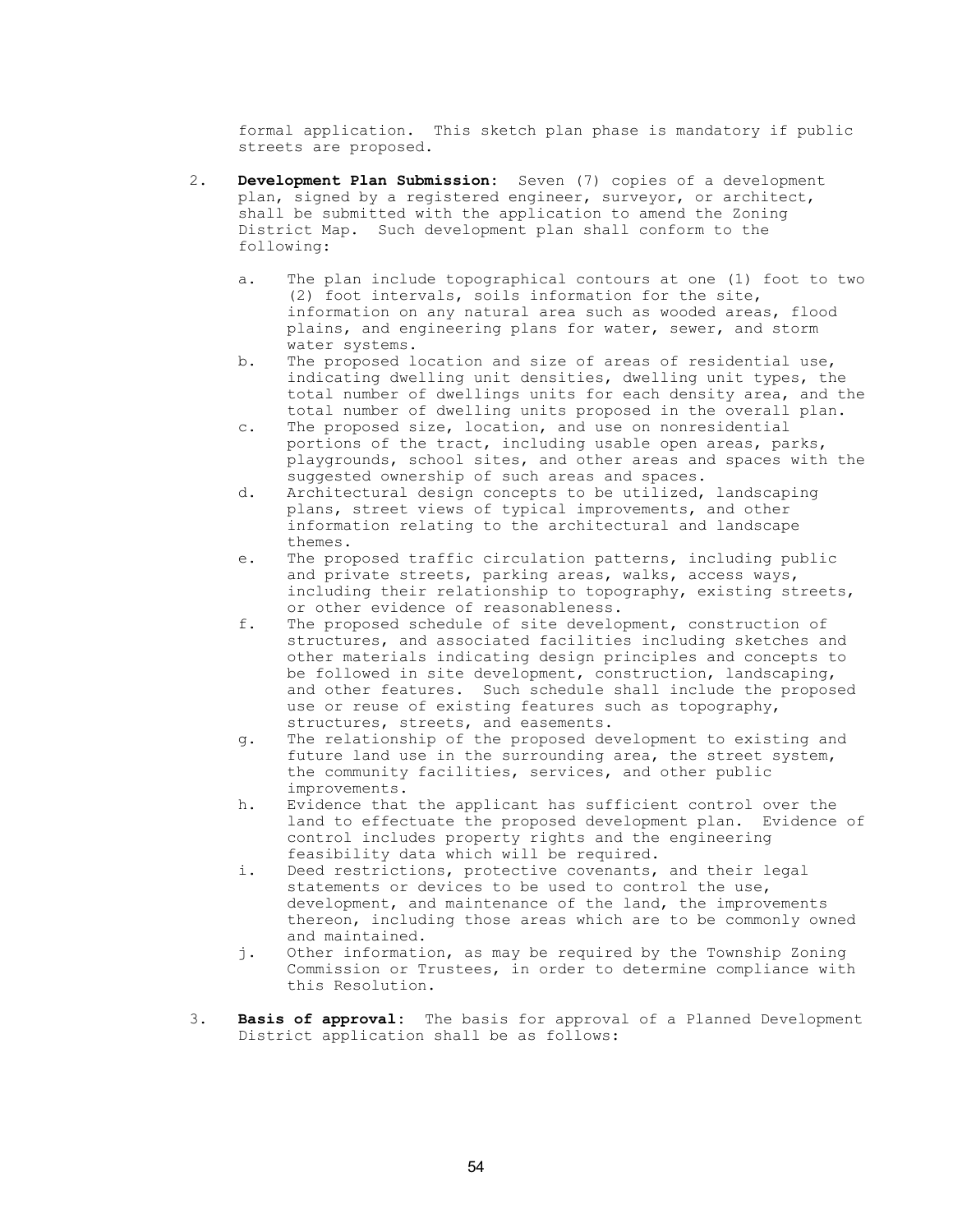formal application. This sketch plan phase is mandatory if public streets are proposed.

2. **Development Plan Submission:** Seven (7) copies of a development plan, signed by a registered engineer, surveyor, or architect, shall be submitted with the application to amend the Zoning District Map. Such development plan shall conform to the following:

   a. The plan include topographical contours at one (1) foot to two (2) foot intervals, soils information for the site, information on any natural area such as wooded areas, flood plains, and engineering plans for water, sewer, and storm water systems.
   b. The proposed location and size of areas of residential use, indicating dwelling unit densities, dwelling unit types, the total number of dwellings units for each density area, and the total number of dwelling units proposed in the overall plan.
   c. The proposed size, location, and use on nonresidential portions of the tract, including usable open areas, parks, playgrounds, school sites, and other areas and spaces with the suggested ownership of such areas and spaces.
   d. Architectural design concepts to be utilized, landscaping plans, street views of typical improvements, and other information relating to the architectural and landscape themes.
   e. The proposed traffic circulation patterns, including public and private streets, parking areas, walks, access ways, including their relationship to topography, existing streets, or other evidence of reasonableness.
   f. The proposed schedule of site development, construction of structures, and associated facilities including sketches and other materials indicating design principles and concepts to be followed in site development, construction, landscaping, and other features. Such schedule shall include the proposed use or reuse of existing features such as topography, structures, streets, and easements.
   g. The relationship of the proposed development to existing and future land use in the surrounding area, the street system, the community facilities, services, and other public improvements.
   h. Evidence that the applicant has sufficient control over the land to effectuate the proposed development plan. Evidence of control includes property rights and the engineering feasibility data which will be required.
   i. Deed restrictions, protective covenants, and their legal statements or devices to be used to control the use, development, and maintenance of the land, the improvements thereon, including those areas which are to be commonly owned and maintained.
   j. Other information, as may be required by the Township Zoning Commission or Trustees, in order to determine compliance with this Resolution.

3. **Basis of approval:** The basis for approval of a Planned Development District application shall be as follows: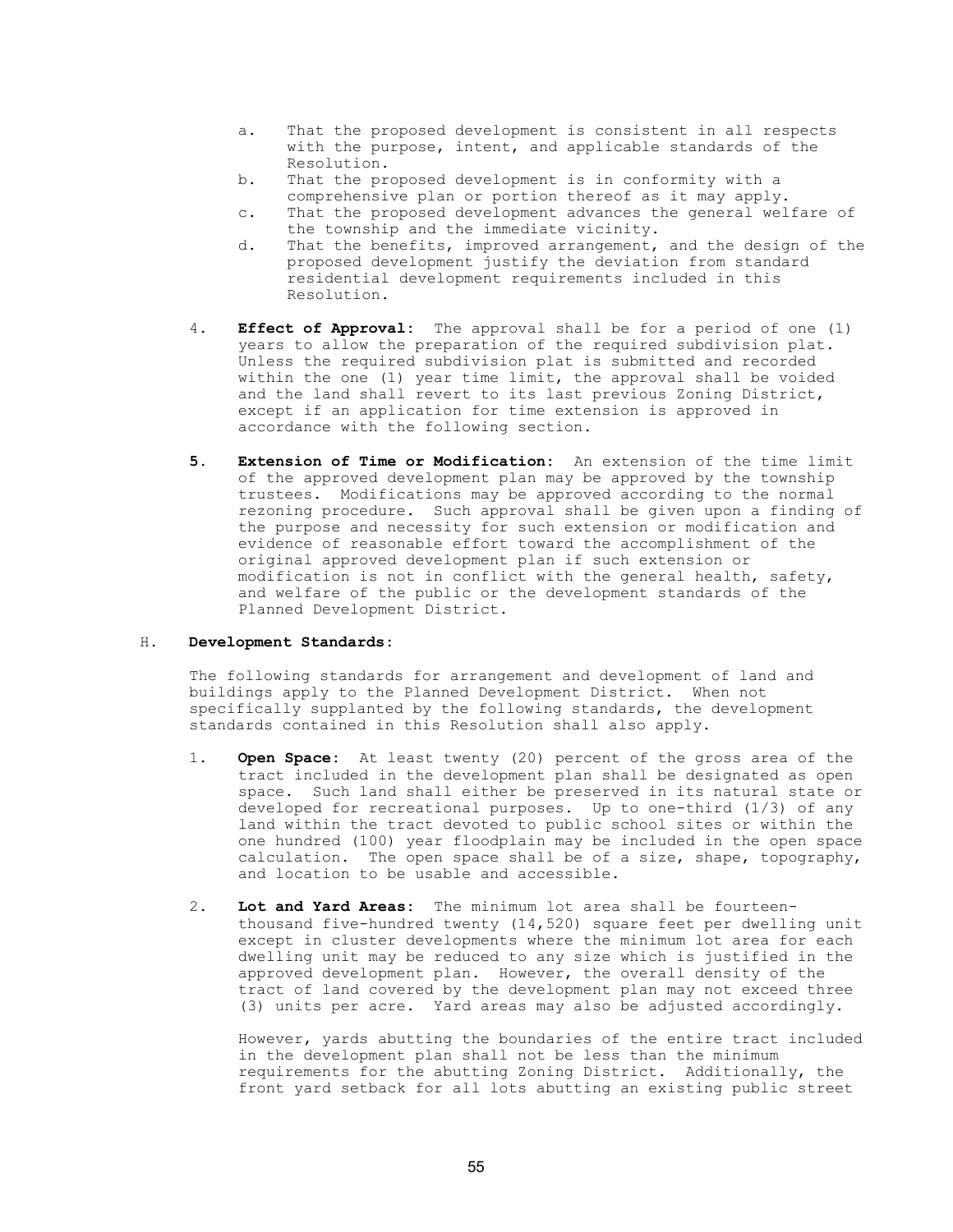a. That the proposed development is consistent in all respects with the purpose, intent, and applicable standards of the Resolution.
b. That the proposed development is in conformity with a comprehensive plan or portion thereof as it may apply.
c. That the proposed development advances the general welfare of the township and the immediate vicinity.
d. That the benefits, improved arrangement, and the design of the proposed development justify the deviation from standard residential development requirements included in this Resolution.

4. **Effect of Approval:** The approval shall be for a period of one (1) years to allow the preparation of the required subdivision plat. Unless the required subdivision plat is submitted and recorded within the one (1) year time limit, the approval shall be voided and the land shall revert to its last previous Zoning District, except if an application for time extension is approved in accordance with the following section.

5. **Extension of Time or Modification:** An extension of the time limit of the approved development plan may be approved by the township trustees. Modifications may be approved according to the normal rezoning procedure. Such approval shall be given upon a finding of the purpose and necessity for such extension or modification and evidence of reasonable effort toward the accomplishment of the original approved development plan if such extension or modification is not in conflict with the general health, safety, and welfare of the public or the development standards of the Planned Development District.

H. **Development Standards:**

The following standards for arrangement and development of land and buildings apply to the Planned Development District. When not specifically supplanted by the following standards, the development standards contained in this Resolution shall also apply.

1. **Open Space:** At least twenty (20) percent of the gross area of the tract included in the development plan shall be designated as open space. Such land shall either be preserved in its natural state or developed for recreational purposes. Up to one-third (1/3) of any land within the tract devoted to public school sites or within the one hundred (100) year floodplain may be included in the open space calculation. The open space shall be of a size, shape, topography, and location to be usable and accessible.

2. **Lot and Yard Areas:** The minimum lot area shall be fourteen-thousand five-hundred twenty (14,520) square feet per dwelling unit except in cluster developments where the minimum lot area for each dwelling unit may be reduced to any size which is justified in the approved development plan. However, the overall density of the tract of land covered by the development plan may not exceed three (3) units per acre. Yard areas may also be adjusted accordingly.

   However, yards abutting the boundaries of the entire tract included in the development plan shall not be less than the minimum requirements for the abutting Zoning District. Additionally, the front yard setback for all lots abutting an existing public street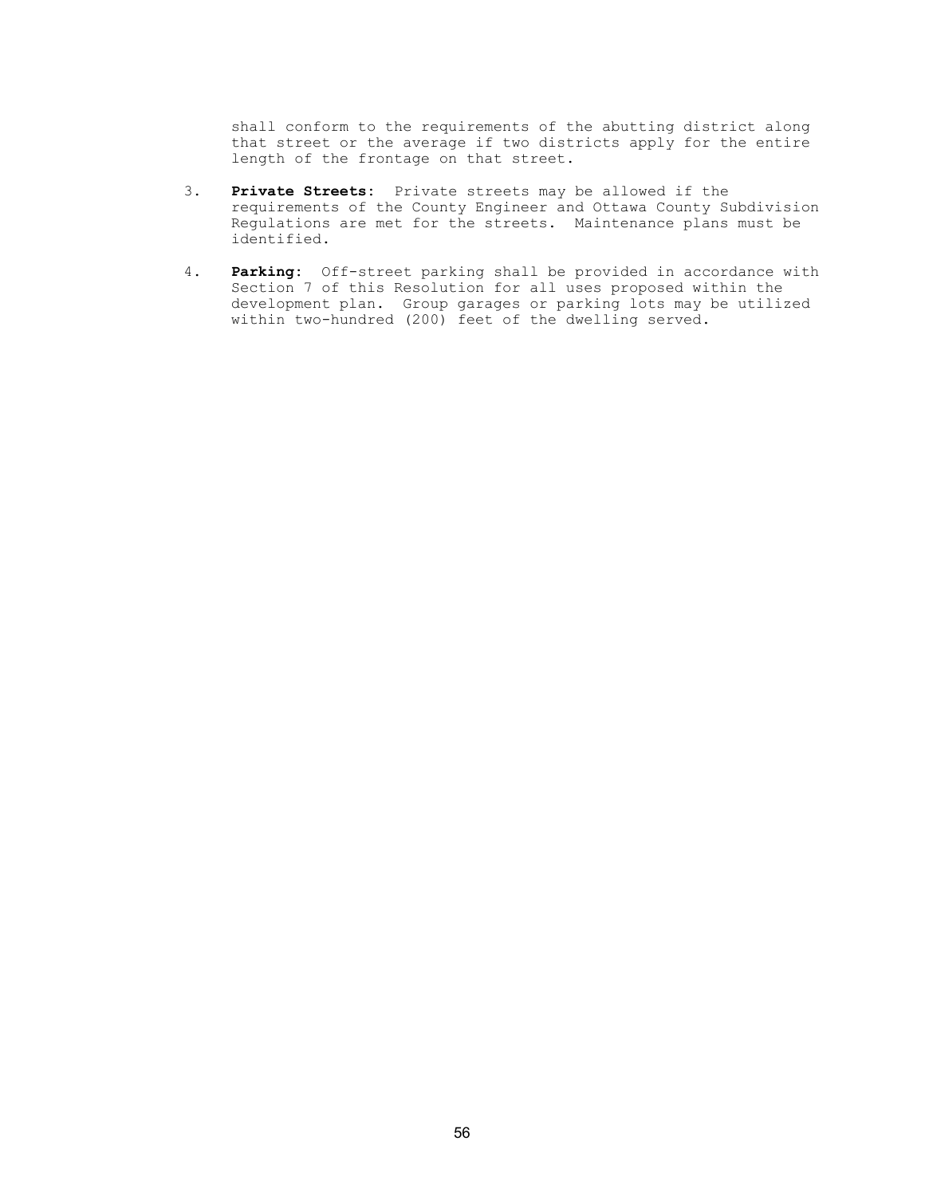shall conform to the requirements of the abutting district along that street or the average if two districts apply for the entire length of the frontage on that street.

3. **Private Streets:** Private streets may be allowed if the requirements of the County Engineer and Ottawa County Subdivision Regulations are met for the streets. Maintenance plans must be identified.

4. **Parking:** Off-street parking shall be provided in accordance with Section 7 of this Resolution for all uses proposed within the development plan. Group garages or parking lots may be utilized within two-hundred (200) feet of the dwelling served.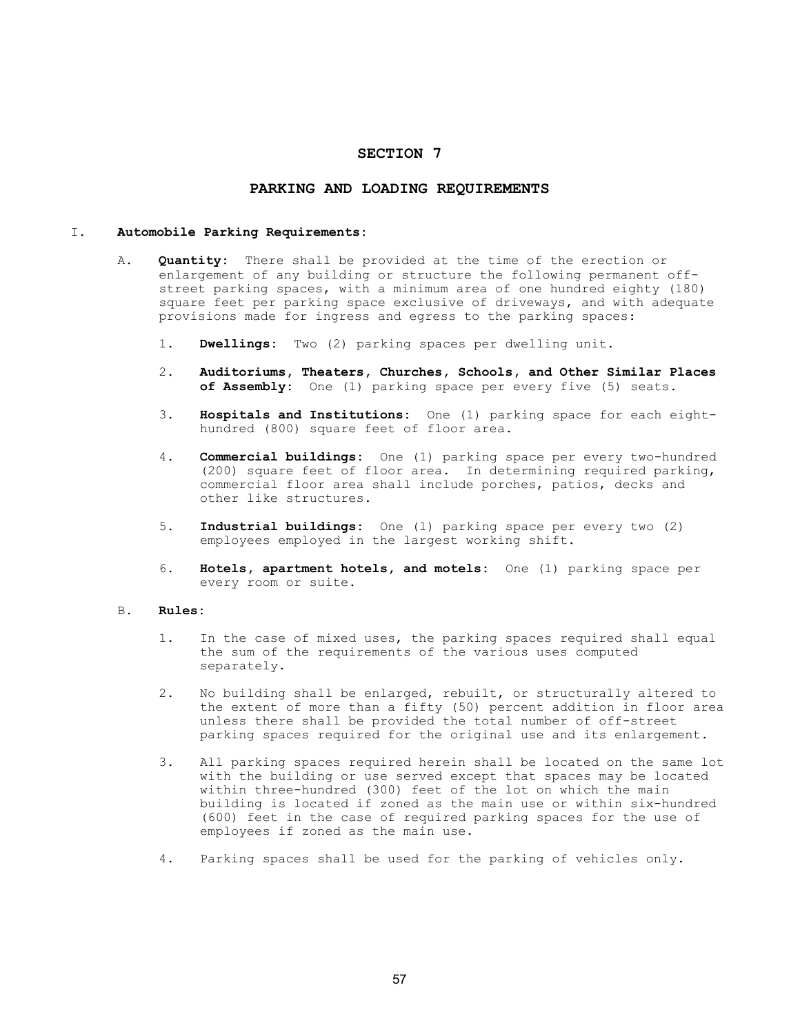# SECTION 7

## PARKING AND LOADING REQUIREMENTS

I. **Automobile Parking Requirements:**

A. **Quantity:** There shall be provided at the time of the erection or enlargement of any building or structure the following permanent off-street parking spaces, with a minimum area of one hundred eighty (180) square feet per parking space exclusive of driveways, and with adequate provisions made for ingress and egress to the parking spaces:

1. **Dwellings:** Two (2) parking spaces per dwelling unit.

2. **Auditoriums, Theaters, Churches, Schools, and Other Similar Places of Assembly:** One (1) parking space per every five (5) seats.

3. **Hospitals and Institutions:** One (1) parking space for each eight-hundred (800) square feet of floor area.

4. **Commercial buildings:** One (1) parking space per every two-hundred (200) square feet of floor area. In determining required parking, commercial floor area shall include porches, patios, decks and other like structures.

5. **Industrial buildings:** One (1) parking space per every two (2) employees employed in the largest working shift.

6. **Hotels, apartment hotels, and motels:** One (1) parking space per every room or suite.

B. **Rules:**

1. In the case of mixed uses, the parking spaces required shall equal the sum of the requirements of the various uses computed separately.

2. No building shall be enlarged, rebuilt, or structurally altered to the extent of more than a fifty (50) percent addition in floor area unless there shall be provided the total number of off-street parking spaces required for the original use and its enlargement.

3. All parking spaces required herein shall be located on the same lot with the building or use served except that spaces may be located within three-hundred (300) feet of the lot on which the main building is located if zoned as the main use or within six-hundred (600) feet in the case of required parking spaces for the use of employees if zoned as the main use.

4. Parking spaces shall be used for the parking of vehicles only.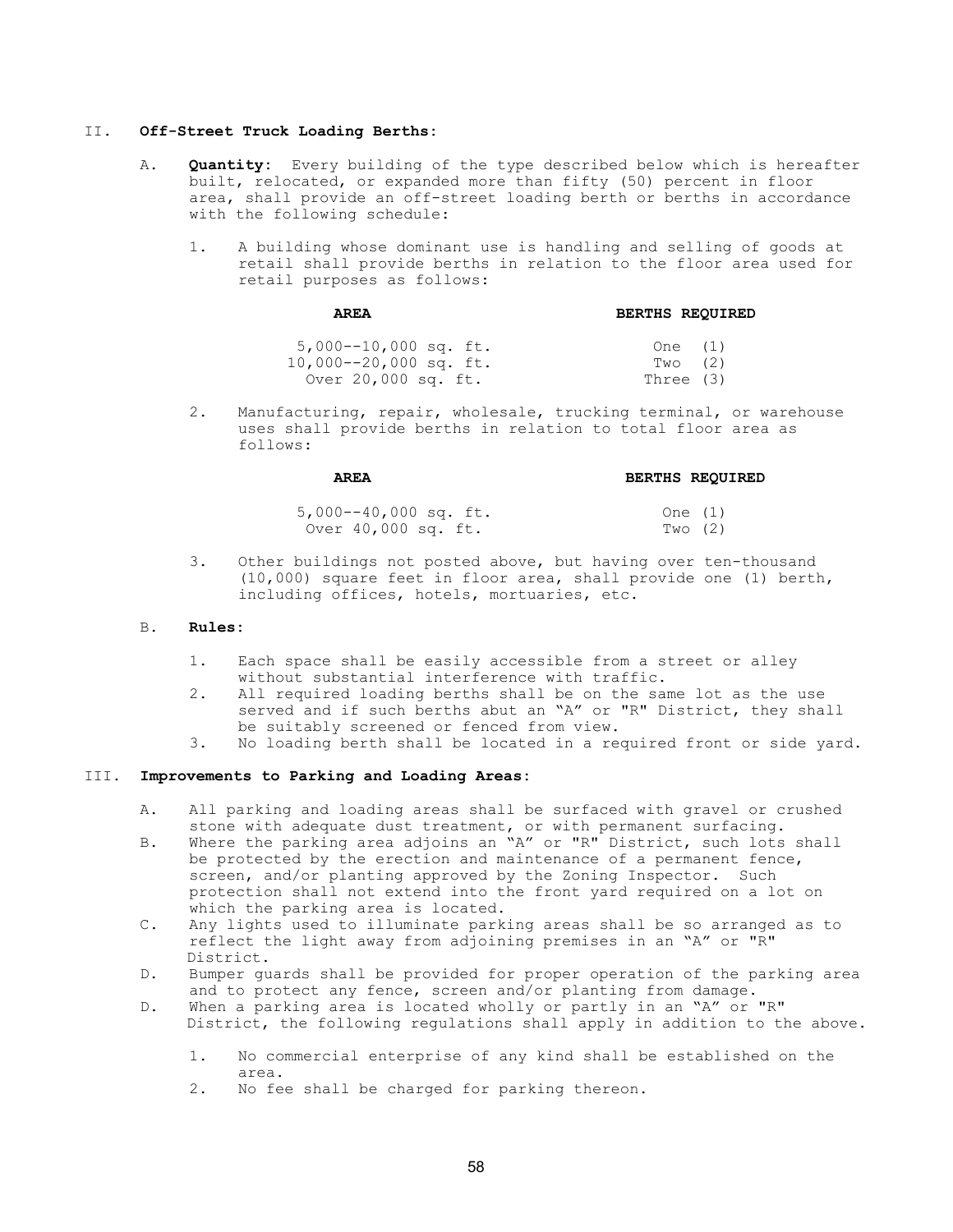## II. Off-Street Truck Loading Berths:

A. **Quantity:** Every building of the type described below which is hereafter built, relocated, or expanded more than fifty (50) percent in floor area, shall provide an off-street loading berth or berths in accordance with the following schedule:

1. A building whose dominant use is handling and selling of goods at retail shall provide berths in relation to the floor area used for retail purposes as follows:

| AREA | BERTHS REQUIRED |
|---|---|
| 5,000--10,000 sq. ft. | One (1) |
| 10,000--20,000 sq. ft. | Two (2) |
| Over 20,000 sq. ft. | Three (3) |

2. Manufacturing, repair, wholesale, trucking terminal, or warehouse uses shall provide berths in relation to total floor area as follows:

| AREA | BERTHS REQUIRED |
|---|---|
| 5,000--40,000 sq. ft. | One (1) |
| Over 40,000 sq. ft. | Two (2) |

3. Other buildings not posted above, but having over ten-thousand (10,000) square feet in floor area, shall provide one (1) berth, including offices, hotels, mortuaries, etc.

B. **Rules:**

1. Each space shall be easily accessible from a street or alley without substantial interference with traffic.
2. All required loading berths shall be on the same lot as the use served and if such berths abut an "A" or "R" District, they shall be suitably screened or fenced from view.
3. No loading berth shall be located in a required front or side yard.

## III. Improvements to Parking and Loading Areas:

A. All parking and loading areas shall be surfaced with gravel or crushed stone with adequate dust treatment, or with permanent surfacing.

B. Where the parking area adjoins an "A" or "R" District, such lots shall be protected by the erection and maintenance of a permanent fence, screen, and/or planting approved by the Zoning Inspector. Such protection shall not extend into the front yard required on a lot on which the parking area is located.

C. Any lights used to illuminate parking areas shall be so arranged as to reflect the light away from adjoining premises in an "A" or "R" District.

D. Bumper guards shall be provided for proper operation of the parking area and to protect any fence, screen and/or planting from damage.

D. When a parking area is located wholly or partly in an "A" or "R" District, the following regulations shall apply in addition to the above.

1. No commercial enterprise of any kind shall be established on the area.
2. No fee shall be charged for parking thereon.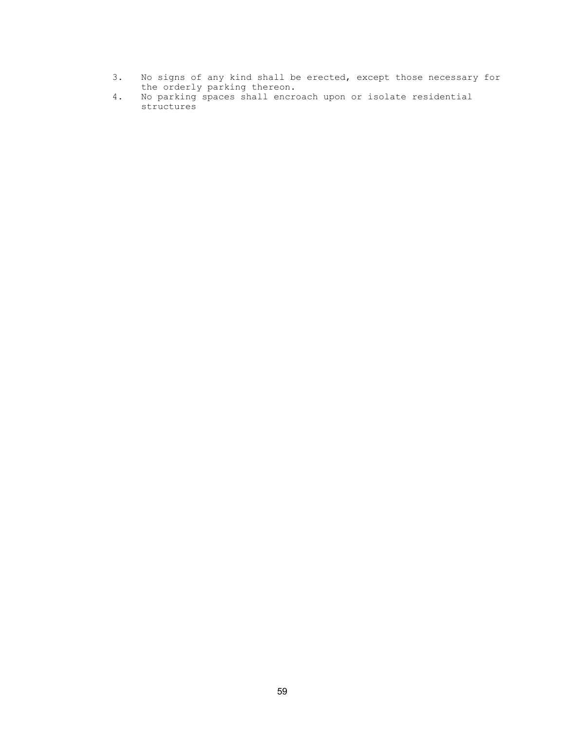3. No signs of any kind shall be erected, except those necessary for the orderly parking thereon.
4. No parking spaces shall encroach upon or isolate residential structures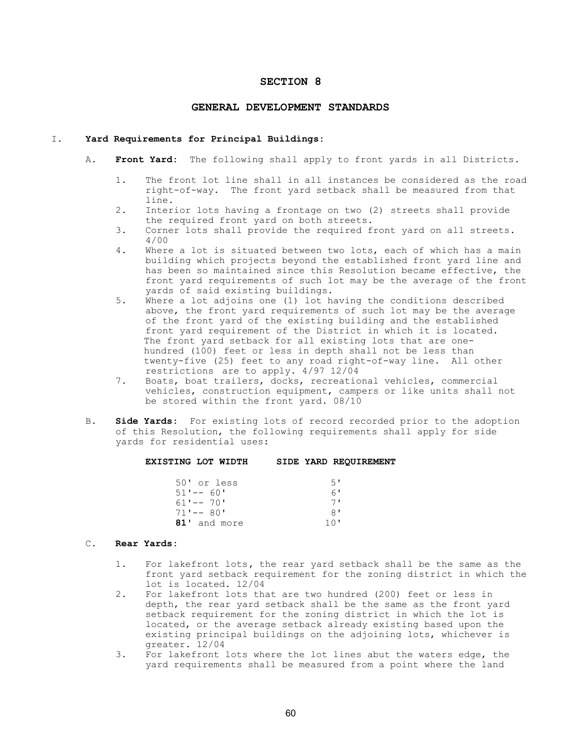## SECTION 8

## GENERAL DEVELOPMENT STANDARDS

I. **Yard Requirements for Principal Buildings:**

A. **Front Yard:** The following shall apply to front yards in all Districts.

1. The front lot line shall in all instances be considered as the road right-of-way. The front yard setback shall be measured from that line.
2. Interior lots having a frontage on two (2) streets shall provide the required front yard on both streets.
3. Corner lots shall provide the required front yard on all streets. 4/00
4. Where a lot is situated between two lots, each of which has a main building which projects beyond the established front yard line and has been so maintained since this Resolution became effective, the front yard requirements of such lot may be the average of the front yards of said existing buildings.
5. Where a lot adjoins one (1) lot having the conditions described above, the front yard requirements of such lot may be the average of the front yard of the existing building and the established front yard requirement of the District in which it is located. The front yard setback for all existing lots that are one-hundred (100) feet or less in depth shall not be less than twenty-five (25) feet to any road right-of-way line. All other restrictions are to apply. 4/97 12/04
7. Boats, boat trailers, docks, recreational vehicles, commercial vehicles, construction equipment, campers or like units shall not be stored within the front yard. 08/10

B. **Side Yards:** For existing lots of record recorded prior to the adoption of this Resolution, the following requirements shall apply for side yards for residential uses:

| **EXISTING LOT WIDTH** | **SIDE YARD REQUIREMENT** |
|---|---|
| 50' or less | 5' |
| 51'-- 60' | 6' |
| 61'-- 70' | 7' |
| 71'-- 80' | 8' |
| **81**' and more | 10' |

C. **Rear Yards:**

1. For lakefront lots, the rear yard setback shall be the same as the front yard setback requirement for the zoning district in which the lot is located. 12/04
2. For lakefront lots that are two hundred (200) feet or less in depth, the rear yard setback shall be the same as the front yard setback requirement for the zoning district in which the lot is located, or the average setback already existing based upon the existing principal buildings on the adjoining lots, whichever is greater. 12/04
3. For lakefront lots where the lot lines abut the waters edge, the yard requirements shall be measured from a point where the land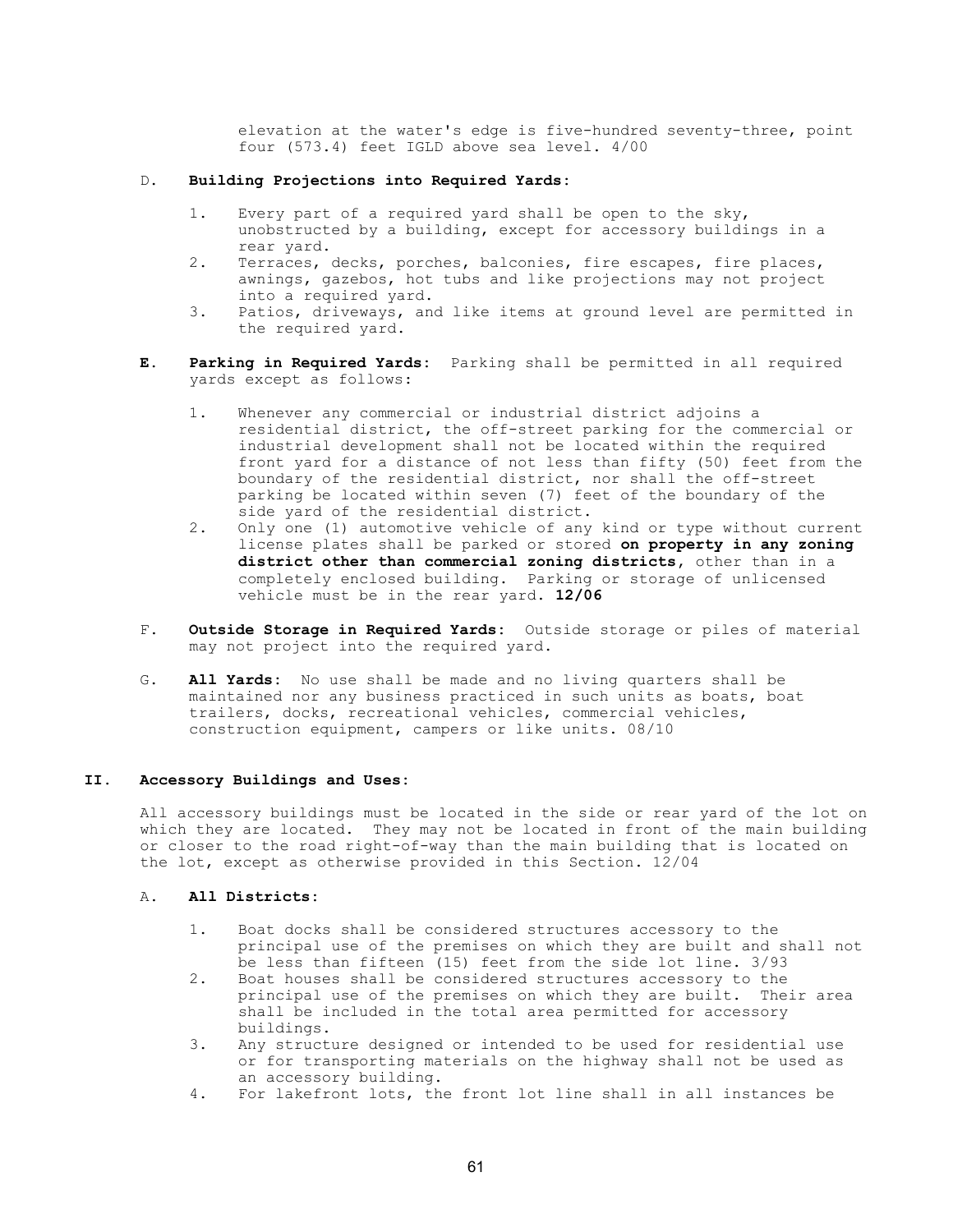elevation at the water's edge is five-hundred seventy-three, point four (573.4) feet IGLD above sea level. 4/00

D. **Building Projections into Required Yards:**

1. Every part of a required yard shall be open to the sky, unobstructed by a building, except for accessory buildings in a rear yard.
2. Terraces, decks, porches, balconies, fire escapes, fire places, awnings, gazebos, hot tubs and like projections may not project into a required yard.
3. Patios, driveways, and like items at ground level are permitted in the required yard.

**E. Parking in Required Yards:** Parking shall be permitted in all required yards except as follows:

1. Whenever any commercial or industrial district adjoins a residential district, the off-street parking for the commercial or industrial development shall not be located within the required front yard for a distance of not less than fifty (50) feet from the boundary of the residential district, nor shall the off-street parking be located within seven (7) feet of the boundary of the side yard of the residential district.
2. Only one (1) automotive vehicle of any kind or type without current license plates shall be parked or stored **on property in any zoning district other than commercial zoning districts**, other than in a completely enclosed building. Parking or storage of unlicensed vehicle must be in the rear yard. **12/06**

F. **Outside Storage in Required Yards:** Outside storage or piles of material may not project into the required yard.

G. **All Yards:** No use shall be made and no living quarters shall be maintained nor any business practiced in such units as boats, boat trailers, docks, recreational vehicles, commercial vehicles, construction equipment, campers or like units. 08/10

## II. Accessory Buildings and Uses:

All accessory buildings must be located in the side or rear yard of the lot on which they are located. They may not be located in front of the main building or closer to the road right-of-way than the main building that is located on the lot, except as otherwise provided in this Section. 12/04

A. **All Districts:**

1. Boat docks shall be considered structures accessory to the principal use of the premises on which they are built and shall not be less than fifteen (15) feet from the side lot line. 3/93
2. Boat houses shall be considered structures accessory to the principal use of the premises on which they are built. Their area shall be included in the total area permitted for accessory buildings.
3. Any structure designed or intended to be used for residential use or for transporting materials on the highway shall not be used as an accessory building.
4. For lakefront lots, the front lot line shall in all instances be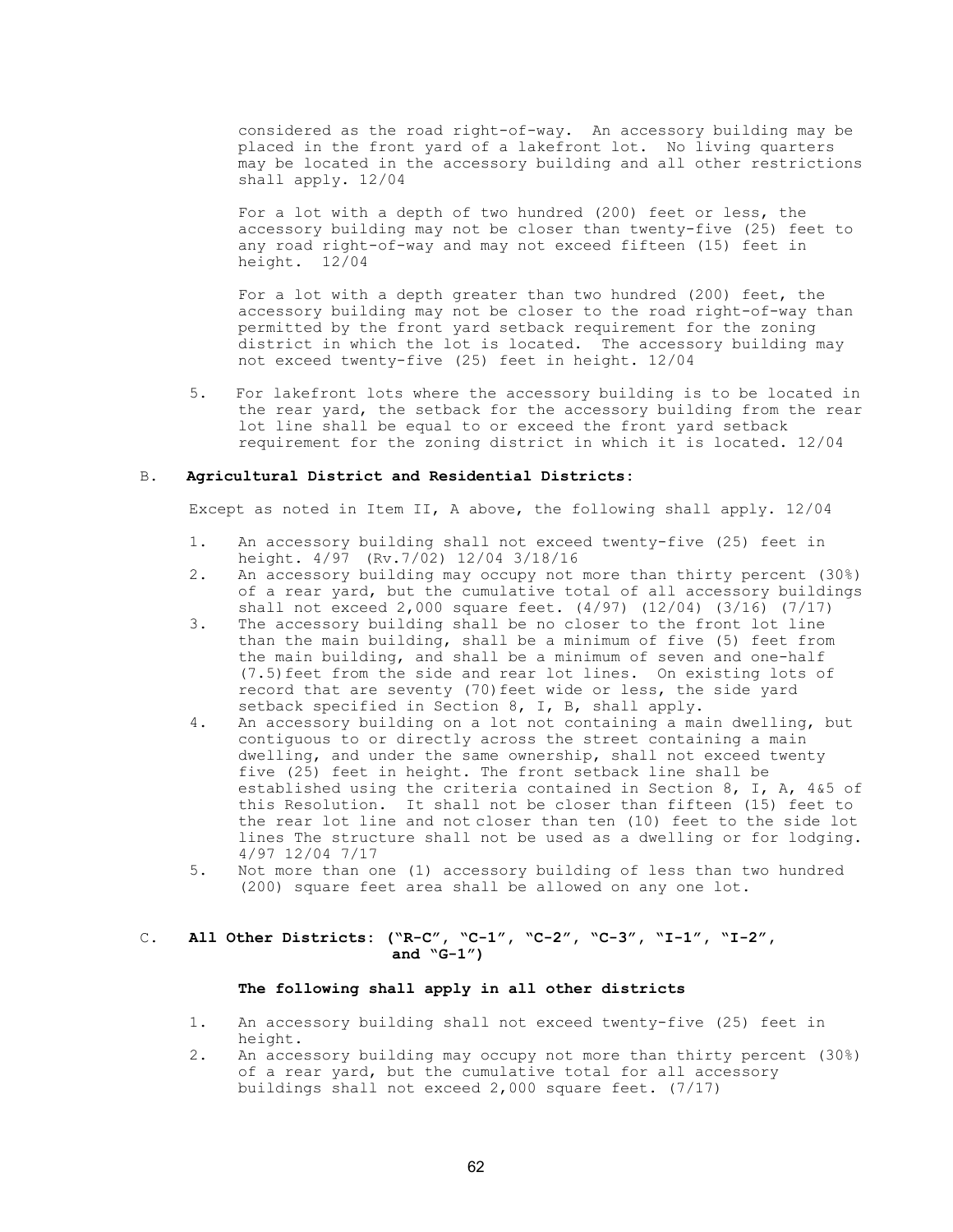considered as the road right-of-way. An accessory building may be placed in the front yard of a lakefront lot. No living quarters may be located in the accessory building and all other restrictions shall apply. 12/04

For a lot with a depth of two hundred (200) feet or less, the accessory building may not be closer than twenty-five (25) feet to any road right-of-way and may not exceed fifteen (15) feet in height. 12/04

For a lot with a depth greater than two hundred (200) feet, the accessory building may not be closer to the road right-of-way than permitted by the front yard setback requirement for the zoning district in which the lot is located. The accessory building may not exceed twenty-five (25) feet in height. 12/04

5. For lakefront lots where the accessory building is to be located in the rear yard, the setback for the accessory building from the rear lot line shall be equal to or exceed the front yard setback requirement for the zoning district in which it is located. 12/04

B. **Agricultural District and Residential Districts:**

Except as noted in Item II, A above, the following shall apply. 12/04

1. An accessory building shall not exceed twenty-five (25) feet in height. 4/97 (Rv.7/02) 12/04 3/18/16
2. An accessory building may occupy not more than thirty percent (30%) of a rear yard, but the cumulative total of all accessory buildings shall not exceed 2,000 square feet. (4/97) (12/04) (3/16) (7/17)
3. The accessory building shall be no closer to the front lot line than the main building, shall be a minimum of five (5) feet from the main building, and shall be a minimum of seven and one-half (7.5)feet from the side and rear lot lines. On existing lots of record that are seventy (70)feet wide or less, the side yard setback specified in Section 8, I, B, shall apply.
4. An accessory building on a lot not containing a main dwelling, but contiguous to or directly across the street containing a main dwelling, and under the same ownership, shall not exceed twenty five (25) feet in height. The front setback line shall be established using the criteria contained in Section 8, I, A, 4&5 of this Resolution. It shall not be closer than fifteen (15) feet to the rear lot line and not closer than ten (10) feet to the side lot lines The structure shall not be used as a dwelling or for lodging. 4/97 12/04 7/17
5. Not more than one (1) accessory building of less than two hundred (200) square feet area shall be allowed on any one lot.

C. **All Other Districts: ("R-C", "C-1", "C-2", "C-3", "I-1", "I-2", and "G-1")**

**The following shall apply in all other districts**

1. An accessory building shall not exceed twenty-five (25) feet in height.
2. An accessory building may occupy not more than thirty percent (30%) of a rear yard, but the cumulative total for all accessory buildings shall not exceed 2,000 square feet. (7/17)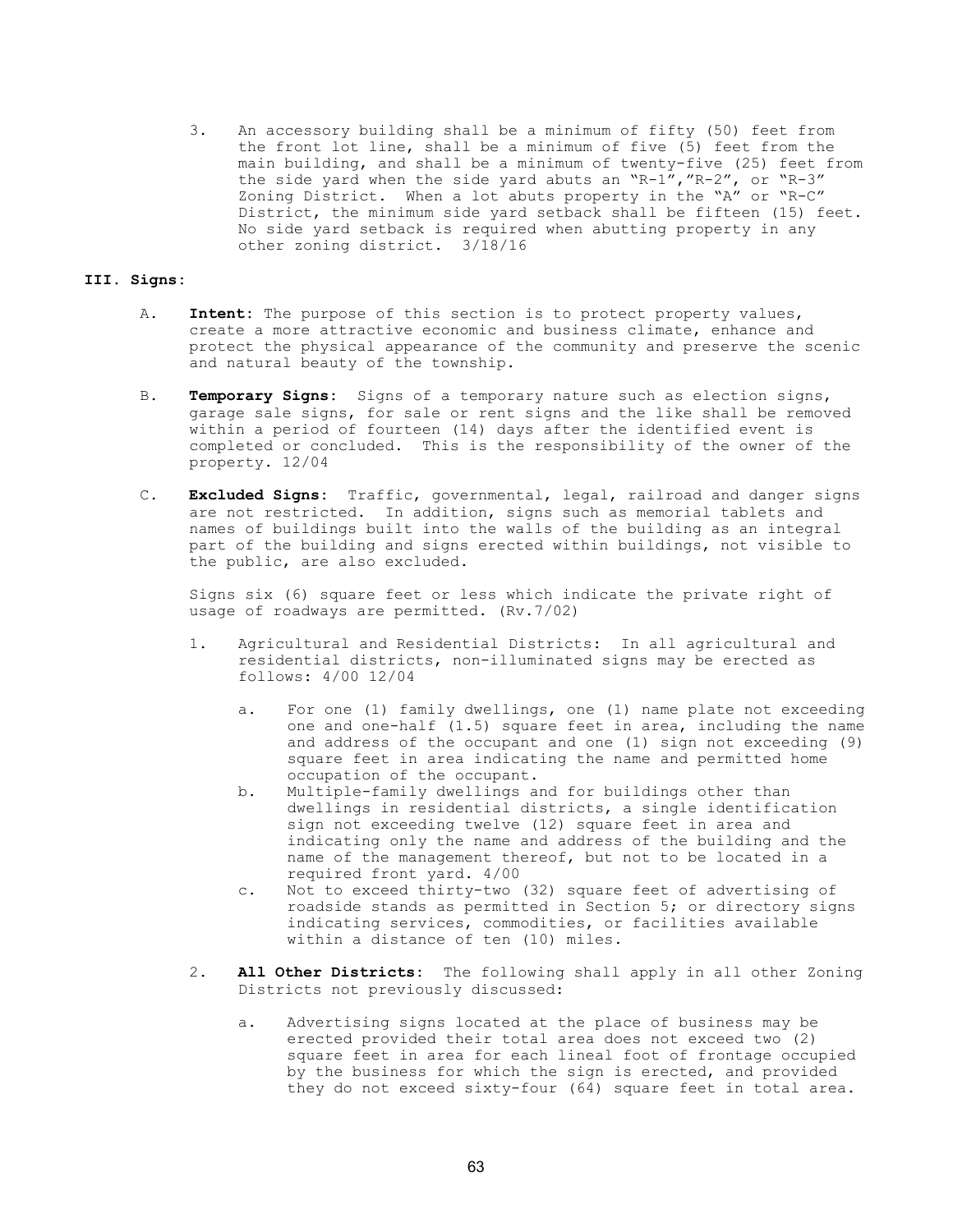3. An accessory building shall be a minimum of fifty (50) feet from the front lot line, shall be a minimum of five (5) feet from the main building, and shall be a minimum of twenty-five (25) feet from the side yard when the side yard abuts an "R-1","R-2", or "R-3" Zoning District. When a lot abuts property in the "A" or "R-C" District, the minimum side yard setback shall be fifteen (15) feet. No side yard setback is required when abutting property in any other zoning district. 3/18/16

## III. Signs:

A. **Intent:** The purpose of this section is to protect property values, create a more attractive economic and business climate, enhance and protect the physical appearance of the community and preserve the scenic and natural beauty of the township.

B. **Temporary Signs:** Signs of a temporary nature such as election signs, garage sale signs, for sale or rent signs and the like shall be removed within a period of fourteen (14) days after the identified event is completed or concluded. This is the responsibility of the owner of the property. 12/04

C. **Excluded Signs:** Traffic, governmental, legal, railroad and danger signs are not restricted. In addition, signs such as memorial tablets and names of buildings built into the walls of the building as an integral part of the building and signs erected within buildings, not visible to the public, are also excluded.

Signs six (6) square feet or less which indicate the private right of usage of roadways are permitted. (Rv.7/02)

1. Agricultural and Residential Districts: In all agricultural and residential districts, non-illuminated signs may be erected as follows: 4/00 12/04

   a. For one (1) family dwellings, one (1) name plate not exceeding one and one-half (1.5) square feet in area, including the name and address of the occupant and one (1) sign not exceeding (9) square feet in area indicating the name and permitted home occupation of the occupant.

   b. Multiple-family dwellings and for buildings other than dwellings in residential districts, a single identification sign not exceeding twelve (12) square feet in area and indicating only the name and address of the building and the name of the management thereof, but not to be located in a required front yard. 4/00

   c. Not to exceed thirty-two (32) square feet of advertising of roadside stands as permitted in Section 5; or directory signs indicating services, commodities, or facilities available within a distance of ten (10) miles.

2. **All Other Districts:** The following shall apply in all other Zoning Districts not previously discussed:

   a. Advertising signs located at the place of business may be erected provided their total area does not exceed two (2) square feet in area for each lineal foot of frontage occupied by the business for which the sign is erected, and provided they do not exceed sixty-four (64) square feet in total area.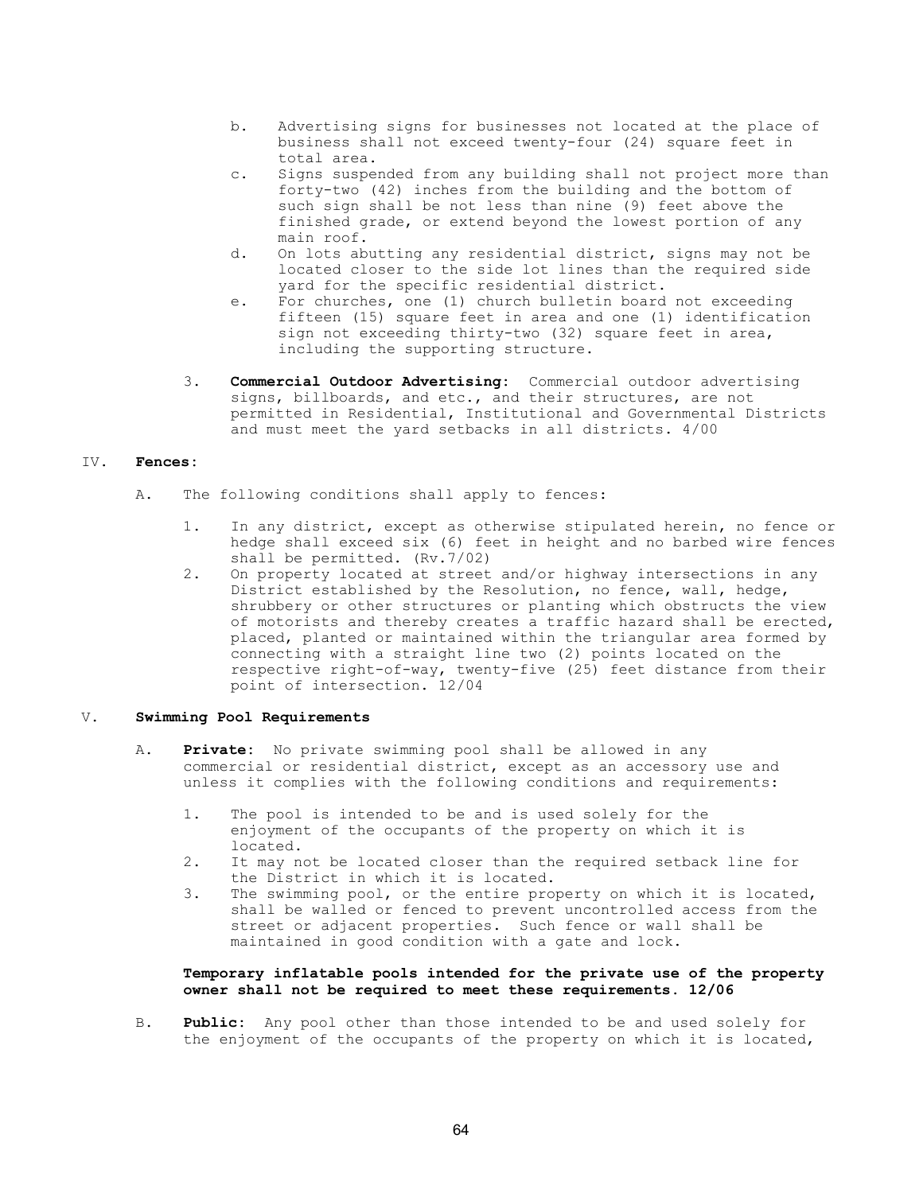b. Advertising signs for businesses not located at the place of business shall not exceed twenty-four (24) square feet in total area.
c. Signs suspended from any building shall not project more than forty-two (42) inches from the building and the bottom of such sign shall be not less than nine (9) feet above the finished grade, or extend beyond the lowest portion of any main roof.
d. On lots abutting any residential district, signs may not be located closer to the side lot lines than the required side yard for the specific residential district.
e. For churches, one (1) church bulletin board not exceeding fifteen (15) square feet in area and one (1) identification sign not exceeding thirty-two (32) square feet in area, including the supporting structure.

3. **Commercial Outdoor Advertising:** Commercial outdoor advertising signs, billboards, and etc., and their structures, are not permitted in Residential, Institutional and Governmental Districts and must meet the yard setbacks in all districts. 4/00

## IV. Fences:

A. The following conditions shall apply to fences:

1. In any district, except as otherwise stipulated herein, no fence or hedge shall exceed six (6) feet in height and no barbed wire fences shall be permitted. (Rv.7/02)
2. On property located at street and/or highway intersections in any District established by the Resolution, no fence, wall, hedge, shrubbery or other structures or planting which obstructs the view of motorists and thereby creates a traffic hazard shall be erected, placed, planted or maintained within the triangular area formed by connecting with a straight line two (2) points located on the respective right-of-way, twenty-five (25) feet distance from their point of intersection. 12/04

## V. Swimming Pool Requirements

A. **Private:** No private swimming pool shall be allowed in any commercial or residential district, except as an accessory use and unless it complies with the following conditions and requirements:

1. The pool is intended to be and is used solely for the enjoyment of the occupants of the property on which it is located.
2. It may not be located closer than the required setback line for the District in which it is located.
3. The swimming pool, or the entire property on which it is located, shall be walled or fenced to prevent uncontrolled access from the street or adjacent properties. Such fence or wall shall be maintained in good condition with a gate and lock.

**Temporary inflatable pools intended for the private use of the property owner shall not be required to meet these requirements. 12/06**

B. **Public:** Any pool other than those intended to be and used solely for the enjoyment of the occupants of the property on which it is located,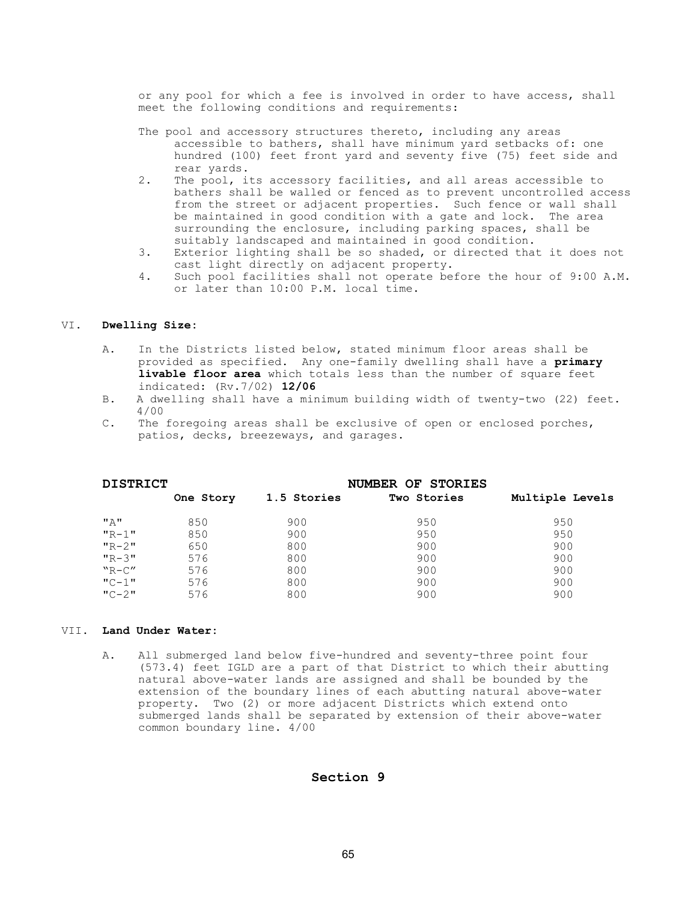or any pool for which a fee is involved in order to have access, shall meet the following conditions and requirements:

The pool and accessory structures thereto, including any areas accessible to bathers, shall have minimum yard setbacks of: one hundred (100) feet front yard and seventy five (75) feet side and rear yards.

2. The pool, its accessory facilities, and all areas accessible to bathers shall be walled or fenced as to prevent uncontrolled access from the street or adjacent properties. Such fence or wall shall be maintained in good condition with a gate and lock. The area surrounding the enclosure, including parking spaces, shall be suitably landscaped and maintained in good condition.
3. Exterior lighting shall be so shaded, or directed that it does not cast light directly on adjacent property.
4. Such pool facilities shall not operate before the hour of 9:00 A.M. or later than 10:00 P.M. local time.

## VI. **Dwelling Size:**

A. In the Districts listed below, stated minimum floor areas shall be provided as specified. Any one-family dwelling shall have a **primary livable floor area** which totals less than the number of square feet indicated: (Rv.7/02) **12/06**

B. A dwelling shall have a minimum building width of twenty-two (22) feet. 4/00

C. The foregoing areas shall be exclusive of open or enclosed porches, patios, decks, breezeways, and garages.

| **DISTRICT** | **NUMBER OF STORIES** | | | |
|---|---|---|---|---|
| | **One Story** | **1.5 Stories** | **Two Stories** | **Multiple Levels** |
| "A" | 850 | 900 | 950 | 950 |
| "R-1" | 850 | 900 | 950 | 950 |
| "R-2" | 650 | 800 | 900 | 900 |
| "R-3" | 576 | 800 | 900 | 900 |
| "R-C" | 576 | 800 | 900 | 900 |
| "C-1" | 576 | 800 | 900 | 900 |
| "C-2" | 576 | 800 | 900 | 900 |

## VII. **Land Under Water:**

A. All submerged land below five-hundred and seventy-three point four (573.4) feet IGLD are a part of that District to which their abutting natural above-water lands are assigned and shall be bounded by the extension of the boundary lines of each abutting natural above-water property. Two (2) or more adjacent Districts which extend onto submerged lands shall be separated by extension of their above-water common boundary line. 4/00

# Section 9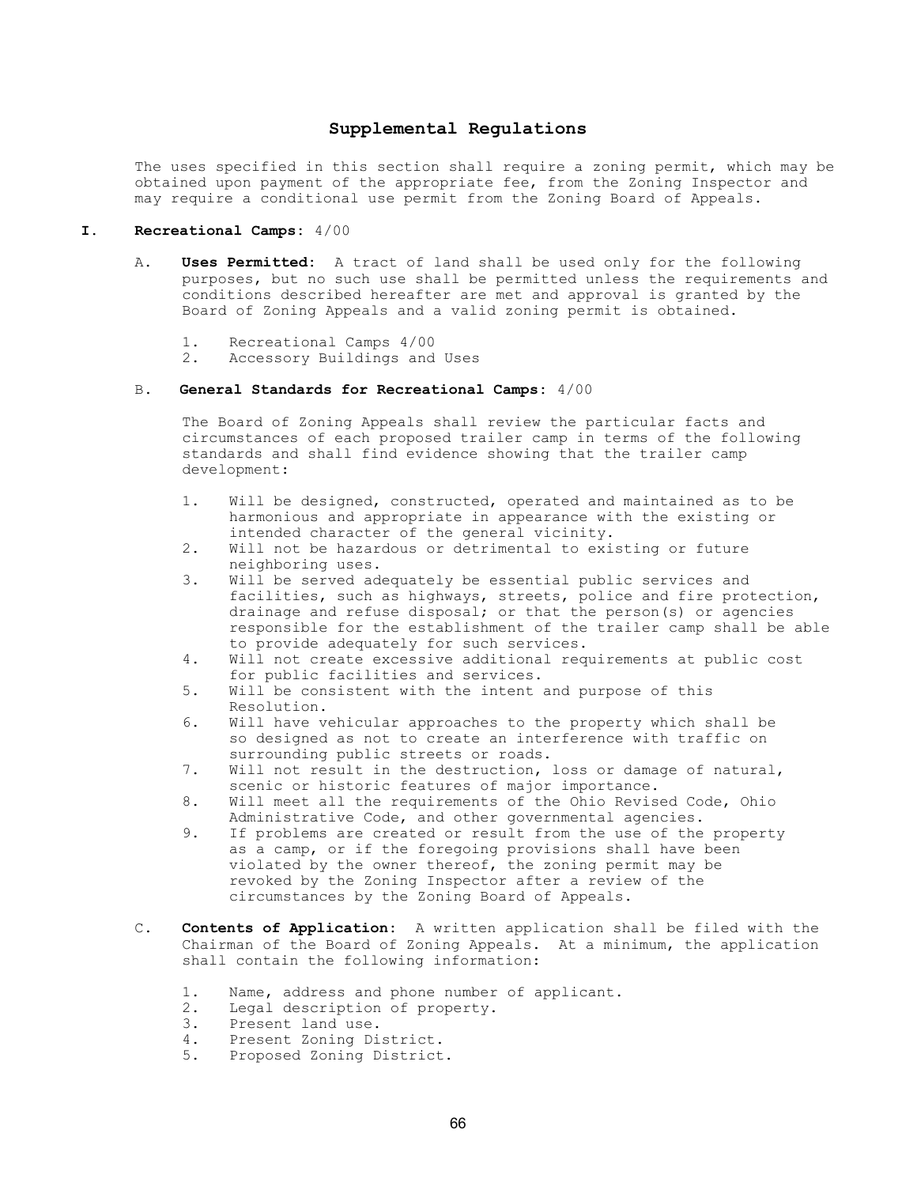# Supplemental Regulations

The uses specified in this section shall require a zoning permit, which may be obtained upon payment of the appropriate fee, from the Zoning Inspector and may require a conditional use permit from the Zoning Board of Appeals.

## I. Recreational Camps: 4/00

A. **Uses Permitted:** A tract of land shall be used only for the following purposes, but no such use shall be permitted unless the requirements and conditions described hereafter are met and approval is granted by the Board of Zoning Appeals and a valid zoning permit is obtained.

1. Recreational Camps 4/00
2. Accessory Buildings and Uses

B. **General Standards for Recreational Camps:** 4/00

The Board of Zoning Appeals shall review the particular facts and circumstances of each proposed trailer camp in terms of the following standards and shall find evidence showing that the trailer camp development:

1. Will be designed, constructed, operated and maintained as to be harmonious and appropriate in appearance with the existing or intended character of the general vicinity.
2. Will not be hazardous or detrimental to existing or future neighboring uses.
3. Will be served adequately be essential public services and facilities, such as highways, streets, police and fire protection, drainage and refuse disposal; or that the person(s) or agencies responsible for the establishment of the trailer camp shall be able to provide adequately for such services.
4. Will not create excessive additional requirements at public cost for public facilities and services.
5. Will be consistent with the intent and purpose of this Resolution.
6. Will have vehicular approaches to the property which shall be so designed as not to create an interference with traffic on surrounding public streets or roads.
7. Will not result in the destruction, loss or damage of natural, scenic or historic features of major importance.
8. Will meet all the requirements of the Ohio Revised Code, Ohio Administrative Code, and other governmental agencies.
9. If problems are created or result from the use of the property as a camp, or if the foregoing provisions shall have been violated by the owner thereof, the zoning permit may be revoked by the Zoning Inspector after a review of the circumstances by the Zoning Board of Appeals.

C. **Contents of Application:** A written application shall be filed with the Chairman of the Board of Zoning Appeals. At a minimum, the application shall contain the following information:

1. Name, address and phone number of applicant.
2. Legal description of property.
3. Present land use.
4. Present Zoning District.
5. Proposed Zoning District.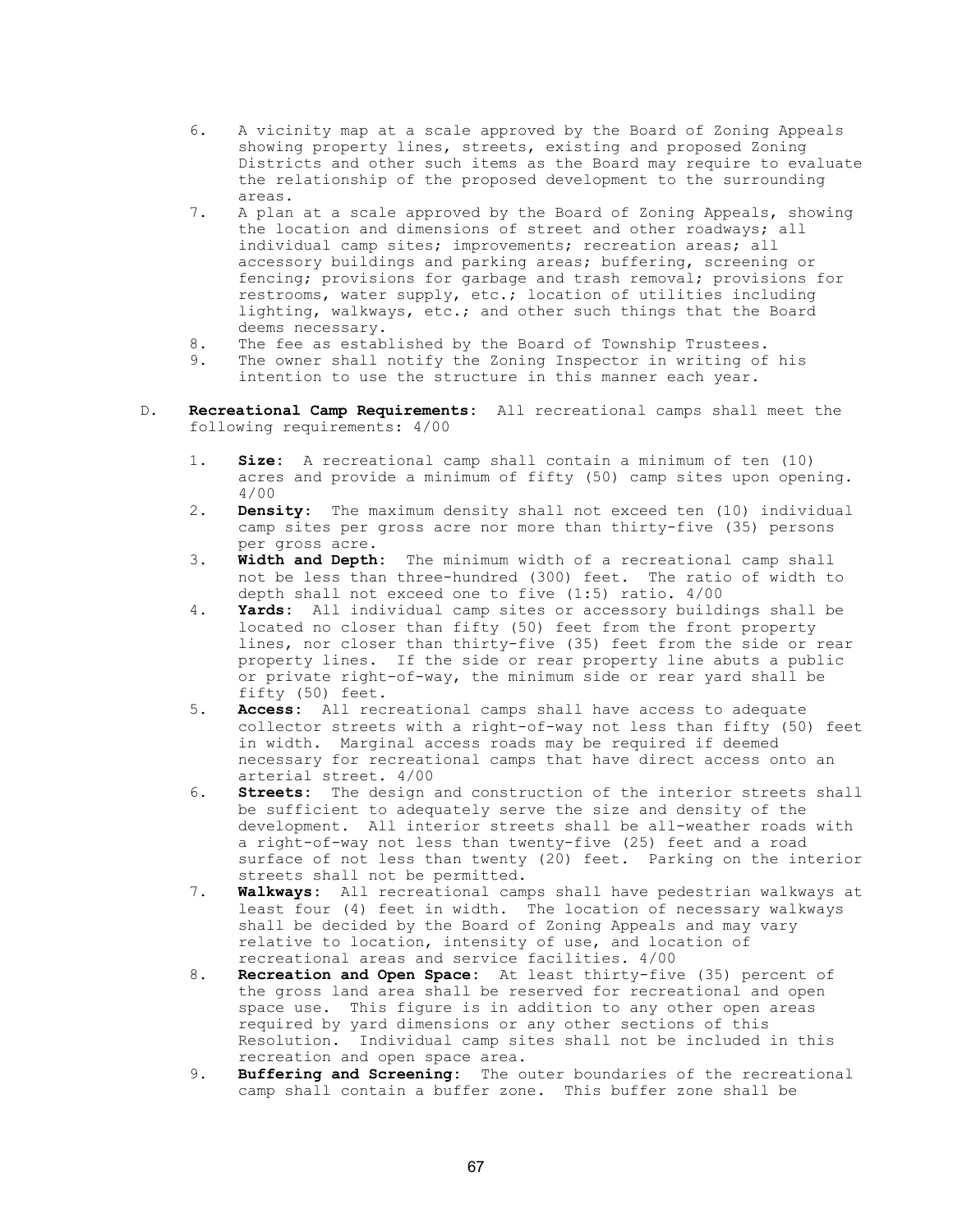6. A vicinity map at a scale approved by the Board of Zoning Appeals showing property lines, streets, existing and proposed Zoning Districts and other such items as the Board may require to evaluate the relationship of the proposed development to the surrounding areas.
7. A plan at a scale approved by the Board of Zoning Appeals, showing the location and dimensions of street and other roadways; all individual camp sites; improvements; recreation areas; all accessory buildings and parking areas; buffering, screening or fencing; provisions for garbage and trash removal; provisions for restrooms, water supply, etc.; location of utilities including lighting, walkways, etc.; and other such things that the Board deems necessary.
8. The fee as established by the Board of Township Trustees.
9. The owner shall notify the Zoning Inspector in writing of his intention to use the structure in this manner each year.

D. **Recreational Camp Requirements:** All recreational camps shall meet the following requirements: 4/00

1. **Size:** A recreational camp shall contain a minimum of ten (10) acres and provide a minimum of fifty (50) camp sites upon opening. 4/00
2. **Density:** The maximum density shall not exceed ten (10) individual camp sites per gross acre nor more than thirty-five (35) persons per gross acre.
3. **Width and Depth:** The minimum width of a recreational camp shall not be less than three-hundred (300) feet. The ratio of width to depth shall not exceed one to five (1:5) ratio. 4/00
4. **Yards:** All individual camp sites or accessory buildings shall be located no closer than fifty (50) feet from the front property lines, nor closer than thirty-five (35) feet from the side or rear property lines. If the side or rear property line abuts a public or private right-of-way, the minimum side or rear yard shall be fifty (50) feet.
5. **Access:** All recreational camps shall have access to adequate collector streets with a right-of-way not less than fifty (50) feet in width. Marginal access roads may be required if deemed necessary for recreational camps that have direct access onto an arterial street. 4/00
6. **Streets:** The design and construction of the interior streets shall be sufficient to adequately serve the size and density of the development. All interior streets shall be all-weather roads with a right-of-way not less than twenty-five (25) feet and a road surface of not less than twenty (20) feet. Parking on the interior streets shall not be permitted.
7. **Walkways:** All recreational camps shall have pedestrian walkways at least four (4) feet in width. The location of necessary walkways shall be decided by the Board of Zoning Appeals and may vary relative to location, intensity of use, and location of recreational areas and service facilities. 4/00
8. **Recreation and Open Space:** At least thirty-five (35) percent of the gross land area shall be reserved for recreational and open space use. This figure is in addition to any other open areas required by yard dimensions or any other sections of this Resolution. Individual camp sites shall not be included in this recreation and open space area.
9. **Buffering and Screening:** The outer boundaries of the recreational camp shall contain a buffer zone. This buffer zone shall be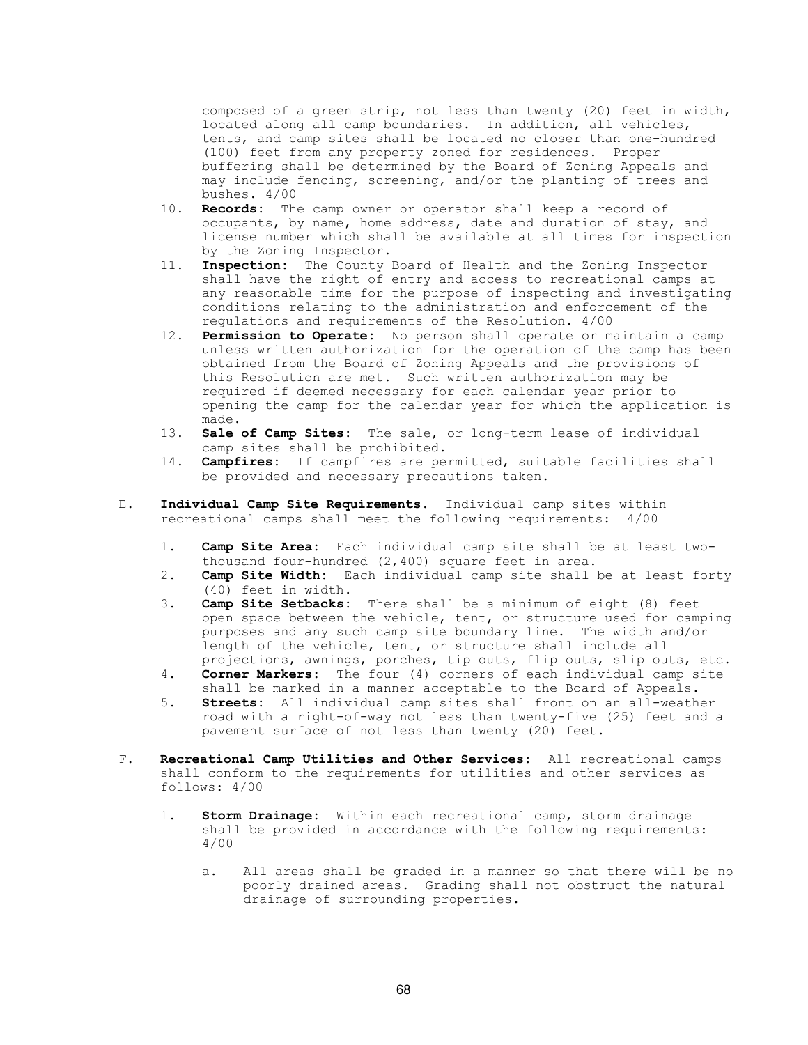composed of a green strip, not less than twenty (20) feet in width, located along all camp boundaries. In addition, all vehicles, tents, and camp sites shall be located no closer than one-hundred (100) feet from any property zoned for residences. Proper buffering shall be determined by the Board of Zoning Appeals and may include fencing, screening, and/or the planting of trees and bushes. 4/00

10. **Records:** The camp owner or operator shall keep a record of occupants, by name, home address, date and duration of stay, and license number which shall be available at all times for inspection by the Zoning Inspector.
11. **Inspection:** The County Board of Health and the Zoning Inspector shall have the right of entry and access to recreational camps at any reasonable time for the purpose of inspecting and investigating conditions relating to the administration and enforcement of the regulations and requirements of the Resolution. 4/00
12. **Permission to Operate:** No person shall operate or maintain a camp unless written authorization for the operation of the camp has been obtained from the Board of Zoning Appeals and the provisions of this Resolution are met. Such written authorization may be required if deemed necessary for each calendar year prior to opening the camp for the calendar year for which the application is made.
13. **Sale of Camp Sites:** The sale, or long-term lease of individual camp sites shall be prohibited.
14. **Campfires:** If campfires are permitted, suitable facilities shall be provided and necessary precautions taken.

E. **Individual Camp Site Requirements.** Individual camp sites within recreational camps shall meet the following requirements: 4/00

1. **Camp Site Area:** Each individual camp site shall be at least two-thousand four-hundred (2,400) square feet in area.
2. **Camp Site Width:** Each individual camp site shall be at least forty (40) feet in width.
3. **Camp Site Setbacks:** There shall be a minimum of eight (8) feet open space between the vehicle, tent, or structure used for camping purposes and any such camp site boundary line. The width and/or length of the vehicle, tent, or structure shall include all projections, awnings, porches, tip outs, flip outs, slip outs, etc.
4. **Corner Markers:** The four (4) corners of each individual camp site shall be marked in a manner acceptable to the Board of Appeals.
5. **Streets:** All individual camp sites shall front on an all-weather road with a right-of-way not less than twenty-five (25) feet and a pavement surface of not less than twenty (20) feet.

F. **Recreational Camp Utilities and Other Services:** All recreational camps shall conform to the requirements for utilities and other services as follows: 4/00

1. **Storm Drainage:** Within each recreational camp, storm drainage shall be provided in accordance with the following requirements: 4/00

   a. All areas shall be graded in a manner so that there will be no poorly drained areas. Grading shall not obstruct the natural drainage of surrounding properties.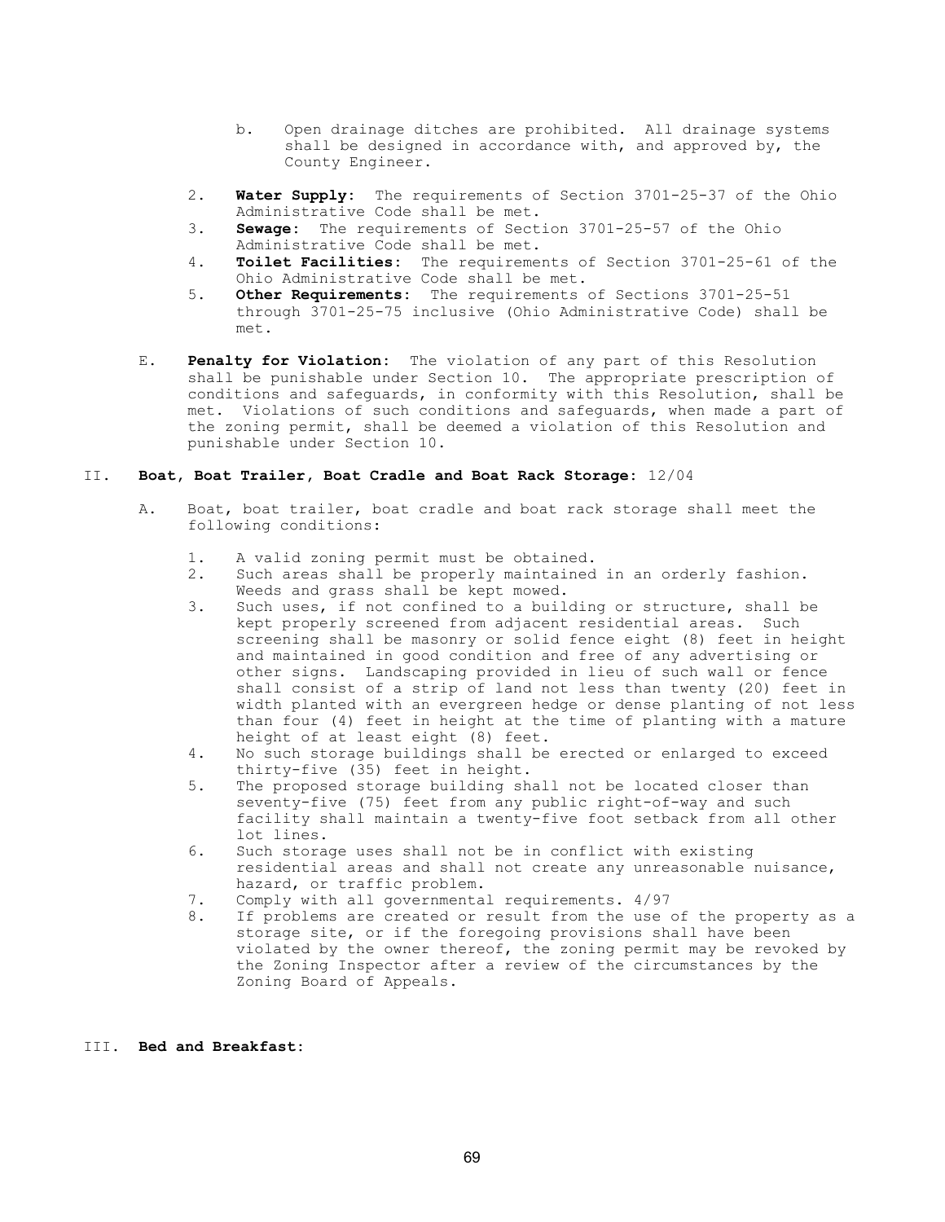b. Open drainage ditches are prohibited. All drainage systems shall be designed in accordance with, and approved by, the County Engineer.

2. **Water Supply:** The requirements of Section 3701-25-37 of the Ohio Administrative Code shall be met.
3. **Sewage:** The requirements of Section 3701-25-57 of the Ohio Administrative Code shall be met.
4. **Toilet Facilities:** The requirements of Section 3701-25-61 of the Ohio Administrative Code shall be met.
5. **Other Requirements:** The requirements of Sections 3701-25-51 through 3701-25-75 inclusive (Ohio Administrative Code) shall be met.

E. **Penalty for Violation:** The violation of any part of this Resolution shall be punishable under Section 10. The appropriate prescription of conditions and safeguards, in conformity with this Resolution, shall be met. Violations of such conditions and safeguards, when made a part of the zoning permit, shall be deemed a violation of this Resolution and punishable under Section 10.

## II. **Boat, Boat Trailer, Boat Cradle and Boat Rack Storage:** 12/04

A. Boat, boat trailer, boat cradle and boat rack storage shall meet the following conditions:

1. A valid zoning permit must be obtained.
2. Such areas shall be properly maintained in an orderly fashion. Weeds and grass shall be kept mowed.
3. Such uses, if not confined to a building or structure, shall be kept properly screened from adjacent residential areas. Such screening shall be masonry or solid fence eight (8) feet in height and maintained in good condition and free of any advertising or other signs. Landscaping provided in lieu of such wall or fence shall consist of a strip of land not less than twenty (20) feet in width planted with an evergreen hedge or dense planting of not less than four (4) feet in height at the time of planting with a mature height of at least eight (8) feet.
4. No such storage buildings shall be erected or enlarged to exceed thirty-five (35) feet in height.
5. The proposed storage building shall not be located closer than seventy-five (75) feet from any public right-of-way and such facility shall maintain a twenty-five foot setback from all other lot lines.
6. Such storage uses shall not be in conflict with existing residential areas and shall not create any unreasonable nuisance, hazard, or traffic problem.
7. Comply with all governmental requirements. 4/97
8. If problems are created or result from the use of the property as a storage site, or if the foregoing provisions shall have been violated by the owner thereof, the zoning permit may be revoked by the Zoning Inspector after a review of the circumstances by the Zoning Board of Appeals.

## III. **Bed and Breakfast:**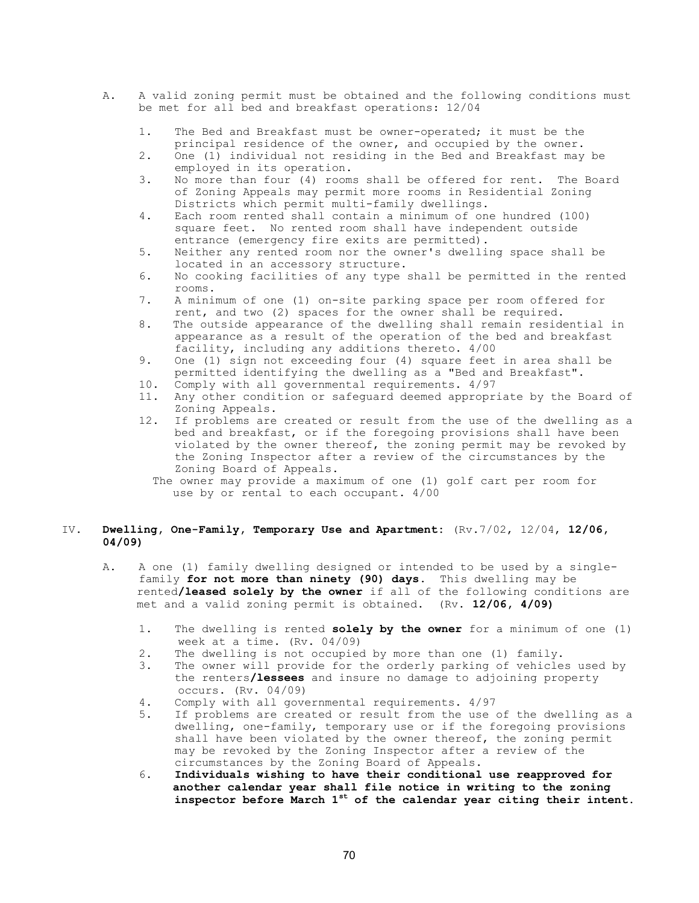A. A valid zoning permit must be obtained and the following conditions must be met for all bed and breakfast operations: 12/04

1. The Bed and Breakfast must be owner-operated; it must be the principal residence of the owner, and occupied by the owner.
2. One (1) individual not residing in the Bed and Breakfast may be employed in its operation.
3. No more than four (4) rooms shall be offered for rent. The Board of Zoning Appeals may permit more rooms in Residential Zoning Districts which permit multi-family dwellings.
4. Each room rented shall contain a minimum of one hundred (100) square feet. No rented room shall have independent outside entrance (emergency fire exits are permitted).
5. Neither any rented room nor the owner's dwelling space shall be located in an accessory structure.
6. No cooking facilities of any type shall be permitted in the rented rooms.
7. A minimum of one (1) on-site parking space per room offered for rent, and two (2) spaces for the owner shall be required.
8. The outside appearance of the dwelling shall remain residential in appearance as a result of the operation of the bed and breakfast facility, including any additions thereto. 4/00
9. One (1) sign not exceeding four (4) square feet in area shall be permitted identifying the dwelling as a "Bed and Breakfast".
10. Comply with all governmental requirements. 4/97
11. Any other condition or safeguard deemed appropriate by the Board of Zoning Appeals.
12. If problems are created or result from the use of the dwelling as a bed and breakfast, or if the foregoing provisions shall have been violated by the owner thereof, the zoning permit may be revoked by the Zoning Inspector after a review of the circumstances by the Zoning Board of Appeals.

The owner may provide a maximum of one (1) golf cart per room for use by or rental to each occupant. 4/00

## IV. **Dwelling, One-Family, Temporary Use and Apartment:** (Rv.7/02, 12/04**, 12/06, 04/09)**

A. A one (1) family dwelling designed or intended to be used by a single-family **for not more than ninety (90) days.** This dwelling may be rented**/leased solely by the owner** if all of the following conditions are met and a valid zoning permit is obtained. (Rv. **12/06, 4/09)**

1. The dwelling is rented **solely by the owner** for a minimum of one (1) week at a time. (Rv. 04/09)
2. The dwelling is not occupied by more than one (1) family.
3. The owner will provide for the orderly parking of vehicles used by the renters**/lessees** and insure no damage to adjoining property occurs. (Rv. 04/09)
4. Comply with all governmental requirements. 4/97
5. If problems are created or result from the use of the dwelling as a dwelling, one-family, temporary use or if the foregoing provisions shall have been violated by the owner thereof, the zoning permit may be revoked by the Zoning Inspector after a review of the circumstances by the Zoning Board of Appeals.
6. **Individuals wishing to have their conditional use reapproved for another calendar year shall file notice in writing to the zoning inspector before March 1st of the calendar year citing their intent.**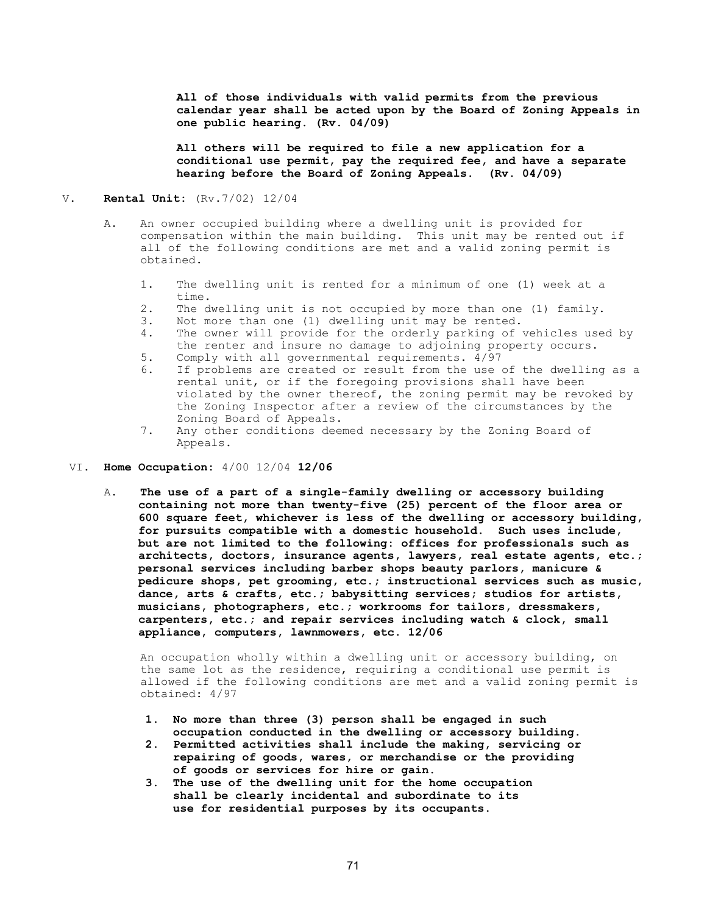**All of those individuals with valid permits from the previous calendar year shall be acted upon by the Board of Zoning Appeals in one public hearing. (Rv. 04/09)**

**All others will be required to file a new application for a conditional use permit, pay the required fee, and have a separate hearing before the Board of Zoning Appeals. (Rv. 04/09)**

V. **Rental Unit:** (Rv.7/02) 12/04

A. An owner occupied building where a dwelling unit is provided for compensation within the main building. This unit may be rented out if all of the following conditions are met and a valid zoning permit is obtained.

1. The dwelling unit is rented for a minimum of one (1) week at a time.
2. The dwelling unit is not occupied by more than one (1) family.
3. Not more than one (1) dwelling unit may be rented.
4. The owner will provide for the orderly parking of vehicles used by the renter and insure no damage to adjoining property occurs.
5. Comply with all governmental requirements. 4/97
6. If problems are created or result from the use of the dwelling as a rental unit, or if the foregoing provisions shall have been violated by the owner thereof, the zoning permit may be revoked by the Zoning Inspector after a review of the circumstances by the Zoning Board of Appeals.
7. Any other conditions deemed necessary by the Zoning Board of Appeals.

VI. **Home Occupation:** 4/00 12/04 **12/06**

A. **The use of a part of a single-family dwelling or accessory building containing not more than twenty-five (25) percent of the floor area or 600 square feet, whichever is less of the dwelling or accessory building, for pursuits compatible with a domestic household. Such uses include, but are not limited to the following: offices for professionals such as architects, doctors, insurance agents, lawyers, real estate agents, etc.; personal services including barber shops beauty parlors, manicure & pedicure shops, pet grooming, etc.; instructional services such as music, dance, arts & crafts, etc.; babysitting services; studios for artists, musicians, photographers, etc.; workrooms for tailors, dressmakers, carpenters, etc.; and repair services including watch & clock, small appliance, computers, lawnmowers, etc. 12/06**

An occupation wholly within a dwelling unit or accessory building, on the same lot as the residence, requiring a conditional use permit is allowed if the following conditions are met and a valid zoning permit is obtained: 4/97

1. **No more than three (3) person shall be engaged in such occupation conducted in the dwelling or accessory building.**
2. **Permitted activities shall include the making, servicing or repairing of goods, wares, or merchandise or the providing of goods or services for hire or gain.**
3. **The use of the dwelling unit for the home occupation shall be clearly incidental and subordinate to its use for residential purposes by its occupants.**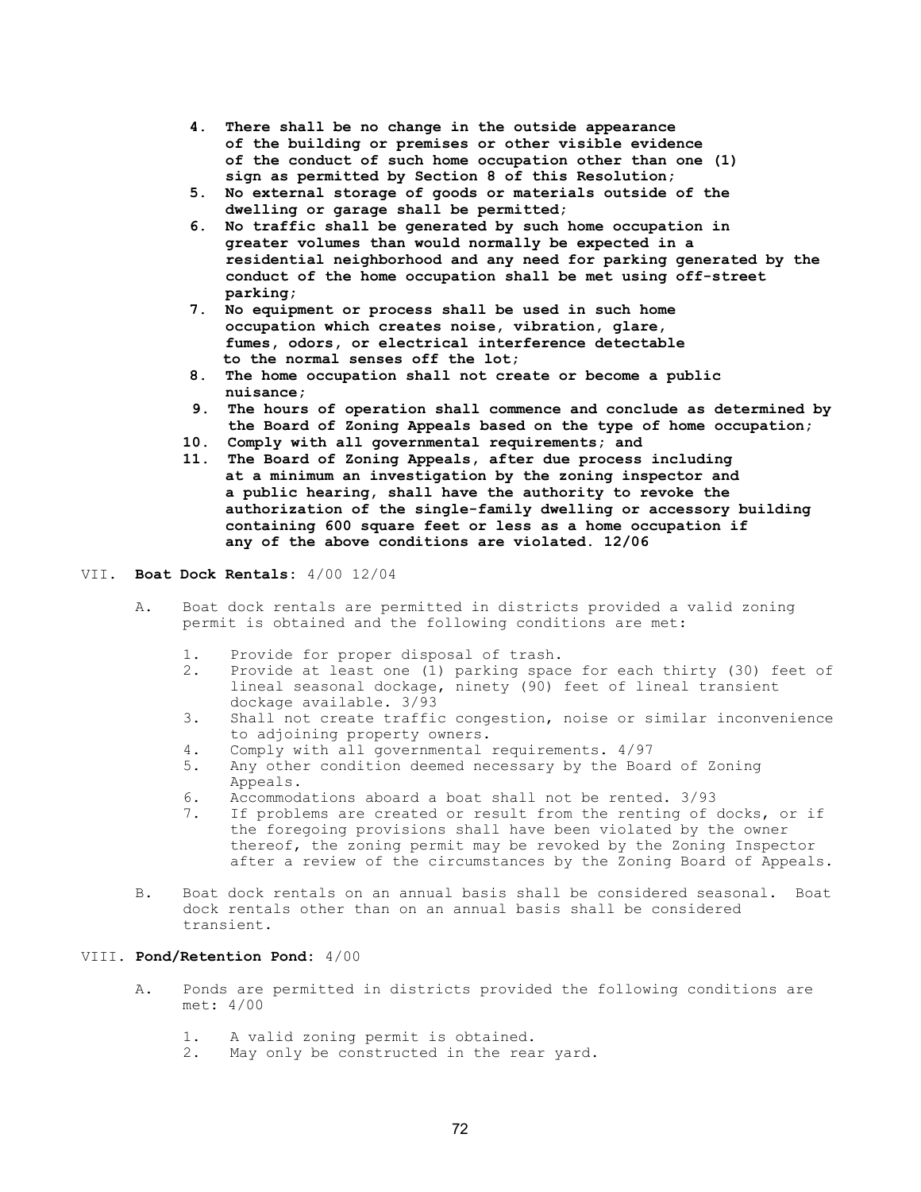4. **There shall be no change in the outside appearance of the building or premises or other visible evidence of the conduct of such home occupation other than one (1) sign as permitted by Section 8 of this Resolution;**
5. **No external storage of goods or materials outside of the dwelling or garage shall be permitted;**
6. **No traffic shall be generated by such home occupation in greater volumes than would normally be expected in a residential neighborhood and any need for parking generated by the conduct of the home occupation shall be met using off-street parking;**
7. **No equipment or process shall be used in such home occupation which creates noise, vibration, glare, fumes, odors, or electrical interference detectable to the normal senses off the lot;**
8. **The home occupation shall not create or become a public nuisance;**
9. **The hours of operation shall commence and conclude as determined by the Board of Zoning Appeals based on the type of home occupation;**
10. **Comply with all governmental requirements; and**
11. **The Board of Zoning Appeals, after due process including at a minimum an investigation by the zoning inspector and a public hearing, shall have the authority to revoke the authorization of the single-family dwelling or accessory building containing 600 square feet or less as a home occupation if any of the above conditions are violated. 12/06**

VII. **Boat Dock Rentals:** 4/00 12/04

A. Boat dock rentals are permitted in districts provided a valid zoning permit is obtained and the following conditions are met:

1. Provide for proper disposal of trash.
2. Provide at least one (1) parking space for each thirty (30) feet of lineal seasonal dockage, ninety (90) feet of lineal transient dockage available. 3/93
3. Shall not create traffic congestion, noise or similar inconvenience to adjoining property owners.
4. Comply with all governmental requirements. 4/97
5. Any other condition deemed necessary by the Board of Zoning Appeals.
6. Accommodations aboard a boat shall not be rented. 3/93
7. If problems are created or result from the renting of docks, or if the foregoing provisions shall have been violated by the owner thereof, the zoning permit may be revoked by the Zoning Inspector after a review of the circumstances by the Zoning Board of Appeals.

B. Boat dock rentals on an annual basis shall be considered seasonal. Boat dock rentals other than on an annual basis shall be considered transient.

VIII. **Pond/Retention Pond:** 4/00

A. Ponds are permitted in districts provided the following conditions are met: 4/00

1. A valid zoning permit is obtained.
2. May only be constructed in the rear yard.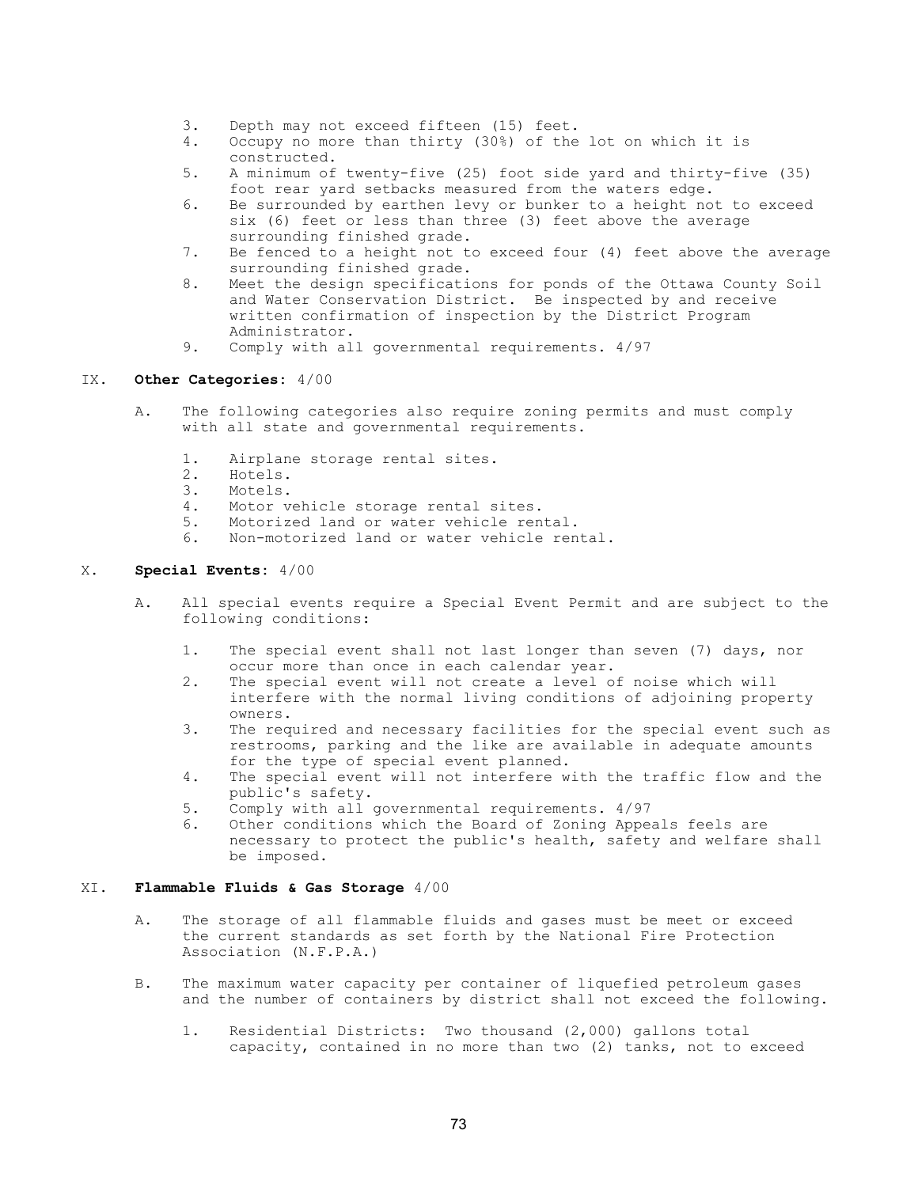3. Depth may not exceed fifteen (15) feet.
4. Occupy no more than thirty (30%) of the lot on which it is constructed.
5. A minimum of twenty-five (25) foot side yard and thirty-five (35) foot rear yard setbacks measured from the waters edge.
6. Be surrounded by earthen levy or bunker to a height not to exceed six (6) feet or less than three (3) feet above the average surrounding finished grade.
7. Be fenced to a height not to exceed four (4) feet above the average surrounding finished grade.
8. Meet the design specifications for ponds of the Ottawa County Soil and Water Conservation District. Be inspected by and receive written confirmation of inspection by the District Program Administrator.
9. Comply with all governmental requirements. 4/97

IX. **Other Categories:** 4/00

A. The following categories also require zoning permits and must comply with all state and governmental requirements.

1. Airplane storage rental sites.
2. Hotels.
3. Motels.
4. Motor vehicle storage rental sites.
5. Motorized land or water vehicle rental.
6. Non-motorized land or water vehicle rental.

X. **Special Events:** 4/00

A. All special events require a Special Event Permit and are subject to the following conditions:

1. The special event shall not last longer than seven (7) days, nor occur more than once in each calendar year.
2. The special event will not create a level of noise which will interfere with the normal living conditions of adjoining property owners.
3. The required and necessary facilities for the special event such as restrooms, parking and the like are available in adequate amounts for the type of special event planned.
4. The special event will not interfere with the traffic flow and the public's safety.
5. Comply with all governmental requirements. 4/97
6. Other conditions which the Board of Zoning Appeals feels are necessary to protect the public's health, safety and welfare shall be imposed.

XI. **Flammable Fluids & Gas Storage** 4/00

A. The storage of all flammable fluids and gases must be meet or exceed the current standards as set forth by the National Fire Protection Association (N.F.P.A.)

B. The maximum water capacity per container of liquefied petroleum gases and the number of containers by district shall not exceed the following.

1. Residential Districts: Two thousand (2,000) gallons total capacity, contained in no more than two (2) tanks, not to exceed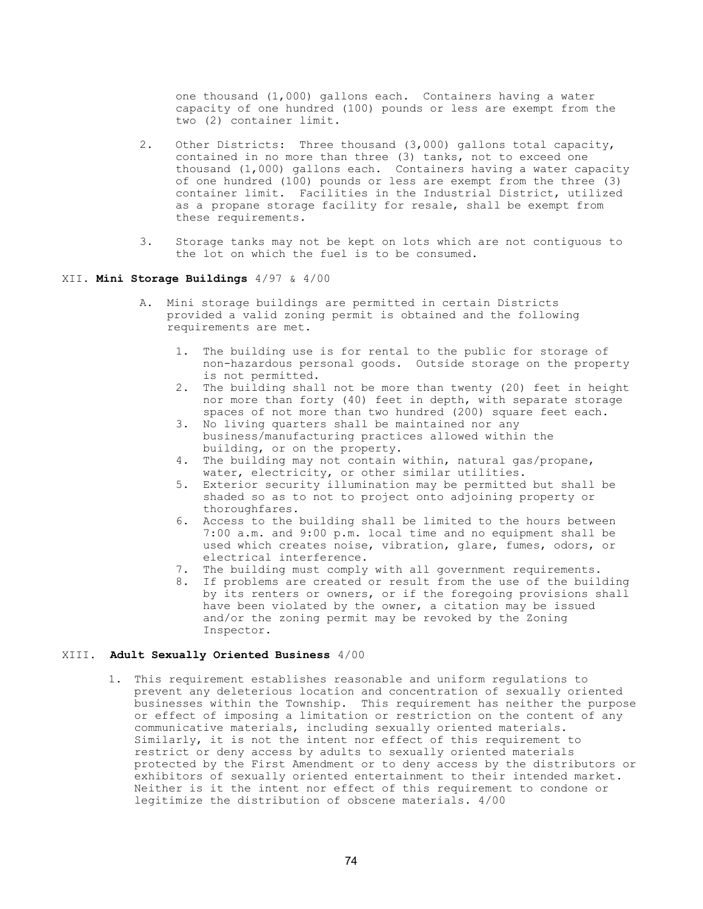one thousand (1,000) gallons each. Containers having a water capacity of one hundred (100) pounds or less are exempt from the two (2) container limit.

2. Other Districts: Three thousand (3,000) gallons total capacity, contained in no more than three (3) tanks, not to exceed one thousand (1,000) gallons each. Containers having a water capacity of one hundred (100) pounds or less are exempt from the three (3) container limit. Facilities in the Industrial District, utilized as a propane storage facility for resale, shall be exempt from these requirements.

3. Storage tanks may not be kept on lots which are not contiguous to the lot on which the fuel is to be consumed.

## XII. **Mini Storage Buildings** 4/97 & 4/00

A. Mini storage buildings are permitted in certain Districts provided a valid zoning permit is obtained and the following requirements are met.

1. The building use is for rental to the public for storage of non-hazardous personal goods. Outside storage on the property is not permitted.
2. The building shall not be more than twenty (20) feet in height nor more than forty (40) feet in depth, with separate storage spaces of not more than two hundred (200) square feet each.
3. No living quarters shall be maintained nor any business/manufacturing practices allowed within the building, or on the property.
4. The building may not contain within, natural gas/propane, water, electricity, or other similar utilities.
5. Exterior security illumination may be permitted but shall be shaded so as to not to project onto adjoining property or thoroughfares.
6. Access to the building shall be limited to the hours between 7:00 a.m. and 9:00 p.m. local time and no equipment shall be used which creates noise, vibration, glare, fumes, odors, or electrical interference.
7. The building must comply with all government requirements.
8. If problems are created or result from the use of the building by its renters or owners, or if the foregoing provisions shall have been violated by the owner, a citation may be issued and/or the zoning permit may be revoked by the Zoning Inspector.

## XIII. **Adult Sexually Oriented Business** 4/00

1. This requirement establishes reasonable and uniform regulations to prevent any deleterious location and concentration of sexually oriented businesses within the Township. This requirement has neither the purpose or effect of imposing a limitation or restriction on the content of any communicative materials, including sexually oriented materials. Similarly, it is not the intent nor effect of this requirement to restrict or deny access by adults to sexually oriented materials protected by the First Amendment or to deny access by the distributors or exhibitors of sexually oriented entertainment to their intended market. Neither is it the intent nor effect of this requirement to condone or legitimize the distribution of obscene materials. 4/00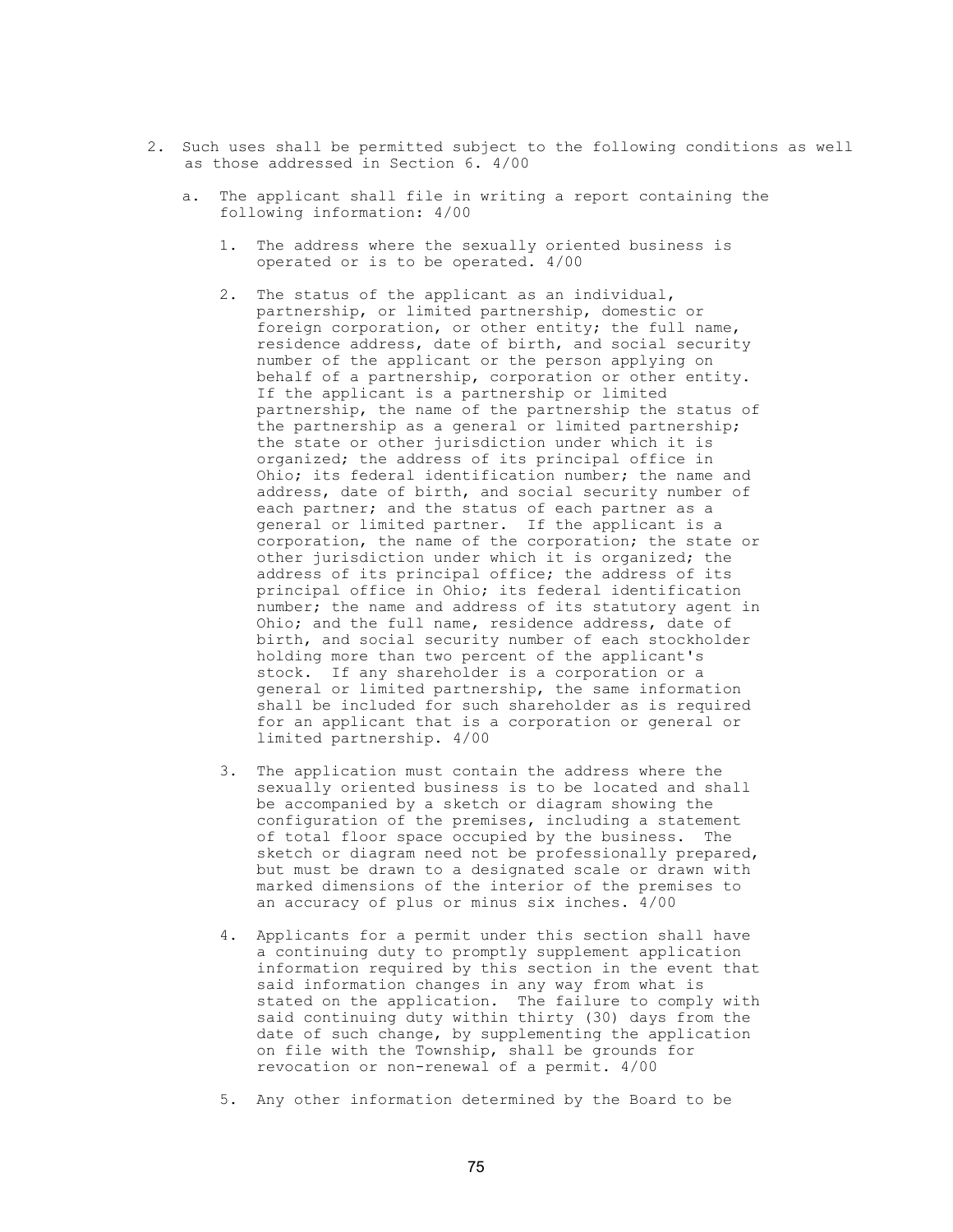2. Such uses shall be permitted subject to the following conditions as well as those addressed in Section 6. 4/00

    a. The applicant shall file in writing a report containing the following information: 4/00

        1. The address where the sexually oriented business is operated or is to be operated. 4/00

        2. The status of the applicant as an individual, partnership, or limited partnership, domestic or foreign corporation, or other entity; the full name, residence address, date of birth, and social security number of the applicant or the person applying on behalf of a partnership, corporation or other entity. If the applicant is a partnership or limited partnership, the name of the partnership the status of the partnership as a general or limited partnership; the state or other jurisdiction under which it is organized; the address of its principal office in Ohio; its federal identification number; the name and address, date of birth, and social security number of each partner; and the status of each partner as a general or limited partner. If the applicant is a corporation, the name of the corporation; the state or other jurisdiction under which it is organized; the address of its principal office; the address of its principal office in Ohio; its federal identification number; the name and address of its statutory agent in Ohio; and the full name, residence address, date of birth, and social security number of each stockholder holding more than two percent of the applicant's stock. If any shareholder is a corporation or a general or limited partnership, the same information shall be included for such shareholder as is required for an applicant that is a corporation or general or limited partnership. 4/00

        3. The application must contain the address where the sexually oriented business is to be located and shall be accompanied by a sketch or diagram showing the configuration of the premises, including a statement of total floor space occupied by the business. The sketch or diagram need not be professionally prepared, but must be drawn to a designated scale or drawn with marked dimensions of the interior of the premises to an accuracy of plus or minus six inches. 4/00

        4. Applicants for a permit under this section shall have a continuing duty to promptly supplement application information required by this section in the event that said information changes in any way from what is stated on the application. The failure to comply with said continuing duty within thirty (30) days from the date of such change, by supplementing the application on file with the Township, shall be grounds for revocation or non-renewal of a permit. 4/00

        5. Any other information determined by the Board to be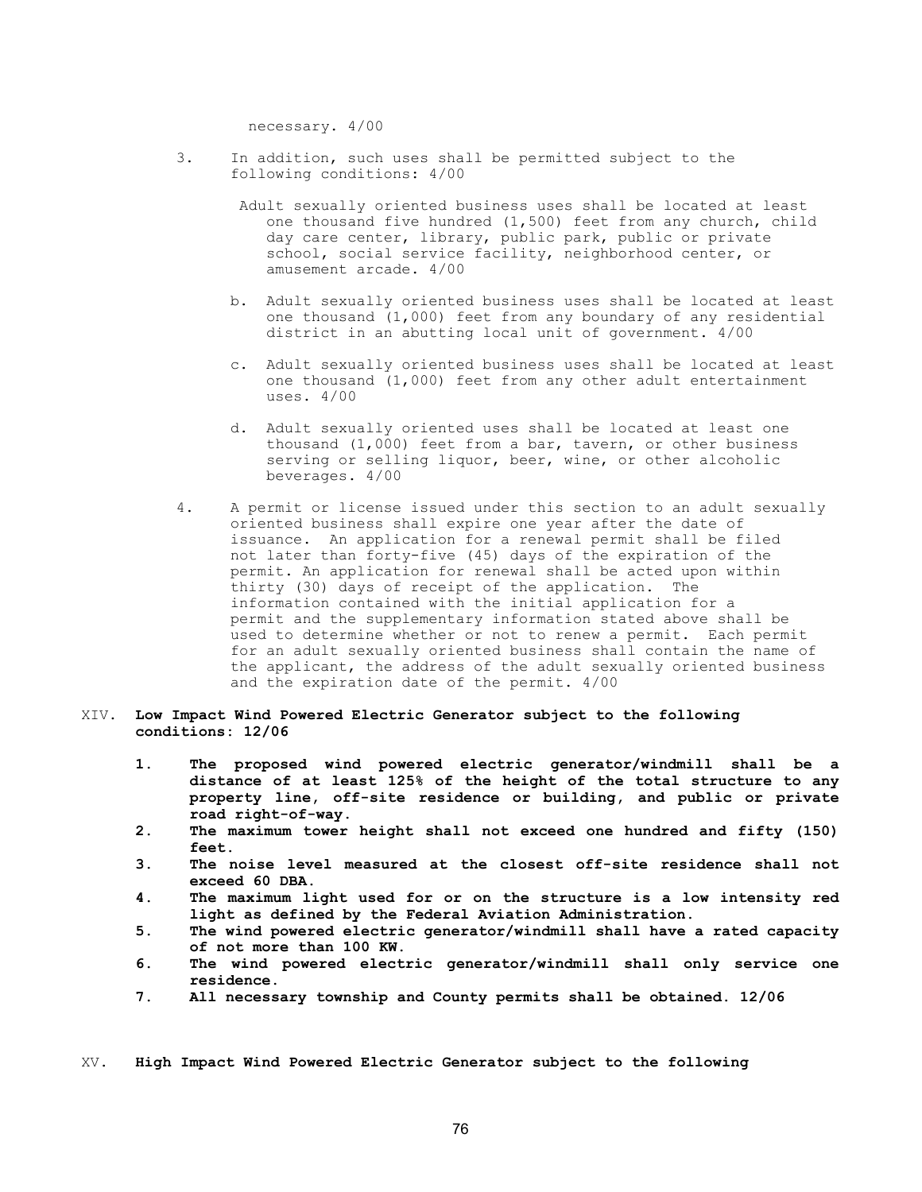necessary. 4/00

3. In addition, such uses shall be permitted subject to the following conditions: 4/00

   Adult sexually oriented business uses shall be located at least one thousand five hundred (1,500) feet from any church, child day care center, library, public park, public or private school, social service facility, neighborhood center, or amusement arcade. 4/00

   b. Adult sexually oriented business uses shall be located at least one thousand (1,000) feet from any boundary of any residential district in an abutting local unit of government. 4/00

   c. Adult sexually oriented business uses shall be located at least one thousand (1,000) feet from any other adult entertainment uses. 4/00

   d. Adult sexually oriented uses shall be located at least one thousand (1,000) feet from a bar, tavern, or other business serving or selling liquor, beer, wine, or other alcoholic beverages. 4/00

4. A permit or license issued under this section to an adult sexually oriented business shall expire one year after the date of issuance. An application for a renewal permit shall be filed not later than forty-five (45) days of the expiration of the permit. An application for renewal shall be acted upon within thirty (30) days of receipt of the application. The information contained with the initial application for a permit and the supplementary information stated above shall be used to determine whether or not to renew a permit. Each permit for an adult sexually oriented business shall contain the name of the applicant, the address of the adult sexually oriented business and the expiration date of the permit. 4/00

XIV. **Low Impact Wind Powered Electric Generator subject to the following conditions: 12/06**

1. **The proposed wind powered electric generator/windmill shall be a distance of at least 125% of the height of the total structure to any property line, off-site residence or building, and public or private road right-of-way.**
2. **The maximum tower height shall not exceed one hundred and fifty (150) feet.**
3. **The noise level measured at the closest off-site residence shall not exceed 60 DBA.**
4. **The maximum light used for or on the structure is a low intensity red light as defined by the Federal Aviation Administration.**
5. **The wind powered electric generator/windmill shall have a rated capacity of not more than 100 KW.**
6. **The wind powered electric generator/windmill shall only service one residence.**
7. **All necessary township and County permits shall be obtained. 12/06**

XV. **High Impact Wind Powered Electric Generator subject to the following**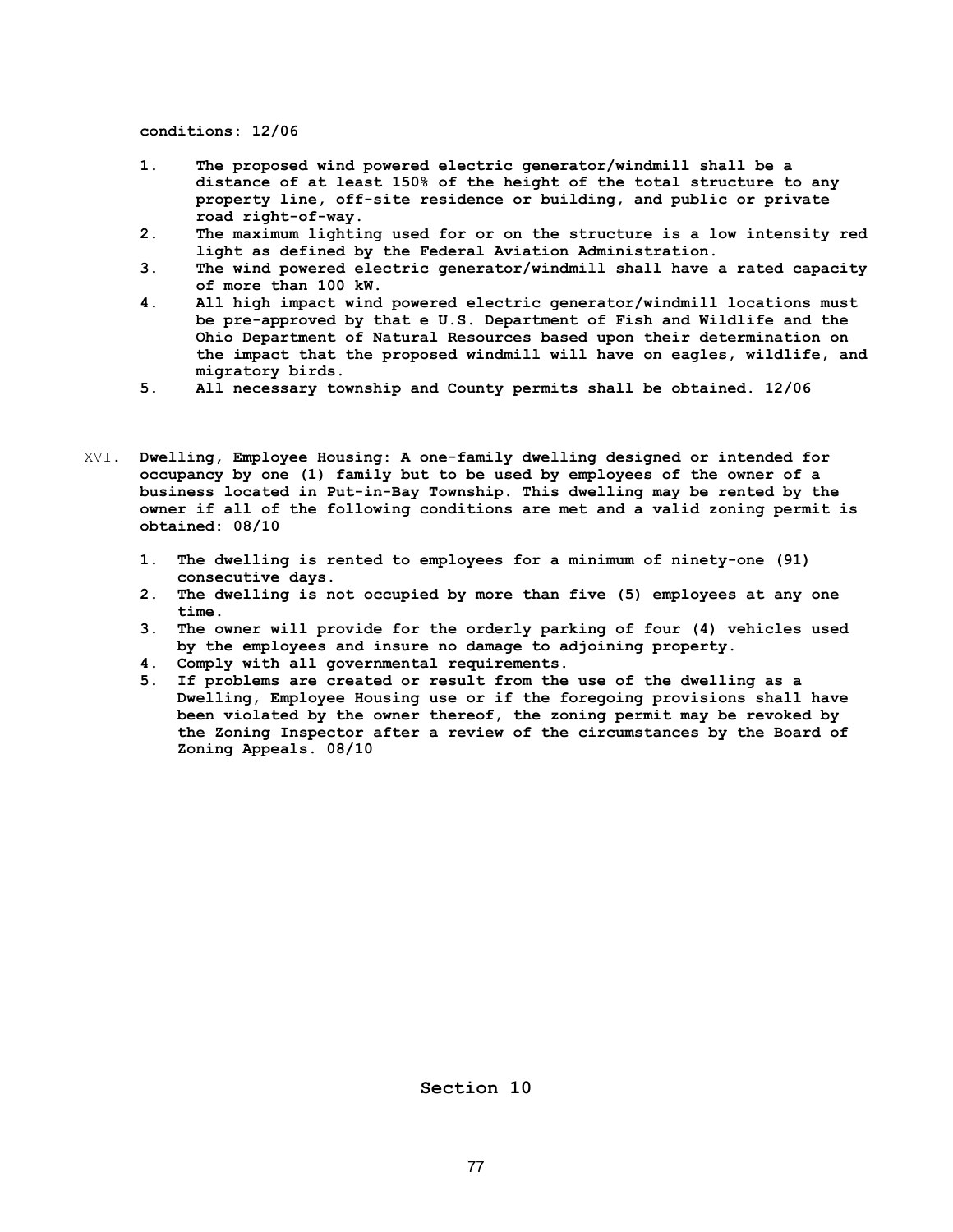**conditions: 12/06**

1. **The proposed wind powered electric generator/windmill shall be a distance of at least 150% of the height of the total structure to any property line, off-site residence or building, and public or private road right-of-way.**
2. **The maximum lighting used for or on the structure is a low intensity red light as defined by the Federal Aviation Administration.**
3. **The wind powered electric generator/windmill shall have a rated capacity of more than 100 kW.**
4. **All high impact wind powered electric generator/windmill locations must be pre-approved by that e U.S. Department of Fish and Wildlife and the Ohio Department of Natural Resources based upon their determination on the impact that the proposed windmill will have on eagles, wildlife, and migratory birds.**
5. **All necessary township and County permits shall be obtained. 12/06**

XVI. **Dwelling, Employee Housing: A one-family dwelling designed or intended for occupancy by one (1) family but to be used by employees of the owner of a business located in Put-in-Bay Township. This dwelling may be rented by the owner if all of the following conditions are met and a valid zoning permit is obtained: 08/10**

1. **The dwelling is rented to employees for a minimum of ninety-one (91) consecutive days.**
2. **The dwelling is not occupied by more than five (5) employees at any one time.**
3. **The owner will provide for the orderly parking of four (4) vehicles used by the employees and insure no damage to adjoining property.**
4. **Comply with all governmental requirements.**
5. **If problems are created or result from the use of the dwelling as a Dwelling, Employee Housing use or if the foregoing provisions shall have been violated by the owner thereof, the zoning permit may be revoked by the Zoning Inspector after a review of the circumstances by the Board of Zoning Appeals. 08/10**

**Section 10**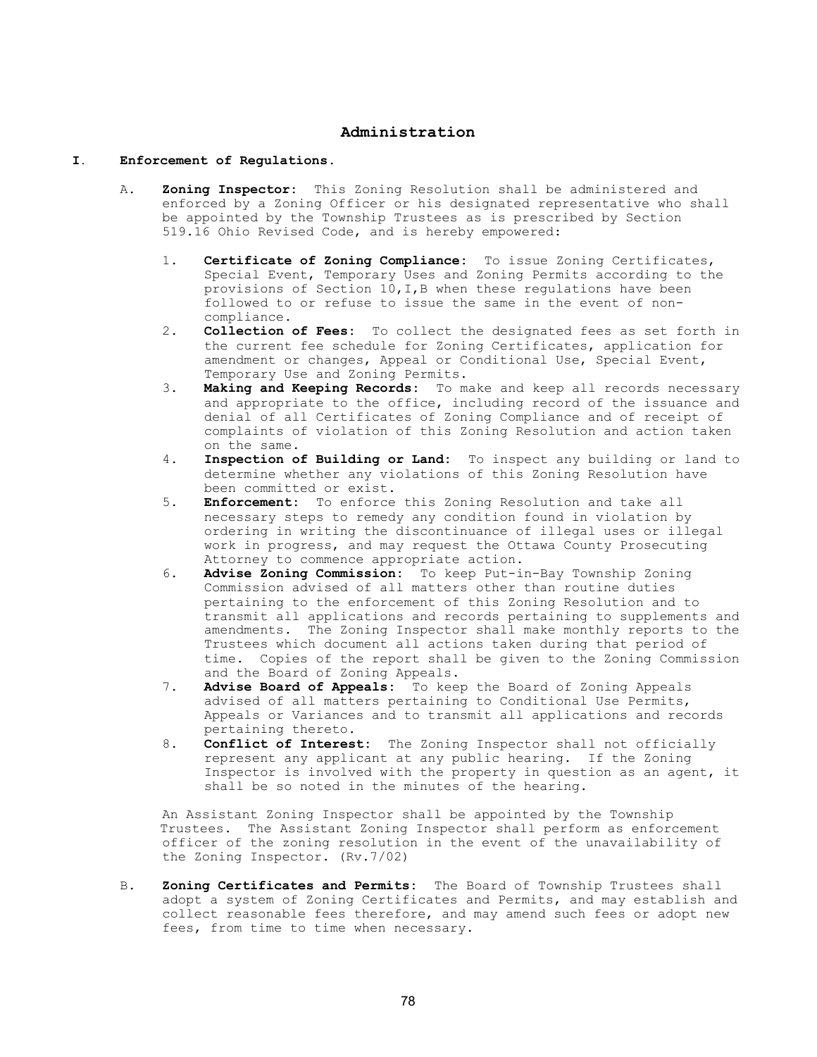# Administration

## I. Enforcement of Regulations.

A. **Zoning Inspector:** This Zoning Resolution shall be administered and enforced by a Zoning Officer or his designated representative who shall be appointed by the Township Trustees as is prescribed by Section 519.16 Ohio Revised Code, and is hereby empowered:

1. **Certificate of Zoning Compliance:** To issue Zoning Certificates, Special Event, Temporary Uses and Zoning Permits according to the provisions of Section 10,I,B when these regulations have been followed to or refuse to issue the same in the event of non-compliance.
2. **Collection of Fees:** To collect the designated fees as set forth in the current fee schedule for Zoning Certificates, application for amendment or changes, Appeal or Conditional Use, Special Event, Temporary Use and Zoning Permits.
3. **Making and Keeping Records:** To make and keep all records necessary and appropriate to the office, including record of the issuance and denial of all Certificates of Zoning Compliance and of receipt of complaints of violation of this Zoning Resolution and action taken on the same.
4. **Inspection of Building or Land:** To inspect any building or land to determine whether any violations of this Zoning Resolution have been committed or exist.
5. **Enforcement:** To enforce this Zoning Resolution and take all necessary steps to remedy any condition found in violation by ordering in writing the discontinuance of illegal uses or illegal work in progress, and may request the Ottawa County Prosecuting Attorney to commence appropriate action.
6. **Advise Zoning Commission:** To keep Put-in-Bay Township Zoning Commission advised of all matters other than routine duties pertaining to the enforcement of this Zoning Resolution and to transmit all applications and records pertaining to supplements and amendments. The Zoning Inspector shall make monthly reports to the Trustees which document all actions taken during that period of time. Copies of the report shall be given to the Zoning Commission and the Board of Zoning Appeals.
7. **Advise Board of Appeals:** To keep the Board of Zoning Appeals advised of all matters pertaining to Conditional Use Permits, Appeals or Variances and to transmit all applications and records pertaining thereto.
8. **Conflict of Interest:** The Zoning Inspector shall not officially represent any applicant at any public hearing. If the Zoning Inspector is involved with the property in question as an agent, it shall be so noted in the minutes of the hearing.

An Assistant Zoning Inspector shall be appointed by the Township Trustees. The Assistant Zoning Inspector shall perform as enforcement officer of the zoning resolution in the event of the unavailability of the Zoning Inspector. (Rv.7/02)

B. **Zoning Certificates and Permits:** The Board of Township Trustees shall adopt a system of Zoning Certificates and Permits, and may establish and collect reasonable fees therefore, and may amend such fees or adopt new fees, from time to time when necessary.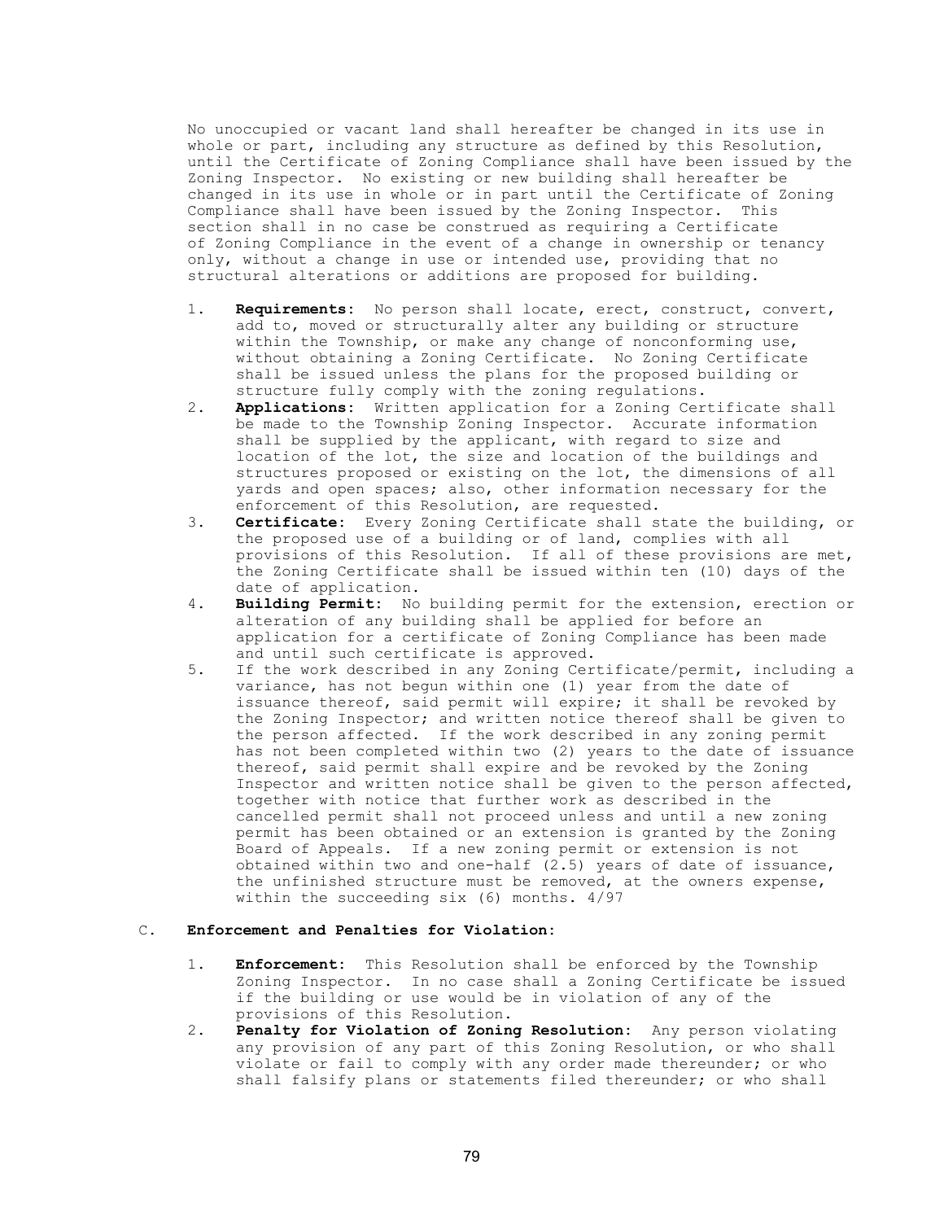No unoccupied or vacant land shall hereafter be changed in its use in whole or part, including any structure as defined by this Resolution, until the Certificate of Zoning Compliance shall have been issued by the Zoning Inspector. No existing or new building shall hereafter be changed in its use in whole or in part until the Certificate of Zoning Compliance shall have been issued by the Zoning Inspector. This section shall in no case be construed as requiring a Certificate of Zoning Compliance in the event of a change in ownership or tenancy only, without a change in use or intended use, providing that no structural alterations or additions are proposed for building.

1. **Requirements:** No person shall locate, erect, construct, convert, add to, moved or structurally alter any building or structure within the Township, or make any change of nonconforming use, without obtaining a Zoning Certificate. No Zoning Certificate shall be issued unless the plans for the proposed building or structure fully comply with the zoning regulations.
2. **Applications:** Written application for a Zoning Certificate shall be made to the Township Zoning Inspector. Accurate information shall be supplied by the applicant, with regard to size and location of the lot, the size and location of the buildings and structures proposed or existing on the lot, the dimensions of all yards and open spaces; also, other information necessary for the enforcement of this Resolution, are requested.
3. **Certificate:** Every Zoning Certificate shall state the building, or the proposed use of a building or of land, complies with all provisions of this Resolution. If all of these provisions are met, the Zoning Certificate shall be issued within ten (10) days of the date of application.
4. **Building Permit:** No building permit for the extension, erection or alteration of any building shall be applied for before an application for a certificate of Zoning Compliance has been made and until such certificate is approved.
5. If the work described in any Zoning Certificate/permit, including a variance, has not begun within one (1) year from the date of issuance thereof, said permit will expire; it shall be revoked by the Zoning Inspector; and written notice thereof shall be given to the person affected. If the work described in any zoning permit has not been completed within two (2) years to the date of issuance thereof, said permit shall expire and be revoked by the Zoning Inspector and written notice shall be given to the person affected, together with notice that further work as described in the cancelled permit shall not proceed unless and until a new zoning permit has been obtained or an extension is granted by the Zoning Board of Appeals. If a new zoning permit or extension is not obtained within two and one-half (2.5) years of date of issuance, the unfinished structure must be removed, at the owners expense, within the succeeding six (6) months. 4/97

C. **Enforcement and Penalties for Violation:**

1. **Enforcement:** This Resolution shall be enforced by the Township Zoning Inspector. In no case shall a Zoning Certificate be issued if the building or use would be in violation of any of the provisions of this Resolution.
2. **Penalty for Violation of Zoning Resolution:** Any person violating any provision of any part of this Zoning Resolution, or who shall violate or fail to comply with any order made thereunder; or who shall falsify plans or statements filed thereunder; or who shall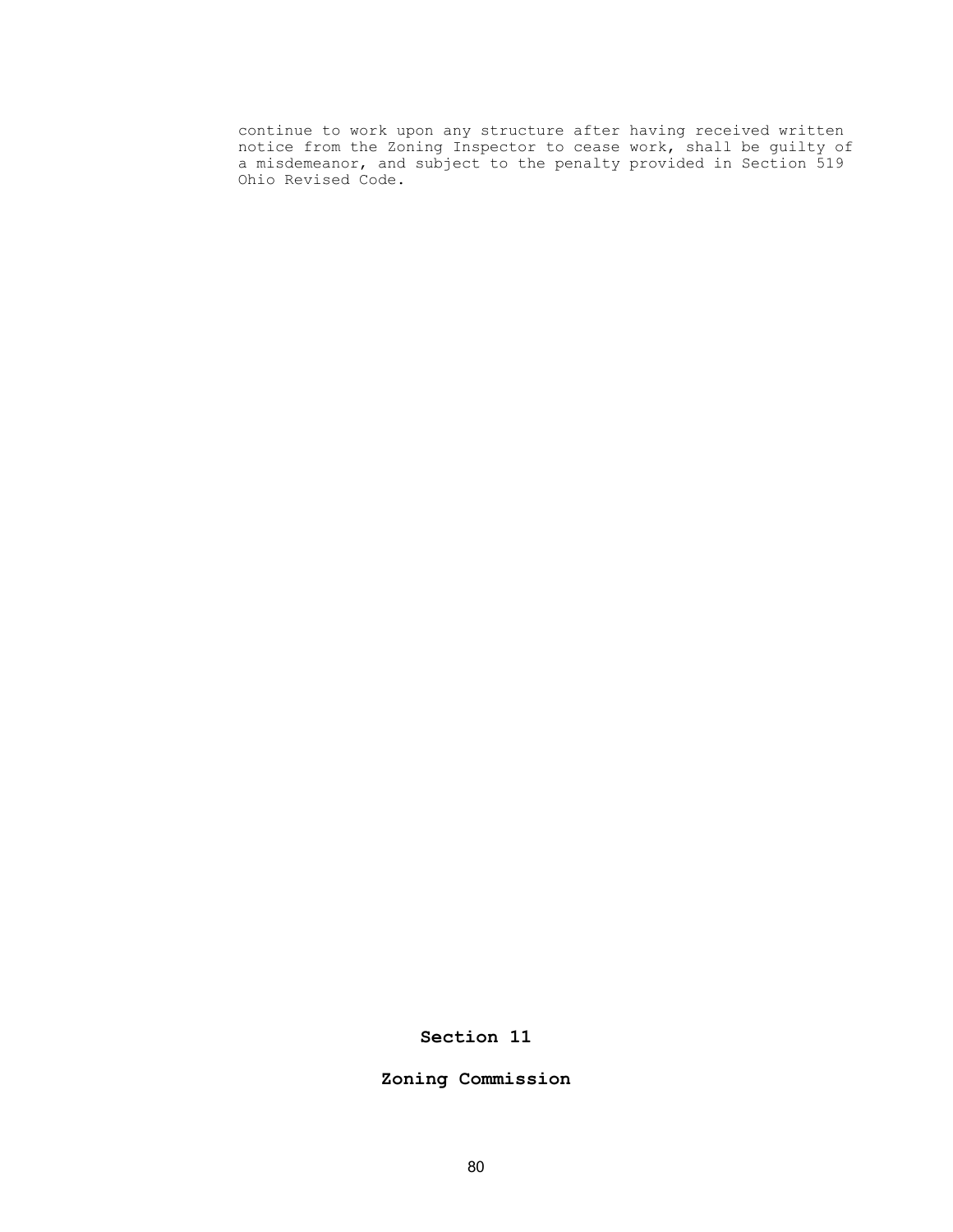continue to work upon any structure after having received written notice from the Zoning Inspector to cease work, shall be guilty of a misdemeanor, and subject to the penalty provided in Section 519 Ohio Revised Code.

# Section 11

# Zoning Commission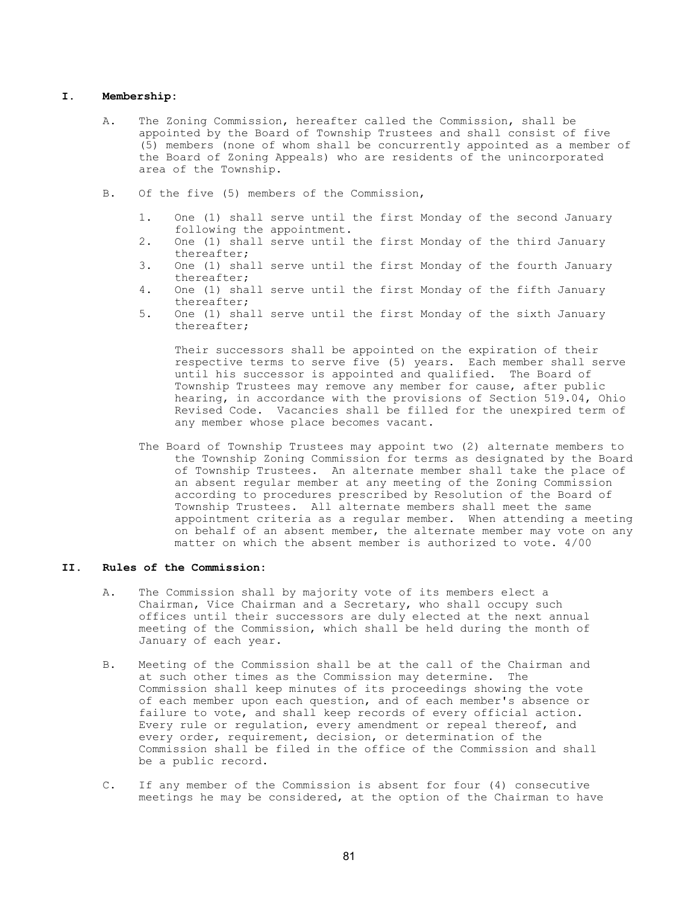## I. Membership:

A. The Zoning Commission, hereafter called the Commission, shall be appointed by the Board of Township Trustees and shall consist of five (5) members (none of whom shall be concurrently appointed as a member of the Board of Zoning Appeals) who are residents of the unincorporated area of the Township.

B. Of the five (5) members of the Commission,

1. One (1) shall serve until the first Monday of the second January following the appointment.
2. One (1) shall serve until the first Monday of the third January thereafter;
3. One (1) shall serve until the first Monday of the fourth January thereafter;
4. One (1) shall serve until the first Monday of the fifth January thereafter;
5. One (1) shall serve until the first Monday of the sixth January thereafter;

   Their successors shall be appointed on the expiration of their respective terms to serve five (5) years. Each member shall serve until his successor is appointed and qualified. The Board of Township Trustees may remove any member for cause, after public hearing, in accordance with the provisions of Section 519.04, Ohio Revised Code. Vacancies shall be filled for the unexpired term of any member whose place becomes vacant.

The Board of Township Trustees may appoint two (2) alternate members to the Township Zoning Commission for terms as designated by the Board of Township Trustees. An alternate member shall take the place of an absent regular member at any meeting of the Zoning Commission according to procedures prescribed by Resolution of the Board of Township Trustees. All alternate members shall meet the same appointment criteria as a regular member. When attending a meeting on behalf of an absent member, the alternate member may vote on any matter on which the absent member is authorized to vote. 4/00

## II. Rules of the Commission:

A. The Commission shall by majority vote of its members elect a Chairman, Vice Chairman and a Secretary, who shall occupy such offices until their successors are duly elected at the next annual meeting of the Commission, which shall be held during the month of January of each year.

B. Meeting of the Commission shall be at the call of the Chairman and at such other times as the Commission may determine. The Commission shall keep minutes of its proceedings showing the vote of each member upon each question, and of each member's absence or failure to vote, and shall keep records of every official action. Every rule or regulation, every amendment or repeal thereof, and every order, requirement, decision, or determination of the Commission shall be filed in the office of the Commission and shall be a public record.

C. If any member of the Commission is absent for four (4) consecutive meetings he may be considered, at the option of the Chairman to have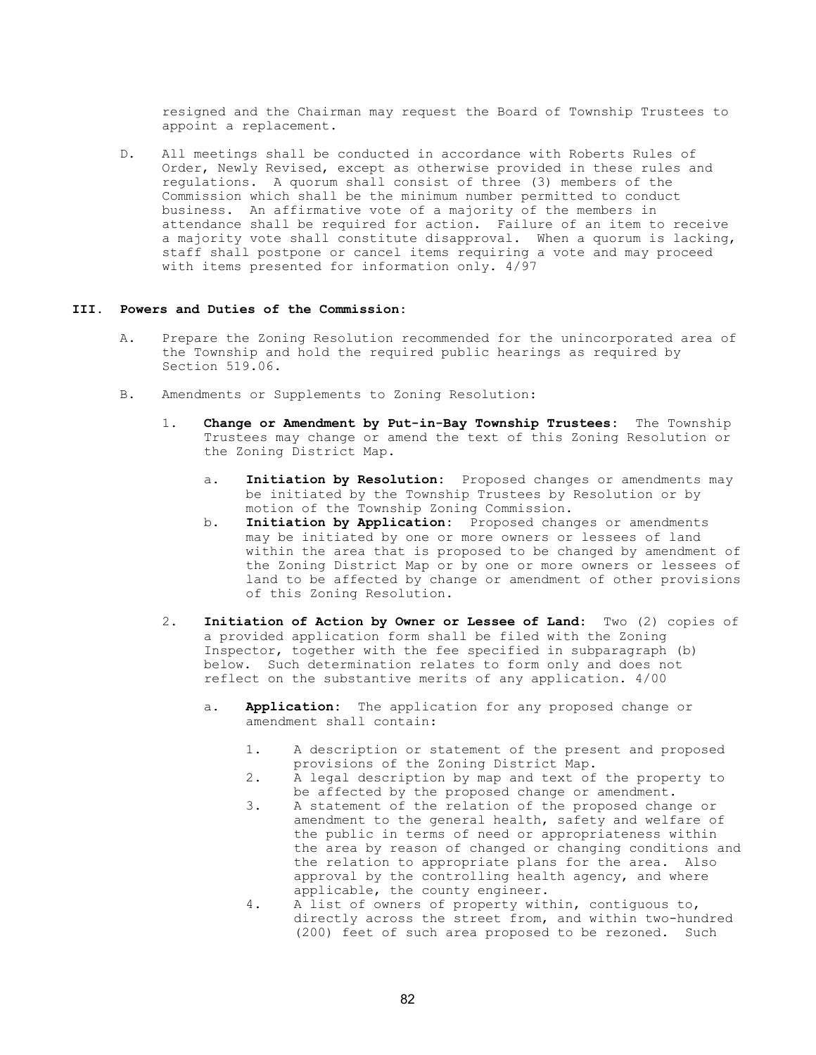resigned and the Chairman may request the Board of Township Trustees to appoint a replacement.

D. All meetings shall be conducted in accordance with Roberts Rules of Order, Newly Revised, except as otherwise provided in these rules and regulations. A quorum shall consist of three (3) members of the Commission which shall be the minimum number permitted to conduct business. An affirmative vote of a majority of the members in attendance shall be required for action. Failure of an item to receive a majority vote shall constitute disapproval. When a quorum is lacking, staff shall postpone or cancel items requiring a vote and may proceed with items presented for information only. 4/97

## III. Powers and Duties of the Commission:

A. Prepare the Zoning Resolution recommended for the unincorporated area of the Township and hold the required public hearings as required by Section 519.06.

B. Amendments or Supplements to Zoning Resolution:

1. **Change or Amendment by Put-in-Bay Township Trustees:** The Township Trustees may change or amend the text of this Zoning Resolution or the Zoning District Map.

   a. **Initiation by Resolution:** Proposed changes or amendments may be initiated by the Township Trustees by Resolution or by motion of the Township Zoning Commission.

   b. **Initiation by Application:** Proposed changes or amendments may be initiated by one or more owners or lessees of land within the area that is proposed to be changed by amendment of the Zoning District Map or by one or more owners or lessees of land to be affected by change or amendment of other provisions of this Zoning Resolution.

2. **Initiation of Action by Owner or Lessee of Land:** Two (2) copies of a provided application form shall be filed with the Zoning Inspector, together with the fee specified in subparagraph (b) below. Such determination relates to form only and does not reflect on the substantive merits of any application. 4/00

   a. **Application:** The application for any proposed change or amendment shall contain:

      1. A description or statement of the present and proposed provisions of the Zoning District Map.
      2. A legal description by map and text of the property to be affected by the proposed change or amendment.
      3. A statement of the relation of the proposed change or amendment to the general health, safety and welfare of the public in terms of need or appropriateness within the area by reason of changed or changing conditions and the relation to appropriate plans for the area. Also approval by the controlling health agency, and where applicable, the county engineer.
      4. A list of owners of property within, contiguous to, directly across the street from, and within two-hundred (200) feet of such area proposed to be rezoned. Such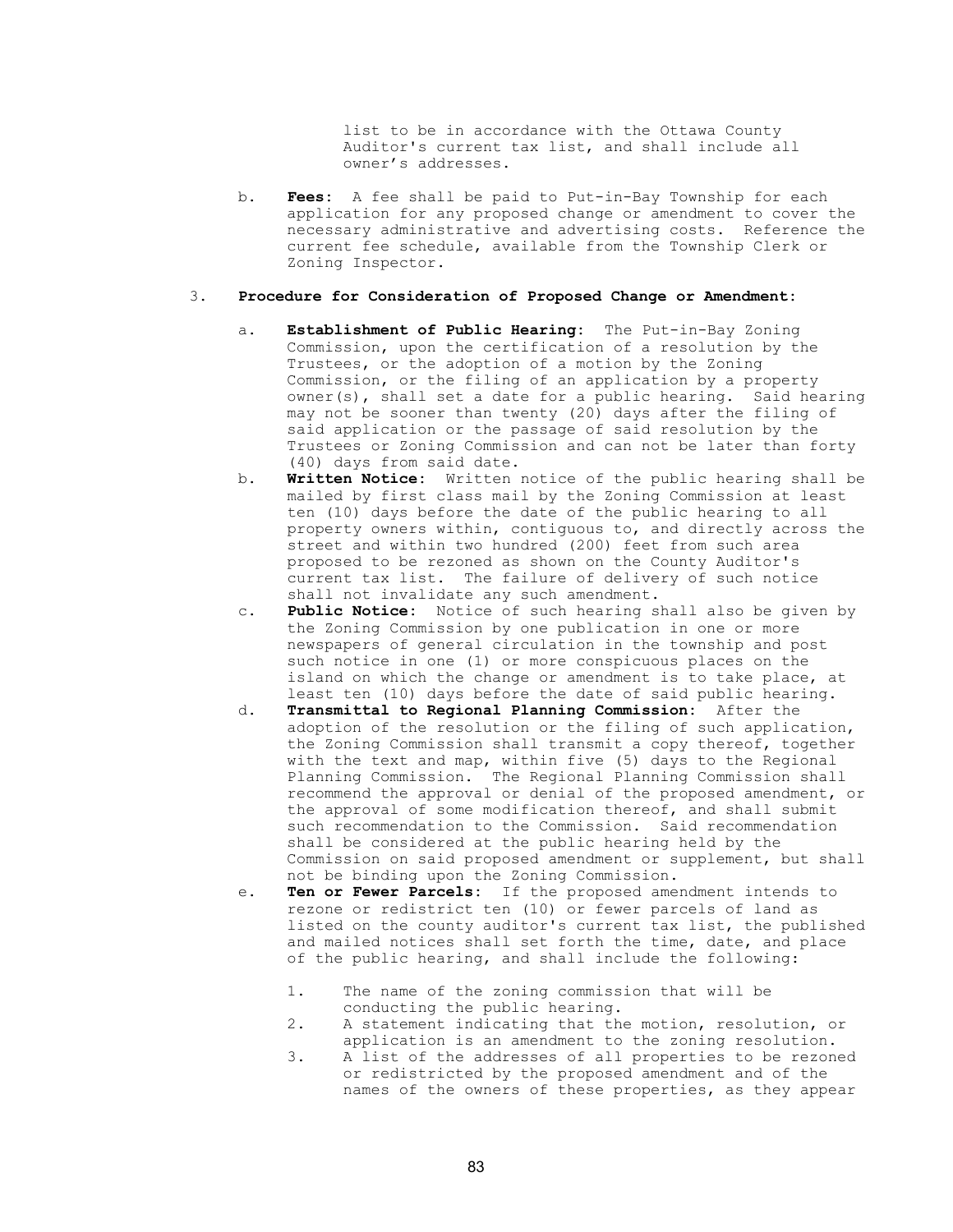list to be in accordance with the Ottawa County Auditor's current tax list, and shall include all owner's addresses.

b. **Fees:** A fee shall be paid to Put-in-Bay Township for each application for any proposed change or amendment to cover the necessary administrative and advertising costs. Reference the current fee schedule, available from the Township Clerk or Zoning Inspector.

3. **Procedure for Consideration of Proposed Change or Amendment:**

   a. **Establishment of Public Hearing:** The Put-in-Bay Zoning Commission, upon the certification of a resolution by the Trustees, or the adoption of a motion by the Zoning Commission, or the filing of an application by a property owner(s), shall set a date for a public hearing. Said hearing may not be sooner than twenty (20) days after the filing of said application or the passage of said resolution by the Trustees or Zoning Commission and can not be later than forty (40) days from said date.

   b. **Written Notice:** Written notice of the public hearing shall be mailed by first class mail by the Zoning Commission at least ten (10) days before the date of the public hearing to all property owners within, contiguous to, and directly across the street and within two hundred (200) feet from such area proposed to be rezoned as shown on the County Auditor's current tax list. The failure of delivery of such notice shall not invalidate any such amendment.

   c. **Public Notice:** Notice of such hearing shall also be given by the Zoning Commission by one publication in one or more newspapers of general circulation in the township and post such notice in one (1) or more conspicuous places on the island on which the change or amendment is to take place, at least ten (10) days before the date of said public hearing.

   d. **Transmittal to Regional Planning Commission:** After the adoption of the resolution or the filing of such application, the Zoning Commission shall transmit a copy thereof, together with the text and map, within five (5) days to the Regional Planning Commission. The Regional Planning Commission shall recommend the approval or denial of the proposed amendment, or the approval of some modification thereof, and shall submit such recommendation to the Commission. Said recommendation shall be considered at the public hearing held by the Commission on said proposed amendment or supplement, but shall not be binding upon the Zoning Commission.

   e. **Ten or Fewer Parcels:** If the proposed amendment intends to rezone or redistrict ten (10) or fewer parcels of land as listed on the county auditor's current tax list, the published and mailed notices shall set forth the time, date, and place of the public hearing, and shall include the following:

      1. The name of the zoning commission that will be conducting the public hearing.
      2. A statement indicating that the motion, resolution, or application is an amendment to the zoning resolution.
      3. A list of the addresses of all properties to be rezoned or redistricted by the proposed amendment and of the names of the owners of these properties, as they appear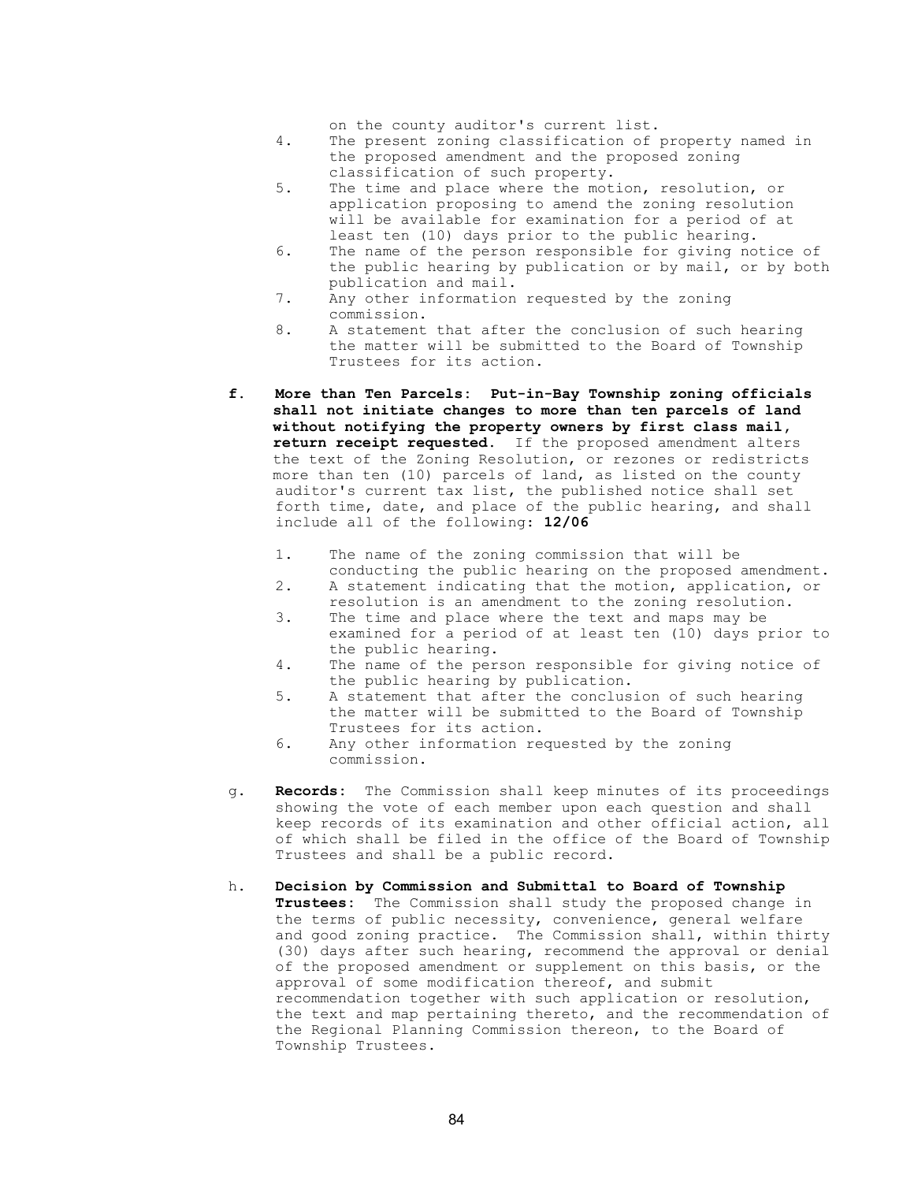on the county auditor's current list.

4. The present zoning classification of property named in the proposed amendment and the proposed zoning classification of such property.
5. The time and place where the motion, resolution, or application proposing to amend the zoning resolution will be available for examination for a period of at least ten (10) days prior to the public hearing.
6. The name of the person responsible for giving notice of the public hearing by publication or by mail, or by both publication and mail.
7. Any other information requested by the zoning commission.
8. A statement that after the conclusion of such hearing the matter will be submitted to the Board of Township Trustees for its action.

f. **More than Ten Parcels: Put-in-Bay Township zoning officials shall not initiate changes to more than ten parcels of land without notifying the property owners by first class mail, return receipt requested.** If the proposed amendment alters the text of the Zoning Resolution, or rezones or redistricts more than ten (10) parcels of land, as listed on the county auditor's current tax list, the published notice shall set forth time, date, and place of the public hearing, and shall include all of the following: **12/06**

   1. The name of the zoning commission that will be conducting the public hearing on the proposed amendment.
   2. A statement indicating that the motion, application, or resolution is an amendment to the zoning resolution.
   3. The time and place where the text and maps may be examined for a period of at least ten (10) days prior to the public hearing.
   4. The name of the person responsible for giving notice of the public hearing by publication.
   5. A statement that after the conclusion of such hearing the matter will be submitted to the Board of Township Trustees for its action.
   6. Any other information requested by the zoning commission.

g. **Records:** The Commission shall keep minutes of its proceedings showing the vote of each member upon each question and shall keep records of its examination and other official action, all of which shall be filed in the office of the Board of Township Trustees and shall be a public record.

h. **Decision by Commission and Submittal to Board of Township Trustees:** The Commission shall study the proposed change in the terms of public necessity, convenience, general welfare and good zoning practice. The Commission shall, within thirty (30) days after such hearing, recommend the approval or denial of the proposed amendment or supplement on this basis, or the approval of some modification thereof, and submit recommendation together with such application or resolution, the text and map pertaining thereto, and the recommendation of the Regional Planning Commission thereon, to the Board of Township Trustees.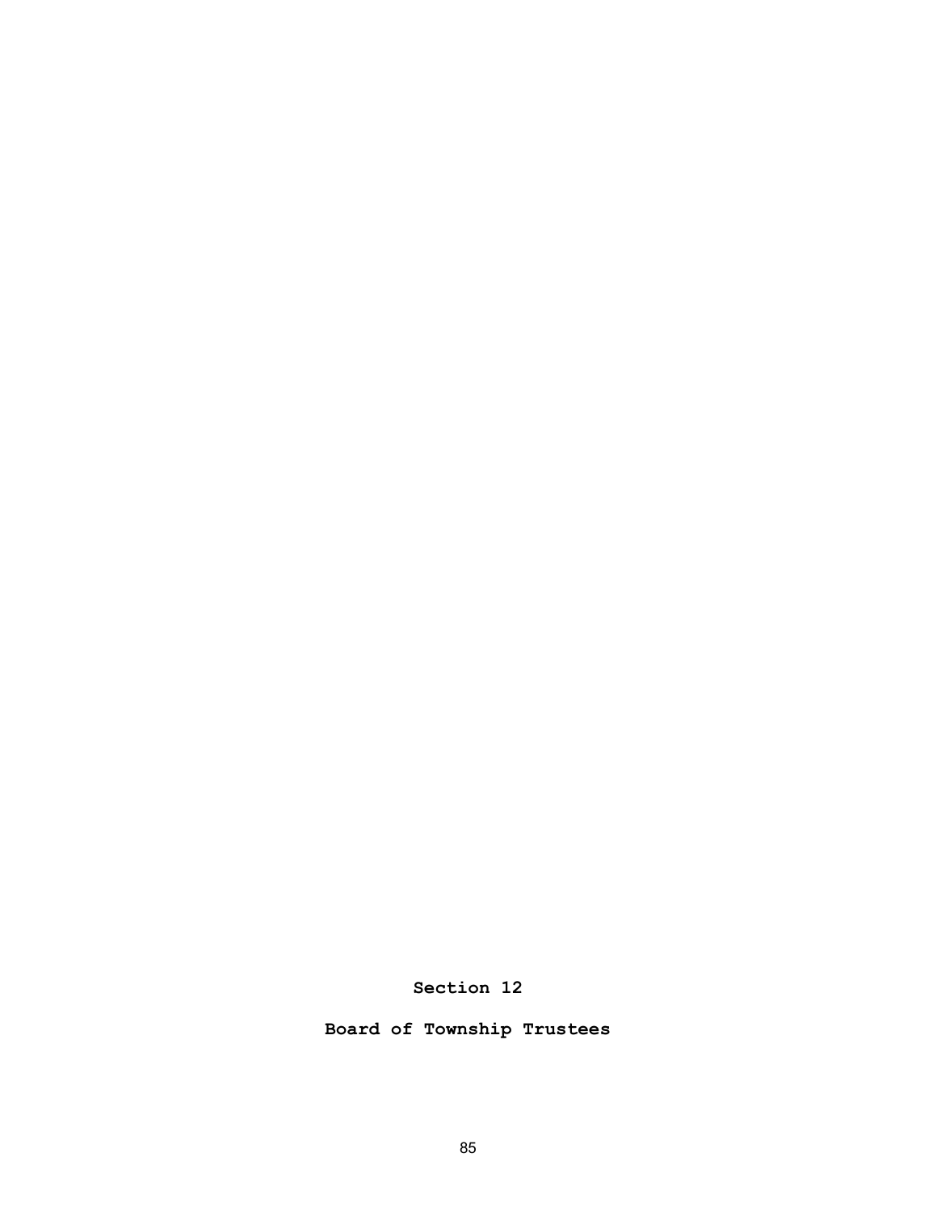# Section 12

## Board of Township Trustees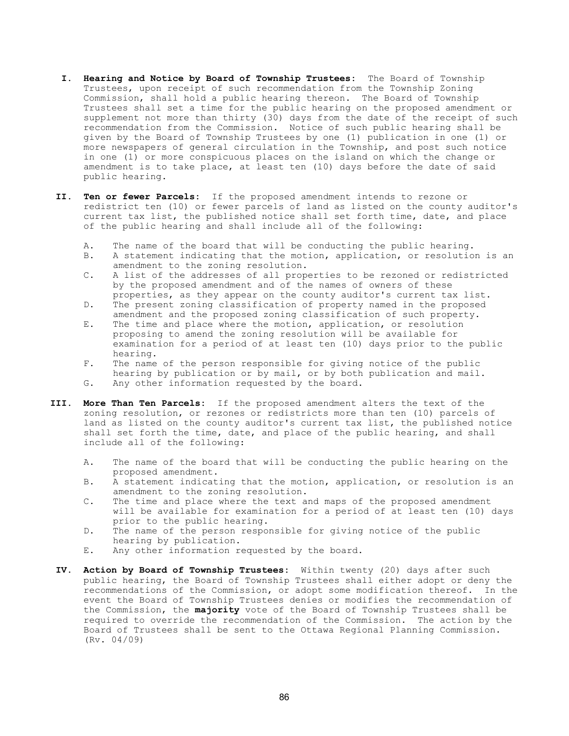I. **Hearing and Notice by Board of Township Trustees:** The Board of Township Trustees, upon receipt of such recommendation from the Township Zoning Commission, shall hold a public hearing thereon. The Board of Township Trustees shall set a time for the public hearing on the proposed amendment or supplement not more than thirty (30) days from the date of the receipt of such recommendation from the Commission. Notice of such public hearing shall be given by the Board of Township Trustees by one (1) publication in one (1) or more newspapers of general circulation in the Township, and post such notice in one (1) or more conspicuous places on the island on which the change or amendment is to take place, at least ten (10) days before the date of said public hearing.

II. **Ten or fewer Parcels:** If the proposed amendment intends to rezone or redistrict ten (10) or fewer parcels of land as listed on the county auditor's current tax list, the published notice shall set forth time, date, and place of the public hearing and shall include all of the following:

   A. The name of the board that will be conducting the public hearing.
   B. A statement indicating that the motion, application, or resolution is an amendment to the zoning resolution.
   C. A list of the addresses of all properties to be rezoned or redistricted by the proposed amendment and of the names of owners of these properties, as they appear on the county auditor's current tax list.
   D. The present zoning classification of property named in the proposed amendment and the proposed zoning classification of such property.
   E. The time and place where the motion, application, or resolution proposing to amend the zoning resolution will be available for examination for a period of at least ten (10) days prior to the public hearing.
   F. The name of the person responsible for giving notice of the public hearing by publication or by mail, or by both publication and mail.
   G. Any other information requested by the board.

III. **More Than Ten Parcels:** If the proposed amendment alters the text of the zoning resolution, or rezones or redistricts more than ten (10) parcels of land as listed on the county auditor's current tax list, the published notice shall set forth the time, date, and place of the public hearing, and shall include all of the following:

   A. The name of the board that will be conducting the public hearing on the proposed amendment.
   B. A statement indicating that the motion, application, or resolution is an amendment to the zoning resolution.
   C. The time and place where the text and maps of the proposed amendment will be available for examination for a period of at least ten (10) days prior to the public hearing.
   D. The name of the person responsible for giving notice of the public hearing by publication.
   E. Any other information requested by the board.

IV. **Action by Board of Township Trustees:** Within twenty (20) days after such public hearing, the Board of Township Trustees shall either adopt or deny the recommendations of the Commission, or adopt some modification thereof. In the event the Board of Township Trustees denies or modifies the recommendation of the Commission, the **majority** vote of the Board of Township Trustees shall be required to override the recommendation of the Commission. The action by the Board of Trustees shall be sent to the Ottawa Regional Planning Commission. (Rv. 04/09)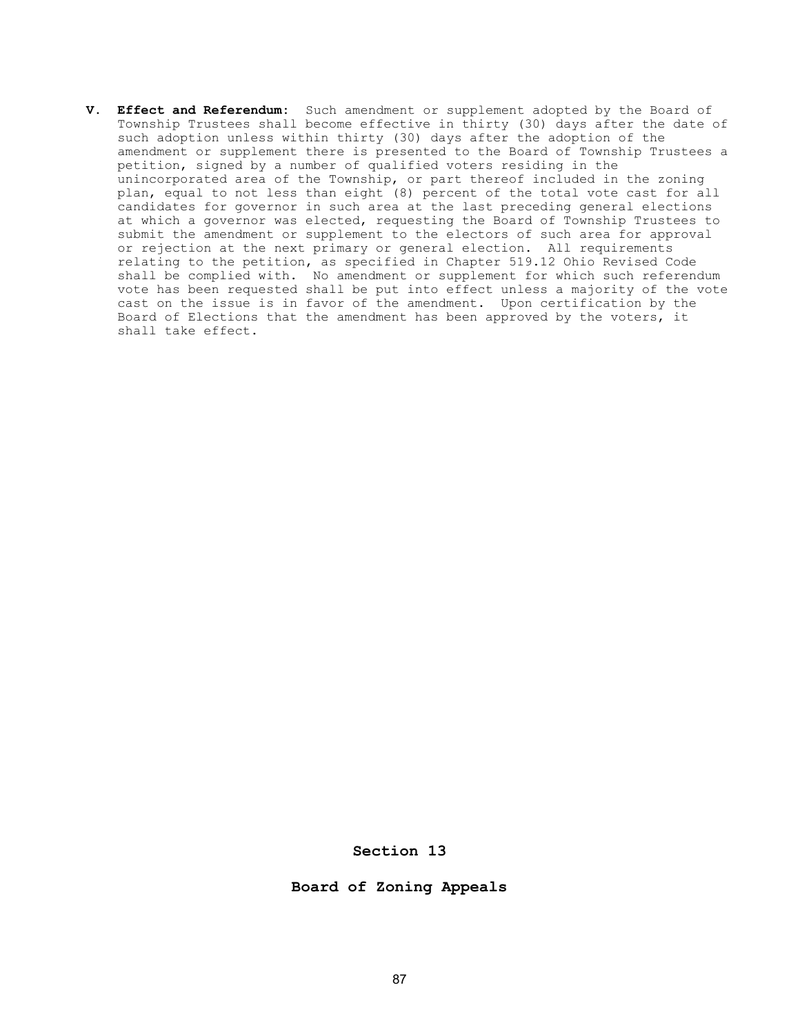**V. Effect and Referendum:** Such amendment or supplement adopted by the Board of Township Trustees shall become effective in thirty (30) days after the date of such adoption unless within thirty (30) days after the adoption of the amendment or supplement there is presented to the Board of Township Trustees a petition, signed by a number of qualified voters residing in the unincorporated area of the Township, or part thereof included in the zoning plan, equal to not less than eight (8) percent of the total vote cast for all candidates for governor in such area at the last preceding general elections at which a governor was elected, requesting the Board of Township Trustees to submit the amendment or supplement to the electors of such area for approval or rejection at the next primary or general election. All requirements relating to the petition, as specified in Chapter 519.12 Ohio Revised Code shall be complied with. No amendment or supplement for which such referendum vote has been requested shall be put into effect unless a majority of the vote cast on the issue is in favor of the amendment. Upon certification by the Board of Elections that the amendment has been approved by the voters, it shall take effect.

# Section 13

## Board of Zoning Appeals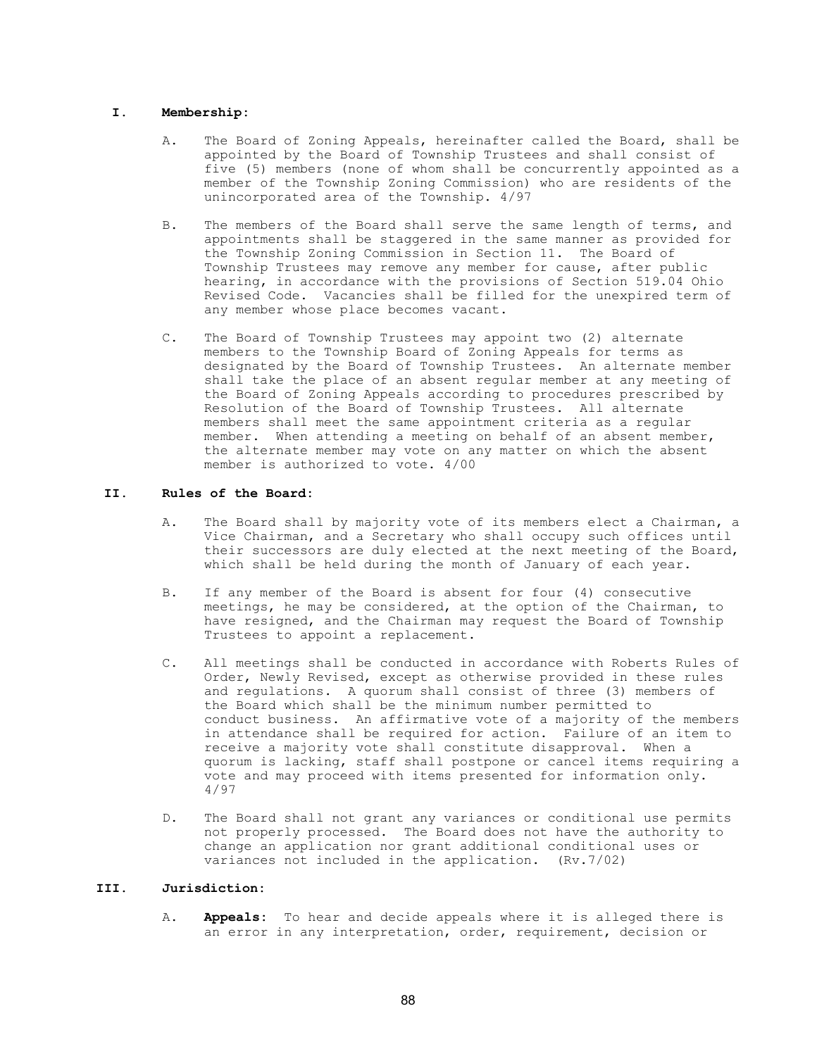## I. Membership:

A. The Board of Zoning Appeals, hereinafter called the Board, shall be appointed by the Board of Township Trustees and shall consist of five (5) members (none of whom shall be concurrently appointed as a member of the Township Zoning Commission) who are residents of the unincorporated area of the Township. 4/97

B. The members of the Board shall serve the same length of terms, and appointments shall be staggered in the same manner as provided for the Township Zoning Commission in Section 11. The Board of Township Trustees may remove any member for cause, after public hearing, in accordance with the provisions of Section 519.04 Ohio Revised Code. Vacancies shall be filled for the unexpired term of any member whose place becomes vacant.

C. The Board of Township Trustees may appoint two (2) alternate members to the Township Board of Zoning Appeals for terms as designated by the Board of Township Trustees. An alternate member shall take the place of an absent regular member at any meeting of the Board of Zoning Appeals according to procedures prescribed by Resolution of the Board of Township Trustees. All alternate members shall meet the same appointment criteria as a regular member. When attending a meeting on behalf of an absent member, the alternate member may vote on any matter on which the absent member is authorized to vote. 4/00

## II. Rules of the Board:

A. The Board shall by majority vote of its members elect a Chairman, a Vice Chairman, and a Secretary who shall occupy such offices until their successors are duly elected at the next meeting of the Board, which shall be held during the month of January of each year.

B. If any member of the Board is absent for four (4) consecutive meetings, he may be considered, at the option of the Chairman, to have resigned, and the Chairman may request the Board of Township Trustees to appoint a replacement.

C. All meetings shall be conducted in accordance with Roberts Rules of Order, Newly Revised, except as otherwise provided in these rules and regulations. A quorum shall consist of three (3) members of the Board which shall be the minimum number permitted to conduct business. An affirmative vote of a majority of the members in attendance shall be required for action. Failure of an item to receive a majority vote shall constitute disapproval. When a quorum is lacking, staff shall postpone or cancel items requiring a vote and may proceed with items presented for information only. 4/97

D. The Board shall not grant any variances or conditional use permits not properly processed. The Board does not have the authority to change an application nor grant additional conditional uses or variances not included in the application. (Rv.7/02)

## III. Jurisdiction:

A. **Appeals:** To hear and decide appeals where it is alleged there is an error in any interpretation, order, requirement, decision or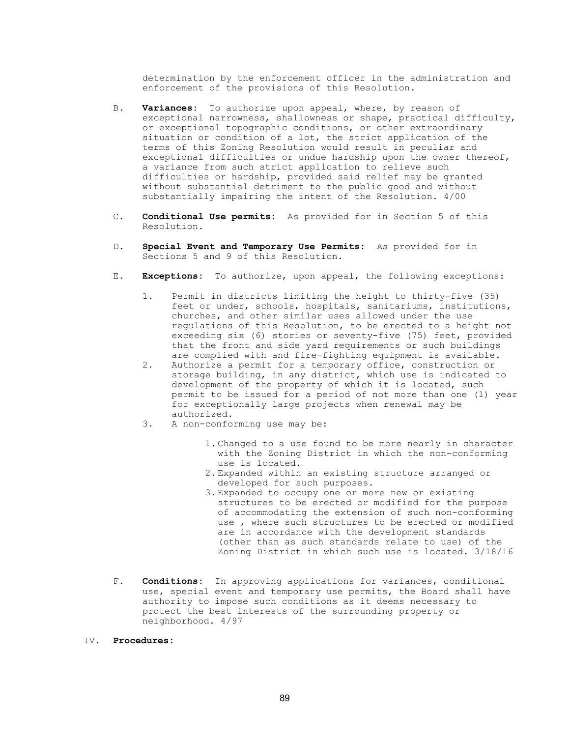determination by the enforcement officer in the administration and enforcement of the provisions of this Resolution.

B. **Variances:** To authorize upon appeal, where, by reason of exceptional narrowness, shallowness or shape, practical difficulty, or exceptional topographic conditions, or other extraordinary situation or condition of a lot, the strict application of the terms of this Zoning Resolution would result in peculiar and exceptional difficulties or undue hardship upon the owner thereof, a variance from such strict application to relieve such difficulties or hardship, provided said relief may be granted without substantial detriment to the public good and without substantially impairing the intent of the Resolution. 4/00

C. **Conditional Use permits:** As provided for in Section 5 of this Resolution.

D. **Special Event and Temporary Use Permits:** As provided for in Sections 5 and 9 of this Resolution.

E. **Exceptions:** To authorize, upon appeal, the following exceptions:

1. Permit in districts limiting the height to thirty-five (35) feet or under, schools, hospitals, sanitariums, institutions, churches, and other similar uses allowed under the use regulations of this Resolution, to be erected to a height not exceeding six (6) stories or seventy-five (75) feet, provided that the front and side yard requirements or such buildings are complied with and fire-fighting equipment is available.
2. Authorize a permit for a temporary office, construction or storage building, in any district, which use is indicated to development of the property of which it is located, such permit to be issued for a period of not more than one (1) year for exceptionally large projects when renewal may be authorized.
3. A non-conforming use may be:

    1. Changed to a use found to be more nearly in character with the Zoning District in which the non-conforming use is located.
    2. Expanded within an existing structure arranged or developed for such purposes.
    3. Expanded to occupy one or more new or existing structures to be erected or modified for the purpose of accommodating the extension of such non-conforming use , where such structures to be erected or modified are in accordance with the development standards (other than as such standards relate to use) of the Zoning District in which such use is located. 3/18/16

F. **Conditions:** In approving applications for variances, conditional use, special event and temporary use permits, the Board shall have authority to impose such conditions as it deems necessary to protect the best interests of the surrounding property or neighborhood. 4/97

IV. **Procedures:**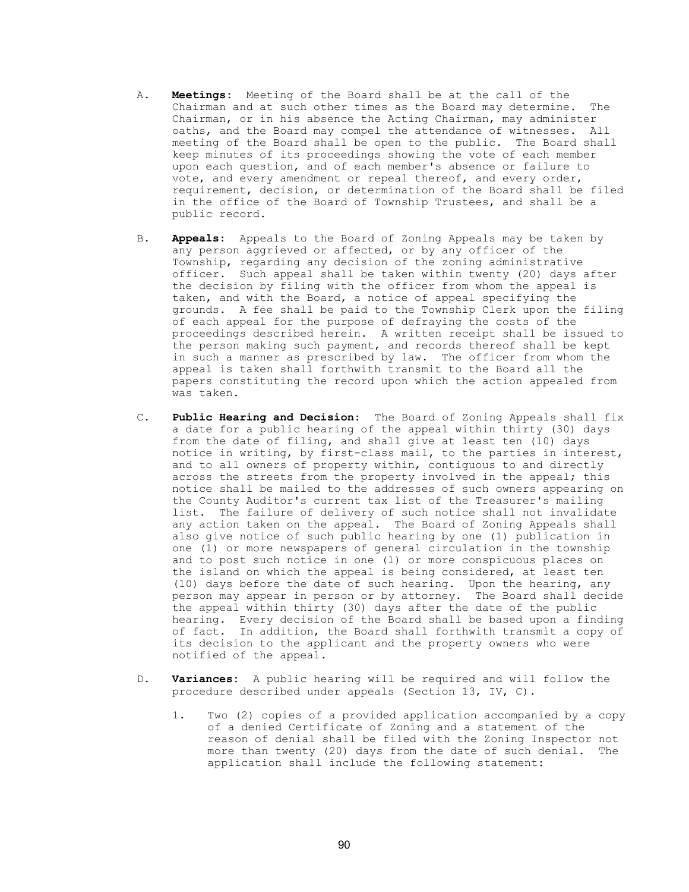A. **Meetings:** Meeting of the Board shall be at the call of the Chairman and at such other times as the Board may determine. The Chairman, or in his absence the Acting Chairman, may administer oaths, and the Board may compel the attendance of witnesses. All meeting of the Board shall be open to the public. The Board shall keep minutes of its proceedings showing the vote of each member upon each question, and of each member's absence or failure to vote, and every amendment or repeal thereof, and every order, requirement, decision, or determination of the Board shall be filed in the office of the Board of Township Trustees, and shall be a public record.

B. **Appeals:** Appeals to the Board of Zoning Appeals may be taken by any person aggrieved or affected, or by any officer of the Township, regarding any decision of the zoning administrative officer. Such appeal shall be taken within twenty (20) days after the decision by filing with the officer from whom the appeal is taken, and with the Board, a notice of appeal specifying the grounds. A fee shall be paid to the Township Clerk upon the filing of each appeal for the purpose of defraying the costs of the proceedings described herein. A written receipt shall be issued to the person making such payment, and records thereof shall be kept in such a manner as prescribed by law. The officer from whom the appeal is taken shall forthwith transmit to the Board all the papers constituting the record upon which the action appealed from was taken.

C. **Public Hearing and Decision:** The Board of Zoning Appeals shall fix a date for a public hearing of the appeal within thirty (30) days from the date of filing, and shall give at least ten (10) days notice in writing, by first-class mail, to the parties in interest, and to all owners of property within, contiguous to and directly across the streets from the property involved in the appeal; this notice shall be mailed to the addresses of such owners appearing on the County Auditor's current tax list of the Treasurer's mailing list. The failure of delivery of such notice shall not invalidate any action taken on the appeal. The Board of Zoning Appeals shall also give notice of such public hearing by one (1) publication in one (1) or more newspapers of general circulation in the township and to post such notice in one (1) or more conspicuous places on the island on which the appeal is being considered, at least ten (10) days before the date of such hearing. Upon the hearing, any person may appear in person or by attorney. The Board shall decide the appeal within thirty (30) days after the date of the public hearing. Every decision of the Board shall be based upon a finding of fact. In addition, the Board shall forthwith transmit a copy of its decision to the applicant and the property owners who were notified of the appeal.

D. **Variances:** A public hearing will be required and will follow the procedure described under appeals (Section 13, IV, C).

   1. Two (2) copies of a provided application accompanied by a copy of a denied Certificate of Zoning and a statement of the reason of denial shall be filed with the Zoning Inspector not more than twenty (20) days from the date of such denial. The application shall include the following statement: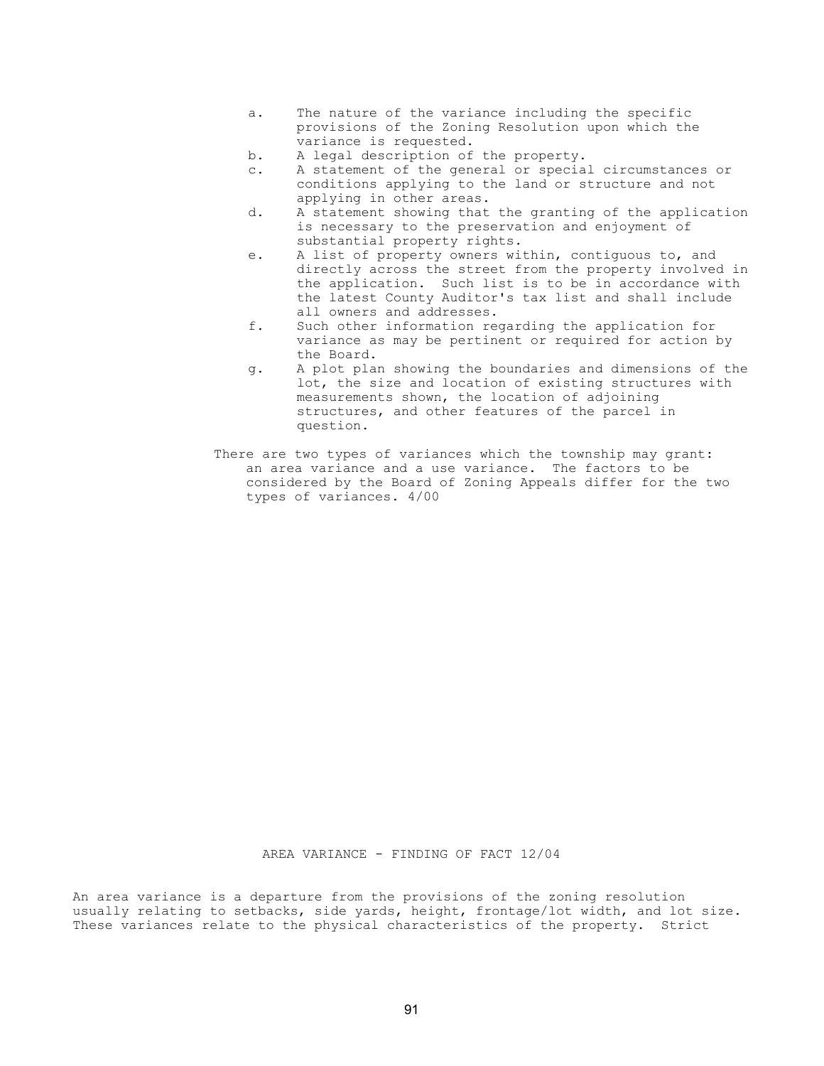a. The nature of the variance including the specific provisions of the Zoning Resolution upon which the variance is requested.
b. A legal description of the property.
c. A statement of the general or special circumstances or conditions applying to the land or structure and not applying in other areas.
d. A statement showing that the granting of the application is necessary to the preservation and enjoyment of substantial property rights.
e. A list of property owners within, contiguous to, and directly across the street from the property involved in the application. Such list is to be in accordance with the latest County Auditor's tax list and shall include all owners and addresses.
f. Such other information regarding the application for variance as may be pertinent or required for action by the Board.
g. A plot plan showing the boundaries and dimensions of the lot, the size and location of existing structures with measurements shown, the location of adjoining structures, and other features of the parcel in question.

There are two types of variances which the township may grant: an area variance and a use variance. The factors to be considered by the Board of Zoning Appeals differ for the two types of variances. 4/00

## AREA VARIANCE - FINDING OF FACT 12/04

An area variance is a departure from the provisions of the zoning resolution usually relating to setbacks, side yards, height, frontage/lot width, and lot size. These variances relate to the physical characteristics of the property. Strict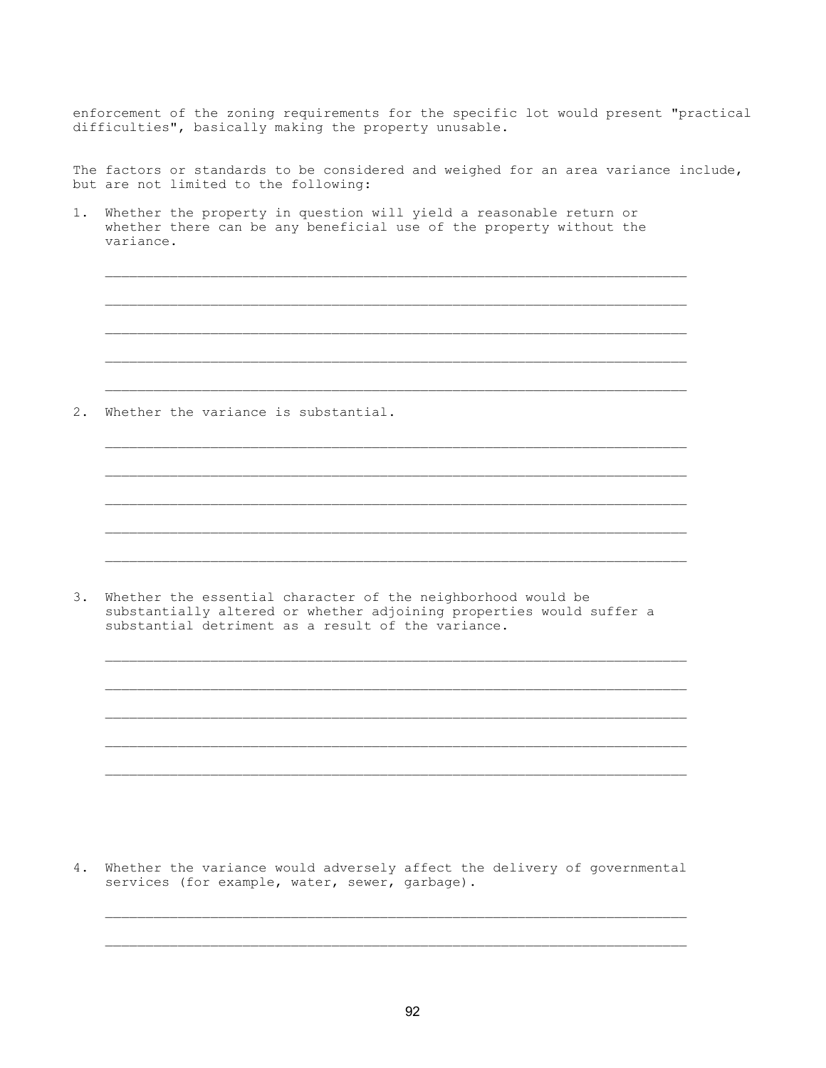enforcement of the zoning requirements for the specific lot would present "practical difficulties", basically making the property unusable.

The factors or standards to be considered and weighed for an area variance include, but are not limited to the following:

1. Whether the property in question will yield a reasonable return or whether there can be any beneficial use of the property without the variance.

   ______________________________________________________________________

   ______________________________________________________________________

   ______________________________________________________________________

   ______________________________________________________________________

   ______________________________________________________________________

2. Whether the variance is substantial.

   ______________________________________________________________________

   ______________________________________________________________________

   ______________________________________________________________________

   ______________________________________________________________________

   ______________________________________________________________________

3. Whether the essential character of the neighborhood would be substantially altered or whether adjoining properties would suffer a substantial detriment as a result of the variance.

   ______________________________________________________________________

   ______________________________________________________________________

   ______________________________________________________________________

   ______________________________________________________________________

   ______________________________________________________________________

4. Whether the variance would adversely affect the delivery of governmental services (for example, water, sewer, garbage).

   ______________________________________________________________________

   ______________________________________________________________________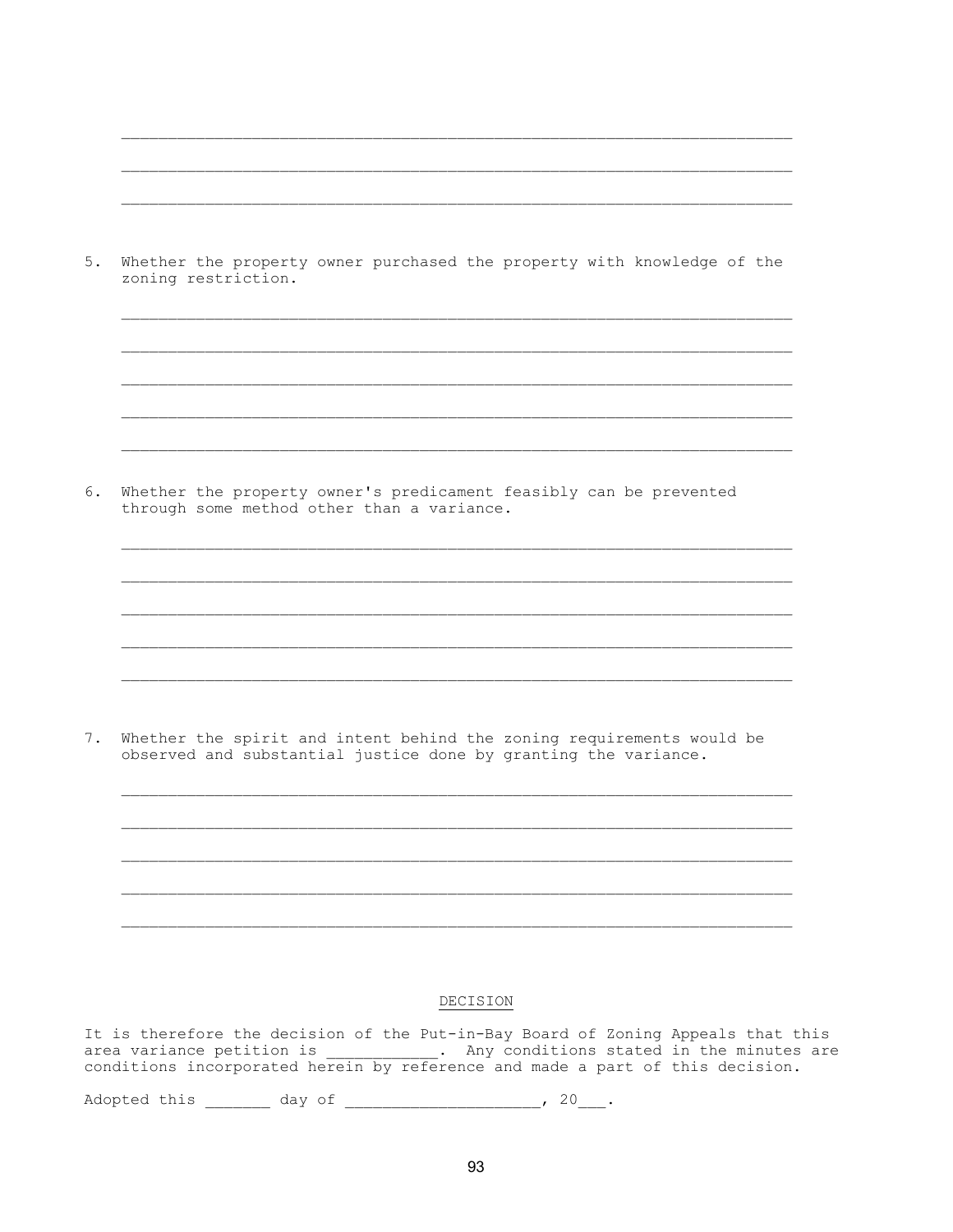\_\_\_\_\_\_\_\_\_\_\_\_\_\_\_\_\_\_\_\_\_\_\_\_\_\_\_\_\_\_\_\_\_\_\_\_\_\_\_\_\_\_\_\_\_\_\_\_\_\_\_\_\_\_\_\_\_\_\_\_\_\_\_\_\_\_\_\_\_\_\_\_

\_\_\_\_\_\_\_\_\_\_\_\_\_\_\_\_\_\_\_\_\_\_\_\_\_\_\_\_\_\_\_\_\_\_\_\_\_\_\_\_\_\_\_\_\_\_\_\_\_\_\_\_\_\_\_\_\_\_\_\_\_\_\_\_\_\_\_\_\_\_\_\_

\_\_\_\_\_\_\_\_\_\_\_\_\_\_\_\_\_\_\_\_\_\_\_\_\_\_\_\_\_\_\_\_\_\_\_\_\_\_\_\_\_\_\_\_\_\_\_\_\_\_\_\_\_\_\_\_\_\_\_\_\_\_\_\_\_\_\_\_\_\_\_\_

5. Whether the property owner purchased the property with knowledge of the zoning restriction.

\_\_\_\_\_\_\_\_\_\_\_\_\_\_\_\_\_\_\_\_\_\_\_\_\_\_\_\_\_\_\_\_\_\_\_\_\_\_\_\_\_\_\_\_\_\_\_\_\_\_\_\_\_\_\_\_\_\_\_\_\_\_\_\_\_\_\_\_\_\_\_\_

\_\_\_\_\_\_\_\_\_\_\_\_\_\_\_\_\_\_\_\_\_\_\_\_\_\_\_\_\_\_\_\_\_\_\_\_\_\_\_\_\_\_\_\_\_\_\_\_\_\_\_\_\_\_\_\_\_\_\_\_\_\_\_\_\_\_\_\_\_\_\_\_

\_\_\_\_\_\_\_\_\_\_\_\_\_\_\_\_\_\_\_\_\_\_\_\_\_\_\_\_\_\_\_\_\_\_\_\_\_\_\_\_\_\_\_\_\_\_\_\_\_\_\_\_\_\_\_\_\_\_\_\_\_\_\_\_\_\_\_\_\_\_\_\_

\_\_\_\_\_\_\_\_\_\_\_\_\_\_\_\_\_\_\_\_\_\_\_\_\_\_\_\_\_\_\_\_\_\_\_\_\_\_\_\_\_\_\_\_\_\_\_\_\_\_\_\_\_\_\_\_\_\_\_\_\_\_\_\_\_\_\_\_\_\_\_\_

\_\_\_\_\_\_\_\_\_\_\_\_\_\_\_\_\_\_\_\_\_\_\_\_\_\_\_\_\_\_\_\_\_\_\_\_\_\_\_\_\_\_\_\_\_\_\_\_\_\_\_\_\_\_\_\_\_\_\_\_\_\_\_\_\_\_\_\_\_\_\_\_

6. Whether the property owner's predicament feasibly can be prevented through some method other than a variance.

\_\_\_\_\_\_\_\_\_\_\_\_\_\_\_\_\_\_\_\_\_\_\_\_\_\_\_\_\_\_\_\_\_\_\_\_\_\_\_\_\_\_\_\_\_\_\_\_\_\_\_\_\_\_\_\_\_\_\_\_\_\_\_\_\_\_\_\_\_\_\_\_

\_\_\_\_\_\_\_\_\_\_\_\_\_\_\_\_\_\_\_\_\_\_\_\_\_\_\_\_\_\_\_\_\_\_\_\_\_\_\_\_\_\_\_\_\_\_\_\_\_\_\_\_\_\_\_\_\_\_\_\_\_\_\_\_\_\_\_\_\_\_\_\_

\_\_\_\_\_\_\_\_\_\_\_\_\_\_\_\_\_\_\_\_\_\_\_\_\_\_\_\_\_\_\_\_\_\_\_\_\_\_\_\_\_\_\_\_\_\_\_\_\_\_\_\_\_\_\_\_\_\_\_\_\_\_\_\_\_\_\_\_\_\_\_\_

\_\_\_\_\_\_\_\_\_\_\_\_\_\_\_\_\_\_\_\_\_\_\_\_\_\_\_\_\_\_\_\_\_\_\_\_\_\_\_\_\_\_\_\_\_\_\_\_\_\_\_\_\_\_\_\_\_\_\_\_\_\_\_\_\_\_\_\_\_\_\_\_

\_\_\_\_\_\_\_\_\_\_\_\_\_\_\_\_\_\_\_\_\_\_\_\_\_\_\_\_\_\_\_\_\_\_\_\_\_\_\_\_\_\_\_\_\_\_\_\_\_\_\_\_\_\_\_\_\_\_\_\_\_\_\_\_\_\_\_\_\_\_\_\_

7. Whether the spirit and intent behind the zoning requirements would be observed and substantial justice done by granting the variance.

\_\_\_\_\_\_\_\_\_\_\_\_\_\_\_\_\_\_\_\_\_\_\_\_\_\_\_\_\_\_\_\_\_\_\_\_\_\_\_\_\_\_\_\_\_\_\_\_\_\_\_\_\_\_\_\_\_\_\_\_\_\_\_\_\_\_\_\_\_\_\_\_

\_\_\_\_\_\_\_\_\_\_\_\_\_\_\_\_\_\_\_\_\_\_\_\_\_\_\_\_\_\_\_\_\_\_\_\_\_\_\_\_\_\_\_\_\_\_\_\_\_\_\_\_\_\_\_\_\_\_\_\_\_\_\_\_\_\_\_\_\_\_\_\_

\_\_\_\_\_\_\_\_\_\_\_\_\_\_\_\_\_\_\_\_\_\_\_\_\_\_\_\_\_\_\_\_\_\_\_\_\_\_\_\_\_\_\_\_\_\_\_\_\_\_\_\_\_\_\_\_\_\_\_\_\_\_\_\_\_\_\_\_\_\_\_\_

\_\_\_\_\_\_\_\_\_\_\_\_\_\_\_\_\_\_\_\_\_\_\_\_\_\_\_\_\_\_\_\_\_\_\_\_\_\_\_\_\_\_\_\_\_\_\_\_\_\_\_\_\_\_\_\_\_\_\_\_\_\_\_\_\_\_\_\_\_\_\_\_

\_\_\_\_\_\_\_\_\_\_\_\_\_\_\_\_\_\_\_\_\_\_\_\_\_\_\_\_\_\_\_\_\_\_\_\_\_\_\_\_\_\_\_\_\_\_\_\_\_\_\_\_\_\_\_\_\_\_\_\_\_\_\_\_\_\_\_\_\_\_\_\_

## DECISION

It is therefore the decision of the Put-in-Bay Board of Zoning Appeals that this area variance petition is \_\_\_\_\_\_\_\_\_\_\_\_. Any conditions stated in the minutes are conditions incorporated herein by reference and made a part of this decision.

Adopted this \_\_\_\_\_\_\_ day of \_\_\_\_\_\_\_\_\_\_\_\_\_\_\_\_\_\_\_\_, 20\_\_\_.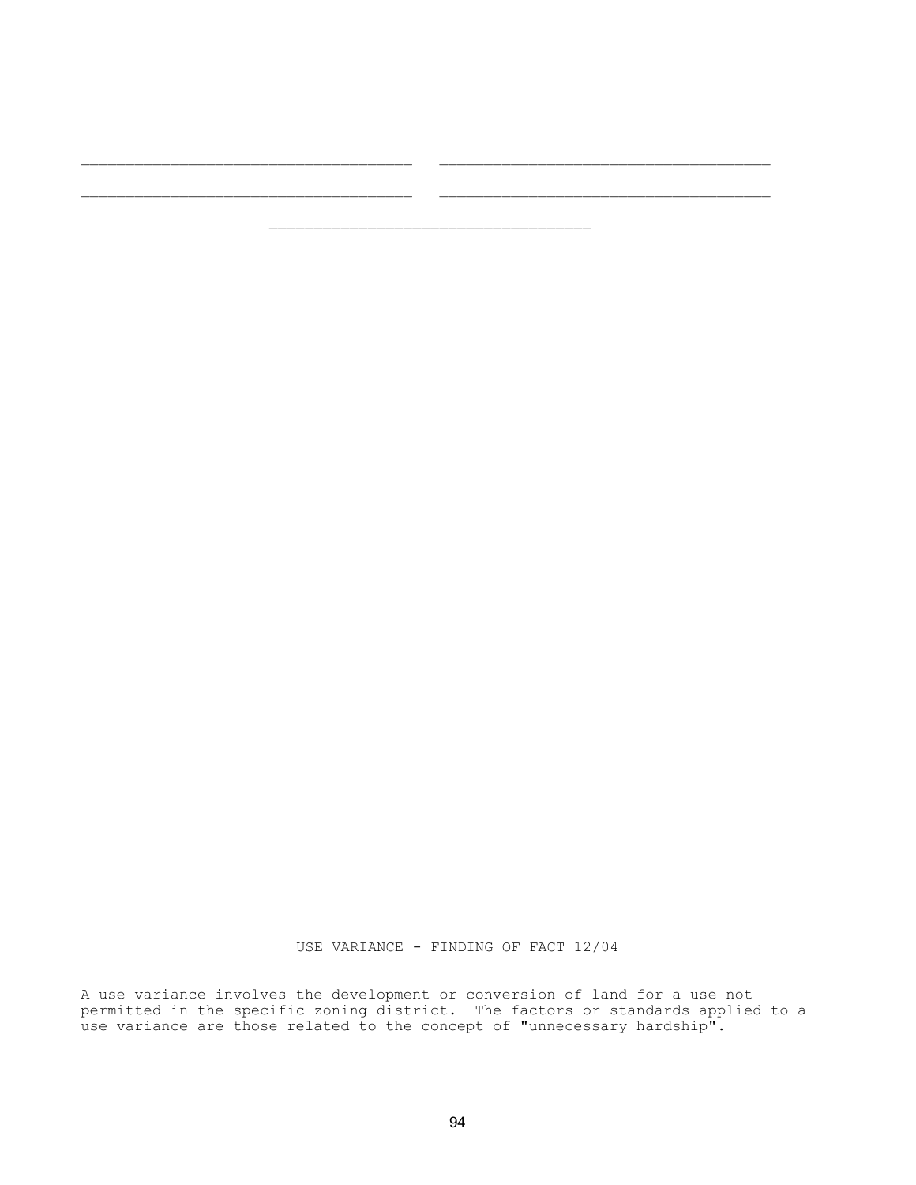\_\_\_\_\_\_\_\_\_\_\_\_\_\_\_\_\_\_\_\_\_\_\_\_\_\_\_\_\_\_\_\_\_\_\_    \_\_\_\_\_\_\_\_\_\_\_\_\_\_\_\_\_\_\_\_\_\_\_\_\_\_\_\_\_\_\_\_\_\_\_

\_\_\_\_\_\_\_\_\_\_\_\_\_\_\_\_\_\_\_\_\_\_\_\_\_\_\_\_\_\_\_\_\_\_\_    \_\_\_\_\_\_\_\_\_\_\_\_\_\_\_\_\_\_\_\_\_\_\_\_\_\_\_\_\_\_\_\_\_\_\_

\_\_\_\_\_\_\_\_\_\_\_\_\_\_\_\_\_\_\_\_\_\_\_\_\_\_\_\_\_\_\_\_\_\_\_

## USE VARIANCE - FINDING OF FACT 12/04

A use variance involves the development or conversion of land for a use not permitted in the specific zoning district. The factors or standards applied to a use variance are those related to the concept of "unnecessary hardship".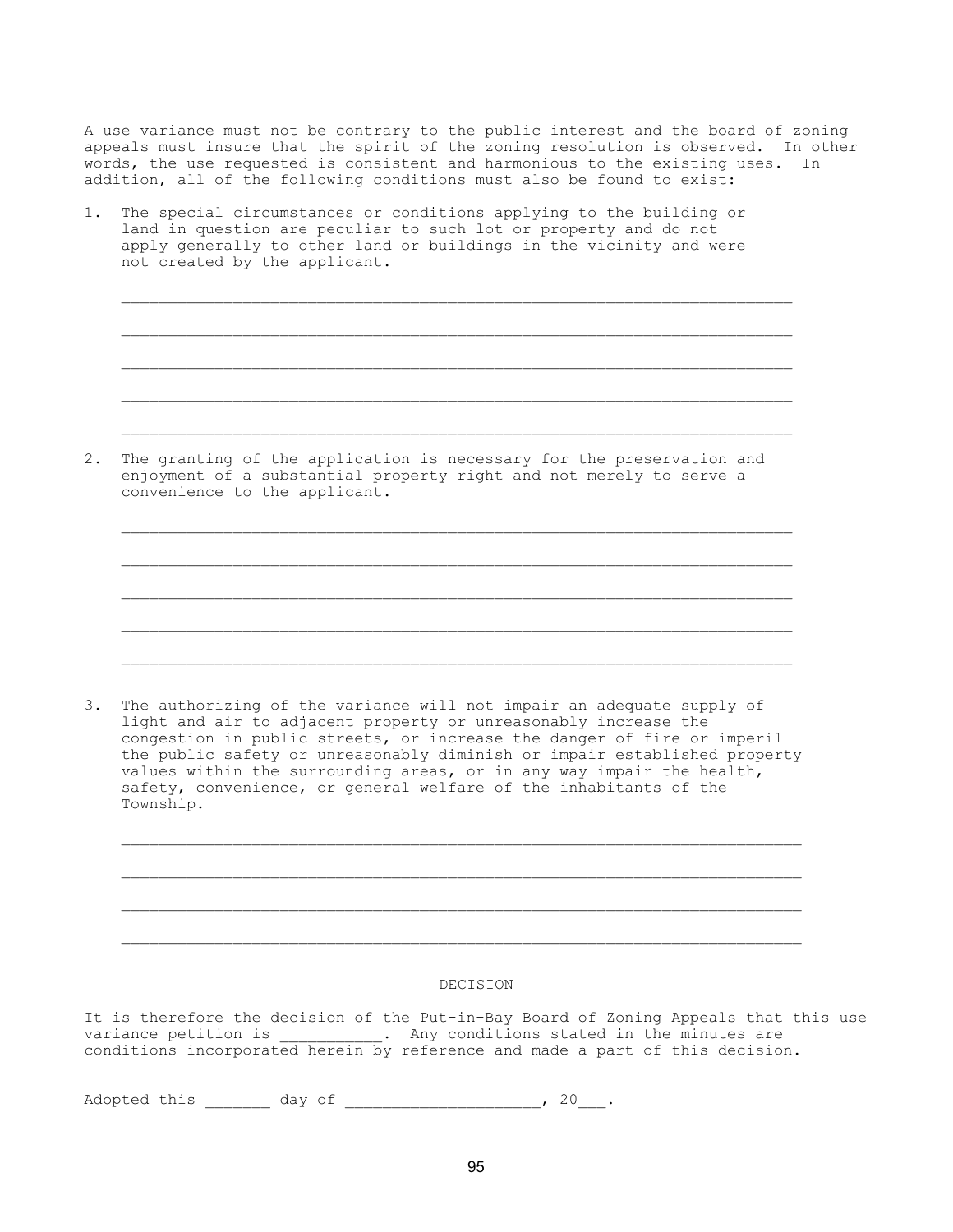A use variance must not be contrary to the public interest and the board of zoning appeals must insure that the spirit of the zoning resolution is observed. In other words, the use requested is consistent and harmonious to the existing uses. In addition, all of the following conditions must also be found to exist:

1. The special circumstances or conditions applying to the building or land in question are peculiar to such lot or property and do not apply generally to other land or buildings in the vicinity and were not created by the applicant.

    ______________________________________________________________________

    ______________________________________________________________________

    ______________________________________________________________________

    ______________________________________________________________________

    ______________________________________________________________________

2. The granting of the application is necessary for the preservation and enjoyment of a substantial property right and not merely to serve a convenience to the applicant.

    ______________________________________________________________________

    ______________________________________________________________________

    ______________________________________________________________________

    ______________________________________________________________________

    ______________________________________________________________________

3. The authorizing of the variance will not impair an adequate supply of light and air to adjacent property or unreasonably increase the congestion in public streets, or increase the danger of fire or imperil the public safety or unreasonably diminish or impair established property values within the surrounding areas, or in any way impair the health, safety, convenience, or general welfare of the inhabitants of the Township.

    ______________________________________________________________________

    ______________________________________________________________________

    ______________________________________________________________________

    ______________________________________________________________________

DECISION

It is therefore the decision of the Put-in-Bay Board of Zoning Appeals that this use variance petition is ___________. Any conditions stated in the minutes are conditions incorporated herein by reference and made a part of this decision.

Adopted this _______ day of ____________________, 20___.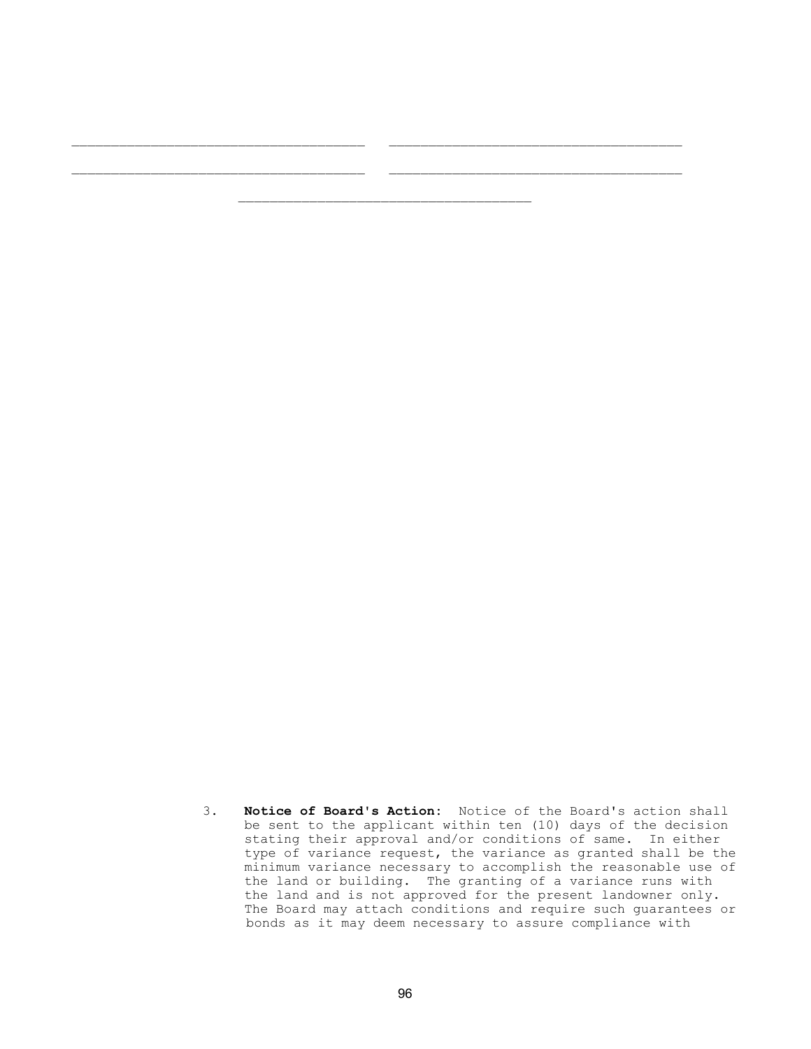___________________________________ ___________________________________

___________________________________ ___________________________________

___________________________________

3. **Notice of Board's Action:** Notice of the Board's action shall be sent to the applicant within ten (10) days of the decision stating their approval and/or conditions of same. In either type of variance request, the variance as granted shall be the minimum variance necessary to accomplish the reasonable use of the land or building. The granting of a variance runs with the land and is not approved for the present landowner only. The Board may attach conditions and require such guarantees or bonds as it may deem necessary to assure compliance with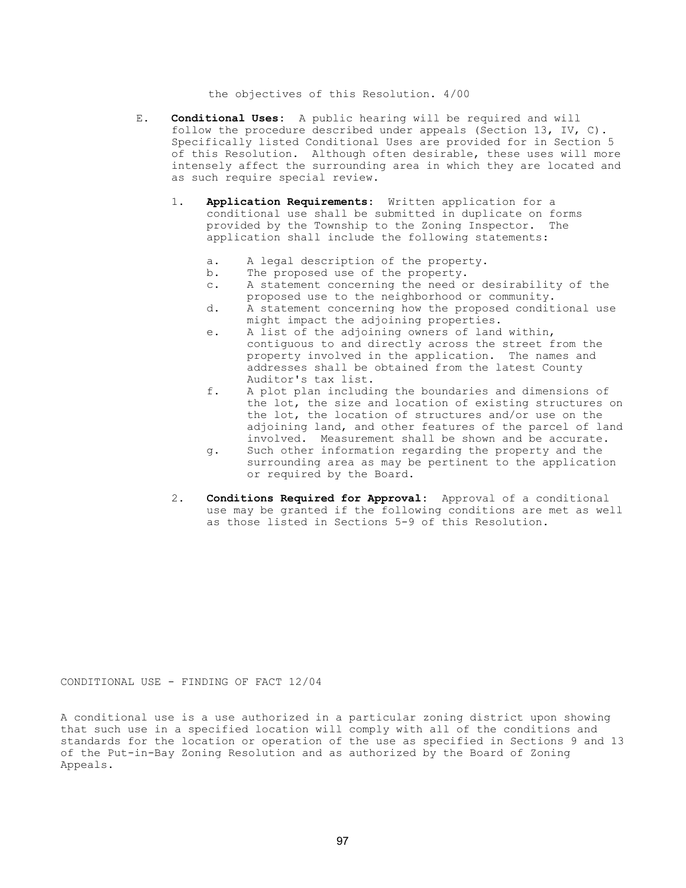the objectives of this Resolution. 4/00

E. **Conditional Uses:** A public hearing will be required and will follow the procedure described under appeals (Section 13, IV, C). Specifically listed Conditional Uses are provided for in Section 5 of this Resolution. Although often desirable, these uses will more intensely affect the surrounding area in which they are located and as such require special review.

   1. **Application Requirements:** Written application for a conditional use shall be submitted in duplicate on forms provided by the Township to the Zoning Inspector. The application shall include the following statements:

      a. A legal description of the property.
      b. The proposed use of the property.
      c. A statement concerning the need or desirability of the proposed use to the neighborhood or community.
      d. A statement concerning how the proposed conditional use might impact the adjoining properties.
      e. A list of the adjoining owners of land within, contiguous to and directly across the street from the property involved in the application. The names and addresses shall be obtained from the latest County Auditor's tax list.
      f. A plot plan including the boundaries and dimensions of the lot, the size and location of existing structures on the lot, the location of structures and/or use on the adjoining land, and other features of the parcel of land involved. Measurement shall be shown and be accurate.
      g. Such other information regarding the property and the surrounding area as may be pertinent to the application or required by the Board.

   2. **Conditions Required for Approval:** Approval of a conditional use may be granted if the following conditions are met as well as those listed in Sections 5-9 of this Resolution.

CONDITIONAL USE - FINDING OF FACT 12/04

A conditional use is a use authorized in a particular zoning district upon showing that such use in a specified location will comply with all of the conditions and standards for the location or operation of the use as specified in Sections 9 and 13 of the Put-in-Bay Zoning Resolution and as authorized by the Board of Zoning Appeals.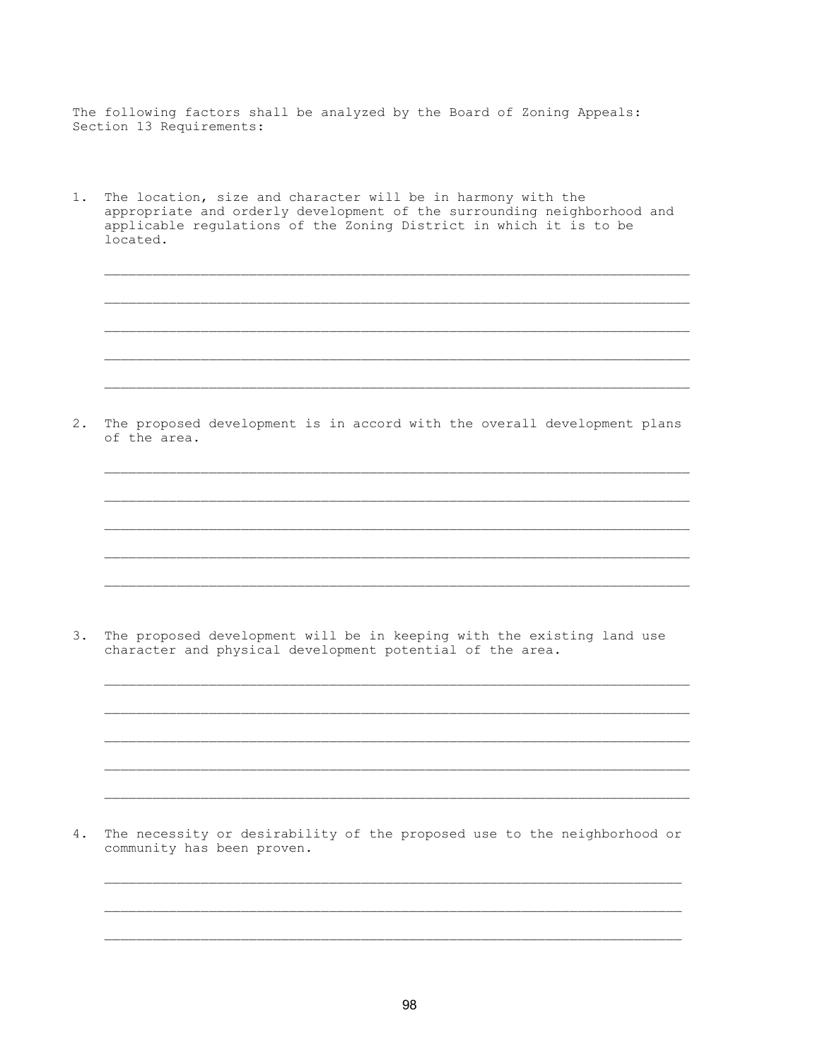The following factors shall be analyzed by the Board of Zoning Appeals:
Section 13 Requirements:

1. The location, size and character will be in harmony with the appropriate and orderly development of the surrounding neighborhood and applicable regulations of the Zoning District in which it is to be located.

   ______________________________________________________________________

   ______________________________________________________________________

   ______________________________________________________________________

   ______________________________________________________________________

   ______________________________________________________________________

2. The proposed development is in accord with the overall development plans of the area.

   ______________________________________________________________________

   ______________________________________________________________________

   ______________________________________________________________________

   ______________________________________________________________________

   ______________________________________________________________________

3. The proposed development will be in keeping with the existing land use character and physical development potential of the area.

   ______________________________________________________________________

   ______________________________________________________________________

   ______________________________________________________________________

   ______________________________________________________________________

   ______________________________________________________________________

4. The necessity or desirability of the proposed use to the neighborhood or community has been proven.

   ______________________________________________________________________

   ______________________________________________________________________

   ______________________________________________________________________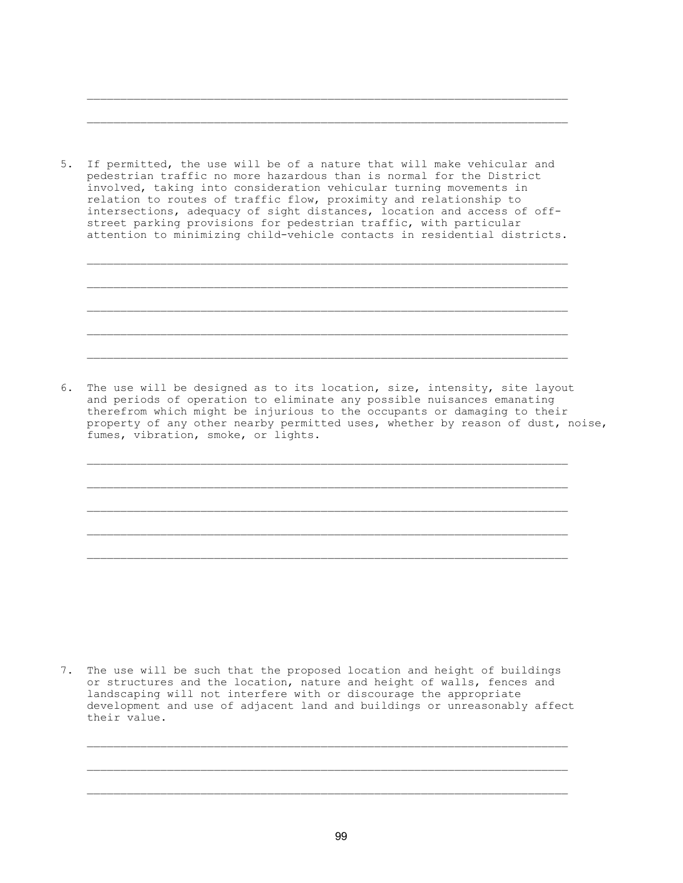\_\_\_\_\_\_\_\_\_\_\_\_\_\_\_\_\_\_\_\_\_\_\_\_\_\_\_\_\_\_\_\_\_\_\_\_\_\_\_\_\_\_\_\_\_\_\_\_\_\_\_\_\_\_\_\_\_\_\_\_\_\_\_\_\_\_\_\_\_

\_\_\_\_\_\_\_\_\_\_\_\_\_\_\_\_\_\_\_\_\_\_\_\_\_\_\_\_\_\_\_\_\_\_\_\_\_\_\_\_\_\_\_\_\_\_\_\_\_\_\_\_\_\_\_\_\_\_\_\_\_\_\_\_\_\_\_\_\_

5. If permitted, the use will be of a nature that will make vehicular and pedestrian traffic no more hazardous than is normal for the District involved, taking into consideration vehicular turning movements in relation to routes of traffic flow, proximity and relationship to intersections, adequacy of sight distances, location and access of off-street parking provisions for pedestrian traffic, with particular attention to minimizing child-vehicle contacts in residential districts.

\_\_\_\_\_\_\_\_\_\_\_\_\_\_\_\_\_\_\_\_\_\_\_\_\_\_\_\_\_\_\_\_\_\_\_\_\_\_\_\_\_\_\_\_\_\_\_\_\_\_\_\_\_\_\_\_\_\_\_\_\_\_\_\_\_\_\_\_\_

\_\_\_\_\_\_\_\_\_\_\_\_\_\_\_\_\_\_\_\_\_\_\_\_\_\_\_\_\_\_\_\_\_\_\_\_\_\_\_\_\_\_\_\_\_\_\_\_\_\_\_\_\_\_\_\_\_\_\_\_\_\_\_\_\_\_\_\_\_

\_\_\_\_\_\_\_\_\_\_\_\_\_\_\_\_\_\_\_\_\_\_\_\_\_\_\_\_\_\_\_\_\_\_\_\_\_\_\_\_\_\_\_\_\_\_\_\_\_\_\_\_\_\_\_\_\_\_\_\_\_\_\_\_\_\_\_\_\_

\_\_\_\_\_\_\_\_\_\_\_\_\_\_\_\_\_\_\_\_\_\_\_\_\_\_\_\_\_\_\_\_\_\_\_\_\_\_\_\_\_\_\_\_\_\_\_\_\_\_\_\_\_\_\_\_\_\_\_\_\_\_\_\_\_\_\_\_\_

\_\_\_\_\_\_\_\_\_\_\_\_\_\_\_\_\_\_\_\_\_\_\_\_\_\_\_\_\_\_\_\_\_\_\_\_\_\_\_\_\_\_\_\_\_\_\_\_\_\_\_\_\_\_\_\_\_\_\_\_\_\_\_\_\_\_\_\_\_

6. The use will be designed as to its location, size, intensity, site layout and periods of operation to eliminate any possible nuisances emanating therefrom which might be injurious to the occupants or damaging to their property of any other nearby permitted uses, whether by reason of dust, noise, fumes, vibration, smoke, or lights.

\_\_\_\_\_\_\_\_\_\_\_\_\_\_\_\_\_\_\_\_\_\_\_\_\_\_\_\_\_\_\_\_\_\_\_\_\_\_\_\_\_\_\_\_\_\_\_\_\_\_\_\_\_\_\_\_\_\_\_\_\_\_\_\_\_\_\_\_\_

\_\_\_\_\_\_\_\_\_\_\_\_\_\_\_\_\_\_\_\_\_\_\_\_\_\_\_\_\_\_\_\_\_\_\_\_\_\_\_\_\_\_\_\_\_\_\_\_\_\_\_\_\_\_\_\_\_\_\_\_\_\_\_\_\_\_\_\_\_

\_\_\_\_\_\_\_\_\_\_\_\_\_\_\_\_\_\_\_\_\_\_\_\_\_\_\_\_\_\_\_\_\_\_\_\_\_\_\_\_\_\_\_\_\_\_\_\_\_\_\_\_\_\_\_\_\_\_\_\_\_\_\_\_\_\_\_\_\_

\_\_\_\_\_\_\_\_\_\_\_\_\_\_\_\_\_\_\_\_\_\_\_\_\_\_\_\_\_\_\_\_\_\_\_\_\_\_\_\_\_\_\_\_\_\_\_\_\_\_\_\_\_\_\_\_\_\_\_\_\_\_\_\_\_\_\_\_\_

\_\_\_\_\_\_\_\_\_\_\_\_\_\_\_\_\_\_\_\_\_\_\_\_\_\_\_\_\_\_\_\_\_\_\_\_\_\_\_\_\_\_\_\_\_\_\_\_\_\_\_\_\_\_\_\_\_\_\_\_\_\_\_\_\_\_\_\_\_

7. The use will be such that the proposed location and height of buildings or structures and the location, nature and height of walls, fences and landscaping will not interfere with or discourage the appropriate development and use of adjacent land and buildings or unreasonably affect their value.

\_\_\_\_\_\_\_\_\_\_\_\_\_\_\_\_\_\_\_\_\_\_\_\_\_\_\_\_\_\_\_\_\_\_\_\_\_\_\_\_\_\_\_\_\_\_\_\_\_\_\_\_\_\_\_\_\_\_\_\_\_\_\_\_\_\_\_\_\_

\_\_\_\_\_\_\_\_\_\_\_\_\_\_\_\_\_\_\_\_\_\_\_\_\_\_\_\_\_\_\_\_\_\_\_\_\_\_\_\_\_\_\_\_\_\_\_\_\_\_\_\_\_\_\_\_\_\_\_\_\_\_\_\_\_\_\_\_\_

\_\_\_\_\_\_\_\_\_\_\_\_\_\_\_\_\_\_\_\_\_\_\_\_\_\_\_\_\_\_\_\_\_\_\_\_\_\_\_\_\_\_\_\_\_\_\_\_\_\_\_\_\_\_\_\_\_\_\_\_\_\_\_\_\_\_\_\_\_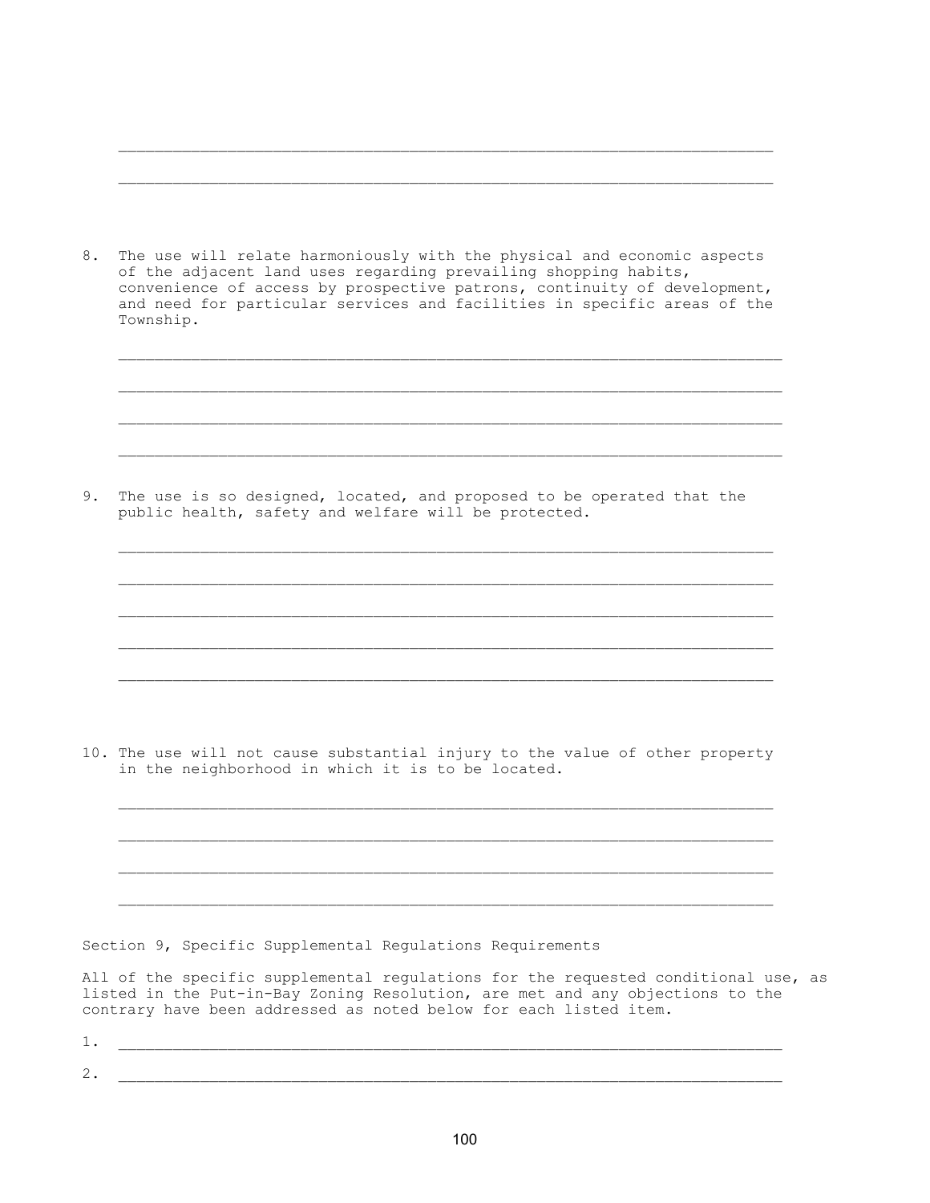\_\_\_\_\_\_\_\_\_\_\_\_\_\_\_\_\_\_\_\_\_\_\_\_\_\_\_\_\_\_\_\_\_\_\_\_\_\_\_\_\_\_\_\_\_\_\_\_\_\_\_\_\_\_\_\_\_\_\_\_\_\_\_\_\_\_\_\_\_\_

\_\_\_\_\_\_\_\_\_\_\_\_\_\_\_\_\_\_\_\_\_\_\_\_\_\_\_\_\_\_\_\_\_\_\_\_\_\_\_\_\_\_\_\_\_\_\_\_\_\_\_\_\_\_\_\_\_\_\_\_\_\_\_\_\_\_\_\_\_\_

8. The use will relate harmoniously with the physical and economic aspects of the adjacent land uses regarding prevailing shopping habits, convenience of access by prospective patrons, continuity of development, and need for particular services and facilities in specific areas of the Township.

   \_\_\_\_\_\_\_\_\_\_\_\_\_\_\_\_\_\_\_\_\_\_\_\_\_\_\_\_\_\_\_\_\_\_\_\_\_\_\_\_\_\_\_\_\_\_\_\_\_\_\_\_\_\_\_\_\_\_\_\_\_\_\_\_\_\_\_\_\_\_

   \_\_\_\_\_\_\_\_\_\_\_\_\_\_\_\_\_\_\_\_\_\_\_\_\_\_\_\_\_\_\_\_\_\_\_\_\_\_\_\_\_\_\_\_\_\_\_\_\_\_\_\_\_\_\_\_\_\_\_\_\_\_\_\_\_\_\_\_\_\_

   \_\_\_\_\_\_\_\_\_\_\_\_\_\_\_\_\_\_\_\_\_\_\_\_\_\_\_\_\_\_\_\_\_\_\_\_\_\_\_\_\_\_\_\_\_\_\_\_\_\_\_\_\_\_\_\_\_\_\_\_\_\_\_\_\_\_\_\_\_\_

   \_\_\_\_\_\_\_\_\_\_\_\_\_\_\_\_\_\_\_\_\_\_\_\_\_\_\_\_\_\_\_\_\_\_\_\_\_\_\_\_\_\_\_\_\_\_\_\_\_\_\_\_\_\_\_\_\_\_\_\_\_\_\_\_\_\_\_\_\_\_

9. The use is so designed, located, and proposed to be operated that the public health, safety and welfare will be protected.

   \_\_\_\_\_\_\_\_\_\_\_\_\_\_\_\_\_\_\_\_\_\_\_\_\_\_\_\_\_\_\_\_\_\_\_\_\_\_\_\_\_\_\_\_\_\_\_\_\_\_\_\_\_\_\_\_\_\_\_\_\_\_\_\_\_\_\_\_\_\_

   \_\_\_\_\_\_\_\_\_\_\_\_\_\_\_\_\_\_\_\_\_\_\_\_\_\_\_\_\_\_\_\_\_\_\_\_\_\_\_\_\_\_\_\_\_\_\_\_\_\_\_\_\_\_\_\_\_\_\_\_\_\_\_\_\_\_\_\_\_\_

   \_\_\_\_\_\_\_\_\_\_\_\_\_\_\_\_\_\_\_\_\_\_\_\_\_\_\_\_\_\_\_\_\_\_\_\_\_\_\_\_\_\_\_\_\_\_\_\_\_\_\_\_\_\_\_\_\_\_\_\_\_\_\_\_\_\_\_\_\_\_

   \_\_\_\_\_\_\_\_\_\_\_\_\_\_\_\_\_\_\_\_\_\_\_\_\_\_\_\_\_\_\_\_\_\_\_\_\_\_\_\_\_\_\_\_\_\_\_\_\_\_\_\_\_\_\_\_\_\_\_\_\_\_\_\_\_\_\_\_\_\_

   \_\_\_\_\_\_\_\_\_\_\_\_\_\_\_\_\_\_\_\_\_\_\_\_\_\_\_\_\_\_\_\_\_\_\_\_\_\_\_\_\_\_\_\_\_\_\_\_\_\_\_\_\_\_\_\_\_\_\_\_\_\_\_\_\_\_\_\_\_\_

10. The use will not cause substantial injury to the value of other property in the neighborhood in which it is to be located.

    \_\_\_\_\_\_\_\_\_\_\_\_\_\_\_\_\_\_\_\_\_\_\_\_\_\_\_\_\_\_\_\_\_\_\_\_\_\_\_\_\_\_\_\_\_\_\_\_\_\_\_\_\_\_\_\_\_\_\_\_\_\_\_\_\_\_\_\_\_\_

    \_\_\_\_\_\_\_\_\_\_\_\_\_\_\_\_\_\_\_\_\_\_\_\_\_\_\_\_\_\_\_\_\_\_\_\_\_\_\_\_\_\_\_\_\_\_\_\_\_\_\_\_\_\_\_\_\_\_\_\_\_\_\_\_\_\_\_\_\_\_

    \_\_\_\_\_\_\_\_\_\_\_\_\_\_\_\_\_\_\_\_\_\_\_\_\_\_\_\_\_\_\_\_\_\_\_\_\_\_\_\_\_\_\_\_\_\_\_\_\_\_\_\_\_\_\_\_\_\_\_\_\_\_\_\_\_\_\_\_\_\_

    \_\_\_\_\_\_\_\_\_\_\_\_\_\_\_\_\_\_\_\_\_\_\_\_\_\_\_\_\_\_\_\_\_\_\_\_\_\_\_\_\_\_\_\_\_\_\_\_\_\_\_\_\_\_\_\_\_\_\_\_\_\_\_\_\_\_\_\_\_\_

Section 9, Specific Supplemental Regulations Requirements

All of the specific supplemental regulations for the requested conditional use, as listed in the Put-in-Bay Zoning Resolution, are met and any objections to the contrary have been addressed as noted below for each listed item.

1. \_\_\_\_\_\_\_\_\_\_\_\_\_\_\_\_\_\_\_\_\_\_\_\_\_\_\_\_\_\_\_\_\_\_\_\_\_\_\_\_\_\_\_\_\_\_\_\_\_\_\_\_\_\_\_\_\_\_\_\_\_\_\_\_\_\_\_\_\_\_

2. \_\_\_\_\_\_\_\_\_\_\_\_\_\_\_\_\_\_\_\_\_\_\_\_\_\_\_\_\_\_\_\_\_\_\_\_\_\_\_\_\_\_\_\_\_\_\_\_\_\_\_\_\_\_\_\_\_\_\_\_\_\_\_\_\_\_\_\_\_\_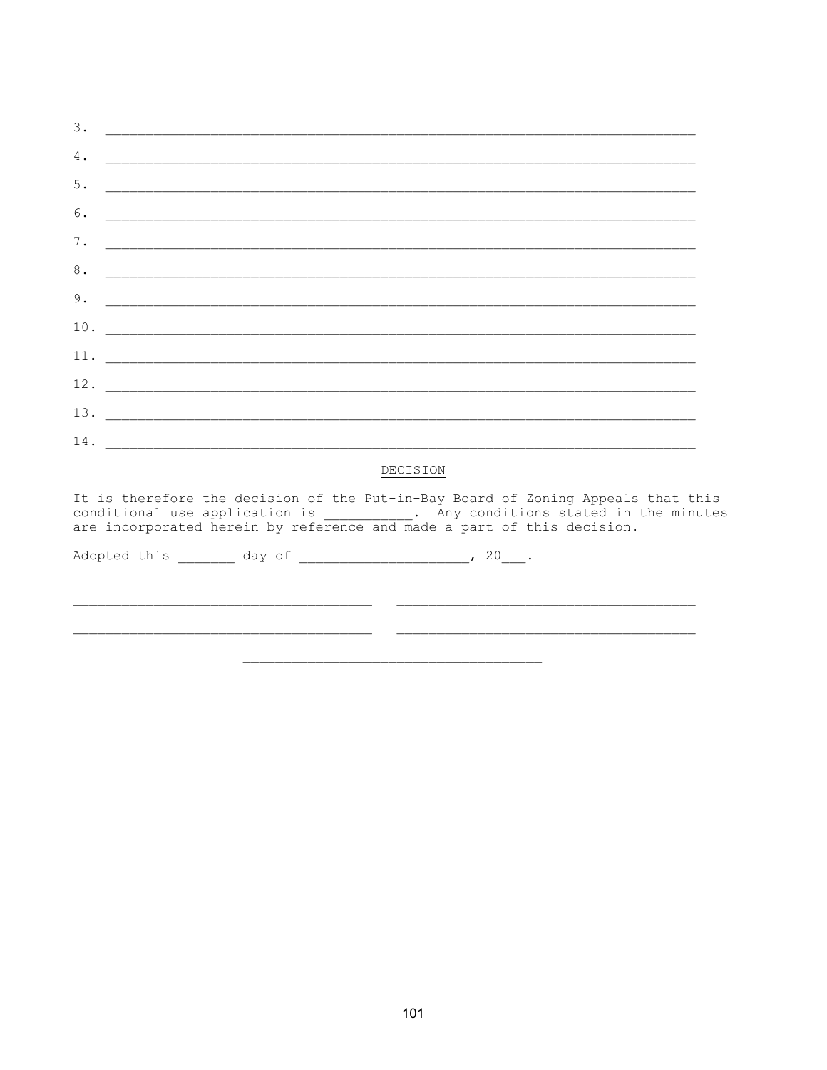3. ____________________________________________________________________________

4. ____________________________________________________________________________

5. ____________________________________________________________________________

6. ____________________________________________________________________________

7. ____________________________________________________________________________

8. ____________________________________________________________________________

9. ____________________________________________________________________________

10. ___________________________________________________________________________

11. ___________________________________________________________________________

12. ___________________________________________________________________________

13. ___________________________________________________________________________

14. ___________________________________________________________________________

<u>DECISION</u>

It is therefore the decision of the Put-in-Bay Board of Zoning Appeals that this conditional use application is ___________. Any conditions stated in the minutes are incorporated herein by reference and made a part of this decision.

Adopted this _______ day of ____________________, 20___.

____________________________________ ____________________________________

____________________________________ ____________________________________

____________________________________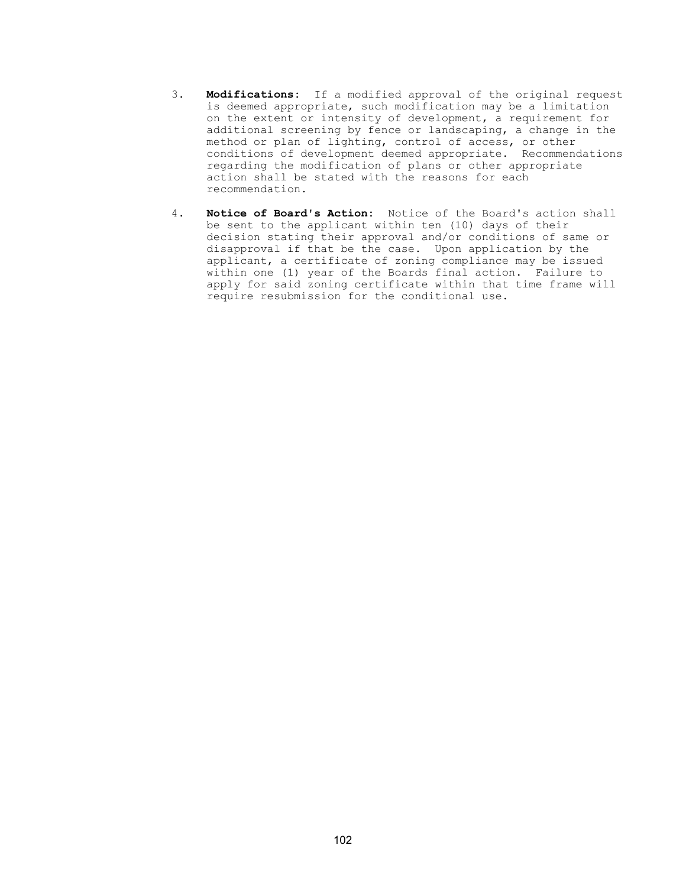3. **Modifications:** If a modified approval of the original request is deemed appropriate, such modification may be a limitation on the extent or intensity of development, a requirement for additional screening by fence or landscaping, a change in the method or plan of lighting, control of access, or other conditions of development deemed appropriate. Recommendations regarding the modification of plans or other appropriate action shall be stated with the reasons for each recommendation.

4. **Notice of Board's Action:** Notice of the Board's action shall be sent to the applicant within ten (10) days of their decision stating their approval and/or conditions of same or disapproval if that be the case. Upon application by the applicant, a certificate of zoning compliance may be issued within one (1) year of the Boards final action. Failure to apply for said zoning certificate within that time frame will require resubmission for the conditional use.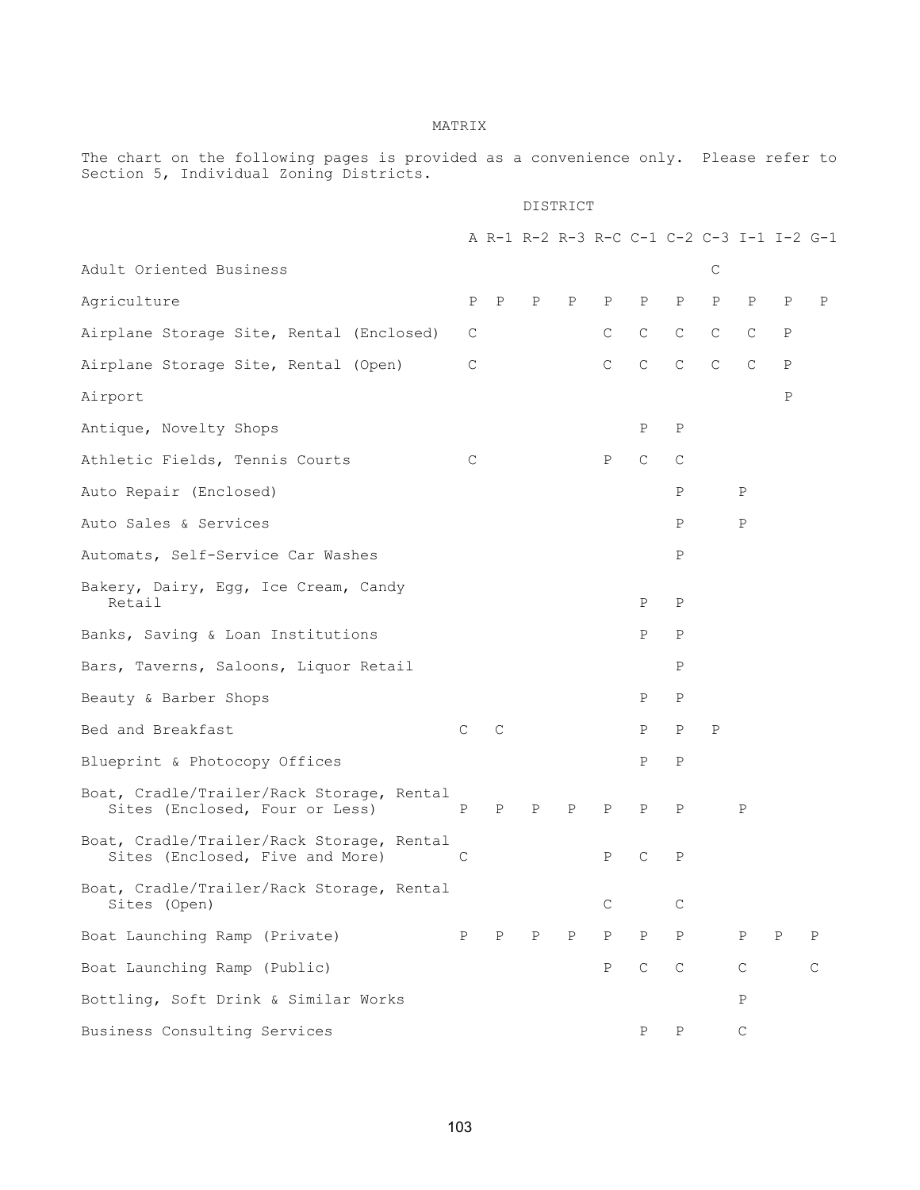# MATRIX

The chart on the following pages is provided as a convenience only. Please refer to Section 5, Individual Zoning Districts.

| | DISTRICT | | | | | | | | | | |
|---|---|---|---|---|---|---|---|---|---|---|---|
| | A | R-1 | R-2 | R-3 | R-C | C-1 | C-2 | C-3 | I-1 | I-2 | G-1 |
| Adult Oriented Business | | | | | | | | C | | | |
| Agriculture | P | P | P | P | P | P | P | P | P | P | P |
| Airplane Storage Site, Rental (Enclosed) | C | | | | C | C | C | C | C | P | |
| Airplane Storage Site, Rental (Open) | C | | | | C | C | C | C | C | P | |
| Airport | | | | | | | | | | P | |
| Antique, Novelty Shops | | | | | | P | P | | | | |
| Athletic Fields, Tennis Courts | C | | | | P | C | C | | | | |
| Auto Repair (Enclosed) | | | | | | | P | | P | | |
| Auto Sales & Services | | | | | | | P | | P | | |
| Automats, Self-Service Car Washes | | | | | | | P | | | | |
| Bakery, Dairy, Egg, Ice Cream, Candy Retail | | | | | | P | P | | | | |
| Banks, Saving & Loan Institutions | | | | | | P | P | | | | |
| Bars, Taverns, Saloons, Liquor Retail | | | | | | | P | | | | |
| Beauty & Barber Shops | | | | | | P | P | | | | |
| Bed and Breakfast | C | C | | | | P | P | P | | | |
| Blueprint & Photocopy Offices | | | | | | P | P | | | | |
| Boat, Cradle/Trailer/Rack Storage, Rental Sites (Enclosed, Four or Less) | P | P | P | P | P | P | P | | P | | |
| Boat, Cradle/Trailer/Rack Storage, Rental Sites (Enclosed, Five and More) | C | | | | P | C | P | | | | |
| Boat, Cradle/Trailer/Rack Storage, Rental Sites (Open) | | | | | C | | C | | | | |
| Boat Launching Ramp (Private) | P | P | P | P | P | P | P | | P | P | P |
| Boat Launching Ramp (Public) | | | | | P | C | C | | C | | C |
| Bottling, Soft Drink & Similar Works | | | | | | | | | P | | |
| Business Consulting Services | | | | | | P | P | | C | | |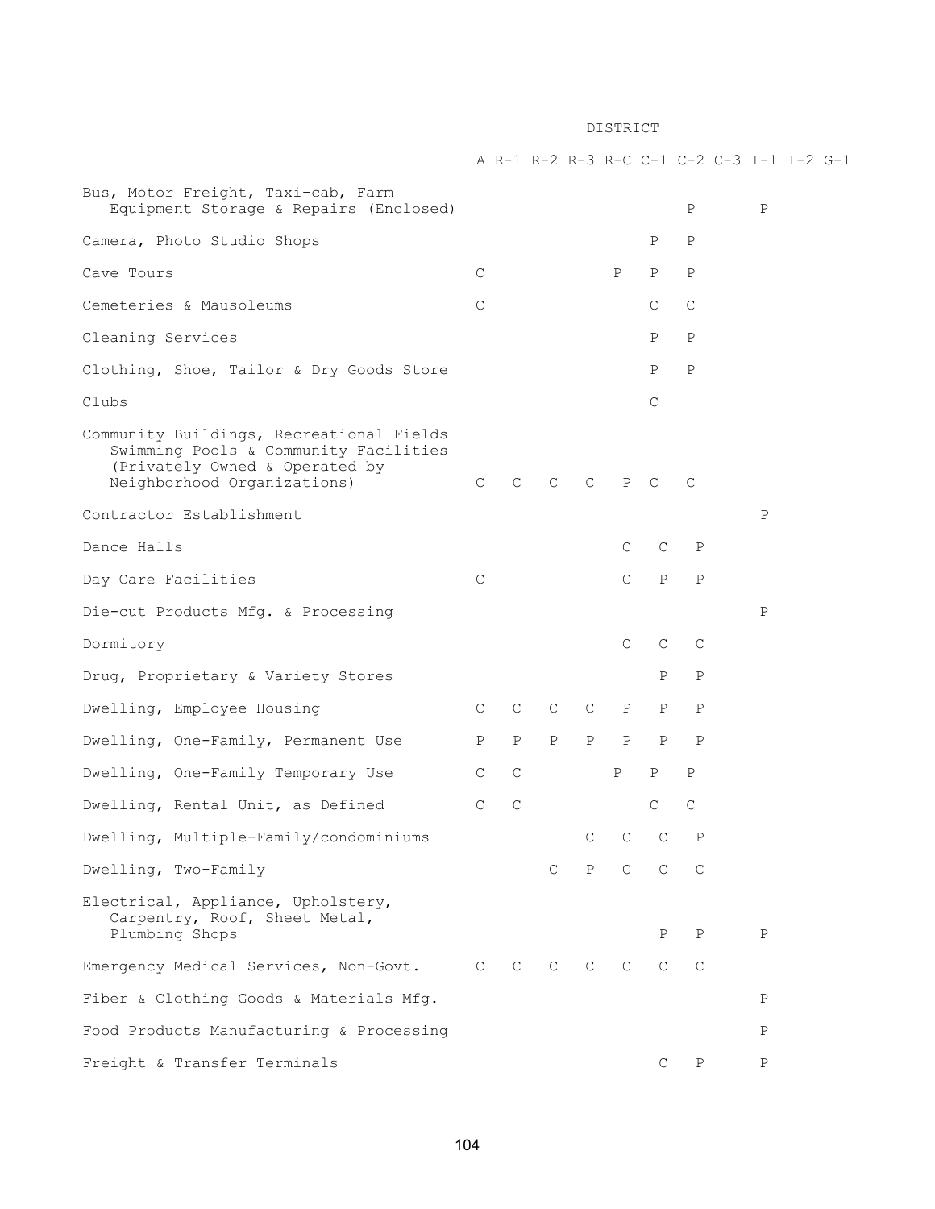| | DISTRICT | | | | | | | | | | |
|---|---|---|---|---|---|---|---|---|---|---|---|
| | A | R-1 | R-2 | R-3 | R-C | C-1 | C-2 | C-3 | I-1 | I-2 | G-1 |
| Bus, Motor Freight, Taxi-cab, Farm Equipment Storage & Repairs (Enclosed) | | | | | | | P | | P | | |
| Camera, Photo Studio Shops | | | | | | P | P | | | | |
| Cave Tours | C | | | | P | P | P | | | | |
| Cemeteries & Mausoleums | C | | | | | C | C | | | | |
| Cleaning Services | | | | | | P | P | | | | |
| Clothing, Shoe, Tailor & Dry Goods Store | | | | | | P | P | | | | |
| Clubs | | | | | | C | | | | | |
| Community Buildings, Recreational Fields Swimming Pools & Community Facilities (Privately Owned & Operated by Neighborhood Organizations) | C | C | C | C | P | C | C | | | | |
| Contractor Establishment | | | | | | | | | P | | |
| Dance Halls | | | | | C | C | P | | | | |
| Day Care Facilities | C | | | | C | P | P | | | | |
| Die-cut Products Mfg. & Processing | | | | | | | | | P | | |
| Dormitory | | | | | C | C | C | | | | |
| Drug, Proprietary & Variety Stores | | | | | | P | P | | | | |
| Dwelling, Employee Housing | C | C | C | C | P | P | P | | | | |
| Dwelling, One-Family, Permanent Use | P | P | P | P | P | P | P | | | | |
| Dwelling, One-Family Temporary Use | C | C | | | P | P | P | | | | |
| Dwelling, Rental Unit, as Defined | C | C | | | | C | C | | | | |
| Dwelling, Multiple-Family/condominiums | | | | C | C | C | P | | | | |
| Dwelling, Two-Family | | | C | P | C | C | C | | | | |
| Electrical, Appliance, Upholstery, Carpentry, Roof, Sheet Metal, Plumbing Shops | | | | | | P | P | | P | | |
| Emergency Medical Services, Non-Govt. | C | C | C | C | C | C | C | | | | |
| Fiber & Clothing Goods & Materials Mfg. | | | | | | | | | P | | |
| Food Products Manufacturing & Processing | | | | | | | | | P | | |
| Freight & Transfer Terminals | | | | | | C | P | | P | | |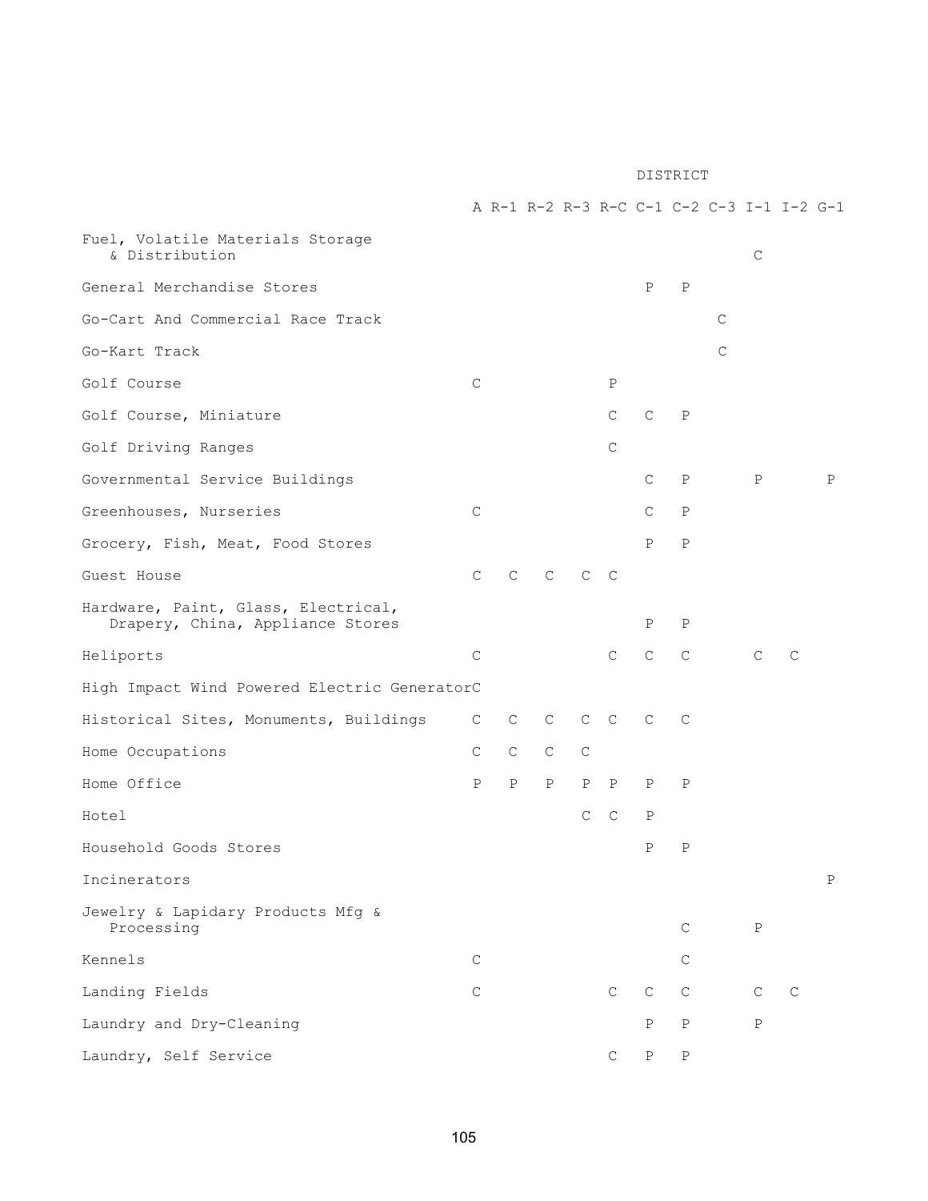| | DISTRICT | | | | | | | | | | |
|---|---|---|---|---|---|---|---|---|---|---|---|
| | A | R-1 | R-2 | R-3 | R-C | C-1 | C-2 | C-3 | I-1 | I-2 | G-1 |
| Fuel, Volatile Materials Storage & Distribution | | | | | | | | | C | | |
| General Merchandise Stores | | | | | | P | P | | | | |
| Go-Cart And Commercial Race Track | | | | | | | | C | | | |
| Go-Kart Track | | | | | | | | C | | | |
| Golf Course | C | | | | P | | | | | | |
| Golf Course, Miniature | | | | | C | C | P | | | | |
| Golf Driving Ranges | | | | | C | | | | | | |
| Governmental Service Buildings | | | | | | C | P | | P | | P |
| Greenhouses, Nurseries | C | | | | | C | P | | | | |
| Grocery, Fish, Meat, Food Stores | | | | | | P | P | | | | |
| Guest House | C | C | C | C | C | | | | | | |
| Hardware, Paint, Glass, Electrical, Drapery, China, Appliance Stores | | | | | | P | P | | | | |
| Heliports | C | | | | C | C | C | | C | C | |
| High Impact Wind Powered Electric Generator | C | | | | | | | | | | |
| Historical Sites, Monuments, Buildings | C | C | C | C | C | C | C | | | | |
| Home Occupations | C | C | C | C | | | | | | | |
| Home Office | P | P | P | P | P | P | P | | | | |
| Hotel | | | | C | C | P | | | | | |
| Household Goods Stores | | | | | | P | P | | | | |
| Incinerators | | | | | | | | | | | P |
| Jewelry & Lapidary Products Mfg & Processing | | | | | | | C | | P | | |
| Kennels | C | | | | | | C | | | | |
| Landing Fields | C | | | | C | C | C | | C | C | |
| Laundry and Dry-Cleaning | | | | | | P | P | | P | | |
| Laundry, Self Service | | | | | C | P | P | | | | |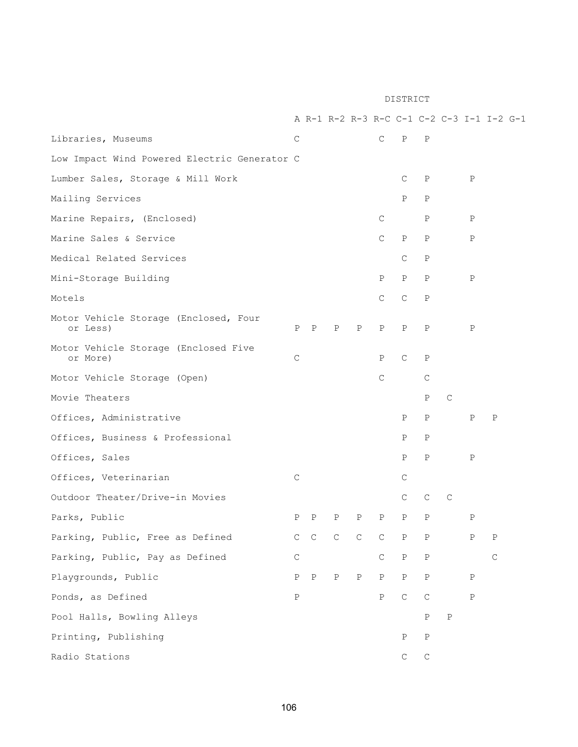| | DISTRICT | | | | | | | | | | |
|---|---|---|---|---|---|---|---|---|---|---|---|
| | A | R-1 | R-2 | R-3 | R-C | C-1 | C-2 | C-3 | I-1 | I-2 | G-1 |
| Libraries, Museums | C | | | | C | P | P | | | | |
| Low Impact Wind Powered Electric Generator | C | | | | | | | | | | |
| Lumber Sales, Storage & Mill Work | | | | | | C | P | | P | | |
| Mailing Services | | | | | | P | P | | | | |
| Marine Repairs, (Enclosed) | | | | | C | | P | | P | | |
| Marine Sales & Service | | | | | C | P | P | | P | | |
| Medical Related Services | | | | | | C | P | | | | |
| Mini-Storage Building | | | | | P | P | P | | P | | |
| Motels | | | | | C | C | P | | | | |
| Motor Vehicle Storage (Enclosed, Four or Less) | P | P | P | P | P | P | P | | P | | |
| Motor Vehicle Storage (Enclosed Five or More) | C | | | | P | C | P | | | | |
| Motor Vehicle Storage (Open) | | | | | C | | C | | | | |
| Movie Theaters | | | | | | | P | C | | | |
| Offices, Administrative | | | | | | P | P | | P | P | |
| Offices, Business & Professional | | | | | | P | P | | | | |
| Offices, Sales | | | | | | P | P | | P | | |
| Offices, Veterinarian | C | | | | | C | | | | | |
| Outdoor Theater/Drive-in Movies | | | | | | C | C | C | | | |
| Parks, Public | P | P | P | P | P | P | P | | P | | |
| Parking, Public, Free as Defined | C | C | C | C | C | P | P | | P | P | |
| Parking, Public, Pay as Defined | C | | | | C | P | P | | | C | |
| Playgrounds, Public | P | P | P | P | P | P | P | | P | | |
| Ponds, as Defined | P | | | | P | C | C | | P | | |
| Pool Halls, Bowling Alleys | | | | | | | P | P | | | |
| Printing, Publishing | | | | | | P | P | | | | |
| Radio Stations | | | | | | C | C | | | | |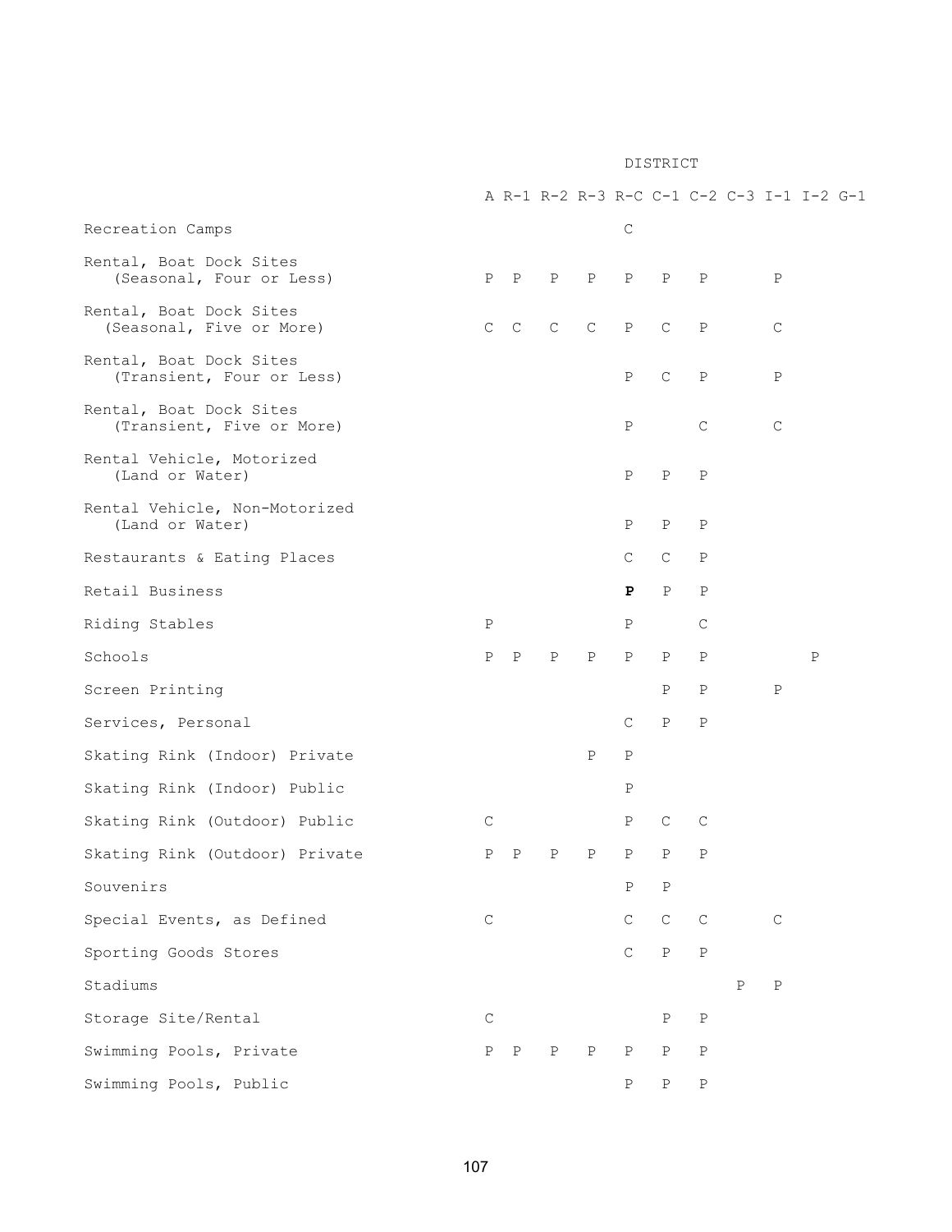| | DISTRICT | | | | | | | | | | |
|---|---|---|---|---|---|---|---|---|---|---|---|
| | A | R-1 | R-2 | R-3 | R-C | C-1 | C-2 | C-3 | I-1 | I-2 | G-1 |
| Recreation Camps | | | | | C | | | | | | |
| Rental, Boat Dock Sites (Seasonal, Four or Less) | P | P | P | P | P | P | P | | P | | |
| Rental, Boat Dock Sites (Seasonal, Five or More) | C | C | C | C | P | C | P | | C | | |
| Rental, Boat Dock Sites (Transient, Four or Less) | | | | | P | C | P | | P | | |
| Rental, Boat Dock Sites (Transient, Five or More) | | | | | P | | C | | C | | |
| Rental Vehicle, Motorized (Land or Water) | | | | | P | P | P | | | | |
| Rental Vehicle, Non-Motorized (Land or Water) | | | | | P | P | P | | | | |
| Restaurants & Eating Places | | | | | C | C | P | | | | |
| Retail Business | | | | | **P** | P | P | | | | |
| Riding Stables | P | | | | P | | C | | | | |
| Schools | P | P | P | P | P | P | P | | | P | |
| Screen Printing | | | | | | P | P | | P | | |
| Services, Personal | | | | | C | P | P | | | | |
| Skating Rink (Indoor) Private | | | | P | P | | | | | | |
| Skating Rink (Indoor) Public | | | | | P | | | | | | |
| Skating Rink (Outdoor) Public | C | | | | P | C | C | | | | |
| Skating Rink (Outdoor) Private | P | P | P | P | P | P | P | | | | |
| Souvenirs | | | | | P | P | | | | | |
| Special Events, as Defined | C | | | | C | C | C | | C | | |
| Sporting Goods Stores | | | | | C | P | P | | | | |
| Stadiums | | | | | | | | P | P | | |
| Storage Site/Rental | C | | | | | P | P | | | | |
| Swimming Pools, Private | P | P | P | P | P | P | P | | | | |
| Swimming Pools, Public | | | | | P | P | P | | | | |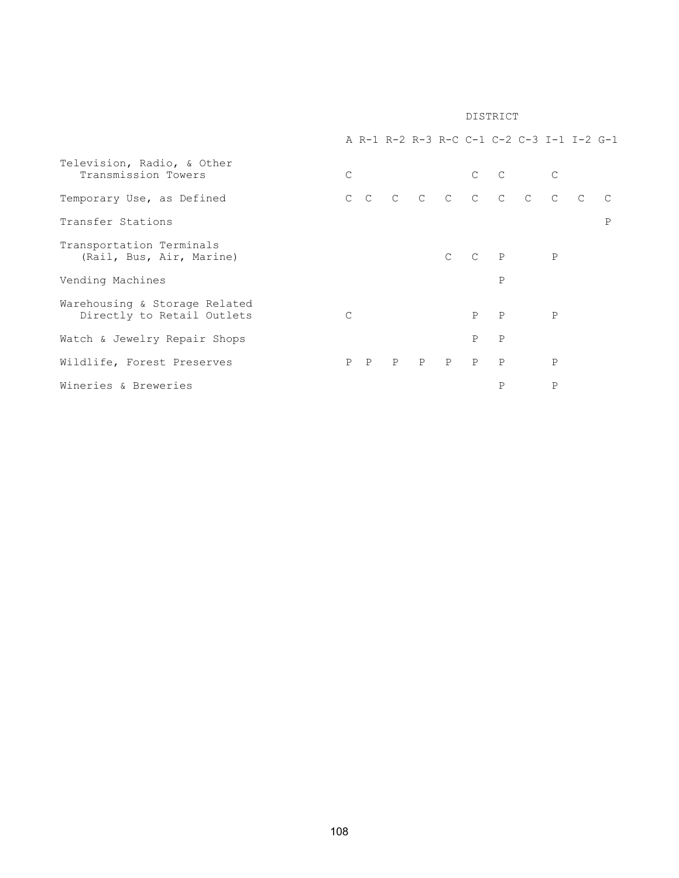| | DISTRICT | | | | | | | | | | |
|---|---|---|---|---|---|---|---|---|---|---|---|
| | A | R-1 | R-2 | R-3 | R-C | C-1 | C-2 | C-3 | I-1 | I-2 | G-1 |
| Television, Radio, & Other Transmission Towers | C | | | | | C | C | | C | | |
| Temporary Use, as Defined | C | C | C | C | C | C | C | C | C | C | C |
| Transfer Stations | | | | | | | | | | | P |
| Transportation Terminals (Rail, Bus, Air, Marine) | | | | | C | C | P | | P | | |
| Vending Machines | | | | | | | P | | | | |
| Warehousing & Storage Related Directly to Retail Outlets | C | | | | | P | P | | P | | |
| Watch & Jewelry Repair Shops | | | | | | P | P | | | | |
| Wildlife, Forest Preserves | P | P | P | P | P | P | P | | P | | |
| Wineries & Breweries | | | | | | | P | | P | | |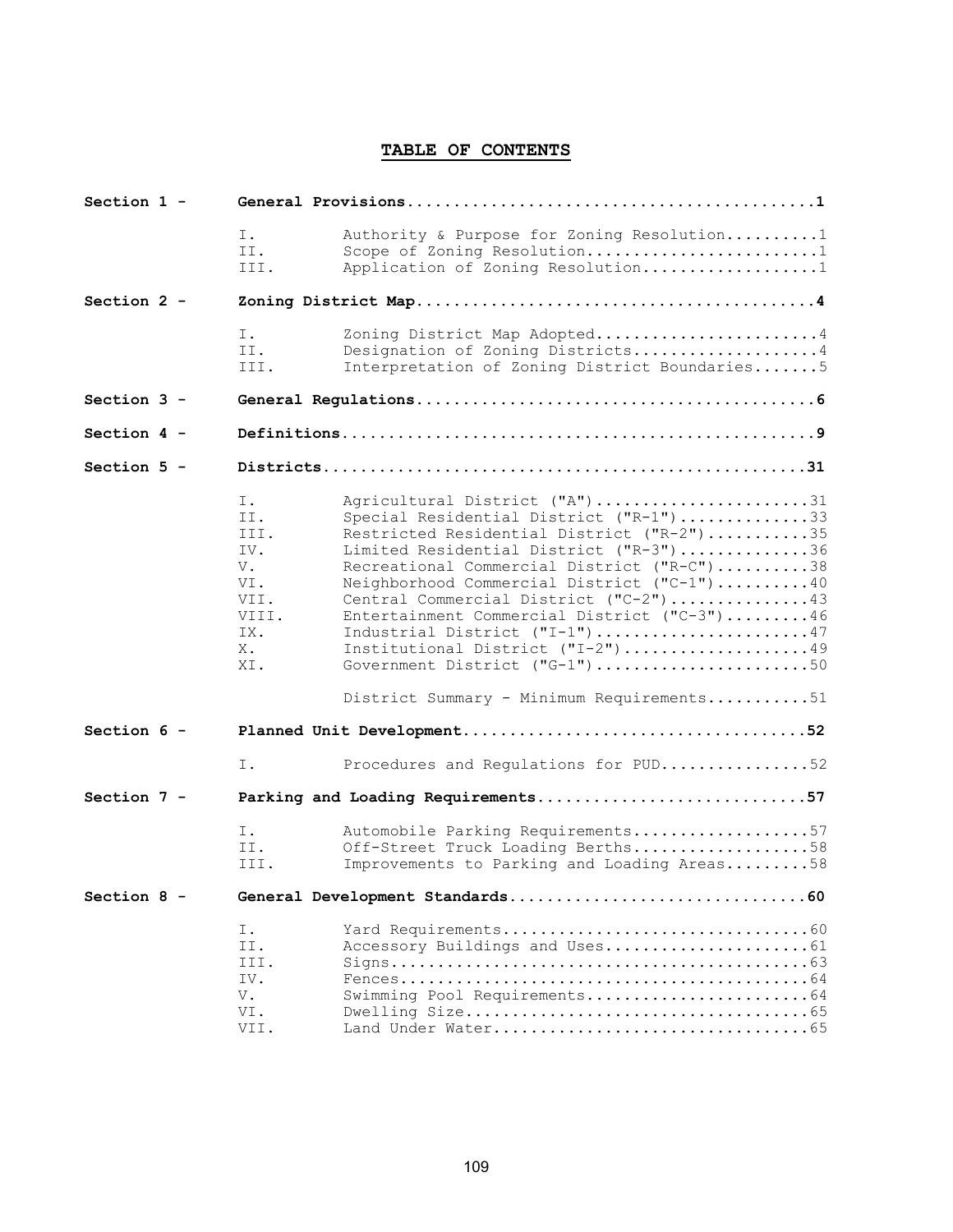# TABLE OF CONTENTS

| | | | |
|---|---|---|---|
| **Section 1 -** | **General Provisions** | | **1** |
| | I. | Authority & Purpose for Zoning Resolution | 1 |
| | II. | Scope of Zoning Resolution | 1 |
| | III. | Application of Zoning Resolution | 1 |
| **Section 2 -** | **Zoning District Map** | | **4** |
| | I. | Zoning District Map Adopted | 4 |
| | II. | Designation of Zoning Districts | 4 |
| | III. | Interpretation of Zoning District Boundaries | 5 |
| **Section 3 -** | **General Regulations** | | **6** |
| **Section 4 -** | **Definitions** | | **9** |
| **Section 5 -** | **Districts** | | **31** |
| | I. | Agricultural District ("A") | 31 |
| | II. | Special Residential District ("R-1") | 33 |
| | III. | Restricted Residential District ("R-2") | 35 |
| | IV. | Limited Residential District ("R-3") | 36 |
| | V. | Recreational Commercial District ("R-C") | 38 |
| | VI. | Neighborhood Commercial District ("C-1") | 40 |
| | VII. | Central Commercial District ("C-2") | 43 |
| | VIII. | Entertainment Commercial District ("C-3") | 46 |
| | IX. | Industrial District ("I-1") | 47 |
| | X. | Institutional District ("I-2") | 49 |
| | XI. | Government District ("G-1") | 50 |
| | | District Summary - Minimum Requirements | 51 |
| **Section 6 -** | **Planned Unit Development** | | **52** |
| | I. | Procedures and Regulations for PUD | 52 |
| **Section 7 -** | **Parking and Loading Requirements** | | **57** |
| | I. | Automobile Parking Requirements | 57 |
| | II. | Off-Street Truck Loading Berths | 58 |
| | III. | Improvements to Parking and Loading Areas | 58 |
| **Section 8 -** | **General Development Standards** | | **60** |
| | I. | Yard Requirements | 60 |
| | II. | Accessory Buildings and Uses | 61 |
| | III. | Signs | 63 |
| | IV. | Fences | 64 |
| | V. | Swimming Pool Requirements | 64 |
| | VI. | Dwelling Size | 65 |
| | VII. | Land Under Water | 65 |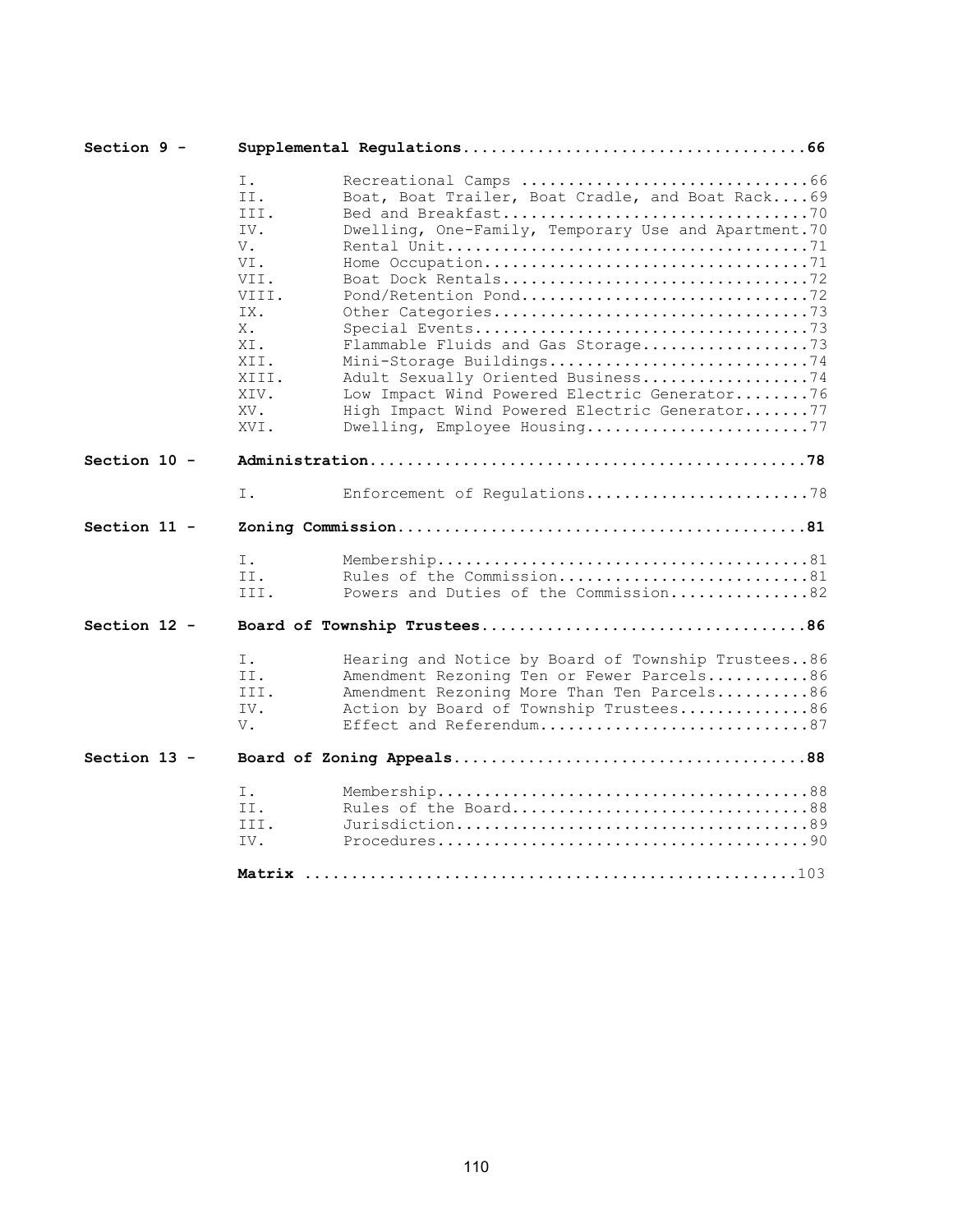| | | | |
|---|---|---|---|
| **Section 9 -** | **Supplemental Regulations** | | **66** |
| | I. | Recreational Camps | 66 |
| | II. | Boat, Boat Trailer, Boat Cradle, and Boat Rack | 69 |
| | III. | Bed and Breakfast | 70 |
| | IV. | Dwelling, One-Family, Temporary Use and Apartment | 70 |
| | V. | Rental Unit | 71 |
| | VI. | Home Occupation | 71 |
| | VII. | Boat Dock Rentals | 72 |
| | VIII. | Pond/Retention Pond | 72 |
| | IX. | Other Categories | 73 |
| | X. | Special Events | 73 |
| | XI. | Flammable Fluids and Gas Storage | 73 |
| | XII. | Mini-Storage Buildings | 74 |
| | XIII. | Adult Sexually Oriented Business | 74 |
| | XIV. | Low Impact Wind Powered Electric Generator | 76 |
| | XV. | High Impact Wind Powered Electric Generator | 77 |
| | XVI. | Dwelling, Employee Housing | 77 |
| **Section 10 -** | **Administration** | | **78** |
| | I. | Enforcement of Regulations | 78 |
| **Section 11 -** | **Zoning Commission** | | **81** |
| | I. | Membership | 81 |
| | II. | Rules of the Commission | 81 |
| | III. | Powers and Duties of the Commission | 82 |
| **Section 12 -** | **Board of Township Trustees** | | **86** |
| | I. | Hearing and Notice by Board of Township Trustees | 86 |
| | II. | Amendment Rezoning Ten or Fewer Parcels | 86 |
| | III. | Amendment Rezoning More Than Ten Parcels | 86 |
| | IV. | Action by Board of Township Trustees | 86 |
| | V. | Effect and Referendum | 87 |
| **Section 13 -** | **Board of Zoning Appeals** | | **88** |
| | I. | Membership | 88 |
| | II. | Rules of the Board | 88 |
| | III. | Jurisdiction | 89 |
| | IV. | Procedures | 90 |
| | **Matrix** | | 103 |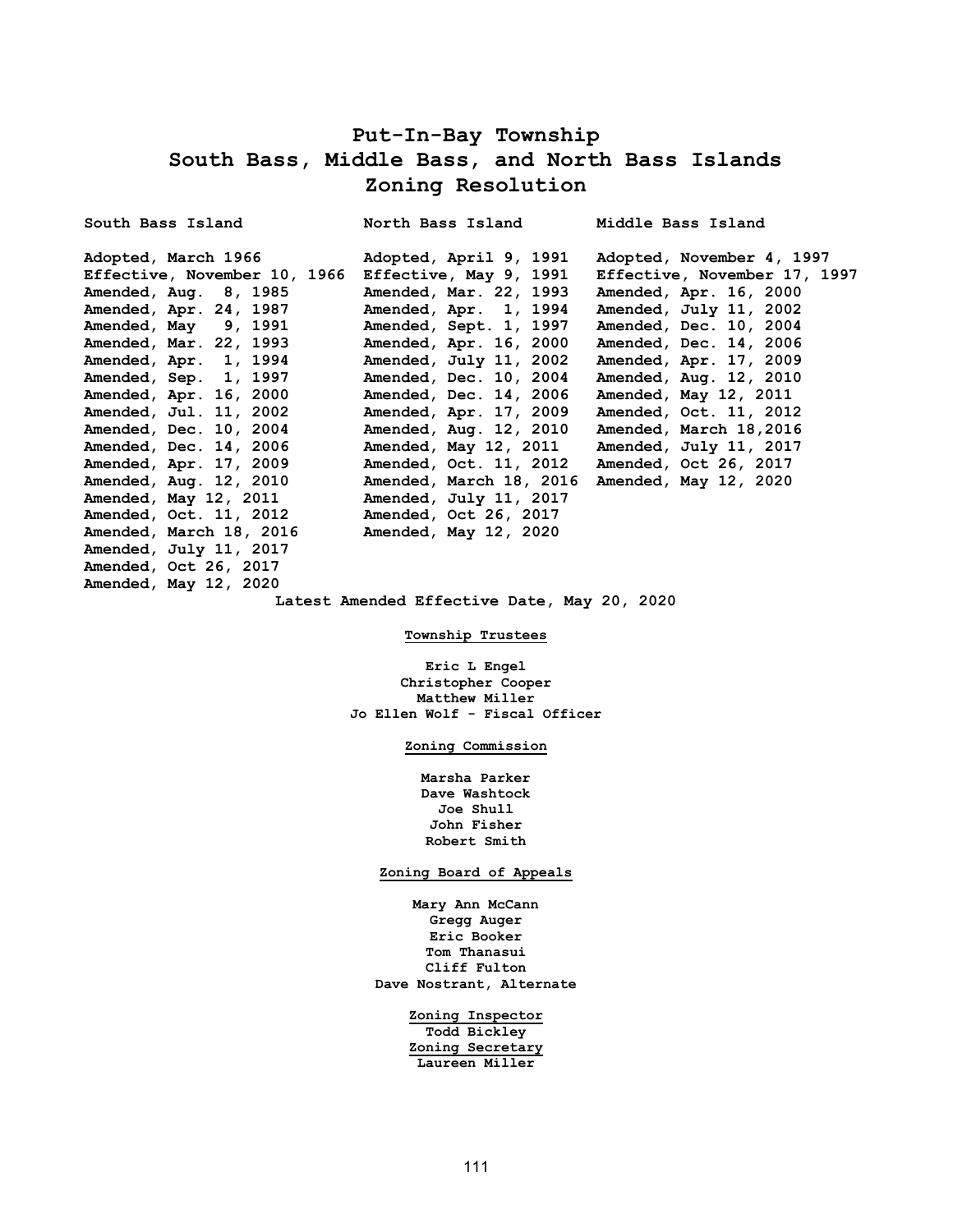# Put-In-Bay Township
# South Bass, Middle Bass, and North Bass Islands
# Zoning Resolution

| South Bass Island | North Bass Island | Middle Bass Island |
|---|---|---|
| Adopted, March 1966 | Adopted, April 9, 1991 | Adopted, November 4, 1997 |
| Effective, November 10, 1966 | Effective, May 9, 1991 | Effective, November 17, 1997 |
| Amended, Aug. 8, 1985 | Amended, Mar. 22, 1993 | Amended, Apr. 16, 2000 |
| Amended, Apr. 24, 1987 | Amended, Apr. 1, 1994 | Amended, July 11, 2002 |
| Amended, May 9, 1991 | Amended, Sept. 1, 1997 | Amended, Dec. 10, 2004 |
| Amended, Mar. 22, 1993 | Amended, Apr. 16, 2000 | Amended, Dec. 14, 2006 |
| Amended, Apr. 1, 1994 | Amended, July 11, 2002 | Amended, Apr. 17, 2009 |
| Amended, Sep. 1, 1997 | Amended, Dec. 10, 2004 | Amended, Aug. 12, 2010 |
| Amended, Apr. 16, 2000 | Amended, Dec. 14, 2006 | Amended, May 12, 2011 |
| Amended, Jul. 11, 2002 | Amended, Apr. 17, 2009 | Amended, Oct. 11, 2012 |
| Amended, Dec. 10, 2004 | Amended, Aug. 12, 2010 | Amended, March 18,2016 |
| Amended, Dec. 14, 2006 | Amended, May 12, 2011 | Amended, July 11, 2017 |
| Amended, Apr. 17, 2009 | Amended, Oct. 11, 2012 | Amended, Oct 26, 2017 |
| Amended, Aug. 12, 2010 | Amended, March 18, 2016 | Amended, May 12, 2020 |
| Amended, May 12, 2011 | Amended, July 11, 2017 | |
| Amended, Oct. 11, 2012 | Amended, Oct 26, 2017 | |
| Amended, March 18, 2016 | Amended, May 12, 2020 | |
| Amended, July 11, 2017 | | |
| Amended, Oct 26, 2017 | | |
| Amended, May 12, 2020 | | |

**Latest Amended Effective Date, May 20, 2020**

**Township Trustees**

Eric L Engel
Christopher Cooper
Matthew Miller
Jo Ellen Wolf - Fiscal Officer

**Zoning Commission**

Marsha Parker
Dave Washtock
Joe Shull
John Fisher
Robert Smith

**Zoning Board of Appeals**

Mary Ann McCann
Gregg Auger
Eric Booker
Tom Thanasui
Cliff Fulton
Dave Nostrant, Alternate

**Zoning Inspector**
Todd Bickley
**Zoning Secretary**
Laureen Miller